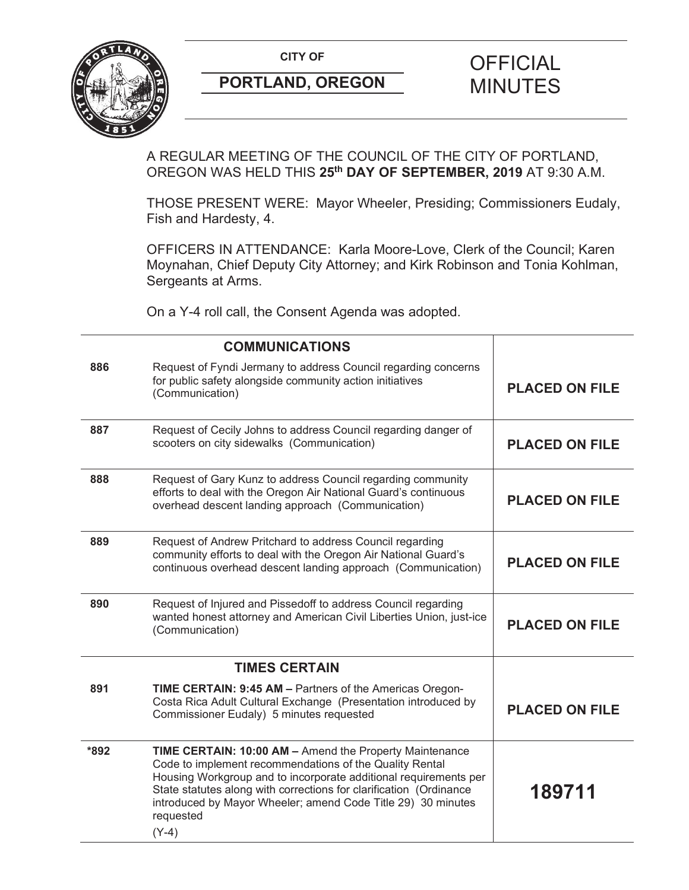CITY OF

**PORTLAND, OREGON**

# OFFICIAL MINUTES

A REGULAR MEETING OF THE COUNCIL OF THE CITY OF PORTLAND, OREGON WAS HELD THIS **25th DAY OF SEPTEMBER, 2019** AT 9:30 A.M.

THOSE PRESENT WERE: Mayor Wheeler, Presiding; Commissioners Eudaly, Fish and Hardesty, 4.

OFFICERS IN ATTENDANCE: Karla Moore-Love, Clerk of the Council; Karen Moynahan, Chief Deputy City Attorney; and Kirk Robinson and Tonia Kohlman, Sergeants at Arms.

On a Y-4 roll call, the Consent Agenda was adopted.

| | | |
|---|---|---|
| | **COMMUNICATIONS** | |
| **886** | Request of Fyndi Jermany to address Council regarding concerns for public safety alongside community action initiatives (Communication) | **PLACED ON FILE** |
| **887** | Request of Cecily Johns to address Council regarding danger of scooters on city sidewalks (Communication) | **PLACED ON FILE** |
| **888** | Request of Gary Kunz to address Council regarding community efforts to deal with the Oregon Air National Guard's continuous overhead descent landing approach (Communication) | **PLACED ON FILE** |
| **889** | Request of Andrew Pritchard to address Council regarding community efforts to deal with the Oregon Air National Guard's continuous overhead descent landing approach (Communication) | **PLACED ON FILE** |
| **890** | Request of Injured and Pissedoff to address Council regarding wanted honest attorney and American Civil Liberties Union, just-ice (Communication) | **PLACED ON FILE** |
| | **TIMES CERTAIN** | |
| **891** | **TIME CERTAIN: 9:45 AM –** Partners of the Americas Oregon-Costa Rica Adult Cultural Exchange (Presentation introduced by Commissioner Eudaly) 5 minutes requested | **PLACED ON FILE** |
| **\*892** | **TIME CERTAIN: 10:00 AM –** Amend the Property Maintenance Code to implement recommendations of the Quality Rental Housing Workgroup and to incorporate additional requirements per State statutes along with corrections for clarification (Ordinance introduced by Mayor Wheeler; amend Code Title 29) 30 minutes requested<br>(Y-4) | **189711** |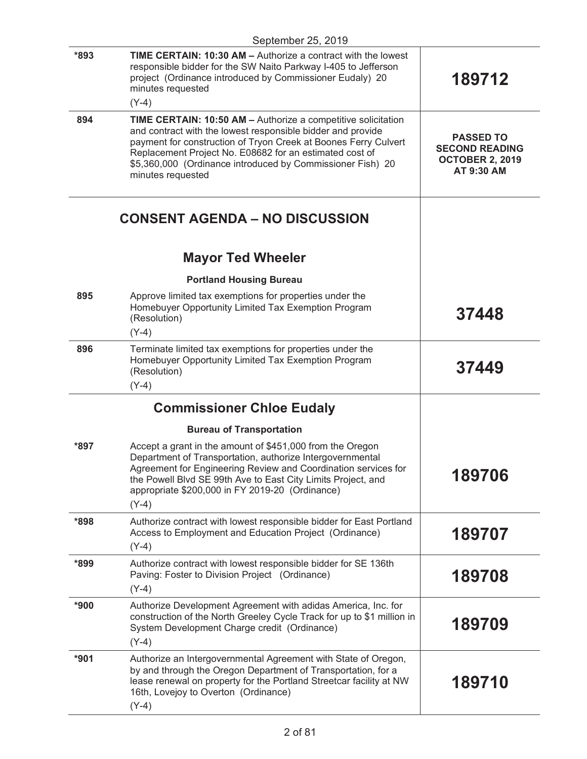| | | |
|---|---|---|
| *893 | **TIME CERTAIN: 10:30 AM –** Authorize a contract with the lowest responsible bidder for the SW Naito Parkway I-405 to Jefferson project (Ordinance introduced by Commissioner Eudaly) 20 minutes requested<br>(Y-4) | **189712** |
| 894 | **TIME CERTAIN: 10:50 AM –** Authorize a competitive solicitation and contract with the lowest responsible bidder and provide payment for construction of Tryon Creek at Boones Ferry Culvert Replacement Project No. E08682 for an estimated cost of $5,360,000 (Ordinance introduced by Commissioner Fish) 20 minutes requested | **PASSED TO SECOND READING OCTOBER 2, 2019 AT 9:30 AM** |

## CONSENT AGENDA – NO DISCUSSION

### Mayor Ted Wheeler

**Portland Housing Bureau**

| | | |
|---|---|---|
| 895 | Approve limited tax exemptions for properties under the Homebuyer Opportunity Limited Tax Exemption Program (Resolution)<br>(Y-4) | **37448** |
| 896 | Terminate limited tax exemptions for properties under the Homebuyer Opportunity Limited Tax Exemption Program (Resolution)<br>(Y-4) | **37449** |

### Commissioner Chloe Eudaly

**Bureau of Transportation**

| | | |
|---|---|---|
| *897 | Accept a grant in the amount of $451,000 from the Oregon Department of Transportation, authorize Intergovernmental Agreement for Engineering Review and Coordination services for the Powell Blvd SE 99th Ave to East City Limits Project, and appropriate $200,000 in FY 2019-20 (Ordinance)<br>(Y-4) | **189706** |
| *898 | Authorize contract with lowest responsible bidder for East Portland Access to Employment and Education Project (Ordinance)<br>(Y-4) | **189707** |
| *899 | Authorize contract with lowest responsible bidder for SE 136th Paving: Foster to Division Project (Ordinance)<br>(Y-4) | **189708** |
| *900 | Authorize Development Agreement with adidas America, Inc. for construction of the North Greeley Cycle Track for up to $1 million in System Development Charge credit (Ordinance)<br>(Y-4) | **189709** |
| *901 | Authorize an Intergovernmental Agreement with State of Oregon, by and through the Oregon Department of Transportation, for a lease renewal on property for the Portland Streetcar facility at NW 16th, Lovejoy to Overton (Ordinance)<br>(Y-4) | **189710** |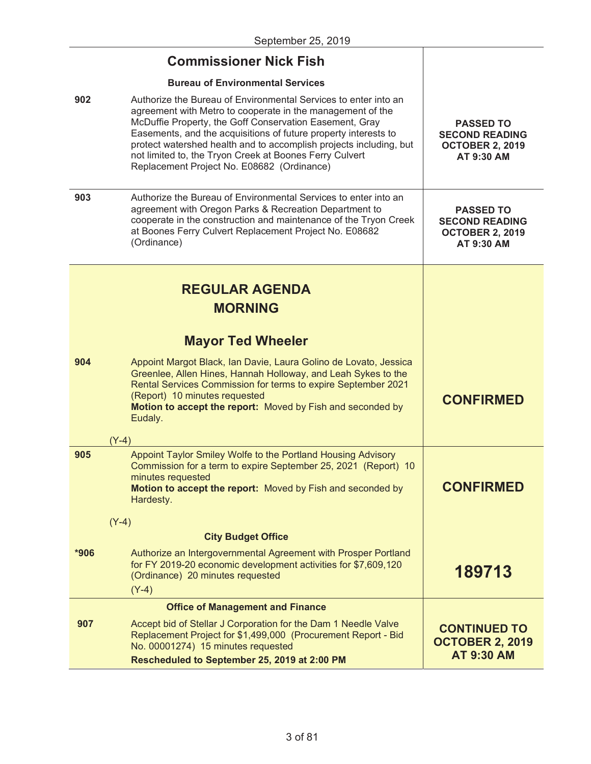| | | |
|---|---|---|
| | **Commissioner Nick Fish** | |
| | **Bureau of Environmental Services** | |
| 902 | Authorize the Bureau of Environmental Services to enter into an agreement with Metro to cooperate in the management of the McDuffie Property, the Goff Conservation Easement, Gray Easements, and the acquisitions of future property interests to protect watershed health and to accomplish projects including, but not limited to, the Tryon Creek at Boones Ferry Culvert Replacement Project No. E08682 (Ordinance) | **PASSED TO SECOND READING OCTOBER 2, 2019 AT 9:30 AM** |
| 903 | Authorize the Bureau of Environmental Services to enter into an agreement with Oregon Parks & Recreation Department to cooperate in the construction and maintenance of the Tryon Creek at Boones Ferry Culvert Replacement Project No. E08682 (Ordinance) | **PASSED TO SECOND READING OCTOBER 2, 2019 AT 9:30 AM** |
| | **REGULAR AGENDA** **MORNING** | |
| | **Mayor Ted Wheeler** | |
| 904 | Appoint Margot Black, Ian Davie, Laura Golino de Lovato, Jessica Greenlee, Allen Hines, Hannah Holloway, and Leah Sykes to the Rental Services Commission for terms to expire September 2021 (Report) 10 minutes requested<br>**Motion to accept the report:** Moved by Fish and seconded by Eudaly.<br>(Y-4) | **CONFIRMED** |
| 905 | Appoint Taylor Smiley Wolfe to the Portland Housing Advisory Commission for a term to expire September 25, 2021 (Report) 10 minutes requested<br>**Motion to accept the report:** Moved by Fish and seconded by Hardesty.<br>(Y-4) | **CONFIRMED** |
| | **City Budget Office** | |
| *906 | Authorize an Intergovernmental Agreement with Prosper Portland for FY 2019-20 economic development activities for $7,609,120 (Ordinance) 20 minutes requested<br>(Y-4) | **189713** |
| | **Office of Management and Finance** | |
| 907 | Accept bid of Stellar J Corporation for the Dam 1 Needle Valve Replacement Project for $1,499,000 (Procurement Report - Bid No. 00001274) 15 minutes requested<br>**Rescheduled to September 25, 2019 at 2:00 PM** | **CONTINUED TO OCTOBER 2, 2019 AT 9:30 AM** |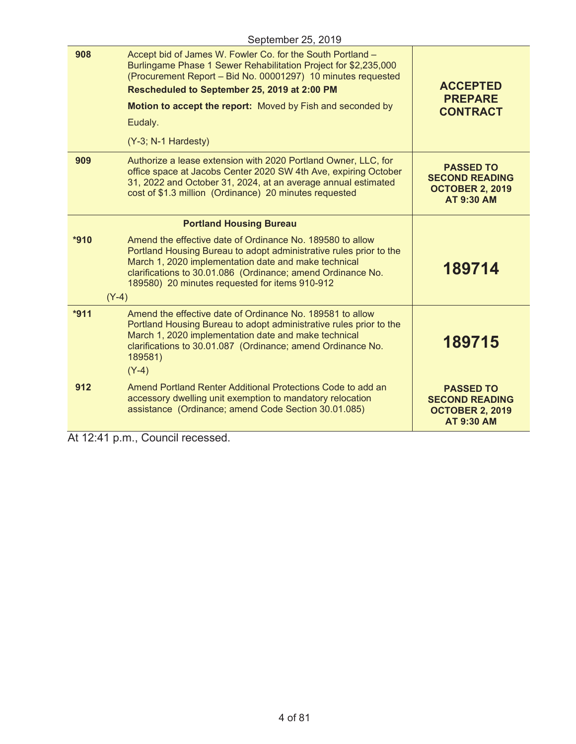September 25, 2019

| | | |
|---|---|---|
| **908** | Accept bid of James W. Fowler Co. for the South Portland – Burlingame Phase 1 Sewer Rehabilitation Project for $2,235,000 (Procurement Report – Bid No. 00001297) 10 minutes requested<br>**Rescheduled to September 25, 2019 at 2:00 PM**<br>**Motion to accept the report:** Moved by Fish and seconded by Eudaly.<br>(Y-3; N-1 Hardesty) | **ACCEPTED PREPARE CONTRACT** |
| **909** | Authorize a lease extension with 2020 Portland Owner, LLC, for office space at Jacobs Center 2020 SW 4th Ave, expiring October 31, 2022 and October 31, 2024, at an average annual estimated cost of $1.3 million (Ordinance) 20 minutes requested | **PASSED TO SECOND READING OCTOBER 2, 2019 AT 9:30 AM** |
| | **Portland Housing Bureau** | |
| ***910** | Amend the effective date of Ordinance No. 189580 to allow Portland Housing Bureau to adopt administrative rules prior to the March 1, 2020 implementation date and make technical clarifications to 30.01.086 (Ordinance; amend Ordinance No. 189580) 20 minutes requested for items 910-912<br>(Y-4) | **189714** |
| ***911** | Amend the effective date of Ordinance No. 189581 to allow Portland Housing Bureau to adopt administrative rules prior to the March 1, 2020 implementation date and make technical clarifications to 30.01.087 (Ordinance; amend Ordinance No. 189581)<br>(Y-4) | **189715** |
| **912** | Amend Portland Renter Additional Protections Code to add an accessory dwelling unit exemption to mandatory relocation assistance (Ordinance; amend Code Section 30.01.085) | **PASSED TO SECOND READING OCTOBER 2, 2019 AT 9:30 AM** |

At 12:41 p.m., Council recessed.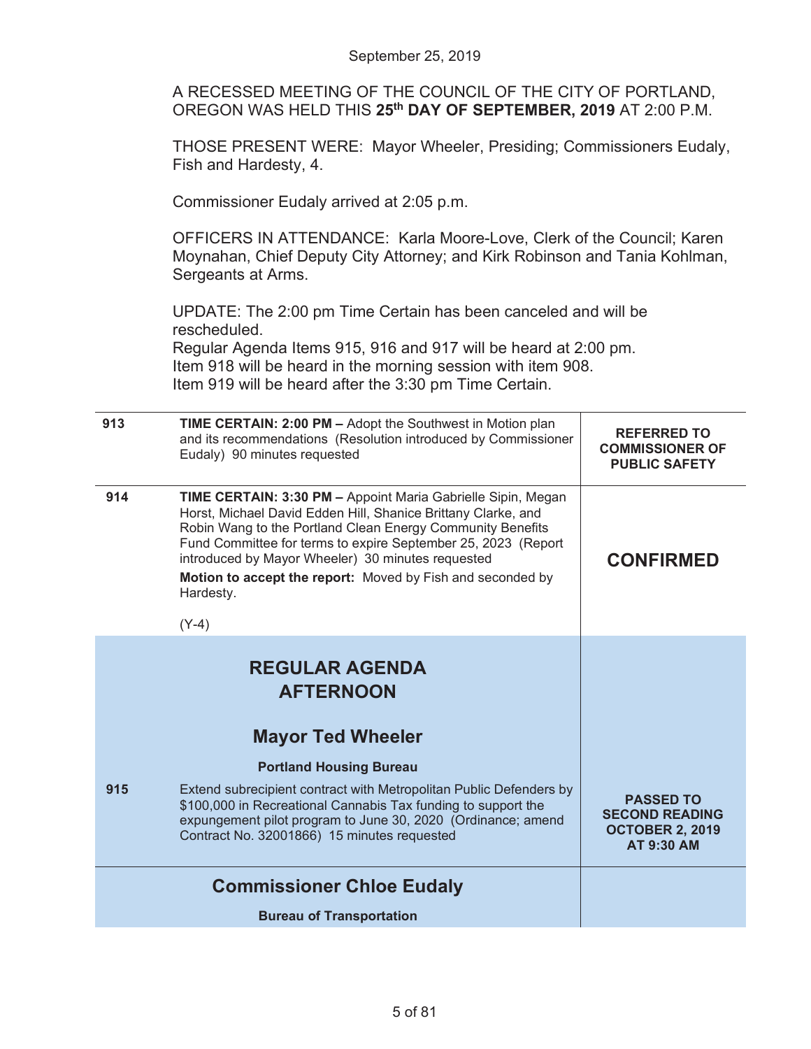September 25, 2019

A RECESSED MEETING OF THE COUNCIL OF THE CITY OF PORTLAND, OREGON WAS HELD THIS **25th DAY OF SEPTEMBER, 2019** AT 2:00 P.M.

THOSE PRESENT WERE: Mayor Wheeler, Presiding; Commissioners Eudaly, Fish and Hardesty, 4.

Commissioner Eudaly arrived at 2:05 p.m.

OFFICERS IN ATTENDANCE: Karla Moore-Love, Clerk of the Council; Karen Moynahan, Chief Deputy City Attorney; and Kirk Robinson and Tania Kohlman, Sergeants at Arms.

UPDATE: The 2:00 pm Time Certain has been canceled and will be rescheduled.
Regular Agenda Items 915, 916 and 917 will be heard at 2:00 pm.
Item 918 will be heard in the morning session with item 908.
Item 919 will be heard after the 3:30 pm Time Certain.

| | | |
|---|---|---|
| 913 | **TIME CERTAIN: 2:00 PM –** Adopt the Southwest in Motion plan and its recommendations (Resolution introduced by Commissioner Eudaly) 90 minutes requested | **REFERRED TO COMMISSIONER OF PUBLIC SAFETY** |
| 914 | **TIME CERTAIN: 3:30 PM –** Appoint Maria Gabrielle Sipin, Megan Horst, Michael David Edden Hill, Shanice Brittany Clarke, and Robin Wang to the Portland Clean Energy Community Benefits Fund Committee for terms to expire September 25, 2023 (Report introduced by Mayor Wheeler) 30 minutes requested<br>**Motion to accept the report:** Moved by Fish and seconded by Hardesty.<br>(Y-4) | **CONFIRMED** |
| | **REGULAR AGENDA AFTERNOON** | |
| | **Mayor Ted Wheeler** | |
| | **Portland Housing Bureau** | |
| 915 | Extend subrecipient contract with Metropolitan Public Defenders by $100,000 in Recreational Cannabis Tax funding to support the expungement pilot program to June 30, 2020 (Ordinance; amend Contract No. 32001866) 15 minutes requested | **PASSED TO SECOND READING OCTOBER 2, 2019 AT 9:30 AM** |
| | **Commissioner Chloe Eudaly** | |
| | **Bureau of Transportation** | |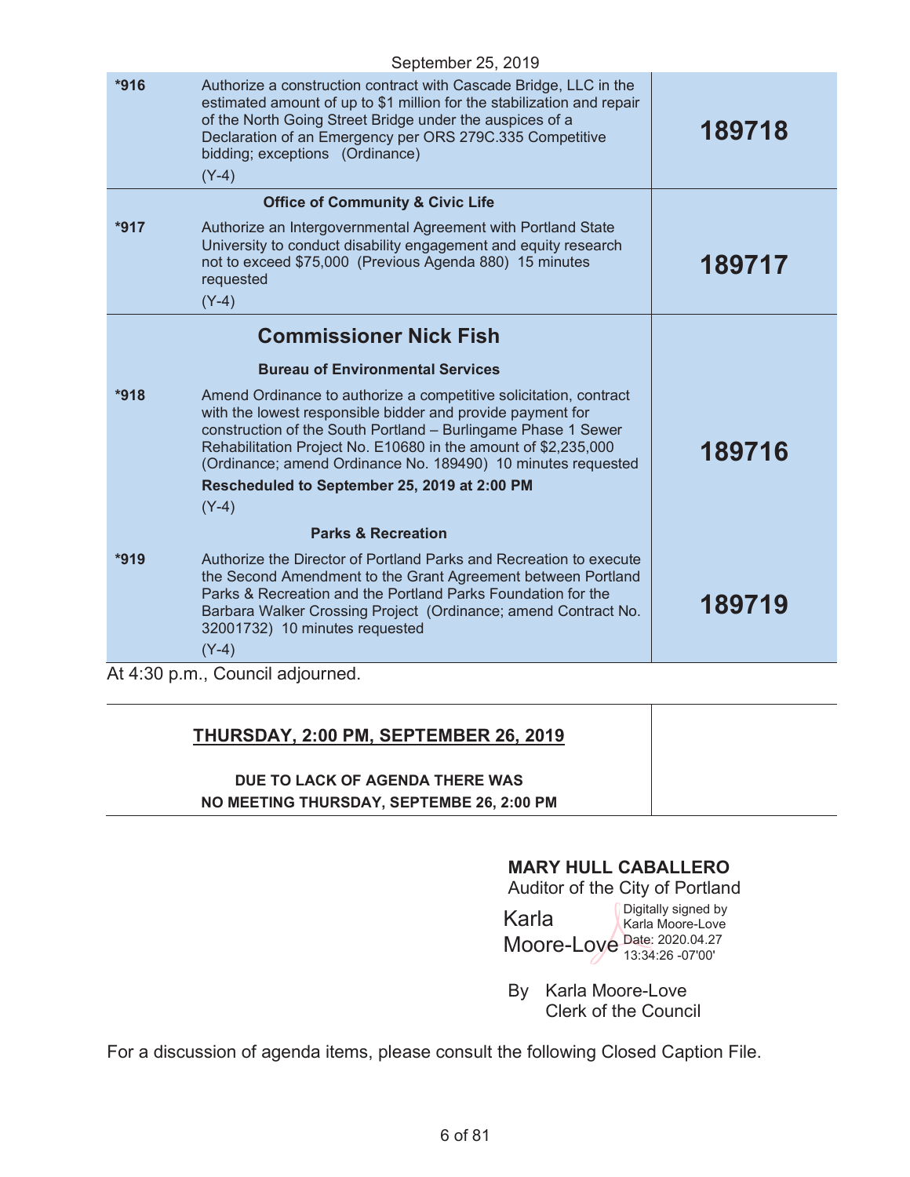September 25, 2019

| | | |
|---|---|---|
| *916 | Authorize a construction contract with Cascade Bridge, LLC in the estimated amount of up to $1 million for the stabilization and repair of the North Going Street Bridge under the auspices of a Declaration of an Emergency per ORS 279C.335 Competitive bidding; exceptions (Ordinance)<br>(Y-4) | **189718** |
| | **Office of Community & Civic Life** | |
| *917 | Authorize an Intergovernmental Agreement with Portland State University to conduct disability engagement and equity research not to exceed $75,000 (Previous Agenda 880) 15 minutes requested<br>(Y-4) | **189717** |
| | **Commissioner Nick Fish** | |
| | **Bureau of Environmental Services** | |
| *918 | Amend Ordinance to authorize a competitive solicitation, contract with the lowest responsible bidder and provide payment for construction of the South Portland – Burlingame Phase 1 Sewer Rehabilitation Project No. E10680 in the amount of $2,235,000 (Ordinance; amend Ordinance No. 189490) 10 minutes requested<br>**Rescheduled to September 25, 2019 at 2:00 PM**<br>(Y-4) | **189716** |
| | **Parks & Recreation** | |
| *919 | Authorize the Director of Portland Parks and Recreation to execute the Second Amendment to the Grant Agreement between Portland Parks & Recreation and the Portland Parks Foundation for the Barbara Walker Crossing Project (Ordinance; amend Contract No. 32001732) 10 minutes requested<br>(Y-4) | **189719** |

At 4:30 p.m., Council adjourned.

| | |
|---|---|
| **THURSDAY, 2:00 PM, SEPTEMBER 26, 2019**<br><br>**DUE TO LACK OF AGENDA THERE WAS NO MEETING THURSDAY, SEPTEMBE 26, 2:00 PM** | |

**MARY HULL CABALLERO**
Auditor of the City of Portland

Karla Moore-Love
Digitally signed by Karla Moore-Love
Date: 2020.04.27 13:34:26 -07'00'

By Karla Moore-Love
Clerk of the Council

For a discussion of agenda items, please consult the following Closed Caption File.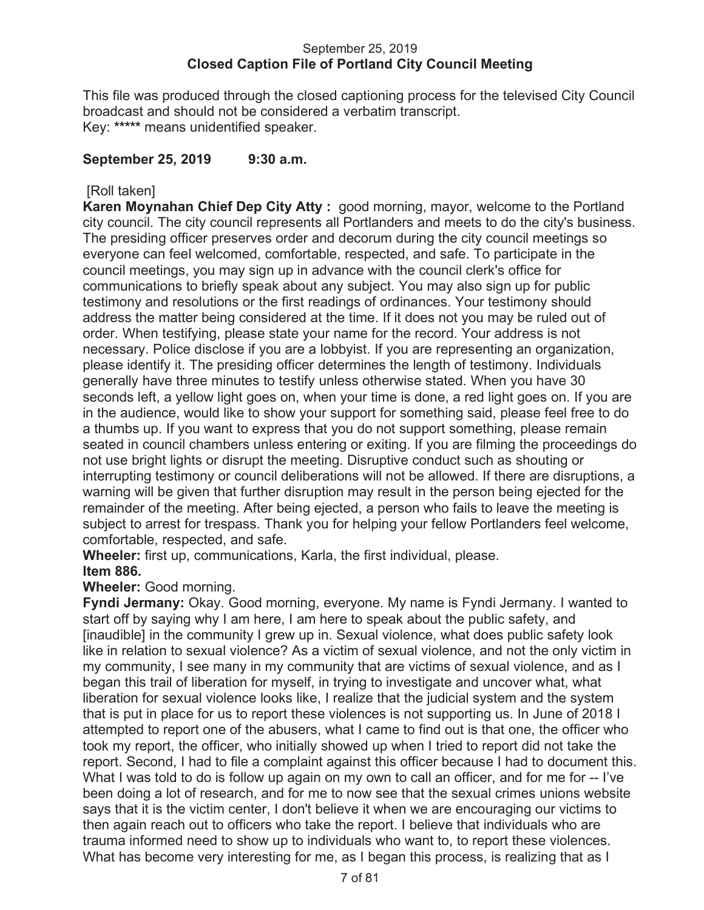September 25, 2019
**Closed Caption File of Portland City Council Meeting**

This file was produced through the closed captioning process for the televised City Council broadcast and should not be considered a verbatim transcript.
Key: ***** means unidentified speaker.

**September 25, 2019 9:30 a.m.**

[Roll taken]

**Karen Moynahan Chief Dep City Atty :** good morning, mayor, welcome to the Portland city council. The city council represents all Portlanders and meets to do the city's business. The presiding officer preserves order and decorum during the city council meetings so everyone can feel welcomed, comfortable, respected, and safe. To participate in the council meetings, you may sign up in advance with the council clerk's office for communications to briefly speak about any subject. You may also sign up for public testimony and resolutions or the first readings of ordinances. Your testimony should address the matter being considered at the time. If it does not you may be ruled out of order. When testifying, please state your name for the record. Your address is not necessary. Police disclose if you are a lobbyist. If you are representing an organization, please identify it. The presiding officer determines the length of testimony. Individuals generally have three minutes to testify unless otherwise stated. When you have 30 seconds left, a yellow light goes on, when your time is done, a red light goes on. If you are in the audience, would like to show your support for something said, please feel free to do a thumbs up. If you want to express that you do not support something, please remain seated in council chambers unless entering or exiting. If you are filming the proceedings do not use bright lights or disrupt the meeting. Disruptive conduct such as shouting or interrupting testimony or council deliberations will not be allowed. If there are disruptions, a warning will be given that further disruption may result in the person being ejected for the remainder of the meeting. After being ejected, a person who fails to leave the meeting is subject to arrest for trespass. Thank you for helping your fellow Portlanders feel welcome, comfortable, respected, and safe.

**Wheeler:** first up, communications, Karla, the first individual, please.

**Item 886.**

**Wheeler:** Good morning.

**Fyndi Jermany:** Okay. Good morning, everyone. My name is Fyndi Jermany. I wanted to start off by saying why I am here, I am here to speak about the public safety, and [inaudible] in the community I grew up in. Sexual violence, what does public safety look like in relation to sexual violence? As a victim of sexual violence, and not the only victim in my community, I see many in my community that are victims of sexual violence, and as I began this trail of liberation for myself, in trying to investigate and uncover what, what liberation for sexual violence looks like, I realize that the judicial system and the system that is put in place for us to report these violences is not supporting us. In June of 2018 I attempted to report one of the abusers, what I came to find out is that one, the officer who took my report, the officer, who initially showed up when I tried to report did not take the report. Second, I had to file a complaint against this officer because I had to document this. What I was told to do is follow up again on my own to call an officer, and for me for -- I've been doing a lot of research, and for me to now see that the sexual crimes unions website says that it is the victim center, I don't believe it when we are encouraging our victims to then again reach out to officers who take the report. I believe that individuals who are trauma informed need to show up to individuals who want to, to report these violences. What has become very interesting for me, as I began this process, is realizing that as I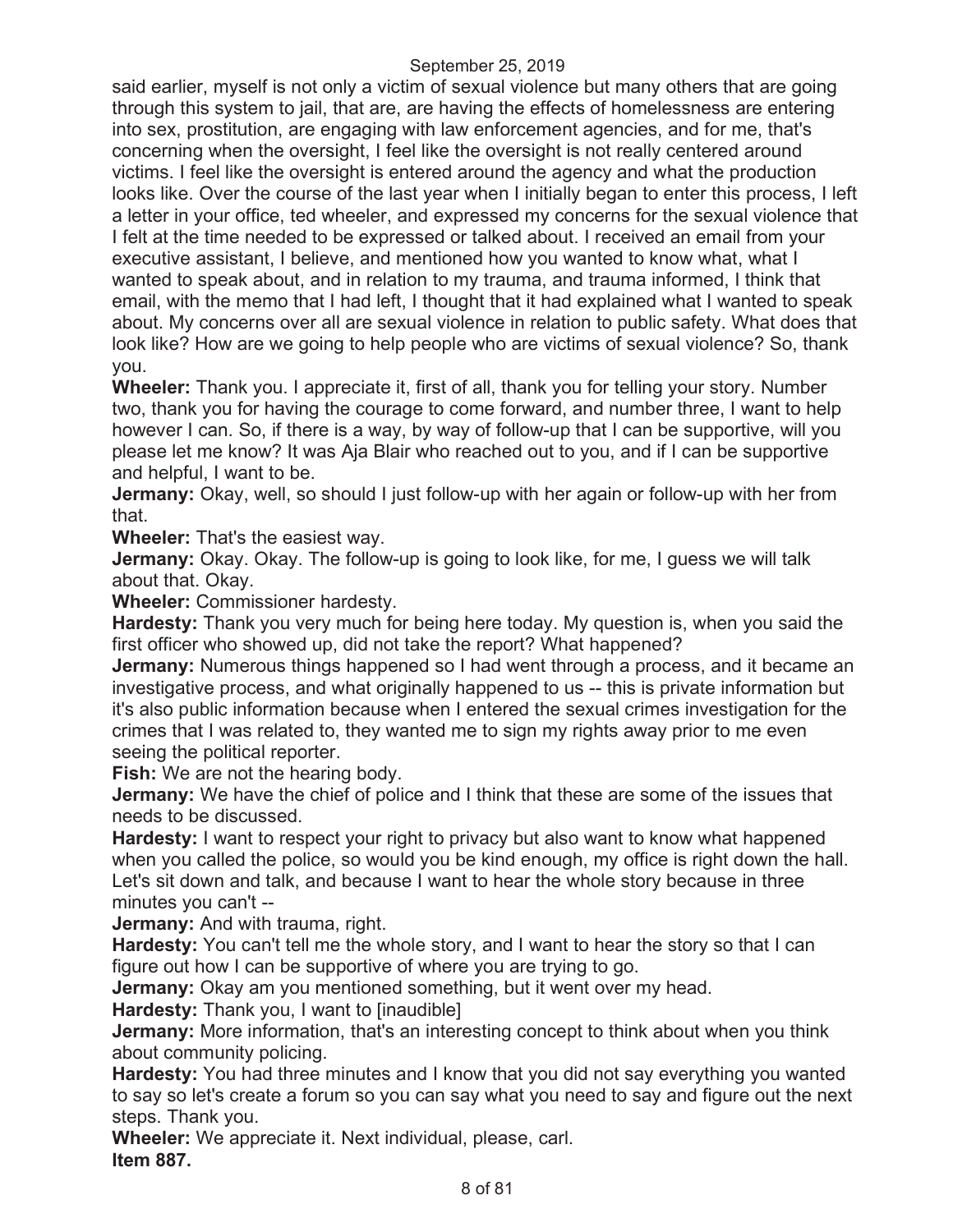said earlier, myself is not only a victim of sexual violence but many others that are going through this system to jail, that are, are having the effects of homelessness are entering into sex, prostitution, are engaging with law enforcement agencies, and for me, that's concerning when the oversight, I feel like the oversight is not really centered around victims. I feel like the oversight is entered around the agency and what the production looks like. Over the course of the last year when I initially began to enter this process, I left a letter in your office, ted wheeler, and expressed my concerns for the sexual violence that I felt at the time needed to be expressed or talked about. I received an email from your executive assistant, I believe, and mentioned how you wanted to know what, what I wanted to speak about, and in relation to my trauma, and trauma informed, I think that email, with the memo that I had left, I thought that it had explained what I wanted to speak about. My concerns over all are sexual violence in relation to public safety. What does that look like? How are we going to help people who are victims of sexual violence? So, thank you.

**Wheeler:** Thank you. I appreciate it, first of all, thank you for telling your story. Number two, thank you for having the courage to come forward, and number three, I want to help however I can. So, if there is a way, by way of follow-up that I can be supportive, will you please let me know? It was Aja Blair who reached out to you, and if I can be supportive and helpful, I want to be.

**Jermany:** Okay, well, so should I just follow-up with her again or follow-up with her from that.

**Wheeler:** That's the easiest way.

**Jermany:** Okay. Okay. The follow-up is going to look like, for me, I guess we will talk about that. Okay.

**Wheeler:** Commissioner hardesty.

**Hardesty:** Thank you very much for being here today. My question is, when you said the first officer who showed up, did not take the report? What happened?

**Jermany:** Numerous things happened so I had went through a process, and it became an investigative process, and what originally happened to us -- this is private information but it's also public information because when I entered the sexual crimes investigation for the crimes that I was related to, they wanted me to sign my rights away prior to me even seeing the political reporter.

**Fish:** We are not the hearing body.

**Jermany:** We have the chief of police and I think that these are some of the issues that needs to be discussed.

**Hardesty:** I want to respect your right to privacy but also want to know what happened when you called the police, so would you be kind enough, my office is right down the hall. Let's sit down and talk, and because I want to hear the whole story because in three minutes you can't --

**Jermany:** And with trauma, right.

**Hardesty:** You can't tell me the whole story, and I want to hear the story so that I can figure out how I can be supportive of where you are trying to go.

**Jermany:** Okay am you mentioned something, but it went over my head.

**Hardesty:** Thank you, I want to [inaudible]

**Jermany:** More information, that's an interesting concept to think about when you think about community policing.

**Hardesty:** You had three minutes and I know that you did not say everything you wanted to say so let's create a forum so you can say what you need to say and figure out the next steps. Thank you.

**Wheeler:** We appreciate it. Next individual, please, carl.

**Item 887.**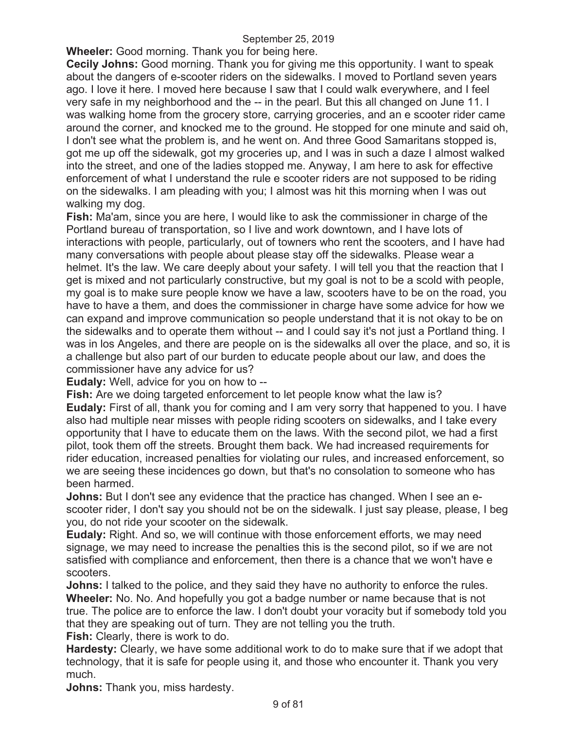**Wheeler:** Good morning. Thank you for being here.

**Cecily Johns:** Good morning. Thank you for giving me this opportunity. I want to speak about the dangers of e-scooter riders on the sidewalks. I moved to Portland seven years ago. I love it here. I moved here because I saw that I could walk everywhere, and I feel very safe in my neighborhood and the -- in the pearl. But this all changed on June 11. I was walking home from the grocery store, carrying groceries, and an e scooter rider came around the corner, and knocked me to the ground. He stopped for one minute and said oh, I don't see what the problem is, and he went on. And three Good Samaritans stopped is, got me up off the sidewalk, got my groceries up, and I was in such a daze I almost walked into the street, and one of the ladies stopped me. Anyway, I am here to ask for effective enforcement of what I understand the rule e scooter riders are not supposed to be riding on the sidewalks. I am pleading with you; I almost was hit this morning when I was out walking my dog.

**Fish:** Ma'am, since you are here, I would like to ask the commissioner in charge of the Portland bureau of transportation, so I live and work downtown, and I have lots of interactions with people, particularly, out of towners who rent the scooters, and I have had many conversations with people about please stay off the sidewalks. Please wear a helmet. It's the law. We care deeply about your safety. I will tell you that the reaction that I get is mixed and not particularly constructive, but my goal is not to be a scold with people, my goal is to make sure people know we have a law, scooters have to be on the road, you have to have a them, and does the commissioner in charge have some advice for how we can expand and improve communication so people understand that it is not okay to be on the sidewalks and to operate them without -- and I could say it's not just a Portland thing. I was in los Angeles, and there are people on is the sidewalks all over the place, and so, it is a challenge but also part of our burden to educate people about our law, and does the commissioner have any advice for us?

**Eudaly:** Well, advice for you on how to --

**Fish:** Are we doing targeted enforcement to let people know what the law is?

**Eudaly:** First of all, thank you for coming and I am very sorry that happened to you. I have also had multiple near misses with people riding scooters on sidewalks, and I take every opportunity that I have to educate them on the laws. With the second pilot, we had a first pilot, took them off the streets. Brought them back. We had increased requirements for rider education, increased penalties for violating our rules, and increased enforcement, so we are seeing these incidences go down, but that's no consolation to someone who has been harmed.

**Johns:** But I don't see any evidence that the practice has changed. When I see an e-scooter rider, I don't say you should not be on the sidewalk. I just say please, please, I beg you, do not ride your scooter on the sidewalk.

**Eudaly:** Right. And so, we will continue with those enforcement efforts, we may need signage, we may need to increase the penalties this is the second pilot, so if we are not satisfied with compliance and enforcement, then there is a chance that we won't have e scooters.

**Johns:** I talked to the police, and they said they have no authority to enforce the rules.

**Wheeler:** No. No. And hopefully you got a badge number or name because that is not true. The police are to enforce the law. I don't doubt your voracity but if somebody told you that they are speaking out of turn. They are not telling you the truth.

**Fish:** Clearly, there is work to do.

**Hardesty:** Clearly, we have some additional work to do to make sure that if we adopt that technology, that it is safe for people using it, and those who encounter it. Thank you very much.

**Johns:** Thank you, miss hardesty.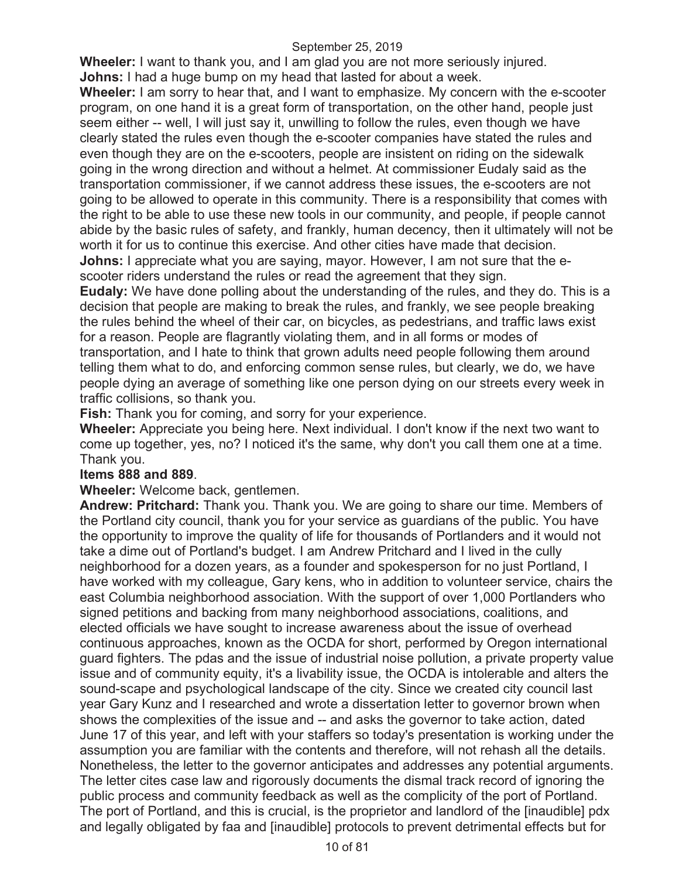**Wheeler:** I want to thank you, and I am glad you are not more seriously injured.

**Johns:** I had a huge bump on my head that lasted for about a week.

**Wheeler:** I am sorry to hear that, and I want to emphasize. My concern with the e-scooter program, on one hand it is a great form of transportation, on the other hand, people just seem either -- well, I will just say it, unwilling to follow the rules, even though we have clearly stated the rules even though the e-scooter companies have stated the rules and even though they are on the e-scooters, people are insistent on riding on the sidewalk going in the wrong direction and without a helmet. At commissioner Eudaly said as the transportation commissioner, if we cannot address these issues, the e-scooters are not going to be allowed to operate in this community. There is a responsibility that comes with the right to be able to use these new tools in our community, and people, if people cannot abide by the basic rules of safety, and frankly, human decency, then it ultimately will not be worth it for us to continue this exercise. And other cities have made that decision.

**Johns:** I appreciate what you are saying, mayor. However, I am not sure that the e-scooter riders understand the rules or read the agreement that they sign.

**Eudaly:** We have done polling about the understanding of the rules, and they do. This is a decision that people are making to break the rules, and frankly, we see people breaking the rules behind the wheel of their car, on bicycles, as pedestrians, and traffic laws exist for a reason. People are flagrantly violating them, and in all forms or modes of transportation, and I hate to think that grown adults need people following them around telling them what to do, and enforcing common sense rules, but clearly, we do, we have people dying an average of something like one person dying on our streets every week in traffic collisions, so thank you.

**Fish:** Thank you for coming, and sorry for your experience.

**Wheeler:** Appreciate you being here. Next individual. I don't know if the next two want to come up together, yes, no? I noticed it's the same, why don't you call them one at a time. Thank you.

**Items 888 and 889**.

**Wheeler:** Welcome back, gentlemen.

**Andrew: Pritchard:** Thank you. Thank you. We are going to share our time. Members of the Portland city council, thank you for your service as guardians of the public. You have the opportunity to improve the quality of life for thousands of Portlanders and it would not take a dime out of Portland's budget. I am Andrew Pritchard and I lived in the cully neighborhood for a dozen years, as a founder and spokesperson for no just Portland, I have worked with my colleague, Gary kens, who in addition to volunteer service, chairs the east Columbia neighborhood association. With the support of over 1,000 Portlanders who signed petitions and backing from many neighborhood associations, coalitions, and elected officials we have sought to increase awareness about the issue of overhead continuous approaches, known as the OCDA for short, performed by Oregon international guard fighters. The pdas and the issue of industrial noise pollution, a private property value issue and of community equity, it's a livability issue, the OCDA is intolerable and alters the sound-scape and psychological landscape of the city. Since we created city council last year Gary Kunz and I researched and wrote a dissertation letter to governor brown when shows the complexities of the issue and -- and asks the governor to take action, dated June 17 of this year, and left with your staffers so today's presentation is working under the assumption you are familiar with the contents and therefore, will not rehash all the details. Nonetheless, the letter to the governor anticipates and addresses any potential arguments. The letter cites case law and rigorously documents the dismal track record of ignoring the public process and community feedback as well as the complicity of the port of Portland. The port of Portland, and this is crucial, is the proprietor and landlord of the [inaudible] pdx and legally obligated by faa and [inaudible] protocols to prevent detrimental effects but for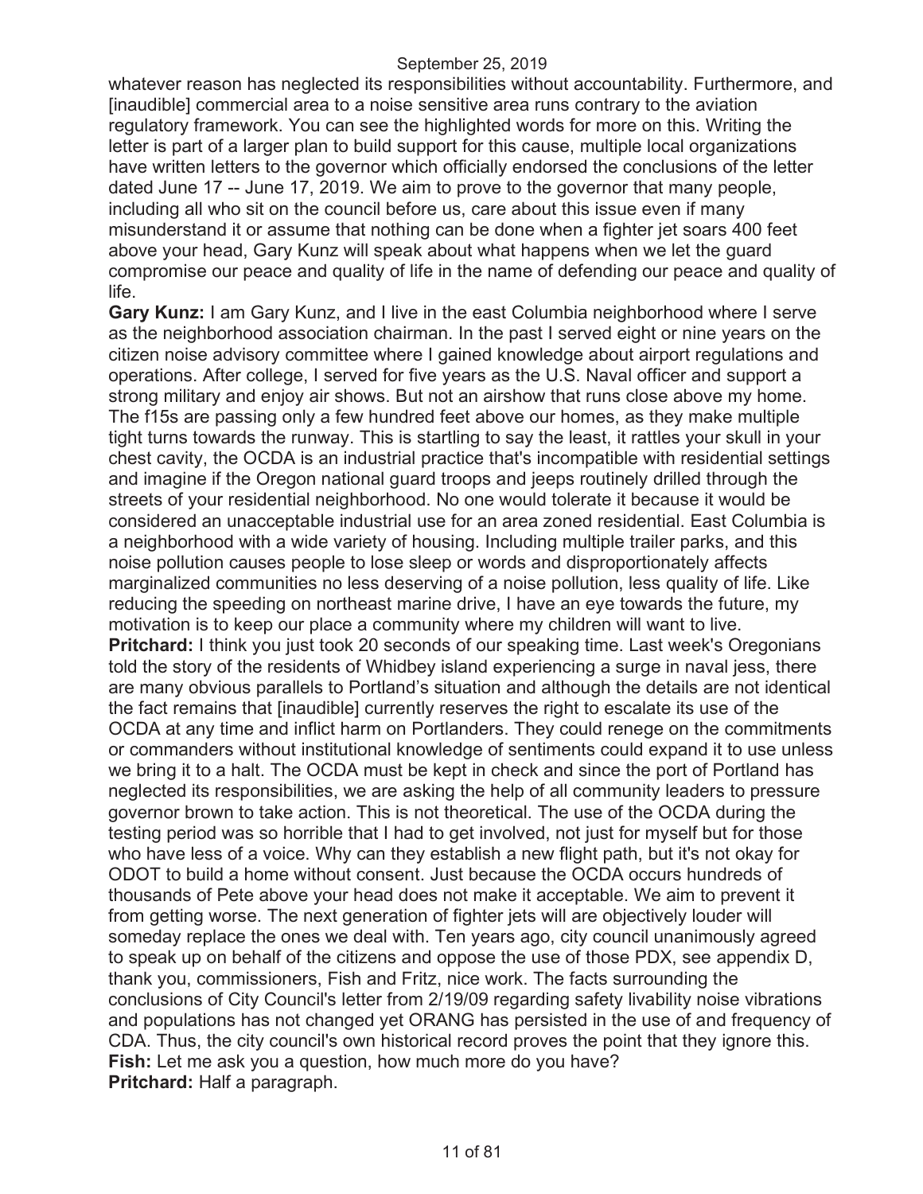whatever reason has neglected its responsibilities without accountability. Furthermore, and [inaudible] commercial area to a noise sensitive area runs contrary to the aviation regulatory framework. You can see the highlighted words for more on this. Writing the letter is part of a larger plan to build support for this cause, multiple local organizations have written letters to the governor which officially endorsed the conclusions of the letter dated June 17 -- June 17, 2019. We aim to prove to the governor that many people, including all who sit on the council before us, care about this issue even if many misunderstand it or assume that nothing can be done when a fighter jet soars 400 feet above your head, Gary Kunz will speak about what happens when we let the guard compromise our peace and quality of life in the name of defending our peace and quality of life.

**Gary Kunz:** I am Gary Kunz, and I live in the east Columbia neighborhood where I serve as the neighborhood association chairman. In the past I served eight or nine years on the citizen noise advisory committee where I gained knowledge about airport regulations and operations. After college, I served for five years as the U.S. Naval officer and support a strong military and enjoy air shows. But not an airshow that runs close above my home. The f15s are passing only a few hundred feet above our homes, as they make multiple tight turns towards the runway. This is startling to say the least, it rattles your skull in your chest cavity, the OCDA is an industrial practice that's incompatible with residential settings and imagine if the Oregon national guard troops and jeeps routinely drilled through the streets of your residential neighborhood. No one would tolerate it because it would be considered an unacceptable industrial use for an area zoned residential. East Columbia is a neighborhood with a wide variety of housing. Including multiple trailer parks, and this noise pollution causes people to lose sleep or words and disproportionately affects marginalized communities no less deserving of a noise pollution, less quality of life. Like reducing the speeding on northeast marine drive, I have an eye towards the future, my motivation is to keep our place a community where my children will want to live.

**Pritchard:** I think you just took 20 seconds of our speaking time. Last week's Oregonians told the story of the residents of Whidbey island experiencing a surge in naval jess, there are many obvious parallels to Portland's situation and although the details are not identical the fact remains that [inaudible] currently reserves the right to escalate its use of the OCDA at any time and inflict harm on Portlanders. They could renege on the commitments or commanders without institutional knowledge of sentiments could expand it to use unless we bring it to a halt. The OCDA must be kept in check and since the port of Portland has neglected its responsibilities, we are asking the help of all community leaders to pressure governor brown to take action. This is not theoretical. The use of the OCDA during the testing period was so horrible that I had to get involved, not just for myself but for those who have less of a voice. Why can they establish a new flight path, but it's not okay for ODOT to build a home without consent. Just because the OCDA occurs hundreds of thousands of Pete above your head does not make it acceptable. We aim to prevent it from getting worse. The next generation of fighter jets will are objectively louder will someday replace the ones we deal with. Ten years ago, city council unanimously agreed to speak up on behalf of the citizens and oppose the use of those PDX, see appendix D, thank you, commissioners, Fish and Fritz, nice work. The facts surrounding the conclusions of City Council's letter from 2/19/09 regarding safety livability noise vibrations and populations has not changed yet ORANG has persisted in the use of and frequency of CDA. Thus, the city council's own historical record proves the point that they ignore this.

**Fish:** Let me ask you a question, how much more do you have?

**Pritchard:** Half a paragraph.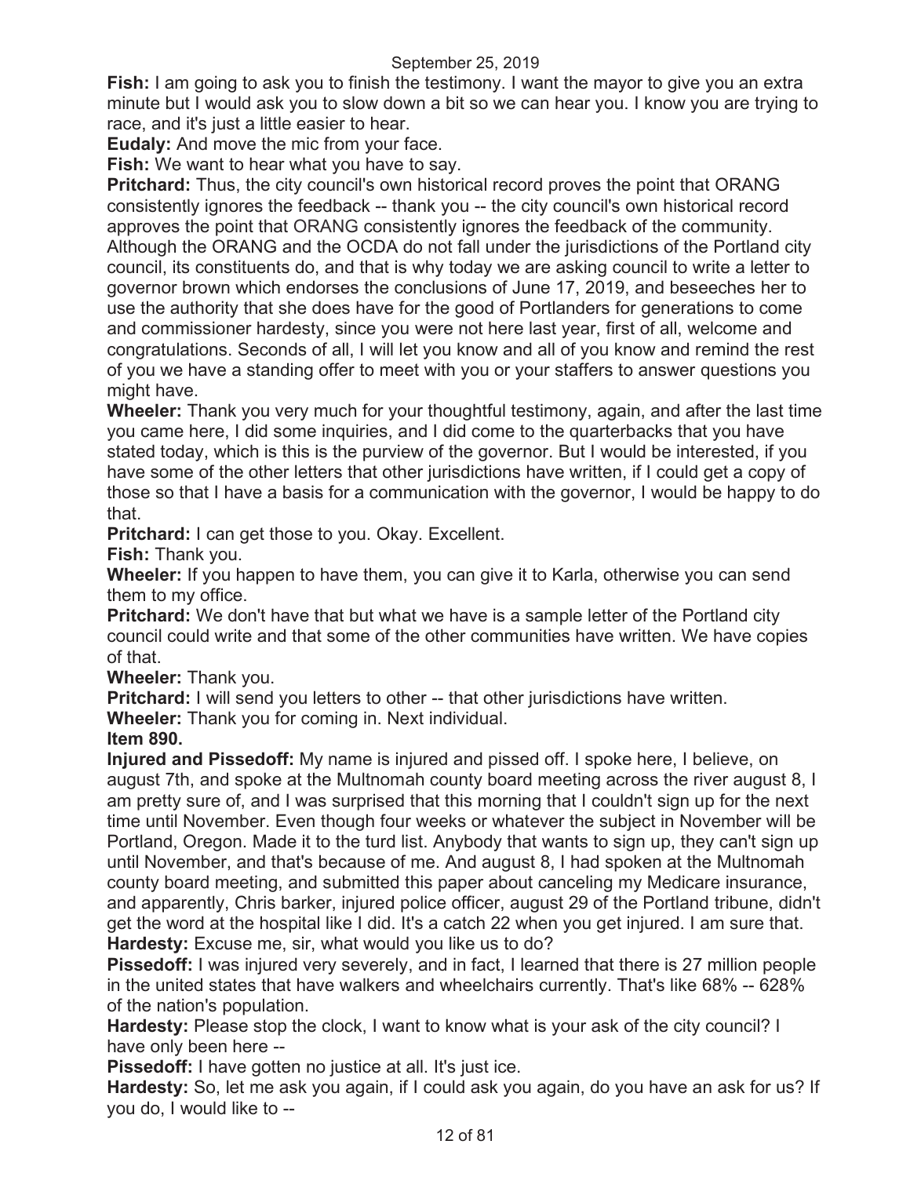**Fish:** I am going to ask you to finish the testimony. I want the mayor to give you an extra minute but I would ask you to slow down a bit so we can hear you. I know you are trying to race, and it's just a little easier to hear.

**Eudaly:** And move the mic from your face.

**Fish:** We want to hear what you have to say.

**Pritchard:** Thus, the city council's own historical record proves the point that ORANG consistently ignores the feedback -- thank you -- the city council's own historical record approves the point that ORANG consistently ignores the feedback of the community. Although the ORANG and the OCDA do not fall under the jurisdictions of the Portland city council, its constituents do, and that is why today we are asking council to write a letter to governor brown which endorses the conclusions of June 17, 2019, and beseeches her to use the authority that she does have for the good of Portlanders for generations to come and commissioner hardesty, since you were not here last year, first of all, welcome and congratulations. Seconds of all, I will let you know and all of you know and remind the rest of you we have a standing offer to meet with you or your staffers to answer questions you might have.

**Wheeler:** Thank you very much for your thoughtful testimony, again, and after the last time you came here, I did some inquiries, and I did come to the quarterbacks that you have stated today, which is this is the purview of the governor. But I would be interested, if you have some of the other letters that other jurisdictions have written, if I could get a copy of those so that I have a basis for a communication with the governor, I would be happy to do that.

**Pritchard:** I can get those to you. Okay. Excellent.

**Fish:** Thank you.

**Wheeler:** If you happen to have them, you can give it to Karla, otherwise you can send them to my office.

**Pritchard:** We don't have that but what we have is a sample letter of the Portland city council could write and that some of the other communities have written. We have copies of that.

**Wheeler:** Thank you.

**Pritchard:** I will send you letters to other -- that other jurisdictions have written.

**Wheeler:** Thank you for coming in. Next individual.

**Item 890.**

**Injured and Pissedoff:** My name is injured and pissed off. I spoke here, I believe, on august 7th, and spoke at the Multnomah county board meeting across the river august 8, I am pretty sure of, and I was surprised that this morning that I couldn't sign up for the next time until November. Even though four weeks or whatever the subject in November will be Portland, Oregon. Made it to the turd list. Anybody that wants to sign up, they can't sign up until November, and that's because of me. And august 8, I had spoken at the Multnomah county board meeting, and submitted this paper about canceling my Medicare insurance, and apparently, Chris barker, injured police officer, august 29 of the Portland tribune, didn't get the word at the hospital like I did. It's a catch 22 when you get injured. I am sure that.

**Hardesty:** Excuse me, sir, what would you like us to do?

**Pissedoff:** I was injured very severely, and in fact, I learned that there is 27 million people in the united states that have walkers and wheelchairs currently. That's like 68% -- 628% of the nation's population.

**Hardesty:** Please stop the clock, I want to know what is your ask of the city council? I have only been here --

**Pissedoff:** I have gotten no justice at all. It's just ice.

**Hardesty:** So, let me ask you again, if I could ask you again, do you have an ask for us? If you do, I would like to --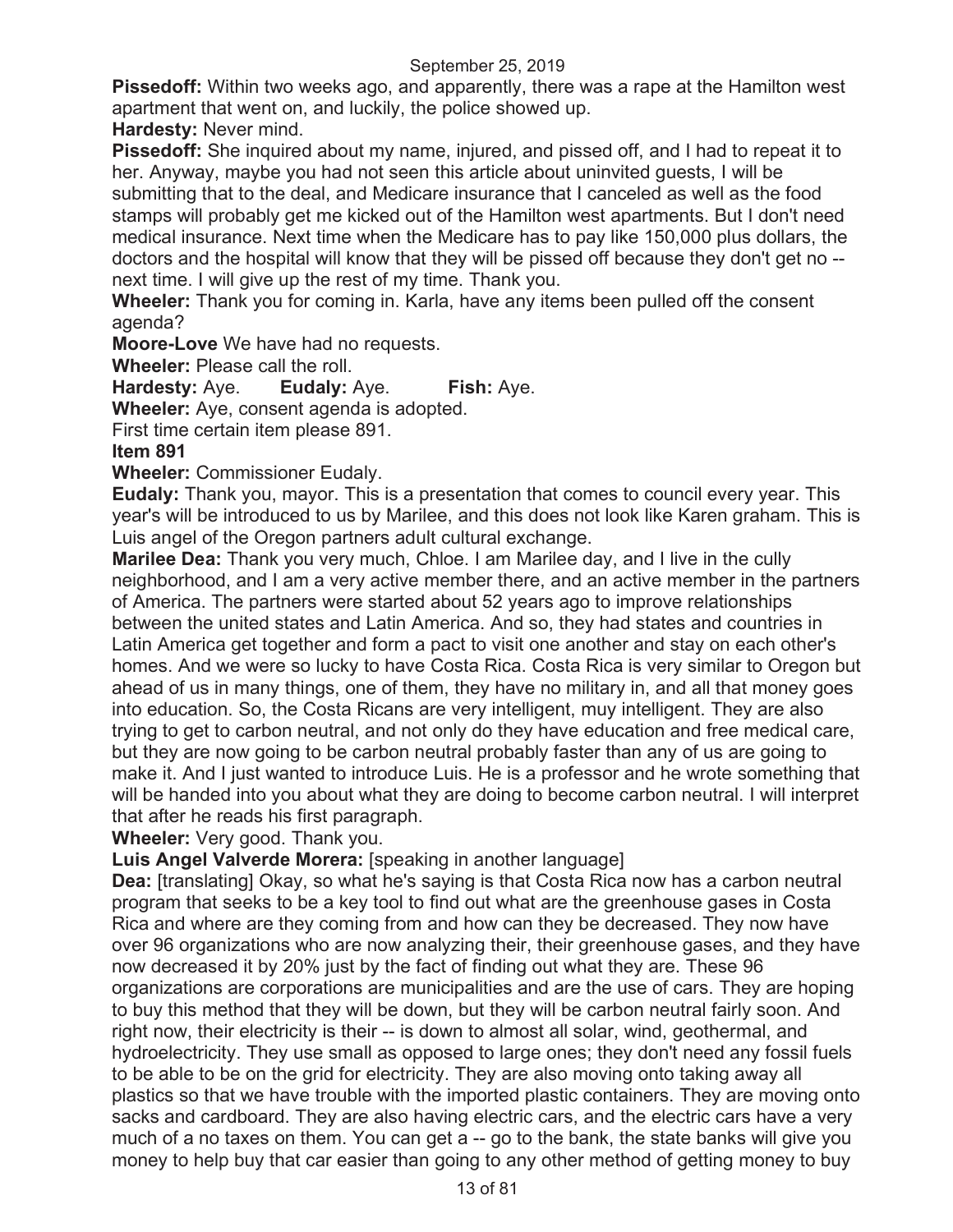**Pissedoff:** Within two weeks ago, and apparently, there was a rape at the Hamilton west apartment that went on, and luckily, the police showed up.

**Hardesty:** Never mind.

**Pissedoff:** She inquired about my name, injured, and pissed off, and I had to repeat it to her. Anyway, maybe you had not seen this article about uninvited guests, I will be submitting that to the deal, and Medicare insurance that I canceled as well as the food stamps will probably get me kicked out of the Hamilton west apartments. But I don't need medical insurance. Next time when the Medicare has to pay like 150,000 plus dollars, the doctors and the hospital will know that they will be pissed off because they don't get no -- next time. I will give up the rest of my time. Thank you.

**Wheeler:** Thank you for coming in. Karla, have any items been pulled off the consent agenda?

**Moore-Love** We have had no requests.

**Wheeler:** Please call the roll.

**Hardesty:** Aye. **Eudaly:** Aye. **Fish:** Aye.

**Wheeler:** Aye, consent agenda is adopted.

First time certain item please 891.

**Item 891**

**Wheeler:** Commissioner Eudaly.

**Eudaly:** Thank you, mayor. This is a presentation that comes to council every year. This year's will be introduced to us by Marilee, and this does not look like Karen graham. This is Luis angel of the Oregon partners adult cultural exchange.

**Marilee Dea:** Thank you very much, Chloe. I am Marilee day, and I live in the cully neighborhood, and I am a very active member there, and an active member in the partners of America. The partners were started about 52 years ago to improve relationships between the united states and Latin America. And so, they had states and countries in Latin America get together and form a pact to visit one another and stay on each other's homes. And we were so lucky to have Costa Rica. Costa Rica is very similar to Oregon but ahead of us in many things, one of them, they have no military in, and all that money goes into education. So, the Costa Ricans are very intelligent, muy intelligent. They are also trying to get to carbon neutral, and not only do they have education and free medical care, but they are now going to be carbon neutral probably faster than any of us are going to make it. And I just wanted to introduce Luis. He is a professor and he wrote something that will be handed into you about what they are doing to become carbon neutral. I will interpret that after he reads his first paragraph.

**Wheeler:** Very good. Thank you.

**Luis Angel Valverde Morera:** [speaking in another language]

**Dea:** [translating] Okay, so what he's saying is that Costa Rica now has a carbon neutral program that seeks to be a key tool to find out what are the greenhouse gases in Costa Rica and where are they coming from and how can they be decreased. They now have over 96 organizations who are now analyzing their, their greenhouse gases, and they have now decreased it by 20% just by the fact of finding out what they are. These 96 organizations are corporations are municipalities and are the use of cars. They are hoping to buy this method that they will be down, but they will be carbon neutral fairly soon. And right now, their electricity is their -- is down to almost all solar, wind, geothermal, and hydroelectricity. They use small as opposed to large ones; they don't need any fossil fuels to be able to be on the grid for electricity. They are also moving onto taking away all plastics so that we have trouble with the imported plastic containers. They are moving onto sacks and cardboard. They are also having electric cars, and the electric cars have a very much of a no taxes on them. You can get a -- go to the bank, the state banks will give you money to help buy that car easier than going to any other method of getting money to buy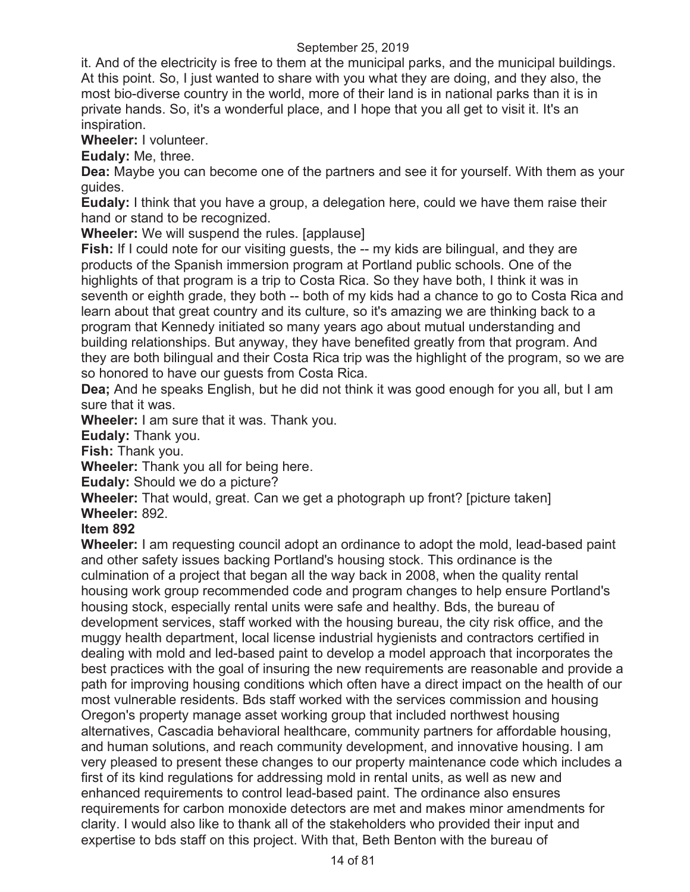it. And of the electricity is free to them at the municipal parks, and the municipal buildings. At this point. So, I just wanted to share with you what they are doing, and they also, the most bio-diverse country in the world, more of their land is in national parks than it is in private hands. So, it's a wonderful place, and I hope that you all get to visit it. It's an inspiration.

**Wheeler:** I volunteer.

**Eudaly:** Me, three.

**Dea:** Maybe you can become one of the partners and see it for yourself. With them as your guides.

**Eudaly:** I think that you have a group, a delegation here, could we have them raise their hand or stand to be recognized.

**Wheeler:** We will suspend the rules. [applause]

**Fish:** If I could note for our visiting guests, the -- my kids are bilingual, and they are products of the Spanish immersion program at Portland public schools. One of the highlights of that program is a trip to Costa Rica. So they have both, I think it was in seventh or eighth grade, they both -- both of my kids had a chance to go to Costa Rica and learn about that great country and its culture, so it's amazing we are thinking back to a program that Kennedy initiated so many years ago about mutual understanding and building relationships. But anyway, they have benefited greatly from that program. And they are both bilingual and their Costa Rica trip was the highlight of the program, so we are so honored to have our guests from Costa Rica.

**Dea;** And he speaks English, but he did not think it was good enough for you all, but I am sure that it was.

**Wheeler:** I am sure that it was. Thank you.

**Eudaly:** Thank you.

**Fish:** Thank you.

**Wheeler:** Thank you all for being here.

**Eudaly:** Should we do a picture?

**Wheeler:** That would, great. Can we get a photograph up front? [picture taken]

**Wheeler:** 892.

**Item 892**

**Wheeler:** I am requesting council adopt an ordinance to adopt the mold, lead-based paint and other safety issues backing Portland's housing stock. This ordinance is the culmination of a project that began all the way back in 2008, when the quality rental housing work group recommended code and program changes to help ensure Portland's housing stock, especially rental units were safe and healthy. Bds, the bureau of development services, staff worked with the housing bureau, the city risk office, and the muggy health department, local license industrial hygienists and contractors certified in dealing with mold and led-based paint to develop a model approach that incorporates the best practices with the goal of insuring the new requirements are reasonable and provide a path for improving housing conditions which often have a direct impact on the health of our most vulnerable residents. Bds staff worked with the services commission and housing Oregon's property manage asset working group that included northwest housing alternatives, Cascadia behavioral healthcare, community partners for affordable housing, and human solutions, and reach community development, and innovative housing. I am very pleased to present these changes to our property maintenance code which includes a first of its kind regulations for addressing mold in rental units, as well as new and enhanced requirements to control lead-based paint. The ordinance also ensures requirements for carbon monoxide detectors are met and makes minor amendments for clarity. I would also like to thank all of the stakeholders who provided their input and expertise to bds staff on this project. With that, Beth Benton with the bureau of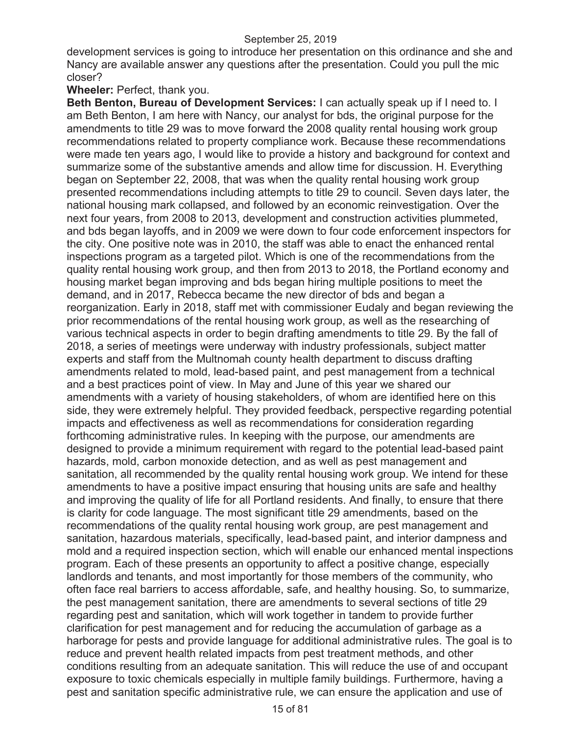development services is going to introduce her presentation on this ordinance and she and Nancy are available answer any questions after the presentation. Could you pull the mic closer?

**Wheeler:** Perfect, thank you.

**Beth Benton, Bureau of Development Services:** I can actually speak up if I need to. I am Beth Benton, I am here with Nancy, our analyst for bds, the original purpose for the amendments to title 29 was to move forward the 2008 quality rental housing work group recommendations related to property compliance work. Because these recommendations were made ten years ago, I would like to provide a history and background for context and summarize some of the substantive amends and allow time for discussion. H. Everything began on September 22, 2008, that was when the quality rental housing work group presented recommendations including attempts to title 29 to council. Seven days later, the national housing mark collapsed, and followed by an economic reinvestigation. Over the next four years, from 2008 to 2013, development and construction activities plummeted, and bds began layoffs, and in 2009 we were down to four code enforcement inspectors for the city. One positive note was in 2010, the staff was able to enact the enhanced rental inspections program as a targeted pilot. Which is one of the recommendations from the quality rental housing work group, and then from 2013 to 2018, the Portland economy and housing market began improving and bds began hiring multiple positions to meet the demand, and in 2017, Rebecca became the new director of bds and began a reorganization. Early in 2018, staff met with commissioner Eudaly and began reviewing the prior recommendations of the rental housing work group, as well as the researching of various technical aspects in order to begin drafting amendments to title 29. By the fall of 2018, a series of meetings were underway with industry professionals, subject matter experts and staff from the Multnomah county health department to discuss drafting amendments related to mold, lead-based paint, and pest management from a technical and a best practices point of view. In May and June of this year we shared our amendments with a variety of housing stakeholders, of whom are identified here on this side, they were extremely helpful. They provided feedback, perspective regarding potential impacts and effectiveness as well as recommendations for consideration regarding forthcoming administrative rules. In keeping with the purpose, our amendments are designed to provide a minimum requirement with regard to the potential lead-based paint hazards, mold, carbon monoxide detection, and as well as pest management and sanitation, all recommended by the quality rental housing work group. We intend for these amendments to have a positive impact ensuring that housing units are safe and healthy and improving the quality of life for all Portland residents. And finally, to ensure that there is clarity for code language. The most significant title 29 amendments, based on the recommendations of the quality rental housing work group, are pest management and sanitation, hazardous materials, specifically, lead-based paint, and interior dampness and mold and a required inspection section, which will enable our enhanced mental inspections program. Each of these presents an opportunity to affect a positive change, especially landlords and tenants, and most importantly for those members of the community, who often face real barriers to access affordable, safe, and healthy housing. So, to summarize, the pest management sanitation, there are amendments to several sections of title 29 regarding pest and sanitation, which will work together in tandem to provide further clarification for pest management and for reducing the accumulation of garbage as a harborage for pests and provide language for additional administrative rules. The goal is to reduce and prevent health related impacts from pest treatment methods, and other conditions resulting from an adequate sanitation. This will reduce the use of and occupant exposure to toxic chemicals especially in multiple family buildings. Furthermore, having a pest and sanitation specific administrative rule, we can ensure the application and use of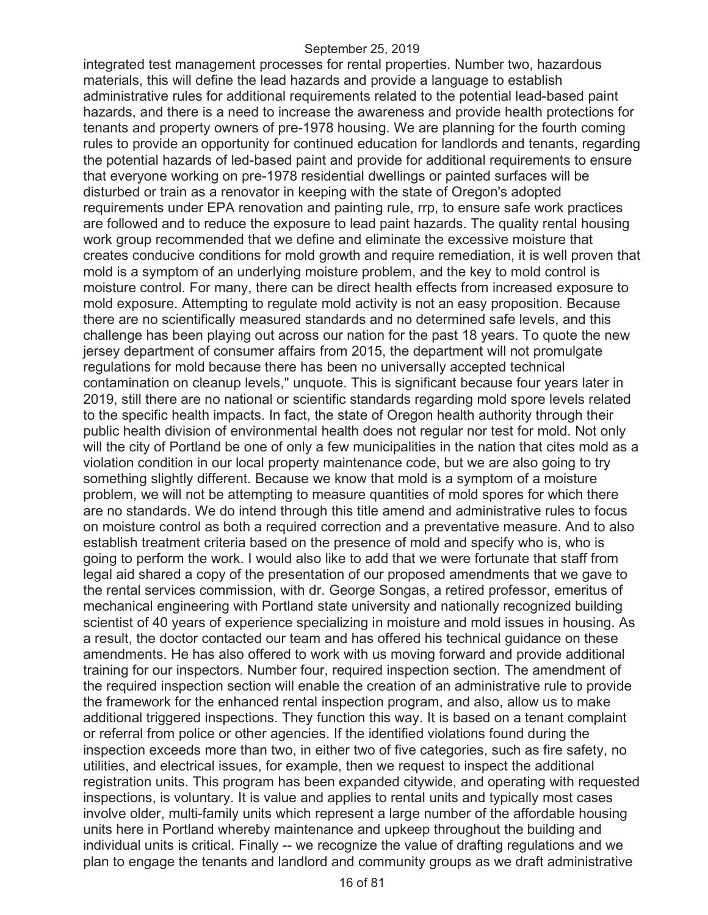integrated test management processes for rental properties. Number two, hazardous materials, this will define the lead hazards and provide a language to establish administrative rules for additional requirements related to the potential lead-based paint hazards, and there is a need to increase the awareness and provide health protections for tenants and property owners of pre-1978 housing. We are planning for the fourth coming rules to provide an opportunity for continued education for landlords and tenants, regarding the potential hazards of led-based paint and provide for additional requirements to ensure that everyone working on pre-1978 residential dwellings or painted surfaces will be disturbed or train as a renovator in keeping with the state of Oregon's adopted requirements under EPA renovation and painting rule, rrp, to ensure safe work practices are followed and to reduce the exposure to lead paint hazards. The quality rental housing work group recommended that we define and eliminate the excessive moisture that creates conducive conditions for mold growth and require remediation, it is well proven that mold is a symptom of an underlying moisture problem, and the key to mold control is moisture control. For many, there can be direct health effects from increased exposure to mold exposure. Attempting to regulate mold activity is not an easy proposition. Because there are no scientifically measured standards and no determined safe levels, and this challenge has been playing out across our nation for the past 18 years. To quote the new jersey department of consumer affairs from 2015, the department will not promulgate regulations for mold because there has been no universally accepted technical contamination on cleanup levels," unquote. This is significant because four years later in 2019, still there are no national or scientific standards regarding mold spore levels related to the specific health impacts. In fact, the state of Oregon health authority through their public health division of environmental health does not regular nor test for mold. Not only will the city of Portland be one of only a few municipalities in the nation that cites mold as a violation condition in our local property maintenance code, but we are also going to try something slightly different. Because we know that mold is a symptom of a moisture problem, we will not be attempting to measure quantities of mold spores for which there are no standards. We do intend through this title amend and administrative rules to focus on moisture control as both a required correction and a preventative measure. And to also establish treatment criteria based on the presence of mold and specify who is, who is going to perform the work. I would also like to add that we were fortunate that staff from legal aid shared a copy of the presentation of our proposed amendments that we gave to the rental services commission, with dr. George Songas, a retired professor, emeritus of mechanical engineering with Portland state university and nationally recognized building scientist of 40 years of experience specializing in moisture and mold issues in housing. As a result, the doctor contacted our team and has offered his technical guidance on these amendments. He has also offered to work with us moving forward and provide additional training for our inspectors. Number four, required inspection section. The amendment of the required inspection section will enable the creation of an administrative rule to provide the framework for the enhanced rental inspection program, and also, allow us to make additional triggered inspections. They function this way. It is based on a tenant complaint or referral from police or other agencies. If the identified violations found during the inspection exceeds more than two, in either two of five categories, such as fire safety, no utilities, and electrical issues, for example, then we request to inspect the additional registration units. This program has been expanded citywide, and operating with requested inspections, is voluntary. It is value and applies to rental units and typically most cases involve older, multi-family units which represent a large number of the affordable housing units here in Portland whereby maintenance and upkeep throughout the building and individual units is critical. Finally -- we recognize the value of drafting regulations and we plan to engage the tenants and landlord and community groups as we draft administrative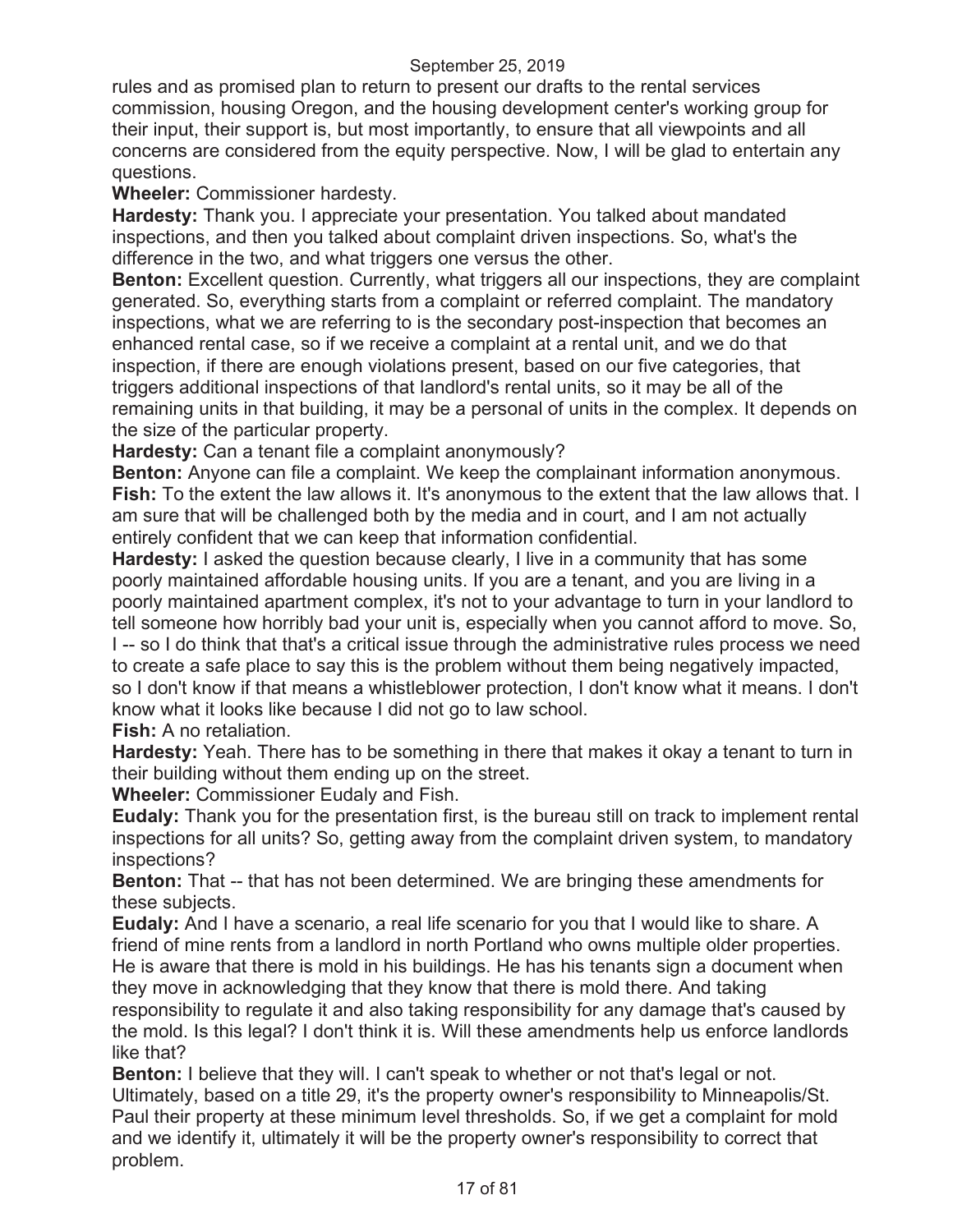rules and as promised plan to return to present our drafts to the rental services commission, housing Oregon, and the housing development center's working group for their input, their support is, but most importantly, to ensure that all viewpoints and all concerns are considered from the equity perspective. Now, I will be glad to entertain any questions.

**Wheeler:** Commissioner hardesty.

**Hardesty:** Thank you. I appreciate your presentation. You talked about mandated inspections, and then you talked about complaint driven inspections. So, what's the difference in the two, and what triggers one versus the other.

**Benton:** Excellent question. Currently, what triggers all our inspections, they are complaint generated. So, everything starts from a complaint or referred complaint. The mandatory inspections, what we are referring to is the secondary post-inspection that becomes an enhanced rental case, so if we receive a complaint at a rental unit, and we do that inspection, if there are enough violations present, based on our five categories, that triggers additional inspections of that landlord's rental units, so it may be all of the remaining units in that building, it may be a personal of units in the complex. It depends on the size of the particular property.

**Hardesty:** Can a tenant file a complaint anonymously?

**Benton:** Anyone can file a complaint. We keep the complainant information anonymous.

**Fish:** To the extent the law allows it. It's anonymous to the extent that the law allows that. I am sure that will be challenged both by the media and in court, and I am not actually entirely confident that we can keep that information confidential.

**Hardesty:** I asked the question because clearly, I live in a community that has some poorly maintained affordable housing units. If you are a tenant, and you are living in a poorly maintained apartment complex, it's not to your advantage to turn in your landlord to tell someone how horribly bad your unit is, especially when you cannot afford to move. So, I -- so I do think that that's a critical issue through the administrative rules process we need to create a safe place to say this is the problem without them being negatively impacted, so I don't know if that means a whistleblower protection, I don't know what it means. I don't know what it looks like because I did not go to law school.

**Fish:** A no retaliation.

**Hardesty:** Yeah. There has to be something in there that makes it okay a tenant to turn in their building without them ending up on the street.

**Wheeler:** Commissioner Eudaly and Fish.

**Eudaly:** Thank you for the presentation first, is the bureau still on track to implement rental inspections for all units? So, getting away from the complaint driven system, to mandatory inspections?

**Benton:** That -- that has not been determined. We are bringing these amendments for these subjects.

**Eudaly:** And I have a scenario, a real life scenario for you that I would like to share. A friend of mine rents from a landlord in north Portland who owns multiple older properties. He is aware that there is mold in his buildings. He has his tenants sign a document when they move in acknowledging that they know that there is mold there. And taking responsibility to regulate it and also taking responsibility for any damage that's caused by the mold. Is this legal? I don't think it is. Will these amendments help us enforce landlords like that?

**Benton:** I believe that they will. I can't speak to whether or not that's legal or not. Ultimately, based on a title 29, it's the property owner's responsibility to Minneapolis/St. Paul their property at these minimum level thresholds. So, if we get a complaint for mold and we identify it, ultimately it will be the property owner's responsibility to correct that problem.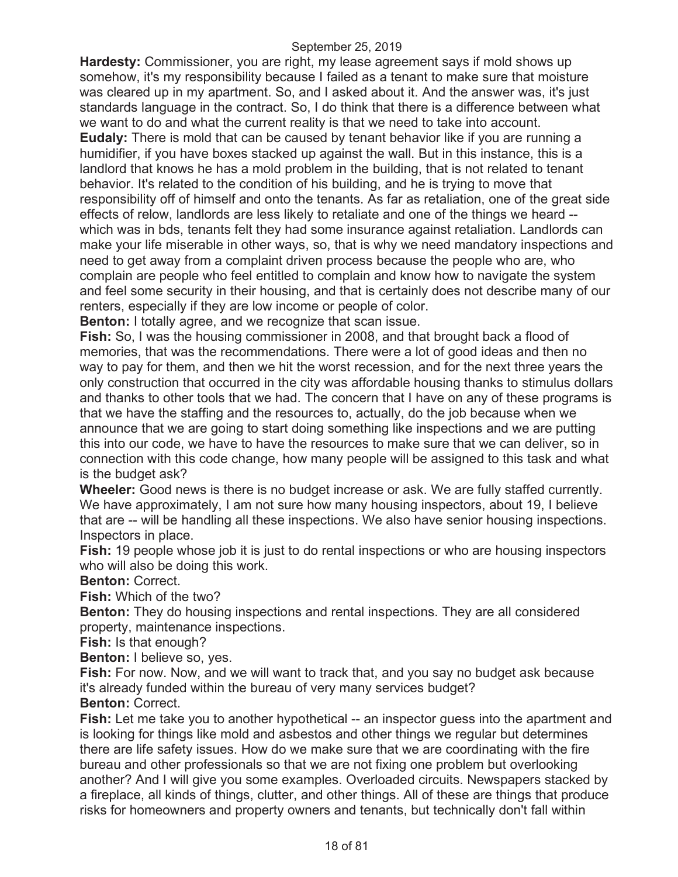**Hardesty:** Commissioner, you are right, my lease agreement says if mold shows up somehow, it's my responsibility because I failed as a tenant to make sure that moisture was cleared up in my apartment. So, and I asked about it. And the answer was, it's just standards language in the contract. So, I do think that there is a difference between what we want to do and what the current reality is that we need to take into account.

**Eudaly:** There is mold that can be caused by tenant behavior like if you are running a humidifier, if you have boxes stacked up against the wall. But in this instance, this is a landlord that knows he has a mold problem in the building, that is not related to tenant behavior. It's related to the condition of his building, and he is trying to move that responsibility off of himself and onto the tenants. As far as retaliation, one of the great side effects of relow, landlords are less likely to retaliate and one of the things we heard -- which was in bds, tenants felt they had some insurance against retaliation. Landlords can make your life miserable in other ways, so, that is why we need mandatory inspections and need to get away from a complaint driven process because the people who are, who complain are people who feel entitled to complain and know how to navigate the system and feel some security in their housing, and that is certainly does not describe many of our renters, especially if they are low income or people of color.

**Benton:** I totally agree, and we recognize that scan issue.

**Fish:** So, I was the housing commissioner in 2008, and that brought back a flood of memories, that was the recommendations. There were a lot of good ideas and then no way to pay for them, and then we hit the worst recession, and for the next three years the only construction that occurred in the city was affordable housing thanks to stimulus dollars and thanks to other tools that we had. The concern that I have on any of these programs is that we have the staffing and the resources to, actually, do the job because when we announce that we are going to start doing something like inspections and we are putting this into our code, we have to have the resources to make sure that we can deliver, so in connection with this code change, how many people will be assigned to this task and what is the budget ask?

**Wheeler:** Good news is there is no budget increase or ask. We are fully staffed currently. We have approximately, I am not sure how many housing inspectors, about 19, I believe that are -- will be handling all these inspections. We also have senior housing inspections. Inspectors in place.

**Fish:** 19 people whose job it is just to do rental inspections or who are housing inspectors who will also be doing this work.

**Benton:** Correct.

**Fish:** Which of the two?

**Benton:** They do housing inspections and rental inspections. They are all considered property, maintenance inspections.

**Fish:** Is that enough?

**Benton:** I believe so, yes.

**Fish:** For now. Now, and we will want to track that, and you say no budget ask because it's already funded within the bureau of very many services budget?

**Benton:** Correct.

**Fish:** Let me take you to another hypothetical -- an inspector guess into the apartment and is looking for things like mold and asbestos and other things we regular but determines there are life safety issues. How do we make sure that we are coordinating with the fire bureau and other professionals so that we are not fixing one problem but overlooking another? And I will give you some examples. Overloaded circuits. Newspapers stacked by a fireplace, all kinds of things, clutter, and other things. All of these are things that produce risks for homeowners and property owners and tenants, but technically don't fall within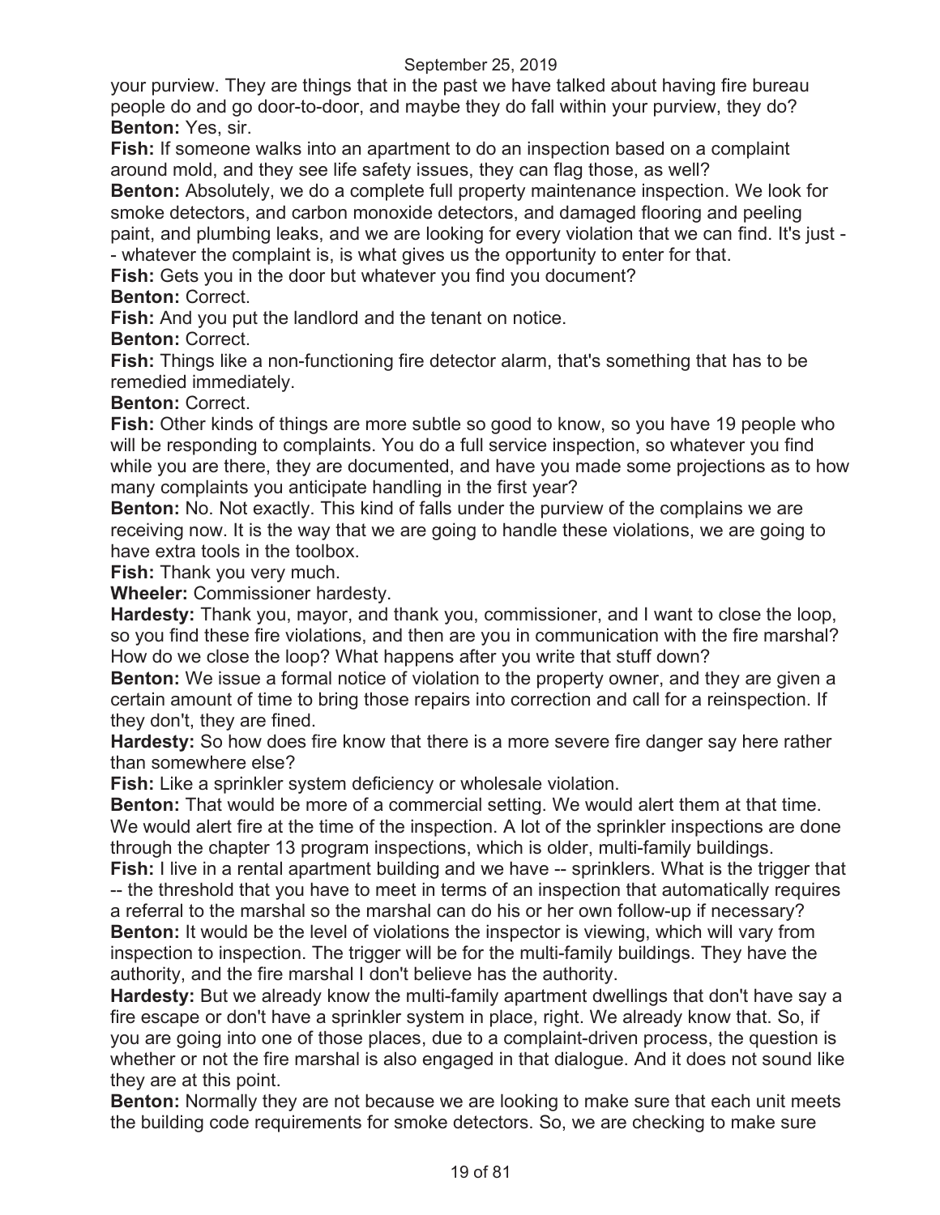your purview. They are things that in the past we have talked about having fire bureau people do and go door-to-door, and maybe they do fall within your purview, they do?
**Benton:** Yes, sir.
**Fish:** If someone walks into an apartment to do an inspection based on a complaint around mold, and they see life safety issues, they can flag those, as well?
**Benton:** Absolutely, we do a complete full property maintenance inspection. We look for smoke detectors, and carbon monoxide detectors, and damaged flooring and peeling paint, and plumbing leaks, and we are looking for every violation that we can find. It's just -- whatever the complaint is, is what gives us the opportunity to enter for that.
**Fish:** Gets you in the door but whatever you find you document?
**Benton:** Correct.
**Fish:** And you put the landlord and the tenant on notice.
**Benton:** Correct.
**Fish:** Things like a non-functioning fire detector alarm, that's something that has to be remedied immediately.
**Benton:** Correct.
**Fish:** Other kinds of things are more subtle so good to know, so you have 19 people who will be responding to complaints. You do a full service inspection, so whatever you find while you are there, they are documented, and have you made some projections as to how many complaints you anticipate handling in the first year?
**Benton:** No. Not exactly. This kind of falls under the purview of the complains we are receiving now. It is the way that we are going to handle these violations, we are going to have extra tools in the toolbox.
**Fish:** Thank you very much.
**Wheeler:** Commissioner hardesty.
**Hardesty:** Thank you, mayor, and thank you, commissioner, and I want to close the loop, so you find these fire violations, and then are you in communication with the fire marshal? How do we close the loop? What happens after you write that stuff down?
**Benton:** We issue a formal notice of violation to the property owner, and they are given a certain amount of time to bring those repairs into correction and call for a reinspection. If they don't, they are fined.
**Hardesty:** So how does fire know that there is a more severe fire danger say here rather than somewhere else?
**Fish:** Like a sprinkler system deficiency or wholesale violation.
**Benton:** That would be more of a commercial setting. We would alert them at that time. We would alert fire at the time of the inspection. A lot of the sprinkler inspections are done through the chapter 13 program inspections, which is older, multi-family buildings.
**Fish:** I live in a rental apartment building and we have -- sprinklers. What is the trigger that -- the threshold that you have to meet in terms of an inspection that automatically requires a referral to the marshal so the marshal can do his or her own follow-up if necessary?
**Benton:** It would be the level of violations the inspector is viewing, which will vary from inspection to inspection. The trigger will be for the multi-family buildings. They have the authority, and the fire marshal I don't believe has the authority.
**Hardesty:** But we already know the multi-family apartment dwellings that don't have say a fire escape or don't have a sprinkler system in place, right. We already know that. So, if you are going into one of those places, due to a complaint-driven process, the question is whether or not the fire marshal is also engaged in that dialogue. And it does not sound like they are at this point.
**Benton:** Normally they are not because we are looking to make sure that each unit meets the building code requirements for smoke detectors. So, we are checking to make sure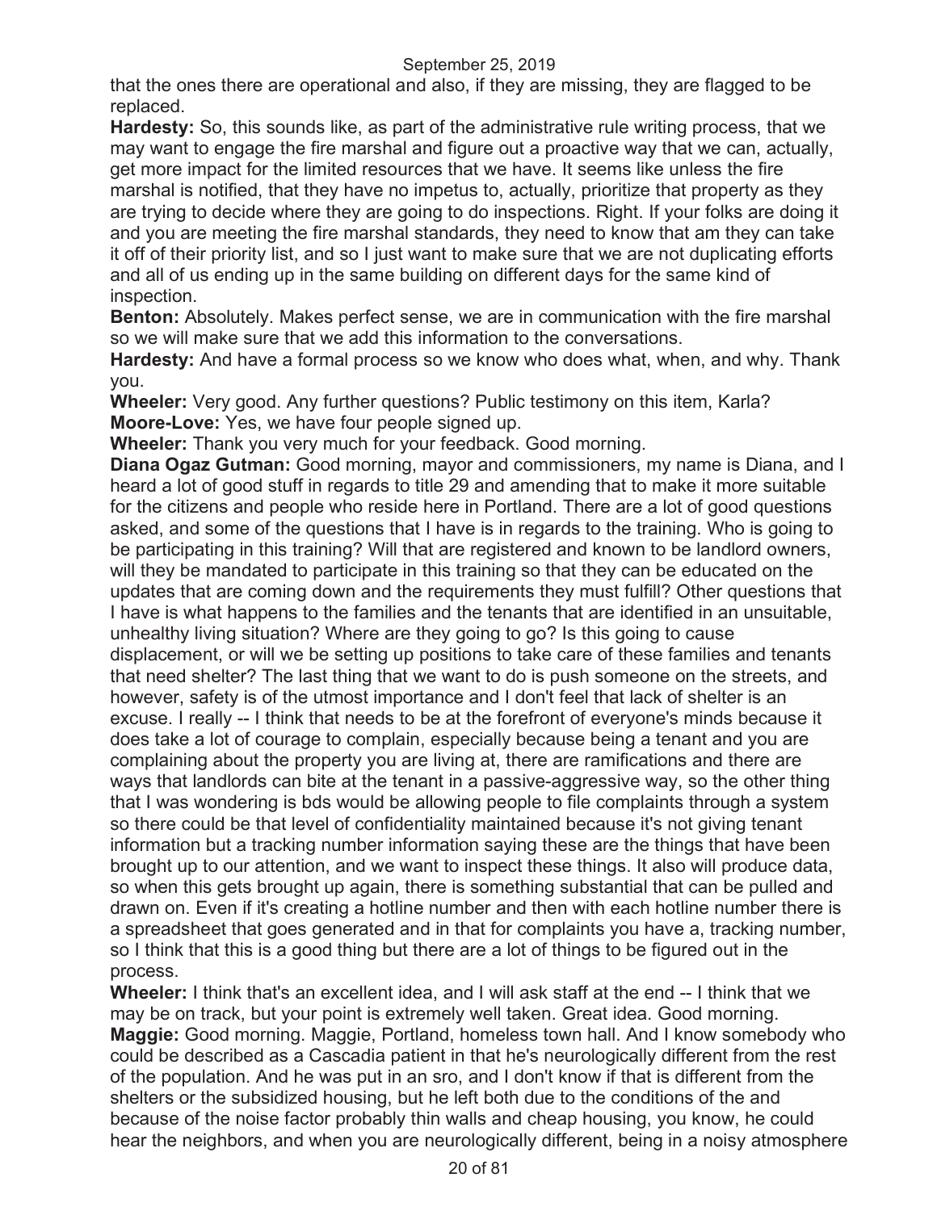that the ones there are operational and also, if they are missing, they are flagged to be replaced.

**Hardesty:** So, this sounds like, as part of the administrative rule writing process, that we may want to engage the fire marshal and figure out a proactive way that we can, actually, get more impact for the limited resources that we have. It seems like unless the fire marshal is notified, that they have no impetus to, actually, prioritize that property as they are trying to decide where they are going to do inspections. Right. If your folks are doing it and you are meeting the fire marshal standards, they need to know that am they can take it off of their priority list, and so I just want to make sure that we are not duplicating efforts and all of us ending up in the same building on different days for the same kind of inspection.

**Benton:** Absolutely. Makes perfect sense, we are in communication with the fire marshal so we will make sure that we add this information to the conversations.

**Hardesty:** And have a formal process so we know who does what, when, and why. Thank you.

**Wheeler:** Very good. Any further questions? Public testimony on this item, Karla?

**Moore-Love:** Yes, we have four people signed up.

**Wheeler:** Thank you very much for your feedback. Good morning.

**Diana Ogaz Gutman:** Good morning, mayor and commissioners, my name is Diana, and I heard a lot of good stuff in regards to title 29 and amending that to make it more suitable for the citizens and people who reside here in Portland. There are a lot of good questions asked, and some of the questions that I have is in regards to the training. Who is going to be participating in this training? Will that are registered and known to be landlord owners, will they be mandated to participate in this training so that they can be educated on the updates that are coming down and the requirements they must fulfill? Other questions that I have is what happens to the families and the tenants that are identified in an unsuitable, unhealthy living situation? Where are they going to go? Is this going to cause displacement, or will we be setting up positions to take care of these families and tenants that need shelter? The last thing that we want to do is push someone on the streets, and however, safety is of the utmost importance and I don't feel that lack of shelter is an excuse. I really -- I think that needs to be at the forefront of everyone's minds because it does take a lot of courage to complain, especially because being a tenant and you are complaining about the property you are living at, there are ramifications and there are ways that landlords can bite at the tenant in a passive-aggressive way, so the other thing that I was wondering is bds would be allowing people to file complaints through a system so there could be that level of confidentiality maintained because it's not giving tenant information but a tracking number information saying these are the things that have been brought up to our attention, and we want to inspect these things. It also will produce data, so when this gets brought up again, there is something substantial that can be pulled and drawn on. Even if it's creating a hotline number and then with each hotline number there is a spreadsheet that goes generated and in that for complaints you have a, tracking number, so I think that this is a good thing but there are a lot of things to be figured out in the process.

**Wheeler:** I think that's an excellent idea, and I will ask staff at the end -- I think that we may be on track, but your point is extremely well taken. Great idea. Good morning.

**Maggie:** Good morning. Maggie, Portland, homeless town hall. And I know somebody who could be described as a Cascadia patient in that he's neurologically different from the rest of the population. And he was put in an sro, and I don't know if that is different from the shelters or the subsidized housing, but he left both due to the conditions of the and because of the noise factor probably thin walls and cheap housing, you know, he could hear the neighbors, and when you are neurologically different, being in a noisy atmosphere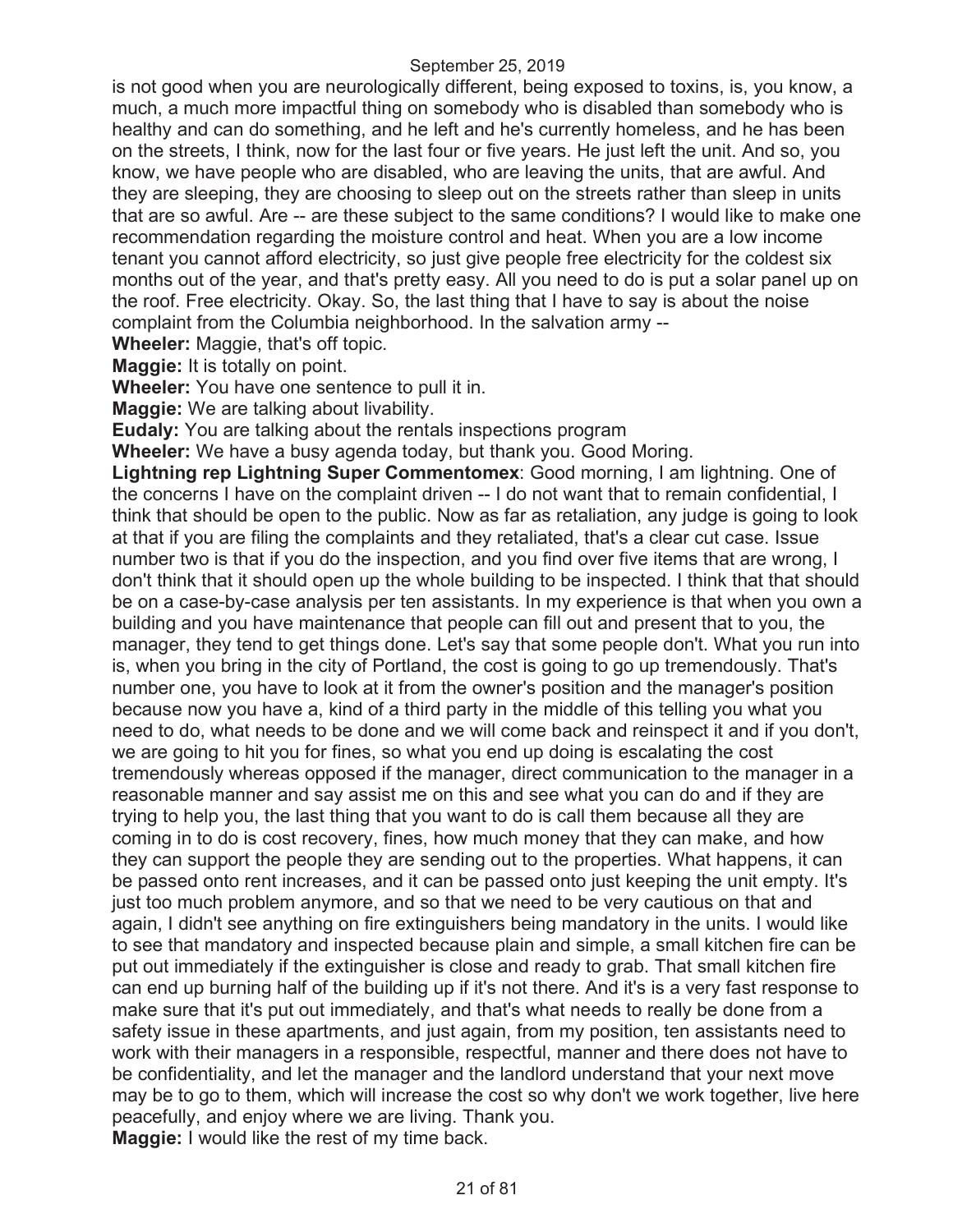is not good when you are neurologically different, being exposed to toxins, is, you know, a much, a much more impactful thing on somebody who is disabled than somebody who is healthy and can do something, and he left and he's currently homeless, and he has been on the streets, I think, now for the last four or five years. He just left the unit. And so, you know, we have people who are disabled, who are leaving the units, that are awful. And they are sleeping, they are choosing to sleep out on the streets rather than sleep in units that are so awful. Are -- are these subject to the same conditions? I would like to make one recommendation regarding the moisture control and heat. When you are a low income tenant you cannot afford electricity, so just give people free electricity for the coldest six months out of the year, and that's pretty easy. All you need to do is put a solar panel up on the roof. Free electricity. Okay. So, the last thing that I have to say is about the noise complaint from the Columbia neighborhood. In the salvation army --

**Wheeler:** Maggie, that's off topic.

**Maggie:** It is totally on point.

**Wheeler:** You have one sentence to pull it in.

**Maggie:** We are talking about livability.

**Eudaly:** You are talking about the rentals inspections program

**Wheeler:** We have a busy agenda today, but thank you. Good Moring.

**Lightning rep Lightning Super Commentomex**: Good morning, I am lightning. One of the concerns I have on the complaint driven -- I do not want that to remain confidential, I think that should be open to the public. Now as far as retaliation, any judge is going to look at that if you are filing the complaints and they retaliated, that's a clear cut case. Issue number two is that if you do the inspection, and you find over five items that are wrong, I don't think that it should open up the whole building to be inspected. I think that that should be on a case-by-case analysis per ten assistants. In my experience is that when you own a building and you have maintenance that people can fill out and present that to you, the manager, they tend to get things done. Let's say that some people don't. What you run into is, when you bring in the city of Portland, the cost is going to go up tremendously. That's number one, you have to look at it from the owner's position and the manager's position because now you have a, kind of a third party in the middle of this telling you what you need to do, what needs to be done and we will come back and reinspect it and if you don't, we are going to hit you for fines, so what you end up doing is escalating the cost tremendously whereas opposed if the manager, direct communication to the manager in a reasonable manner and say assist me on this and see what you can do and if they are trying to help you, the last thing that you want to do is call them because all they are coming in to do is cost recovery, fines, how much money that they can make, and how they can support the people they are sending out to the properties. What happens, it can be passed onto rent increases, and it can be passed onto just keeping the unit empty. It's just too much problem anymore, and so that we need to be very cautious on that and again, I didn't see anything on fire extinguishers being mandatory in the units. I would like to see that mandatory and inspected because plain and simple, a small kitchen fire can be put out immediately if the extinguisher is close and ready to grab. That small kitchen fire can end up burning half of the building up if it's not there. And it's is a very fast response to make sure that it's put out immediately, and that's what needs to really be done from a safety issue in these apartments, and just again, from my position, ten assistants need to work with their managers in a responsible, respectful, manner and there does not have to be confidentiality, and let the manager and the landlord understand that your next move may be to go to them, which will increase the cost so why don't we work together, live here peacefully, and enjoy where we are living. Thank you.

**Maggie:** I would like the rest of my time back.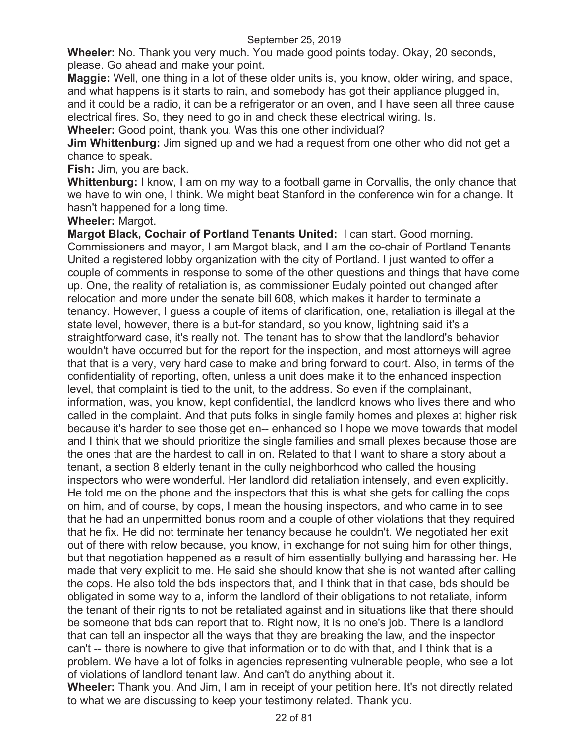**Wheeler:** No. Thank you very much. You made good points today. Okay, 20 seconds, please. Go ahead and make your point.

**Maggie:** Well, one thing in a lot of these older units is, you know, older wiring, and space, and what happens is it starts to rain, and somebody has got their appliance plugged in, and it could be a radio, it can be a refrigerator or an oven, and I have seen all three cause electrical fires. So, they need to go in and check these electrical wiring. Is.

**Wheeler:** Good point, thank you. Was this one other individual?

**Jim Whittenburg:** Jim signed up and we had a request from one other who did not get a chance to speak.

**Fish:** Jim, you are back.

**Whittenburg:** I know, I am on my way to a football game in Corvallis, the only chance that we have to win one, I think. We might beat Stanford in the conference win for a change. It hasn't happened for a long time.

**Wheeler:** Margot.

**Margot Black, Cochair of Portland Tenants United:** I can start. Good morning. Commissioners and mayor, I am Margot black, and I am the co-chair of Portland Tenants United a registered lobby organization with the city of Portland. I just wanted to offer a couple of comments in response to some of the other questions and things that have come up. One, the reality of retaliation is, as commissioner Eudaly pointed out changed after relocation and more under the senate bill 608, which makes it harder to terminate a tenancy. However, I guess a couple of items of clarification, one, retaliation is illegal at the state level, however, there is a but-for standard, so you know, lightning said it's a straightforward case, it's really not. The tenant has to show that the landlord's behavior wouldn't have occurred but for the report for the inspection, and most attorneys will agree that that is a very, very hard case to make and bring forward to court. Also, in terms of the confidentiality of reporting, often, unless a unit does make it to the enhanced inspection level, that complaint is tied to the unit, to the address. So even if the complainant, information, was, you know, kept confidential, the landlord knows who lives there and who called in the complaint. And that puts folks in single family homes and plexes at higher risk because it's harder to see those get en-- enhanced so I hope we move towards that model and I think that we should prioritize the single families and small plexes because those are the ones that are the hardest to call in on. Related to that I want to share a story about a tenant, a section 8 elderly tenant in the cully neighborhood who called the housing inspectors who were wonderful. Her landlord did retaliation intensely, and even explicitly. He told me on the phone and the inspectors that this is what she gets for calling the cops on him, and of course, by cops, I mean the housing inspectors, and who came in to see that he had an unpermitted bonus room and a couple of other violations that they required that he fix. He did not terminate her tenancy because he couldn't. We negotiated her exit out of there with relow because, you know, in exchange for not suing him for other things, but that negotiation happened as a result of him essentially bullying and harassing her. He made that very explicit to me. He said she should know that she is not wanted after calling the cops. He also told the bds inspectors that, and I think that in that case, bds should be obligated in some way to a, inform the landlord of their obligations to not retaliate, inform the tenant of their rights to not be retaliated against and in situations like that there should be someone that bds can report that to. Right now, it is no one's job. There is a landlord that can tell an inspector all the ways that they are breaking the law, and the inspector can't -- there is nowhere to give that information or to do with that, and I think that is a problem. We have a lot of folks in agencies representing vulnerable people, who see a lot of violations of landlord tenant law. And can't do anything about it.

**Wheeler:** Thank you. And Jim, I am in receipt of your petition here. It's not directly related to what we are discussing to keep your testimony related. Thank you.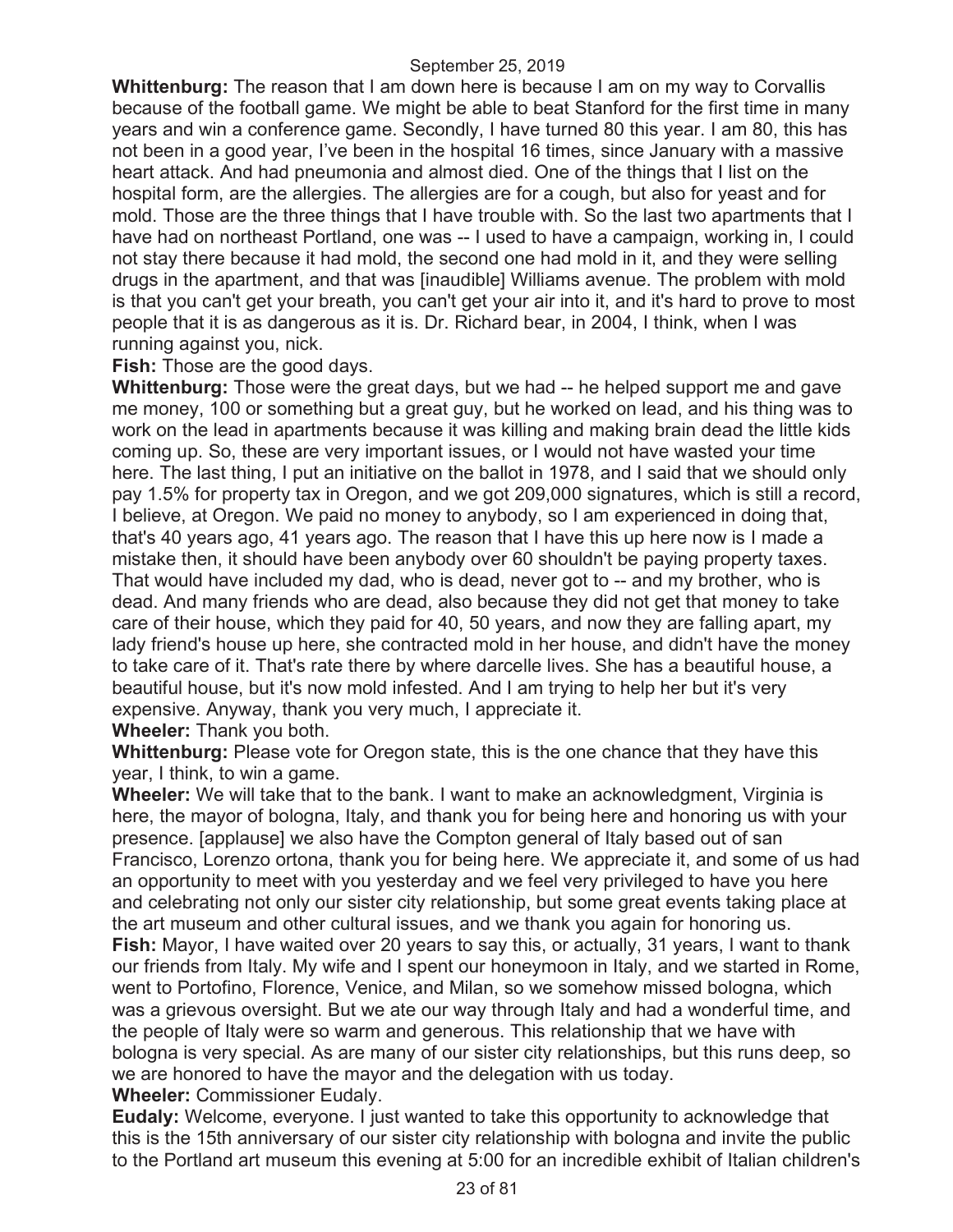**Whittenburg:** The reason that I am down here is because I am on my way to Corvallis because of the football game. We might be able to beat Stanford for the first time in many years and win a conference game. Secondly, I have turned 80 this year. I am 80, this has not been in a good year, I've been in the hospital 16 times, since January with a massive heart attack. And had pneumonia and almost died. One of the things that I list on the hospital form, are the allergies. The allergies are for a cough, but also for yeast and for mold. Those are the three things that I have trouble with. So the last two apartments that I have had on northeast Portland, one was -- I used to have a campaign, working in, I could not stay there because it had mold, the second one had mold in it, and they were selling drugs in the apartment, and that was [inaudible] Williams avenue. The problem with mold is that you can't get your breath, you can't get your air into it, and it's hard to prove to most people that it is as dangerous as it is. Dr. Richard bear, in 2004, I think, when I was running against you, nick.

**Fish:** Those are the good days.

**Whittenburg:** Those were the great days, but we had -- he helped support me and gave me money, 100 or something but a great guy, but he worked on lead, and his thing was to work on the lead in apartments because it was killing and making brain dead the little kids coming up. So, these are very important issues, or I would not have wasted your time here. The last thing, I put an initiative on the ballot in 1978, and I said that we should only pay 1.5% for property tax in Oregon, and we got 209,000 signatures, which is still a record, I believe, at Oregon. We paid no money to anybody, so I am experienced in doing that, that's 40 years ago, 41 years ago. The reason that I have this up here now is I made a mistake then, it should have been anybody over 60 shouldn't be paying property taxes. That would have included my dad, who is dead, never got to -- and my brother, who is dead. And many friends who are dead, also because they did not get that money to take care of their house, which they paid for 40, 50 years, and now they are falling apart, my lady friend's house up here, she contracted mold in her house, and didn't have the money to take care of it. That's rate there by where darcelle lives. She has a beautiful house, a beautiful house, but it's now mold infested. And I am trying to help her but it's very expensive. Anyway, thank you very much, I appreciate it.

**Wheeler:** Thank you both.

**Whittenburg:** Please vote for Oregon state, this is the one chance that they have this year, I think, to win a game.

**Wheeler:** We will take that to the bank. I want to make an acknowledgment, Virginia is here, the mayor of bologna, Italy, and thank you for being here and honoring us with your presence. [applause] we also have the Compton general of Italy based out of san Francisco, Lorenzo ortona, thank you for being here. We appreciate it, and some of us had an opportunity to meet with you yesterday and we feel very privileged to have you here and celebrating not only our sister city relationship, but some great events taking place at the art museum and other cultural issues, and we thank you again for honoring us.

**Fish:** Mayor, I have waited over 20 years to say this, or actually, 31 years, I want to thank our friends from Italy. My wife and I spent our honeymoon in Italy, and we started in Rome, went to Portofino, Florence, Venice, and Milan, so we somehow missed bologna, which was a grievous oversight. But we ate our way through Italy and had a wonderful time, and the people of Italy were so warm and generous. This relationship that we have with bologna is very special. As are many of our sister city relationships, but this runs deep, so we are honored to have the mayor and the delegation with us today.

**Wheeler:** Commissioner Eudaly.

**Eudaly:** Welcome, everyone. I just wanted to take this opportunity to acknowledge that this is the 15th anniversary of our sister city relationship with bologna and invite the public to the Portland art museum this evening at 5:00 for an incredible exhibit of Italian children's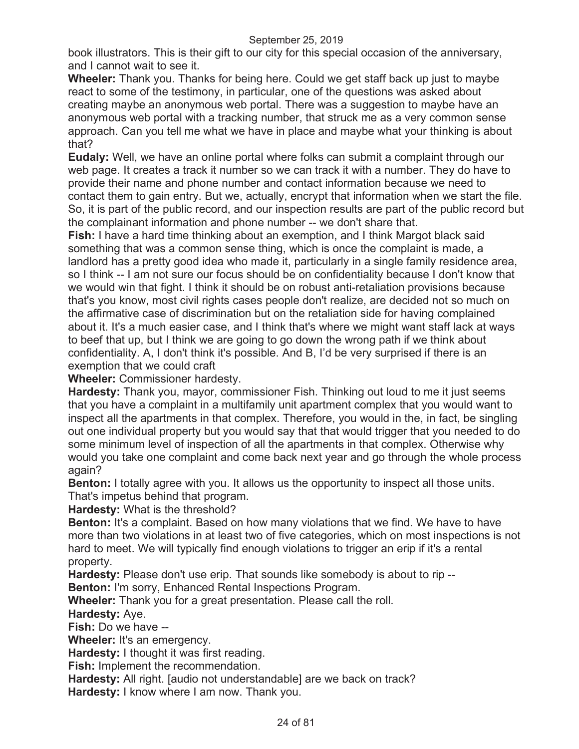book illustrators. This is their gift to our city for this special occasion of the anniversary, and I cannot wait to see it.

**Wheeler:** Thank you. Thanks for being here. Could we get staff back up just to maybe react to some of the testimony, in particular, one of the questions was asked about creating maybe an anonymous web portal. There was a suggestion to maybe have an anonymous web portal with a tracking number, that struck me as a very common sense approach. Can you tell me what we have in place and maybe what your thinking is about that?

**Eudaly:** Well, we have an online portal where folks can submit a complaint through our web page. It creates a track it number so we can track it with a number. They do have to provide their name and phone number and contact information because we need to contact them to gain entry. But we, actually, encrypt that information when we start the file. So, it is part of the public record, and our inspection results are part of the public record but the complainant information and phone number -- we don't share that.

**Fish:** I have a hard time thinking about an exemption, and I think Margot black said something that was a common sense thing, which is once the complaint is made, a landlord has a pretty good idea who made it, particularly in a single family residence area, so I think -- I am not sure our focus should be on confidentiality because I don't know that we would win that fight. I think it should be on robust anti-retaliation provisions because that's you know, most civil rights cases people don't realize, are decided not so much on the affirmative case of discrimination but on the retaliation side for having complained about it. It's a much easier case, and I think that's where we might want staff lack at ways to beef that up, but I think we are going to go down the wrong path if we think about confidentiality. A, I don't think it's possible. And B, I'd be very surprised if there is an exemption that we could craft

**Wheeler:** Commissioner hardesty.

**Hardesty:** Thank you, mayor, commissioner Fish. Thinking out loud to me it just seems that you have a complaint in a multifamily unit apartment complex that you would want to inspect all the apartments in that complex. Therefore, you would in the, in fact, be singling out one individual property but you would say that that would trigger that you needed to do some minimum level of inspection of all the apartments in that complex. Otherwise why would you take one complaint and come back next year and go through the whole process again?

**Benton:** I totally agree with you. It allows us the opportunity to inspect all those units. That's impetus behind that program.

**Hardesty:** What is the threshold?

**Benton:** It's a complaint. Based on how many violations that we find. We have to have more than two violations in at least two of five categories, which on most inspections is not hard to meet. We will typically find enough violations to trigger an erip if it's a rental property.

**Hardesty:** Please don't use erip. That sounds like somebody is about to rip --

**Benton:** I'm sorry, Enhanced Rental Inspections Program.

**Wheeler:** Thank you for a great presentation. Please call the roll.

**Hardesty:** Aye.

**Fish:** Do we have --

**Wheeler:** It's an emergency.

**Hardesty:** I thought it was first reading.

**Fish:** Implement the recommendation.

**Hardesty:** All right. [audio not understandable] are we back on track?

**Hardesty:** I know where I am now. Thank you.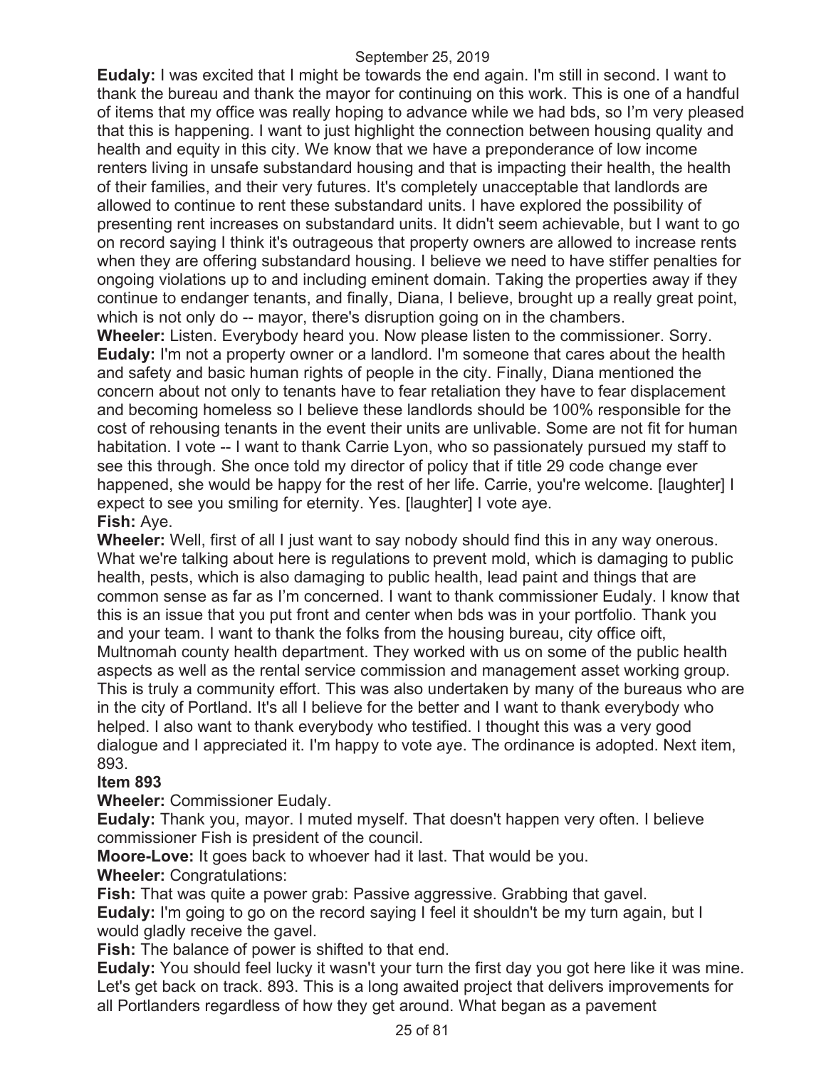**Eudaly:** I was excited that I might be towards the end again. I'm still in second. I want to thank the bureau and thank the mayor for continuing on this work. This is one of a handful of items that my office was really hoping to advance while we had bds, so I'm very pleased that this is happening. I want to just highlight the connection between housing quality and health and equity in this city. We know that we have a preponderance of low income renters living in unsafe substandard housing and that is impacting their health, the health of their families, and their very futures. It's completely unacceptable that landlords are allowed to continue to rent these substandard units. I have explored the possibility of presenting rent increases on substandard units. It didn't seem achievable, but I want to go on record saying I think it's outrageous that property owners are allowed to increase rents when they are offering substandard housing. I believe we need to have stiffer penalties for ongoing violations up to and including eminent domain. Taking the properties away if they continue to endanger tenants, and finally, Diana, I believe, brought up a really great point, which is not only do -- mayor, there's disruption going on in the chambers.

**Wheeler:** Listen. Everybody heard you. Now please listen to the commissioner. Sorry.

**Eudaly:** I'm not a property owner or a landlord. I'm someone that cares about the health and safety and basic human rights of people in the city. Finally, Diana mentioned the concern about not only to tenants have to fear retaliation they have to fear displacement and becoming homeless so I believe these landlords should be 100% responsible for the cost of rehousing tenants in the event their units are unlivable. Some are not fit for human habitation. I vote -- I want to thank Carrie Lyon, who so passionately pursued my staff to see this through. She once told my director of policy that if title 29 code change ever happened, she would be happy for the rest of her life. Carrie, you're welcome. [laughter] I expect to see you smiling for eternity. Yes. [laughter] I vote aye.

**Fish:** Aye.

**Wheeler:** Well, first of all I just want to say nobody should find this in any way onerous. What we're talking about here is regulations to prevent mold, which is damaging to public health, pests, which is also damaging to public health, lead paint and things that are common sense as far as I'm concerned. I want to thank commissioner Eudaly. I know that this is an issue that you put front and center when bds was in your portfolio. Thank you and your team. I want to thank the folks from the housing bureau, city office oift, Multnomah county health department. They worked with us on some of the public health aspects as well as the rental service commission and management asset working group. This is truly a community effort. This was also undertaken by many of the bureaus who are in the city of Portland. It's all I believe for the better and I want to thank everybody who helped. I also want to thank everybody who testified. I thought this was a very good dialogue and I appreciated it. I'm happy to vote aye. The ordinance is adopted. Next item, 893.

**Item 893**

**Wheeler:** Commissioner Eudaly.

**Eudaly:** Thank you, mayor. I muted myself. That doesn't happen very often. I believe commissioner Fish is president of the council.

**Moore-Love:** It goes back to whoever had it last. That would be you.

**Wheeler:** Congratulations:

**Fish:** That was quite a power grab: Passive aggressive. Grabbing that gavel.

**Eudaly:** I'm going to go on the record saying I feel it shouldn't be my turn again, but I would gladly receive the gavel.

**Fish:** The balance of power is shifted to that end.

**Eudaly:** You should feel lucky it wasn't your turn the first day you got here like it was mine. Let's get back on track. 893. This is a long awaited project that delivers improvements for all Portlanders regardless of how they get around. What began as a pavement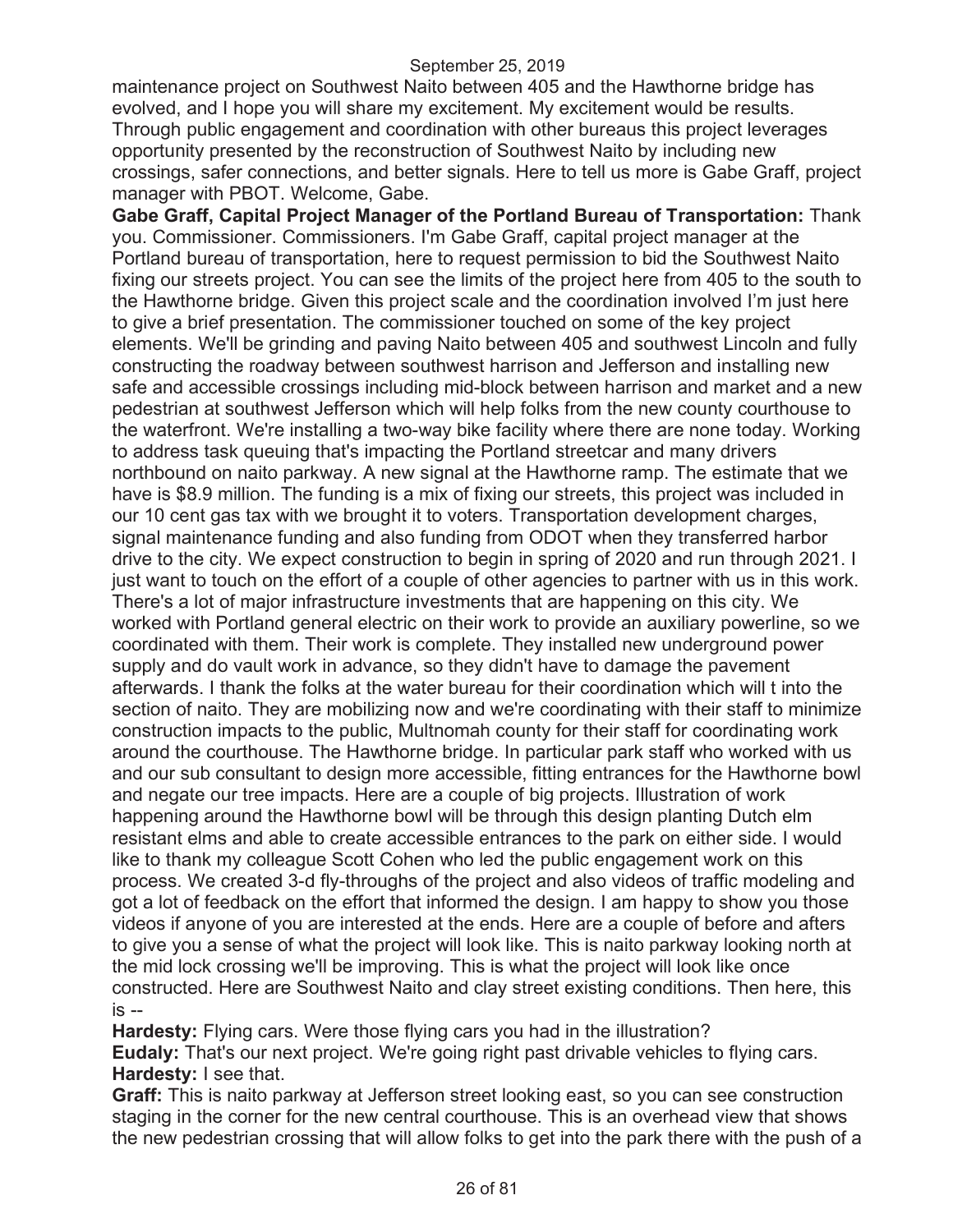maintenance project on Southwest Naito between 405 and the Hawthorne bridge has evolved, and I hope you will share my excitement. My excitement would be results. Through public engagement and coordination with other bureaus this project leverages opportunity presented by the reconstruction of Southwest Naito by including new crossings, safer connections, and better signals. Here to tell us more is Gabe Graff, project manager with PBOT. Welcome, Gabe.

**Gabe Graff, Capital Project Manager of the Portland Bureau of Transportation:** Thank you. Commissioner. Commissioners. I'm Gabe Graff, capital project manager at the Portland bureau of transportation, here to request permission to bid the Southwest Naito fixing our streets project. You can see the limits of the project here from 405 to the south to the Hawthorne bridge. Given this project scale and the coordination involved I'm just here to give a brief presentation. The commissioner touched on some of the key project elements. We'll be grinding and paving Naito between 405 and southwest Lincoln and fully constructing the roadway between southwest harrison and Jefferson and installing new safe and accessible crossings including mid-block between harrison and market and a new pedestrian at southwest Jefferson which will help folks from the new county courthouse to the waterfront. We're installing a two-way bike facility where there are none today. Working to address task queuing that's impacting the Portland streetcar and many drivers northbound on naito parkway. A new signal at the Hawthorne ramp. The estimate that we have is $8.9 million. The funding is a mix of fixing our streets, this project was included in our 10 cent gas tax with we brought it to voters. Transportation development charges, signal maintenance funding and also funding from ODOT when they transferred harbor drive to the city. We expect construction to begin in spring of 2020 and run through 2021. I just want to touch on the effort of a couple of other agencies to partner with us in this work. There's a lot of major infrastructure investments that are happening on this city. We worked with Portland general electric on their work to provide an auxiliary powerline, so we coordinated with them. Their work is complete. They installed new underground power supply and do vault work in advance, so they didn't have to damage the pavement afterwards. I thank the folks at the water bureau for their coordination which will t into the section of naito. They are mobilizing now and we're coordinating with their staff to minimize construction impacts to the public, Multnomah county for their staff for coordinating work around the courthouse. The Hawthorne bridge. In particular park staff who worked with us and our sub consultant to design more accessible, fitting entrances for the Hawthorne bowl and negate our tree impacts. Here are a couple of big projects. Illustration of work happening around the Hawthorne bowl will be through this design planting Dutch elm resistant elms and able to create accessible entrances to the park on either side. I would like to thank my colleague Scott Cohen who led the public engagement work on this process. We created 3-d fly-throughs of the project and also videos of traffic modeling and got a lot of feedback on the effort that informed the design. I am happy to show you those videos if anyone of you are interested at the ends. Here are a couple of before and afters to give you a sense of what the project will look like. This is naito parkway looking north at the mid lock crossing we'll be improving. This is what the project will look like once constructed. Here are Southwest Naito and clay street existing conditions. Then here, this is --

**Hardesty:** Flying cars. Were those flying cars you had in the illustration?

**Eudaly:** That's our next project. We're going right past drivable vehicles to flying cars.

**Hardesty:** I see that.

**Graff:** This is naito parkway at Jefferson street looking east, so you can see construction staging in the corner for the new central courthouse. This is an overhead view that shows the new pedestrian crossing that will allow folks to get into the park there with the push of a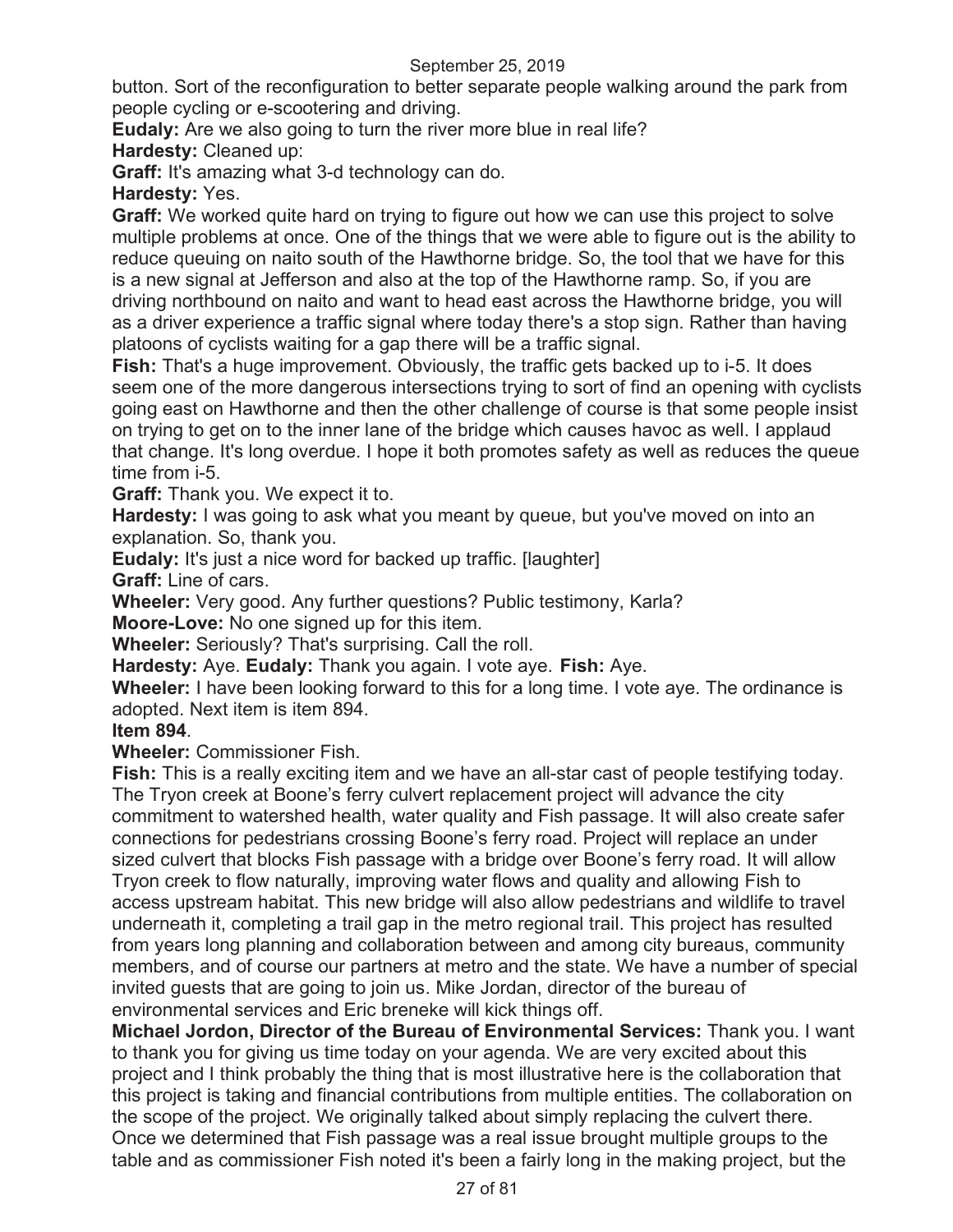button. Sort of the reconfiguration to better separate people walking around the park from people cycling or e-scootering and driving.

**Eudaly:** Are we also going to turn the river more blue in real life?

**Hardesty:** Cleaned up:

**Graff:** It's amazing what 3-d technology can do.

**Hardesty:** Yes.

**Graff:** We worked quite hard on trying to figure out how we can use this project to solve multiple problems at once. One of the things that we were able to figure out is the ability to reduce queuing on naito south of the Hawthorne bridge. So, the tool that we have for this is a new signal at Jefferson and also at the top of the Hawthorne ramp. So, if you are driving northbound on naito and want to head east across the Hawthorne bridge, you will as a driver experience a traffic signal where today there's a stop sign. Rather than having platoons of cyclists waiting for a gap there will be a traffic signal.

**Fish:** That's a huge improvement. Obviously, the traffic gets backed up to i-5. It does seem one of the more dangerous intersections trying to sort of find an opening with cyclists going east on Hawthorne and then the other challenge of course is that some people insist on trying to get on to the inner lane of the bridge which causes havoc as well. I applaud that change. It's long overdue. I hope it both promotes safety as well as reduces the queue time from i-5.

**Graff:** Thank you. We expect it to.

**Hardesty:** I was going to ask what you meant by queue, but you've moved on into an explanation. So, thank you.

**Eudaly:** It's just a nice word for backed up traffic. [laughter]

**Graff:** Line of cars.

**Wheeler:** Very good. Any further questions? Public testimony, Karla?

**Moore-Love:** No one signed up for this item.

**Wheeler:** Seriously? That's surprising. Call the roll.

**Hardesty:** Aye. **Eudaly:** Thank you again. I vote aye. **Fish:** Aye.

**Wheeler:** I have been looking forward to this for a long time. I vote aye. The ordinance is adopted. Next item is item 894.

**Item 894**.

**Wheeler:** Commissioner Fish.

**Fish:** This is a really exciting item and we have an all-star cast of people testifying today. The Tryon creek at Boone's ferry culvert replacement project will advance the city commitment to watershed health, water quality and Fish passage. It will also create safer connections for pedestrians crossing Boone's ferry road. Project will replace an under sized culvert that blocks Fish passage with a bridge over Boone's ferry road. It will allow Tryon creek to flow naturally, improving water flows and quality and allowing Fish to access upstream habitat. This new bridge will also allow pedestrians and wildlife to travel underneath it, completing a trail gap in the metro regional trail. This project has resulted from years long planning and collaboration between and among city bureaus, community members, and of course our partners at metro and the state. We have a number of special invited guests that are going to join us. Mike Jordan, director of the bureau of environmental services and Eric breneke will kick things off.

**Michael Jordon, Director of the Bureau of Environmental Services:** Thank you. I want to thank you for giving us time today on your agenda. We are very excited about this project and I think probably the thing that is most illustrative here is the collaboration that this project is taking and financial contributions from multiple entities. The collaboration on the scope of the project. We originally talked about simply replacing the culvert there. Once we determined that Fish passage was a real issue brought multiple groups to the table and as commissioner Fish noted it's been a fairly long in the making project, but the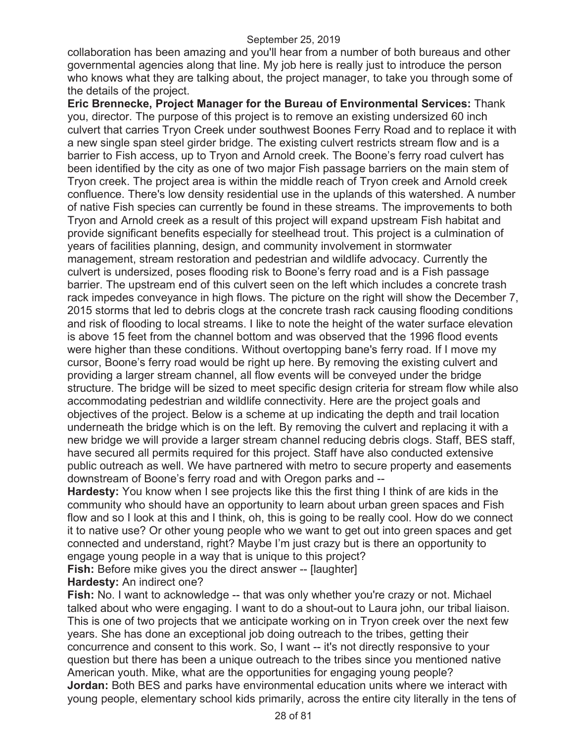collaboration has been amazing and you'll hear from a number of both bureaus and other governmental agencies along that line. My job here is really just to introduce the person who knows what they are talking about, the project manager, to take you through some of the details of the project.

**Eric Brennecke, Project Manager for the Bureau of Environmental Services:** Thank you, director. The purpose of this project is to remove an existing undersized 60 inch culvert that carries Tryon Creek under southwest Boones Ferry Road and to replace it with a new single span steel girder bridge. The existing culvert restricts stream flow and is a barrier to Fish access, up to Tryon and Arnold creek. The Boone's ferry road culvert has been identified by the city as one of two major Fish passage barriers on the main stem of Tryon creek. The project area is within the middle reach of Tryon creek and Arnold creek confluence. There's low density residential use in the uplands of this watershed. A number of native Fish species can currently be found in these streams. The improvements to both Tryon and Arnold creek as a result of this project will expand upstream Fish habitat and provide significant benefits especially for steelhead trout. This project is a culmination of years of facilities planning, design, and community involvement in stormwater management, stream restoration and pedestrian and wildlife advocacy. Currently the culvert is undersized, poses flooding risk to Boone's ferry road and is a Fish passage barrier. The upstream end of this culvert seen on the left which includes a concrete trash rack impedes conveyance in high flows. The picture on the right will show the December 7, 2015 storms that led to debris clogs at the concrete trash rack causing flooding conditions and risk of flooding to local streams. I like to note the height of the water surface elevation is above 15 feet from the channel bottom and was observed that the 1996 flood events were higher than these conditions. Without overtopping bane's ferry road. If I move my cursor, Boone's ferry road would be right up here. By removing the existing culvert and providing a larger stream channel, all flow events will be conveyed under the bridge structure. The bridge will be sized to meet specific design criteria for stream flow while also accommodating pedestrian and wildlife connectivity. Here are the project goals and objectives of the project. Below is a scheme at up indicating the depth and trail location underneath the bridge which is on the left. By removing the culvert and replacing it with a new bridge we will provide a larger stream channel reducing debris clogs. Staff, BES staff, have secured all permits required for this project. Staff have also conducted extensive public outreach as well. We have partnered with metro to secure property and easements downstream of Boone's ferry road and with Oregon parks and --

**Hardesty:** You know when I see projects like this the first thing I think of are kids in the community who should have an opportunity to learn about urban green spaces and Fish flow and so I look at this and I think, oh, this is going to be really cool. How do we connect it to native use? Or other young people who we want to get out into green spaces and get connected and understand, right? Maybe I'm just crazy but is there an opportunity to engage young people in a way that is unique to this project?

**Fish:** Before mike gives you the direct answer -- [laughter]

**Hardesty:** An indirect one?

**Fish:** No. I want to acknowledge -- that was only whether you're crazy or not. Michael talked about who were engaging. I want to do a shout-out to Laura john, our tribal liaison. This is one of two projects that we anticipate working on in Tryon creek over the next few years. She has done an exceptional job doing outreach to the tribes, getting their concurrence and consent to this work. So, I want -- it's not directly responsive to your question but there has been a unique outreach to the tribes since you mentioned native American youth. Mike, what are the opportunities for engaging young people?

**Jordan:** Both BES and parks have environmental education units where we interact with young people, elementary school kids primarily, across the entire city literally in the tens of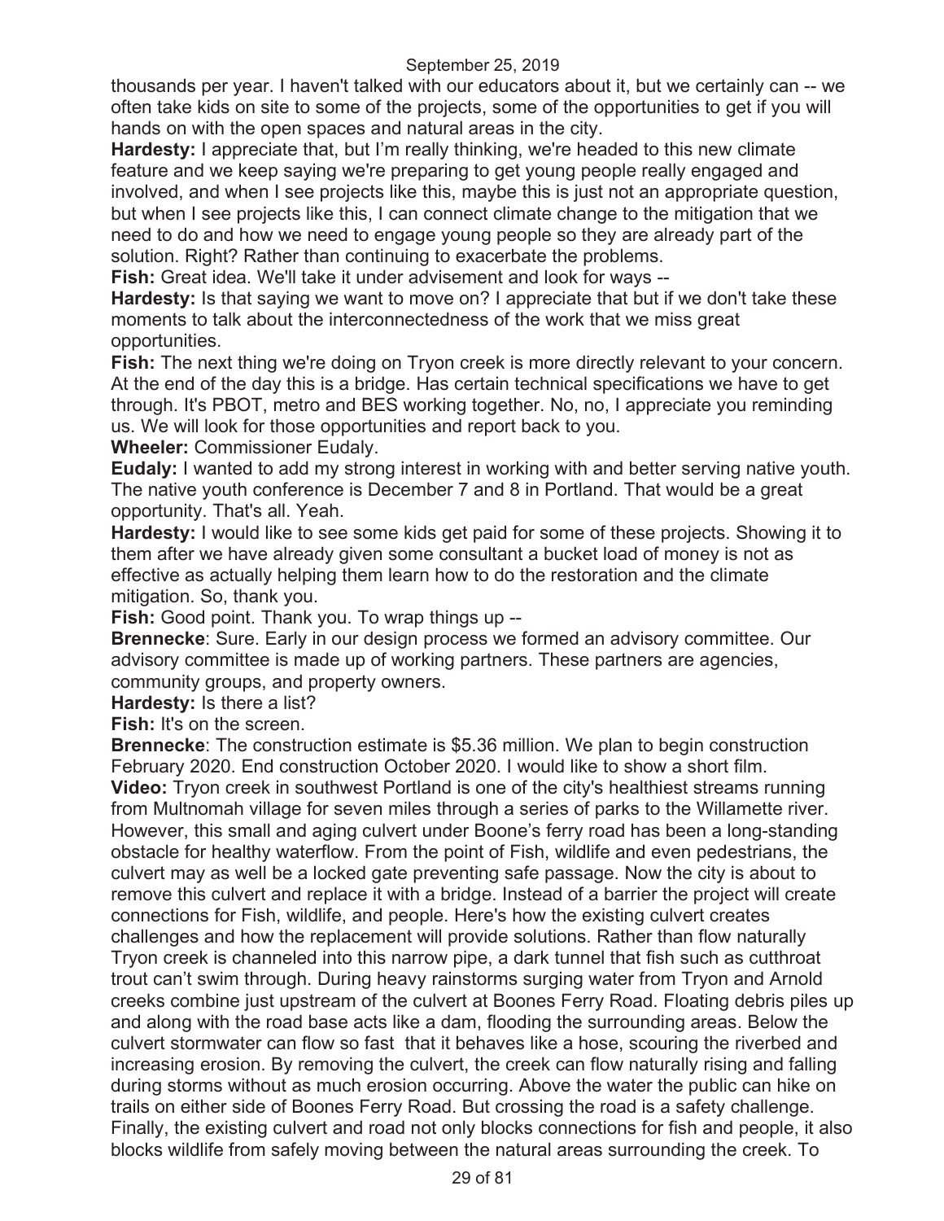thousands per year. I haven't talked with our educators about it, but we certainly can -- we often take kids on site to some of the projects, some of the opportunities to get if you will hands on with the open spaces and natural areas in the city.

**Hardesty:** I appreciate that, but I'm really thinking, we're headed to this new climate feature and we keep saying we're preparing to get young people really engaged and involved, and when I see projects like this, maybe this is just not an appropriate question, but when I see projects like this, I can connect climate change to the mitigation that we need to do and how we need to engage young people so they are already part of the solution. Right? Rather than continuing to exacerbate the problems.

**Fish:** Great idea. We'll take it under advisement and look for ways --

**Hardesty:** Is that saying we want to move on? I appreciate that but if we don't take these moments to talk about the interconnectedness of the work that we miss great opportunities.

**Fish:** The next thing we're doing on Tryon creek is more directly relevant to your concern. At the end of the day this is a bridge. Has certain technical specifications we have to get through. It's PBOT, metro and BES working together. No, no, I appreciate you reminding us. We will look for those opportunities and report back to you.

**Wheeler:** Commissioner Eudaly.

**Eudaly:** I wanted to add my strong interest in working with and better serving native youth. The native youth conference is December 7 and 8 in Portland. That would be a great opportunity. That's all. Yeah.

**Hardesty:** I would like to see some kids get paid for some of these projects. Showing it to them after we have already given some consultant a bucket load of money is not as effective as actually helping them learn how to do the restoration and the climate mitigation. So, thank you.

**Fish:** Good point. Thank you. To wrap things up --

**Brennecke**: Sure. Early in our design process we formed an advisory committee. Our advisory committee is made up of working partners. These partners are agencies, community groups, and property owners.

**Hardesty:** Is there a list?

**Fish:** It's on the screen.

**Brennecke**: The construction estimate is $5.36 million. We plan to begin construction February 2020. End construction October 2020. I would like to show a short film.

**Video:** Tryon creek in southwest Portland is one of the city's healthiest streams running from Multnomah village for seven miles through a series of parks to the Willamette river. However, this small and aging culvert under Boone's ferry road has been a long-standing obstacle for healthy waterflow. From the point of Fish, wildlife and even pedestrians, the culvert may as well be a locked gate preventing safe passage. Now the city is about to remove this culvert and replace it with a bridge. Instead of a barrier the project will create connections for Fish, wildlife, and people. Here's how the existing culvert creates challenges and how the replacement will provide solutions. Rather than flow naturally Tryon creek is channeled into this narrow pipe, a dark tunnel that fish such as cutthroat trout can't swim through. During heavy rainstorms surging water from Tryon and Arnold creeks combine just upstream of the culvert at Boones Ferry Road. Floating debris piles up and along with the road base acts like a dam, flooding the surrounding areas. Below the culvert stormwater can flow so fast that it behaves like a hose, scouring the riverbed and increasing erosion. By removing the culvert, the creek can flow naturally rising and falling during storms without as much erosion occurring. Above the water the public can hike on trails on either side of Boones Ferry Road. But crossing the road is a safety challenge. Finally, the existing culvert and road not only blocks connections for fish and people, it also blocks wildlife from safely moving between the natural areas surrounding the creek. To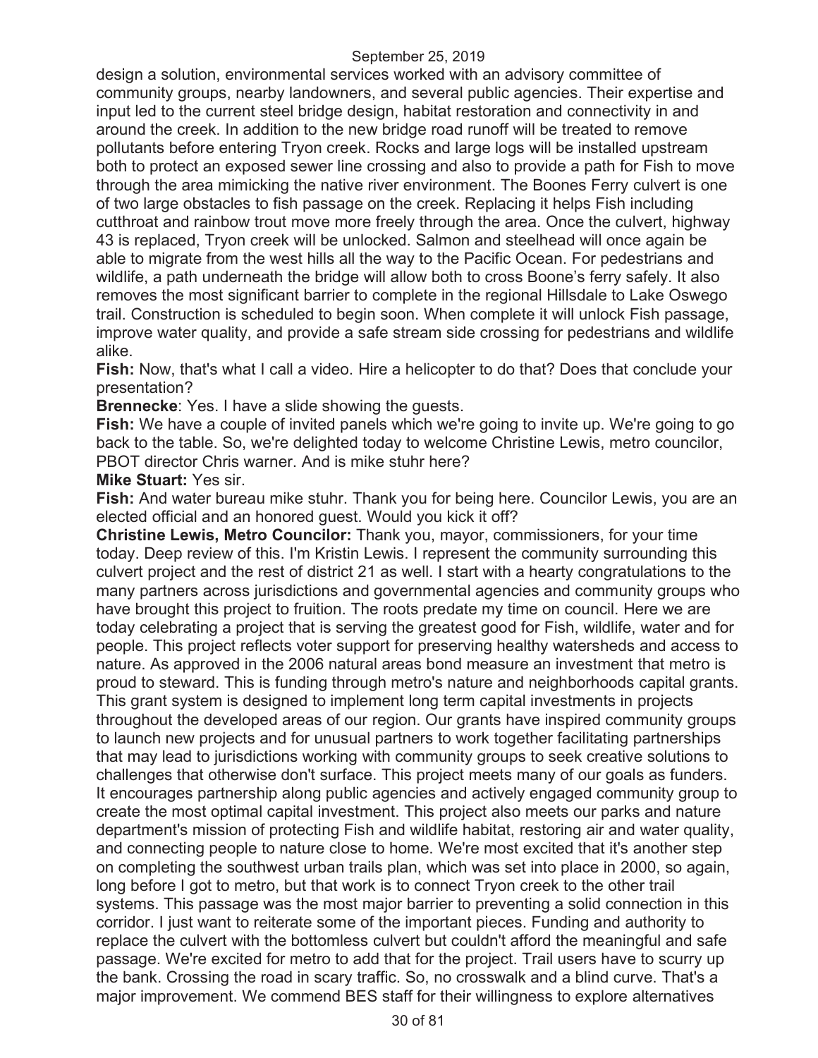design a solution, environmental services worked with an advisory committee of community groups, nearby landowners, and several public agencies. Their expertise and input led to the current steel bridge design, habitat restoration and connectivity in and around the creek. In addition to the new bridge road runoff will be treated to remove pollutants before entering Tryon creek. Rocks and large logs will be installed upstream both to protect an exposed sewer line crossing and also to provide a path for Fish to move through the area mimicking the native river environment. The Boones Ferry culvert is one of two large obstacles to fish passage on the creek. Replacing it helps Fish including cutthroat and rainbow trout move more freely through the area. Once the culvert, highway 43 is replaced, Tryon creek will be unlocked. Salmon and steelhead will once again be able to migrate from the west hills all the way to the Pacific Ocean. For pedestrians and wildlife, a path underneath the bridge will allow both to cross Boone's ferry safely. It also removes the most significant barrier to complete in the regional Hillsdale to Lake Oswego trail. Construction is scheduled to begin soon. When complete it will unlock Fish passage, improve water quality, and provide a safe stream side crossing for pedestrians and wildlife alike.

**Fish:** Now, that's what I call a video. Hire a helicopter to do that? Does that conclude your presentation?

**Brennecke**: Yes. I have a slide showing the guests.

**Fish:** We have a couple of invited panels which we're going to invite up. We're going to go back to the table. So, we're delighted today to welcome Christine Lewis, metro councilor, PBOT director Chris warner. And is mike stuhr here?

**Mike Stuart:** Yes sir.

**Fish:** And water bureau mike stuhr. Thank you for being here. Councilor Lewis, you are an elected official and an honored guest. Would you kick it off?

**Christine Lewis, Metro Councilor:** Thank you, mayor, commissioners, for your time today. Deep review of this. I'm Kristin Lewis. I represent the community surrounding this culvert project and the rest of district 21 as well. I start with a hearty congratulations to the many partners across jurisdictions and governmental agencies and community groups who have brought this project to fruition. The roots predate my time on council. Here we are today celebrating a project that is serving the greatest good for Fish, wildlife, water and for people. This project reflects voter support for preserving healthy watersheds and access to nature. As approved in the 2006 natural areas bond measure an investment that metro is proud to steward. This is funding through metro's nature and neighborhoods capital grants. This grant system is designed to implement long term capital investments in projects throughout the developed areas of our region. Our grants have inspired community groups to launch new projects and for unusual partners to work together facilitating partnerships that may lead to jurisdictions working with community groups to seek creative solutions to challenges that otherwise don't surface. This project meets many of our goals as funders. It encourages partnership along public agencies and actively engaged community group to create the most optimal capital investment. This project also meets our parks and nature department's mission of protecting Fish and wildlife habitat, restoring air and water quality, and connecting people to nature close to home. We're most excited that it's another step on completing the southwest urban trails plan, which was set into place in 2000, so again, long before I got to metro, but that work is to connect Tryon creek to the other trail systems. This passage was the most major barrier to preventing a solid connection in this corridor. I just want to reiterate some of the important pieces. Funding and authority to replace the culvert with the bottomless culvert but couldn't afford the meaningful and safe passage. We're excited for metro to add that for the project. Trail users have to scurry up the bank. Crossing the road in scary traffic. So, no crosswalk and a blind curve. That's a major improvement. We commend BES staff for their willingness to explore alternatives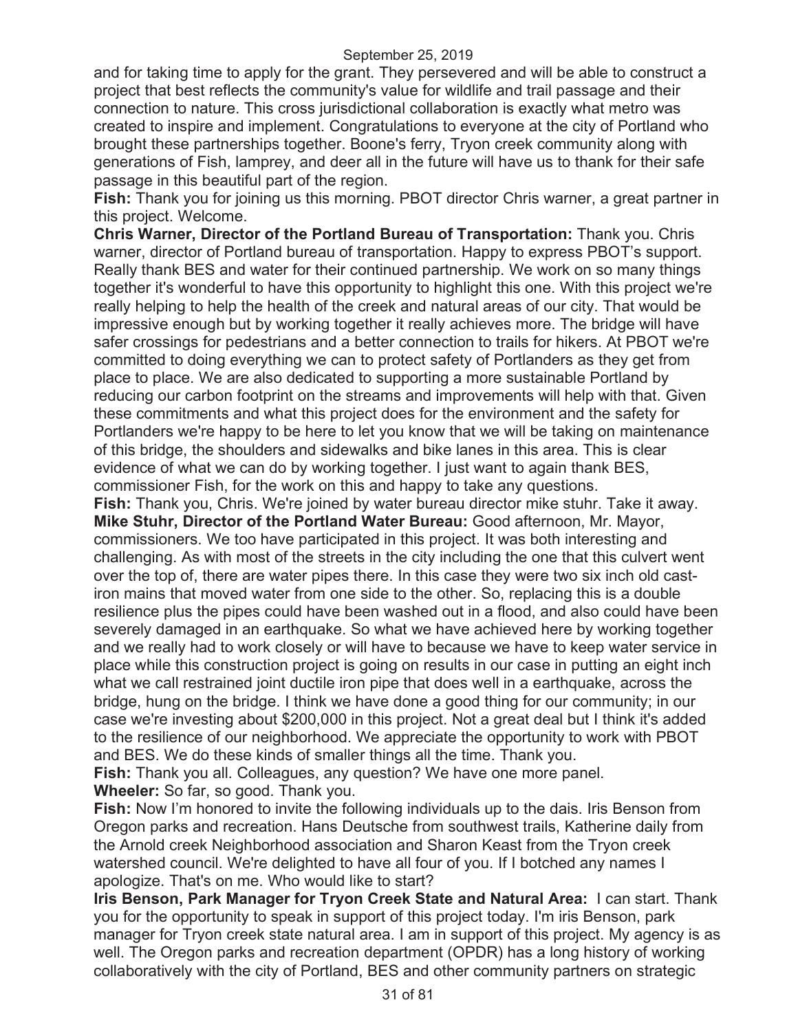and for taking time to apply for the grant. They persevered and will be able to construct a project that best reflects the community's value for wildlife and trail passage and their connection to nature. This cross jurisdictional collaboration is exactly what metro was created to inspire and implement. Congratulations to everyone at the city of Portland who brought these partnerships together. Boone's ferry, Tryon creek community along with generations of Fish, lamprey, and deer all in the future will have us to thank for their safe passage in this beautiful part of the region.

**Fish:** Thank you for joining us this morning. PBOT director Chris warner, a great partner in this project. Welcome.

**Chris Warner, Director of the Portland Bureau of Transportation:** Thank you. Chris warner, director of Portland bureau of transportation. Happy to express PBOT's support. Really thank BES and water for their continued partnership. We work on so many things together it's wonderful to have this opportunity to highlight this one. With this project we're really helping to help the health of the creek and natural areas of our city. That would be impressive enough but by working together it really achieves more. The bridge will have safer crossings for pedestrians and a better connection to trails for hikers. At PBOT we're committed to doing everything we can to protect safety of Portlanders as they get from place to place. We are also dedicated to supporting a more sustainable Portland by reducing our carbon footprint on the streams and improvements will help with that. Given these commitments and what this project does for the environment and the safety for Portlanders we're happy to be here to let you know that we will be taking on maintenance of this bridge, the shoulders and sidewalks and bike lanes in this area. This is clear evidence of what we can do by working together. I just want to again thank BES, commissioner Fish, for the work on this and happy to take any questions.

**Fish:** Thank you, Chris. We're joined by water bureau director mike stuhr. Take it away.

**Mike Stuhr, Director of the Portland Water Bureau:** Good afternoon, Mr. Mayor, commissioners. We too have participated in this project. It was both interesting and challenging. As with most of the streets in the city including the one that this culvert went over the top of, there are water pipes there. In this case they were two six inch old cast-iron mains that moved water from one side to the other. So, replacing this is a double resilience plus the pipes could have been washed out in a flood, and also could have been severely damaged in an earthquake. So what we have achieved here by working together and we really had to work closely or will have to because we have to keep water service in place while this construction project is going on results in our case in putting an eight inch what we call restrained joint ductile iron pipe that does well in a earthquake, across the bridge, hung on the bridge. I think we have done a good thing for our community; in our case we're investing about $200,000 in this project. Not a great deal but I think it's added to the resilience of our neighborhood. We appreciate the opportunity to work with PBOT and BES. We do these kinds of smaller things all the time. Thank you.

**Fish:** Thank you all. Colleagues, any question? We have one more panel.

**Wheeler:** So far, so good. Thank you.

**Fish:** Now I'm honored to invite the following individuals up to the dais. Iris Benson from Oregon parks and recreation. Hans Deutsche from southwest trails, Katherine daily from the Arnold creek Neighborhood association and Sharon Keast from the Tryon creek watershed council. We're delighted to have all four of you. If I botched any names I apologize. That's on me. Who would like to start?

**Iris Benson, Park Manager for Tryon Creek State and Natural Area:** I can start. Thank you for the opportunity to speak in support of this project today. I'm iris Benson, park manager for Tryon creek state natural area. I am in support of this project. My agency is as well. The Oregon parks and recreation department (OPDR) has a long history of working collaboratively with the city of Portland, BES and other community partners on strategic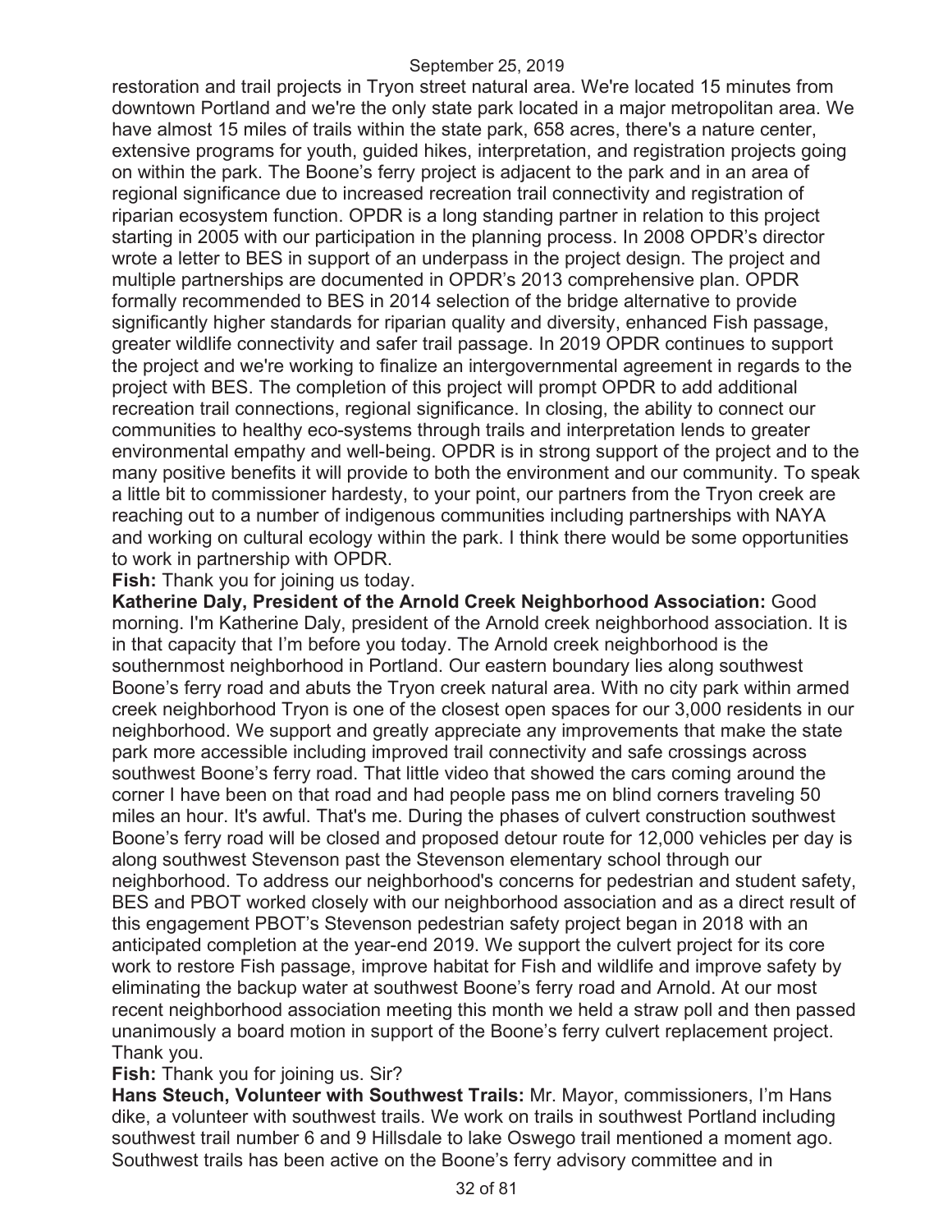restoration and trail projects in Tryon street natural area. We're located 15 minutes from downtown Portland and we're the only state park located in a major metropolitan area. We have almost 15 miles of trails within the state park, 658 acres, there's a nature center, extensive programs for youth, guided hikes, interpretation, and registration projects going on within the park. The Boone's ferry project is adjacent to the park and in an area of regional significance due to increased recreation trail connectivity and registration of riparian ecosystem function. OPDR is a long standing partner in relation to this project starting in 2005 with our participation in the planning process. In 2008 OPDR's director wrote a letter to BES in support of an underpass in the project design. The project and multiple partnerships are documented in OPDR's 2013 comprehensive plan. OPDR formally recommended to BES in 2014 selection of the bridge alternative to provide significantly higher standards for riparian quality and diversity, enhanced Fish passage, greater wildlife connectivity and safer trail passage. In 2019 OPDR continues to support the project and we're working to finalize an intergovernmental agreement in regards to the project with BES. The completion of this project will prompt OPDR to add additional recreation trail connections, regional significance. In closing, the ability to connect our communities to healthy eco-systems through trails and interpretation lends to greater environmental empathy and well-being. OPDR is in strong support of the project and to the many positive benefits it will provide to both the environment and our community. To speak a little bit to commissioner hardesty, to your point, our partners from the Tryon creek are reaching out to a number of indigenous communities including partnerships with NAYA and working on cultural ecology within the park. I think there would be some opportunities to work in partnership with OPDR.

**Fish:** Thank you for joining us today.

**Katherine Daly, President of the Arnold Creek Neighborhood Association:** Good morning. I'm Katherine Daly, president of the Arnold creek neighborhood association. It is in that capacity that I'm before you today. The Arnold creek neighborhood is the southernmost neighborhood in Portland. Our eastern boundary lies along southwest Boone's ferry road and abuts the Tryon creek natural area. With no city park within armed creek neighborhood Tryon is one of the closest open spaces for our 3,000 residents in our neighborhood. We support and greatly appreciate any improvements that make the state park more accessible including improved trail connectivity and safe crossings across southwest Boone's ferry road. That little video that showed the cars coming around the corner I have been on that road and had people pass me on blind corners traveling 50 miles an hour. It's awful. That's me. During the phases of culvert construction southwest Boone's ferry road will be closed and proposed detour route for 12,000 vehicles per day is along southwest Stevenson past the Stevenson elementary school through our neighborhood. To address our neighborhood's concerns for pedestrian and student safety, BES and PBOT worked closely with our neighborhood association and as a direct result of this engagement PBOT's Stevenson pedestrian safety project began in 2018 with an anticipated completion at the year-end 2019. We support the culvert project for its core work to restore Fish passage, improve habitat for Fish and wildlife and improve safety by eliminating the backup water at southwest Boone's ferry road and Arnold. At our most recent neighborhood association meeting this month we held a straw poll and then passed unanimously a board motion in support of the Boone's ferry culvert replacement project. Thank you.

**Fish:** Thank you for joining us. Sir?

**Hans Steuch, Volunteer with Southwest Trails:** Mr. Mayor, commissioners, I'm Hans dike, a volunteer with southwest trails. We work on trails in southwest Portland including southwest trail number 6 and 9 Hillsdale to lake Oswego trail mentioned a moment ago. Southwest trails has been active on the Boone's ferry advisory committee and in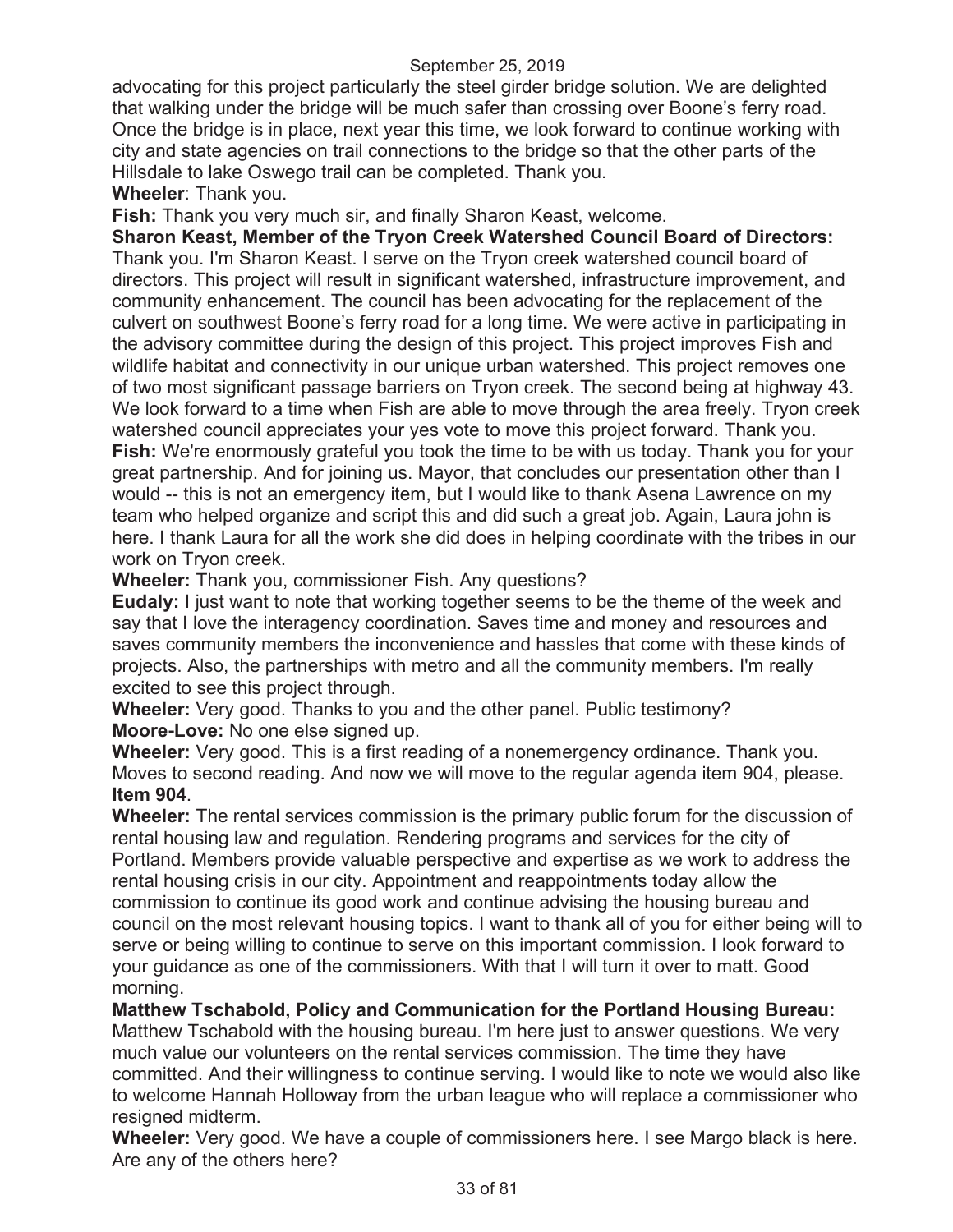advocating for this project particularly the steel girder bridge solution. We are delighted that walking under the bridge will be much safer than crossing over Boone's ferry road. Once the bridge is in place, next year this time, we look forward to continue working with city and state agencies on trail connections to the bridge so that the other parts of the Hillsdale to lake Oswego trail can be completed. Thank you.

**Wheeler**: Thank you.

**Fish:** Thank you very much sir, and finally Sharon Keast, welcome.

**Sharon Keast, Member of the Tryon Creek Watershed Council Board of Directors:** Thank you. I'm Sharon Keast. I serve on the Tryon creek watershed council board of directors. This project will result in significant watershed, infrastructure improvement, and community enhancement. The council has been advocating for the replacement of the culvert on southwest Boone's ferry road for a long time. We were active in participating in the advisory committee during the design of this project. This project improves Fish and wildlife habitat and connectivity in our unique urban watershed. This project removes one of two most significant passage barriers on Tryon creek. The second being at highway 43. We look forward to a time when Fish are able to move through the area freely. Tryon creek watershed council appreciates your yes vote to move this project forward. Thank you.

**Fish:** We're enormously grateful you took the time to be with us today. Thank you for your great partnership. And for joining us. Mayor, that concludes our presentation other than I would -- this is not an emergency item, but I would like to thank Asena Lawrence on my team who helped organize and script this and did such a great job. Again, Laura john is here. I thank Laura for all the work she did does in helping coordinate with the tribes in our work on Tryon creek.

**Wheeler:** Thank you, commissioner Fish. Any questions?

**Eudaly:** I just want to note that working together seems to be the theme of the week and say that I love the interagency coordination. Saves time and money and resources and saves community members the inconvenience and hassles that come with these kinds of projects. Also, the partnerships with metro and all the community members. I'm really excited to see this project through.

**Wheeler:** Very good. Thanks to you and the other panel. Public testimony?

**Moore-Love:** No one else signed up.

**Wheeler:** Very good. This is a first reading of a nonemergency ordinance. Thank you. Moves to second reading. And now we will move to the regular agenda item 904, please.

**Item 904**.

**Wheeler:** The rental services commission is the primary public forum for the discussion of rental housing law and regulation. Rendering programs and services for the city of Portland. Members provide valuable perspective and expertise as we work to address the rental housing crisis in our city. Appointment and reappointments today allow the commission to continue its good work and continue advising the housing bureau and council on the most relevant housing topics. I want to thank all of you for either being will to serve or being willing to continue to serve on this important commission. I look forward to your guidance as one of the commissioners. With that I will turn it over to matt. Good morning.

**Matthew Tschabold, Policy and Communication for the Portland Housing Bureau:** Matthew Tschabold with the housing bureau. I'm here just to answer questions. We very much value our volunteers on the rental services commission. The time they have committed. And their willingness to continue serving. I would like to note we would also like to welcome Hannah Holloway from the urban league who will replace a commissioner who resigned midterm.

**Wheeler:** Very good. We have a couple of commissioners here. I see Margo black is here. Are any of the others here?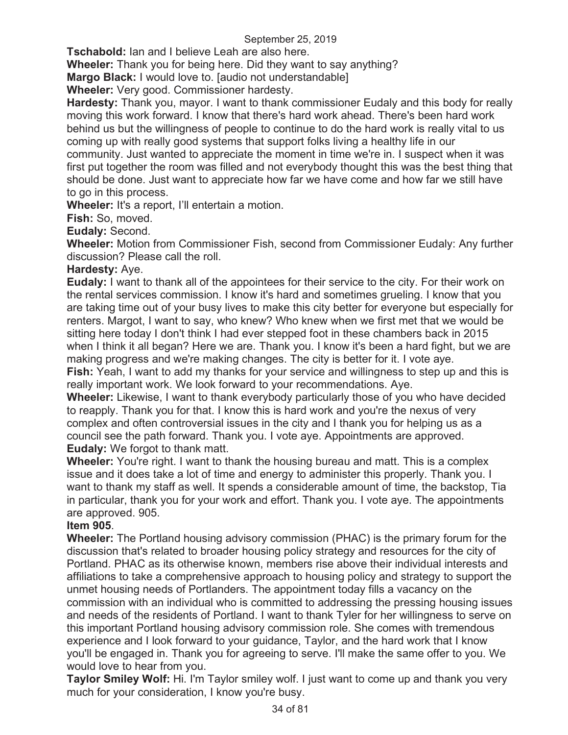**Tschabold:** Ian and I believe Leah are also here.

**Wheeler:** Thank you for being here. Did they want to say anything?

**Margo Black:** I would love to. [audio not understandable]

**Wheeler:** Very good. Commissioner hardesty.

**Hardesty:** Thank you, mayor. I want to thank commissioner Eudaly and this body for really moving this work forward. I know that there's hard work ahead. There's been hard work behind us but the willingness of people to continue to do the hard work is really vital to us coming up with really good systems that support folks living a healthy life in our community. Just wanted to appreciate the moment in time we're in. I suspect when it was first put together the room was filled and not everybody thought this was the best thing that should be done. Just want to appreciate how far we have come and how far we still have to go in this process.

**Wheeler:** It's a report, I'll entertain a motion.

**Fish:** So, moved.

**Eudaly:** Second.

**Wheeler:** Motion from Commissioner Fish, second from Commissioner Eudaly: Any further discussion? Please call the roll.

**Hardesty:** Aye.

**Eudaly:** I want to thank all of the appointees for their service to the city. For their work on the rental services commission. I know it's hard and sometimes grueling. I know that you are taking time out of your busy lives to make this city better for everyone but especially for renters. Margot, I want to say, who knew? Who knew when we first met that we would be sitting here today I don't think I had ever stepped foot in these chambers back in 2015 when I think it all began? Here we are. Thank you. I know it's been a hard fight, but we are making progress and we're making changes. The city is better for it. I vote aye.

**Fish:** Yeah, I want to add my thanks for your service and willingness to step up and this is really important work. We look forward to your recommendations. Aye.

**Wheeler:** Likewise, I want to thank everybody particularly those of you who have decided to reapply. Thank you for that. I know this is hard work and you're the nexus of very complex and often controversial issues in the city and I thank you for helping us as a council see the path forward. Thank you. I vote aye. Appointments are approved.

**Eudaly:** We forgot to thank matt.

**Wheeler:** You're right. I want to thank the housing bureau and matt. This is a complex issue and it does take a lot of time and energy to administer this properly. Thank you. I want to thank my staff as well. It spends a considerable amount of time, the backstop, Tia in particular, thank you for your work and effort. Thank you. I vote aye. The appointments are approved. 905.

**Item 905**.

**Wheeler:** The Portland housing advisory commission (PHAC) is the primary forum for the discussion that's related to broader housing policy strategy and resources for the city of Portland. PHAC as its otherwise known, members rise above their individual interests and affiliations to take a comprehensive approach to housing policy and strategy to support the unmet housing needs of Portlanders. The appointment today fills a vacancy on the commission with an individual who is committed to addressing the pressing housing issues and needs of the residents of Portland. I want to thank Tyler for her willingness to serve on this important Portland housing advisory commission role. She comes with tremendous experience and I look forward to your guidance, Taylor, and the hard work that I know you'll be engaged in. Thank you for agreeing to serve. I'll make the same offer to you. We would love to hear from you.

**Taylor Smiley Wolf:** Hi. I'm Taylor smiley wolf. I just want to come up and thank you very much for your consideration, I know you're busy.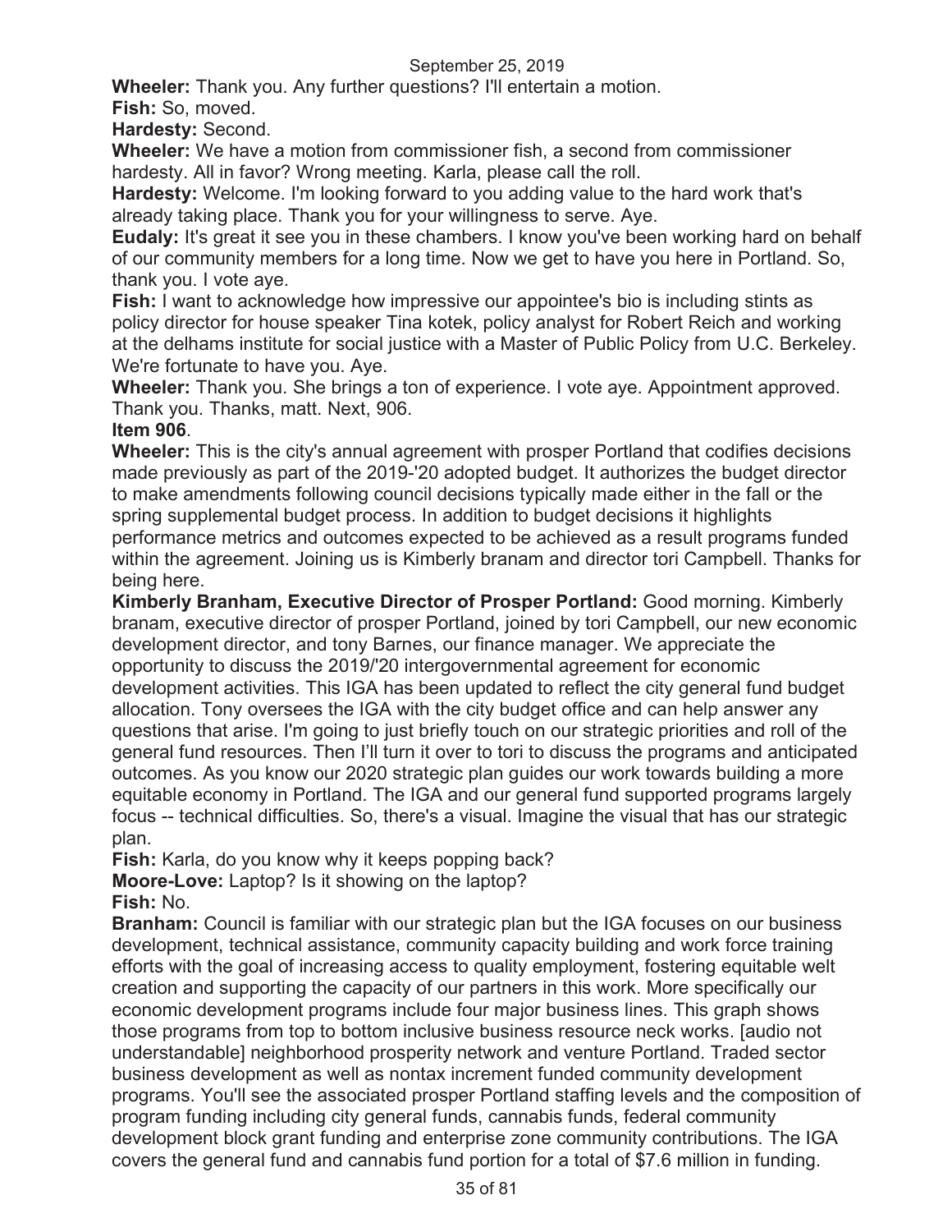**Wheeler:** Thank you. Any further questions? I'll entertain a motion.

**Fish:** So, moved.

**Hardesty:** Second.

**Wheeler:** We have a motion from commissioner fish, a second from commissioner hardesty. All in favor? Wrong meeting. Karla, please call the roll.

**Hardesty:** Welcome. I'm looking forward to you adding value to the hard work that's already taking place. Thank you for your willingness to serve. Aye.

**Eudaly:** It's great it see you in these chambers. I know you've been working hard on behalf of our community members for a long time. Now we get to have you here in Portland. So, thank you. I vote aye.

**Fish:** I want to acknowledge how impressive our appointee's bio is including stints as policy director for house speaker Tina kotek, policy analyst for Robert Reich and working at the delhams institute for social justice with a Master of Public Policy from U.C. Berkeley. We're fortunate to have you. Aye.

**Wheeler:** Thank you. She brings a ton of experience. I vote aye. Appointment approved. Thank you. Thanks, matt. Next, 906.

**Item 906**.

**Wheeler:** This is the city's annual agreement with prosper Portland that codifies decisions made previously as part of the 2019-'20 adopted budget. It authorizes the budget director to make amendments following council decisions typically made either in the fall or the spring supplemental budget process. In addition to budget decisions it highlights performance metrics and outcomes expected to be achieved as a result programs funded within the agreement. Joining us is Kimberly branam and director tori Campbell. Thanks for being here.

**Kimberly Branham, Executive Director of Prosper Portland:** Good morning. Kimberly branam, executive director of prosper Portland, joined by tori Campbell, our new economic development director, and tony Barnes, our finance manager. We appreciate the opportunity to discuss the 2019/'20 intergovernmental agreement for economic development activities. This IGA has been updated to reflect the city general fund budget allocation. Tony oversees the IGA with the city budget office and can help answer any questions that arise. I'm going to just briefly touch on our strategic priorities and roll of the general fund resources. Then I'll turn it over to tori to discuss the programs and anticipated outcomes. As you know our 2020 strategic plan guides our work towards building a more equitable economy in Portland. The IGA and our general fund supported programs largely focus -- technical difficulties. So, there's a visual. Imagine the visual that has our strategic plan.

**Fish:** Karla, do you know why it keeps popping back?

**Moore-Love:** Laptop? Is it showing on the laptop?

**Fish:** No.

**Branham:** Council is familiar with our strategic plan but the IGA focuses on our business development, technical assistance, community capacity building and work force training efforts with the goal of increasing access to quality employment, fostering equitable welt creation and supporting the capacity of our partners in this work. More specifically our economic development programs include four major business lines. This graph shows those programs from top to bottom inclusive business resource neck works. [audio not understandable] neighborhood prosperity network and venture Portland. Traded sector business development as well as nontax increment funded community development programs. You'll see the associated prosper Portland staffing levels and the composition of program funding including city general funds, cannabis funds, federal community development block grant funding and enterprise zone community contributions. The IGA covers the general fund and cannabis fund portion for a total of $7.6 million in funding.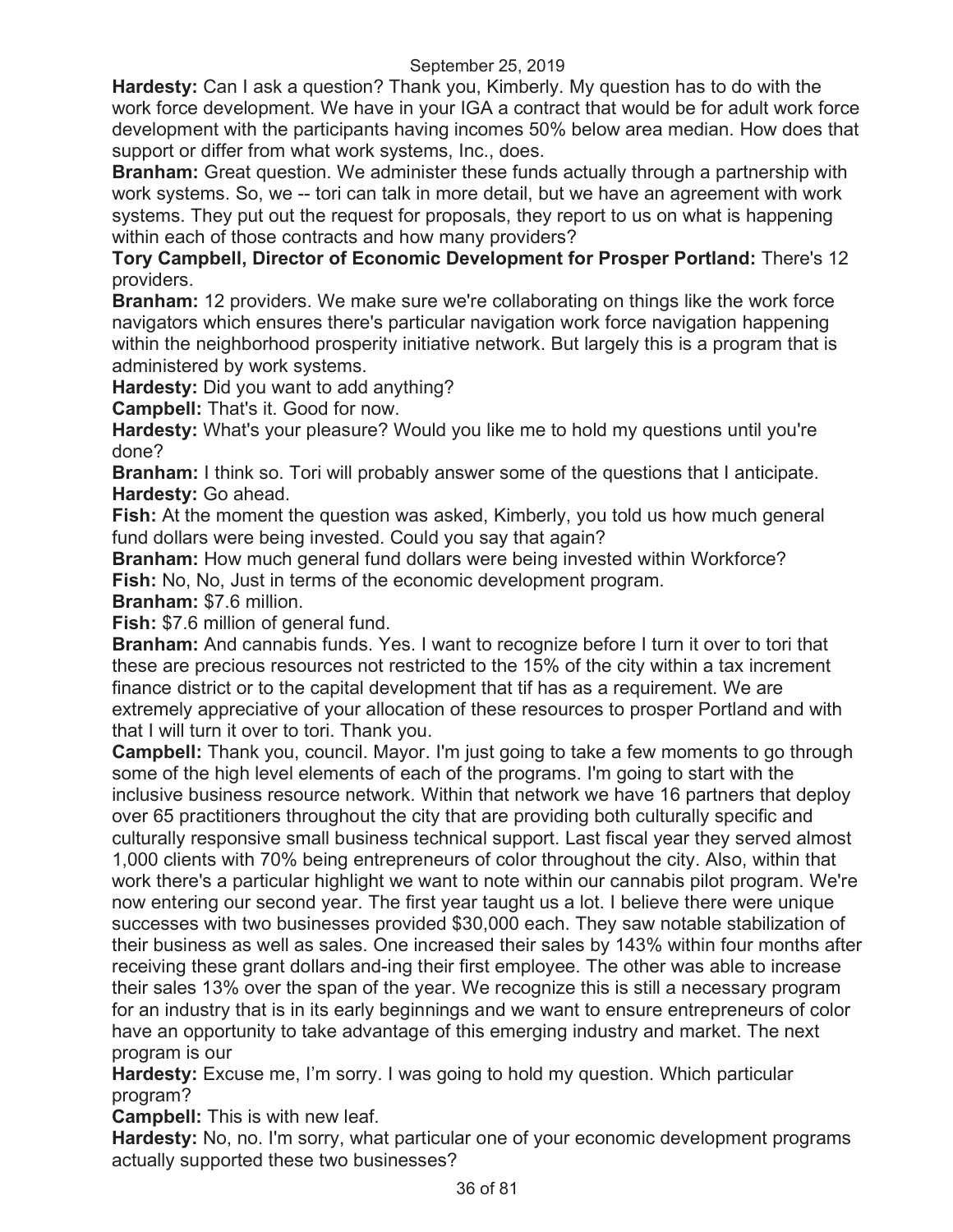**Hardesty:** Can I ask a question? Thank you, Kimberly. My question has to do with the work force development. We have in your IGA a contract that would be for adult work force development with the participants having incomes 50% below area median. How does that support or differ from what work systems, Inc., does.

**Branham:** Great question. We administer these funds actually through a partnership with work systems. So, we -- tori can talk in more detail, but we have an agreement with work systems. They put out the request for proposals, they report to us on what is happening within each of those contracts and how many providers?

**Tory Campbell, Director of Economic Development for Prosper Portland:** There's 12 providers.

**Branham:** 12 providers. We make sure we're collaborating on things like the work force navigators which ensures there's particular navigation work force navigation happening within the neighborhood prosperity initiative network. But largely this is a program that is administered by work systems.

**Hardesty:** Did you want to add anything?

**Campbell:** That's it. Good for now.

**Hardesty:** What's your pleasure? Would you like me to hold my questions until you're done?

**Branham:** I think so. Tori will probably answer some of the questions that I anticipate.

**Hardesty:** Go ahead.

**Fish:** At the moment the question was asked, Kimberly, you told us how much general fund dollars were being invested. Could you say that again?

**Branham:** How much general fund dollars were being invested within Workforce?

**Fish:** No, No, Just in terms of the economic development program.

**Branham:** $7.6 million.

**Fish:** $7.6 million of general fund.

**Branham:** And cannabis funds. Yes. I want to recognize before I turn it over to tori that these are precious resources not restricted to the 15% of the city within a tax increment finance district or to the capital development that tif has as a requirement. We are extremely appreciative of your allocation of these resources to prosper Portland and with that I will turn it over to tori. Thank you.

**Campbell:** Thank you, council. Mayor. I'm just going to take a few moments to go through some of the high level elements of each of the programs. I'm going to start with the inclusive business resource network. Within that network we have 16 partners that deploy over 65 practitioners throughout the city that are providing both culturally specific and culturally responsive small business technical support. Last fiscal year they served almost 1,000 clients with 70% being entrepreneurs of color throughout the city. Also, within that work there's a particular highlight we want to note within our cannabis pilot program. We're now entering our second year. The first year taught us a lot. I believe there were unique successes with two businesses provided $30,000 each. They saw notable stabilization of their business as well as sales. One increased their sales by 143% within four months after receiving these grant dollars and-ing their first employee. The other was able to increase their sales 13% over the span of the year. We recognize this is still a necessary program for an industry that is in its early beginnings and we want to ensure entrepreneurs of color have an opportunity to take advantage of this emerging industry and market. The next program is our

**Hardesty:** Excuse me, I'm sorry. I was going to hold my question. Which particular program?

**Campbell:** This is with new leaf.

**Hardesty:** No, no. I'm sorry, what particular one of your economic development programs actually supported these two businesses?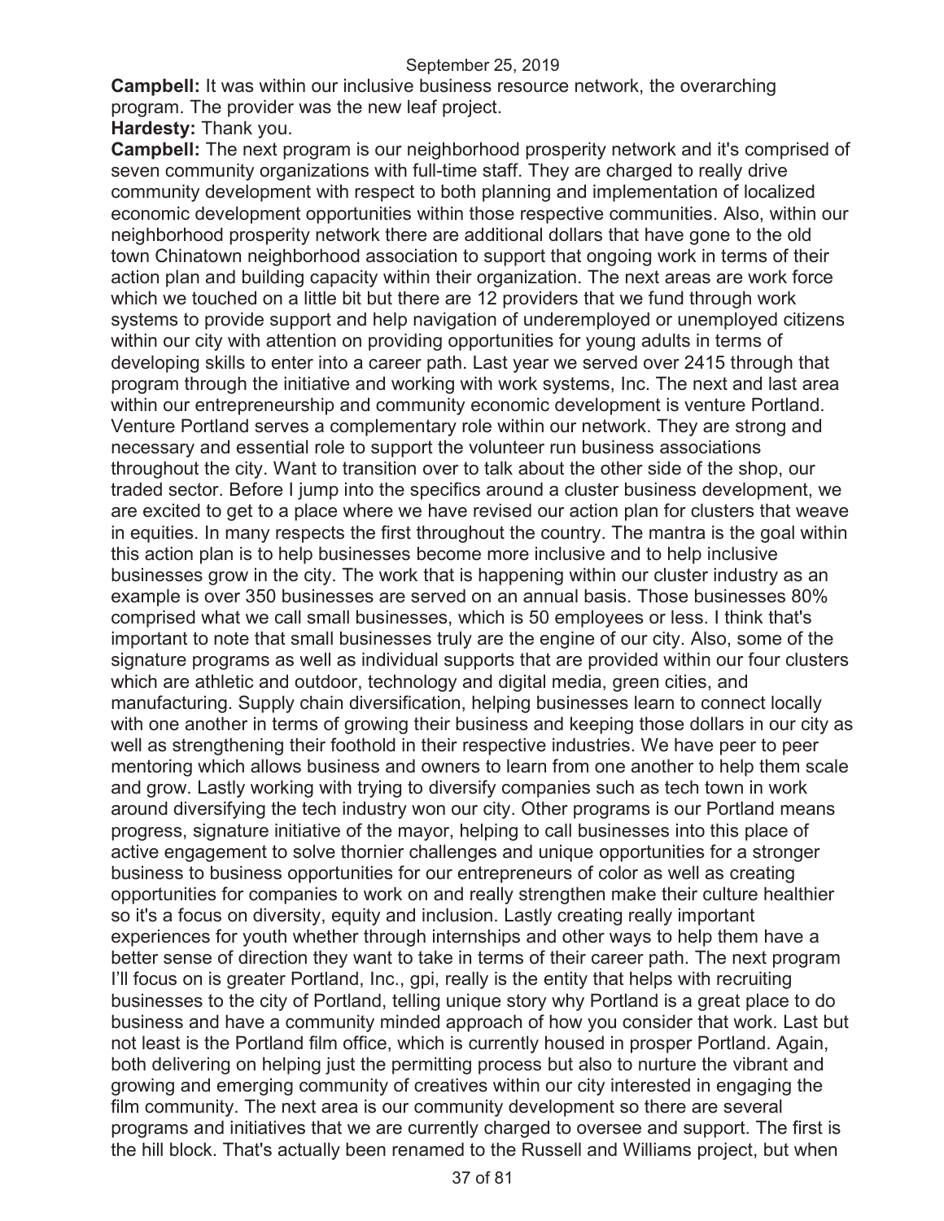**Campbell:** It was within our inclusive business resource network, the overarching program. The provider was the new leaf project.

**Hardesty:** Thank you.

**Campbell:** The next program is our neighborhood prosperity network and it's comprised of seven community organizations with full-time staff. They are charged to really drive community development with respect to both planning and implementation of localized economic development opportunities within those respective communities. Also, within our neighborhood prosperity network there are additional dollars that have gone to the old town Chinatown neighborhood association to support that ongoing work in terms of their action plan and building capacity within their organization. The next areas are work force which we touched on a little bit but there are 12 providers that we fund through work systems to provide support and help navigation of underemployed or unemployed citizens within our city with attention on providing opportunities for young adults in terms of developing skills to enter into a career path. Last year we served over 2415 through that program through the initiative and working with work systems, Inc. The next and last area within our entrepreneurship and community economic development is venture Portland. Venture Portland serves a complementary role within our network. They are strong and necessary and essential role to support the volunteer run business associations throughout the city. Want to transition over to talk about the other side of the shop, our traded sector. Before I jump into the specifics around a cluster business development, we are excited to get to a place where we have revised our action plan for clusters that weave in equities. In many respects the first throughout the country. The mantra is the goal within this action plan is to help businesses become more inclusive and to help inclusive businesses grow in the city. The work that is happening within our cluster industry as an example is over 350 businesses are served on an annual basis. Those businesses 80% comprised what we call small businesses, which is 50 employees or less. I think that's important to note that small businesses truly are the engine of our city. Also, some of the signature programs as well as individual supports that are provided within our four clusters which are athletic and outdoor, technology and digital media, green cities, and manufacturing. Supply chain diversification, helping businesses learn to connect locally with one another in terms of growing their business and keeping those dollars in our city as well as strengthening their foothold in their respective industries. We have peer to peer mentoring which allows business and owners to learn from one another to help them scale and grow. Lastly working with trying to diversify companies such as tech town in work around diversifying the tech industry won our city. Other programs is our Portland means progress, signature initiative of the mayor, helping to call businesses into this place of active engagement to solve thornier challenges and unique opportunities for a stronger business to business opportunities for our entrepreneurs of color as well as creating opportunities for companies to work on and really strengthen make their culture healthier so it's a focus on diversity, equity and inclusion. Lastly creating really important experiences for youth whether through internships and other ways to help them have a better sense of direction they want to take in terms of their career path. The next program I'll focus on is greater Portland, Inc., gpi, really is the entity that helps with recruiting businesses to the city of Portland, telling unique story why Portland is a great place to do business and have a community minded approach of how you consider that work. Last but not least is the Portland film office, which is currently housed in prosper Portland. Again, both delivering on helping just the permitting process but also to nurture the vibrant and growing and emerging community of creatives within our city interested in engaging the film community. The next area is our community development so there are several programs and initiatives that we are currently charged to oversee and support. The first is the hill block. That's actually been renamed to the Russell and Williams project, but when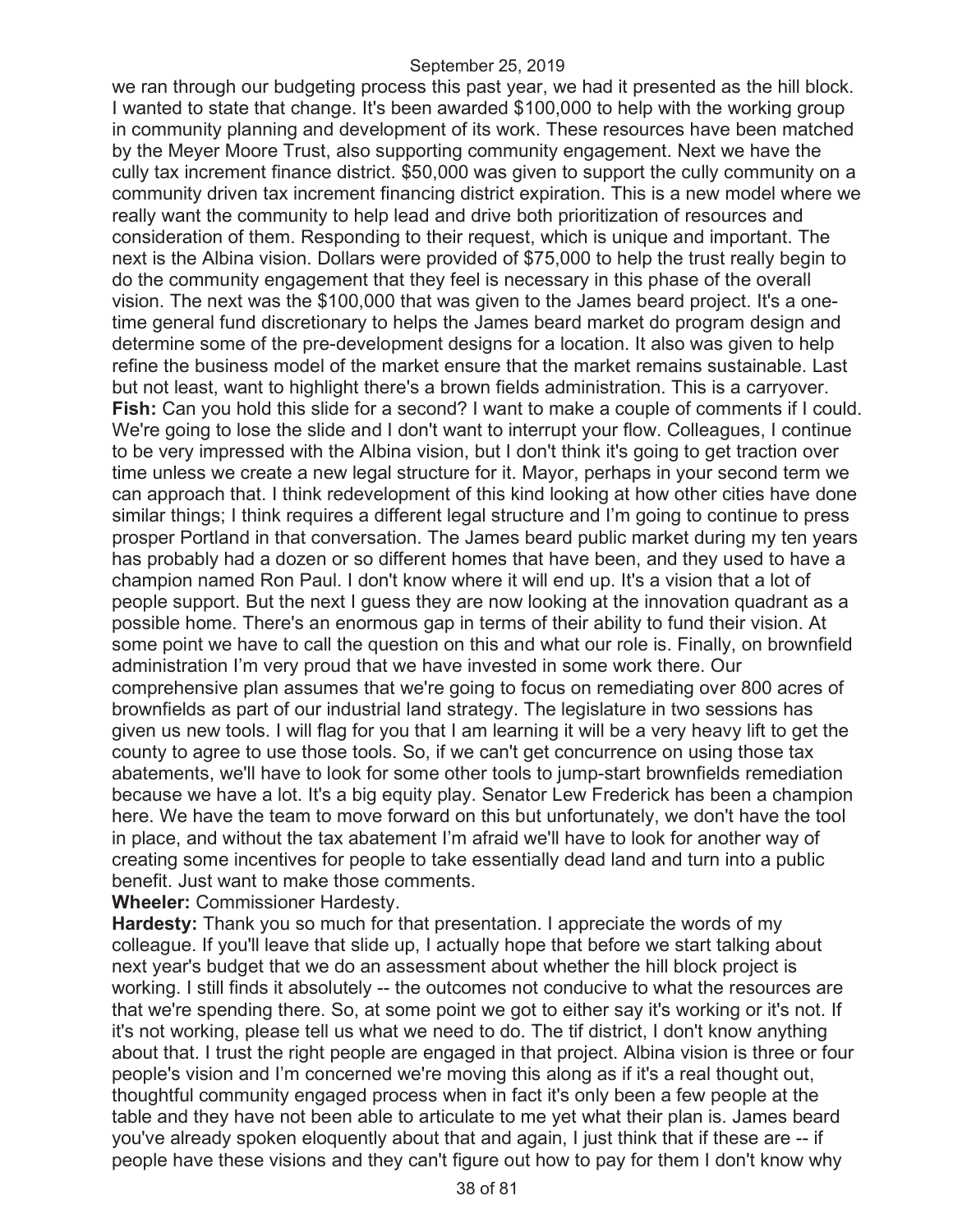we ran through our budgeting process this past year, we had it presented as the hill block. I wanted to state that change. It's been awarded $100,000 to help with the working group in community planning and development of its work. These resources have been matched by the Meyer Moore Trust, also supporting community engagement. Next we have the cully tax increment finance district. $50,000 was given to support the cully community on a community driven tax increment financing district expiration. This is a new model where we really want the community to help lead and drive both prioritization of resources and consideration of them. Responding to their request, which is unique and important. The next is the Albina vision. Dollars were provided of $75,000 to help the trust really begin to do the community engagement that they feel is necessary in this phase of the overall vision. The next was the $100,000 that was given to the James beard project. It's a one-time general fund discretionary to helps the James beard market do program design and determine some of the pre-development designs for a location. It also was given to help refine the business model of the market ensure that the market remains sustainable. Last but not least, want to highlight there's a brown fields administration. This is a carryover.

**Fish:** Can you hold this slide for a second? I want to make a couple of comments if I could. We're going to lose the slide and I don't want to interrupt your flow. Colleagues, I continue to be very impressed with the Albina vision, but I don't think it's going to get traction over time unless we create a new legal structure for it. Mayor, perhaps in your second term we can approach that. I think redevelopment of this kind looking at how other cities have done similar things; I think requires a different legal structure and I'm going to continue to press prosper Portland in that conversation. The James beard public market during my ten years has probably had a dozen or so different homes that have been, and they used to have a champion named Ron Paul. I don't know where it will end up. It's a vision that a lot of people support. But the next I guess they are now looking at the innovation quadrant as a possible home. There's an enormous gap in terms of their ability to fund their vision. At some point we have to call the question on this and what our role is. Finally, on brownfield administration I'm very proud that we have invested in some work there. Our comprehensive plan assumes that we're going to focus on remediating over 800 acres of brownfields as part of our industrial land strategy. The legislature in two sessions has given us new tools. I will flag for you that I am learning it will be a very heavy lift to get the county to agree to use those tools. So, if we can't get concurrence on using those tax abatements, we'll have to look for some other tools to jump-start brownfields remediation because we have a lot. It's a big equity play. Senator Lew Frederick has been a champion here. We have the team to move forward on this but unfortunately, we don't have the tool in place, and without the tax abatement I'm afraid we'll have to look for another way of creating some incentives for people to take essentially dead land and turn into a public benefit. Just want to make those comments.

**Wheeler:** Commissioner Hardesty.

**Hardesty:** Thank you so much for that presentation. I appreciate the words of my colleague. If you'll leave that slide up, I actually hope that before we start talking about next year's budget that we do an assessment about whether the hill block project is working. I still finds it absolutely -- the outcomes not conducive to what the resources are that we're spending there. So, at some point we got to either say it's working or it's not. If it's not working, please tell us what we need to do. The tif district, I don't know anything about that. I trust the right people are engaged in that project. Albina vision is three or four people's vision and I'm concerned we're moving this along as if it's a real thought out, thoughtful community engaged process when in fact it's only been a few people at the table and they have not been able to articulate to me yet what their plan is. James beard you've already spoken eloquently about that and again, I just think that if these are -- if people have these visions and they can't figure out how to pay for them I don't know why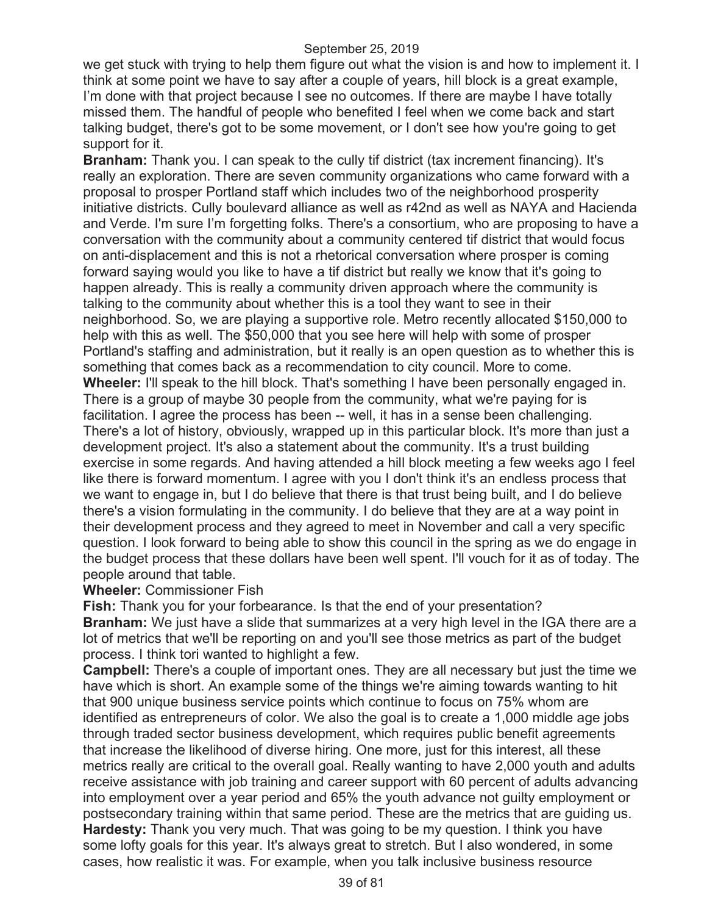we get stuck with trying to help them figure out what the vision is and how to implement it. I think at some point we have to say after a couple of years, hill block is a great example, I'm done with that project because I see no outcomes. If there are maybe I have totally missed them. The handful of people who benefited I feel when we come back and start talking budget, there's got to be some movement, or I don't see how you're going to get support for it.

**Branham:** Thank you. I can speak to the cully tif district (tax increment financing). It's really an exploration. There are seven community organizations who came forward with a proposal to prosper Portland staff which includes two of the neighborhood prosperity initiative districts. Cully boulevard alliance as well as r42nd as well as NAYA and Hacienda and Verde. I'm sure I'm forgetting folks. There's a consortium, who are proposing to have a conversation with the community about a community centered tif district that would focus on anti-displacement and this is not a rhetorical conversation where prosper is coming forward saying would you like to have a tif district but really we know that it's going to happen already. This is really a community driven approach where the community is talking to the community about whether this is a tool they want to see in their neighborhood. So, we are playing a supportive role. Metro recently allocated $150,000 to help with this as well. The $50,000 that you see here will help with some of prosper Portland's staffing and administration, but it really is an open question as to whether this is something that comes back as a recommendation to city council. More to come.

**Wheeler:** I'll speak to the hill block. That's something I have been personally engaged in. There is a group of maybe 30 people from the community, what we're paying for is facilitation. I agree the process has been -- well, it has in a sense been challenging. There's a lot of history, obviously, wrapped up in this particular block. It's more than just a development project. It's also a statement about the community. It's a trust building exercise in some regards. And having attended a hill block meeting a few weeks ago I feel like there is forward momentum. I agree with you I don't think it's an endless process that we want to engage in, but I do believe that there is that trust being built, and I do believe there's a vision formulating in the community. I do believe that they are at a way point in their development process and they agreed to meet in November and call a very specific question. I look forward to being able to show this council in the spring as we do engage in the budget process that these dollars have been well spent. I'll vouch for it as of today. The people around that table.

**Wheeler:** Commissioner Fish

**Fish:** Thank you for your forbearance. Is that the end of your presentation?

**Branham:** We just have a slide that summarizes at a very high level in the IGA there are a lot of metrics that we'll be reporting on and you'll see those metrics as part of the budget process. I think tori wanted to highlight a few.

**Campbell:** There's a couple of important ones. They are all necessary but just the time we have which is short. An example some of the things we're aiming towards wanting to hit that 900 unique business service points which continue to focus on 75% whom are identified as entrepreneurs of color. We also the goal is to create a 1,000 middle age jobs through traded sector business development, which requires public benefit agreements that increase the likelihood of diverse hiring. One more, just for this interest, all these metrics really are critical to the overall goal. Really wanting to have 2,000 youth and adults receive assistance with job training and career support with 60 percent of adults advancing into employment over a year period and 65% the youth advance not guilty employment or postsecondary training within that same period. These are the metrics that are guiding us.

**Hardesty:** Thank you very much. That was going to be my question. I think you have some lofty goals for this year. It's always great to stretch. But I also wondered, in some cases, how realistic it was. For example, when you talk inclusive business resource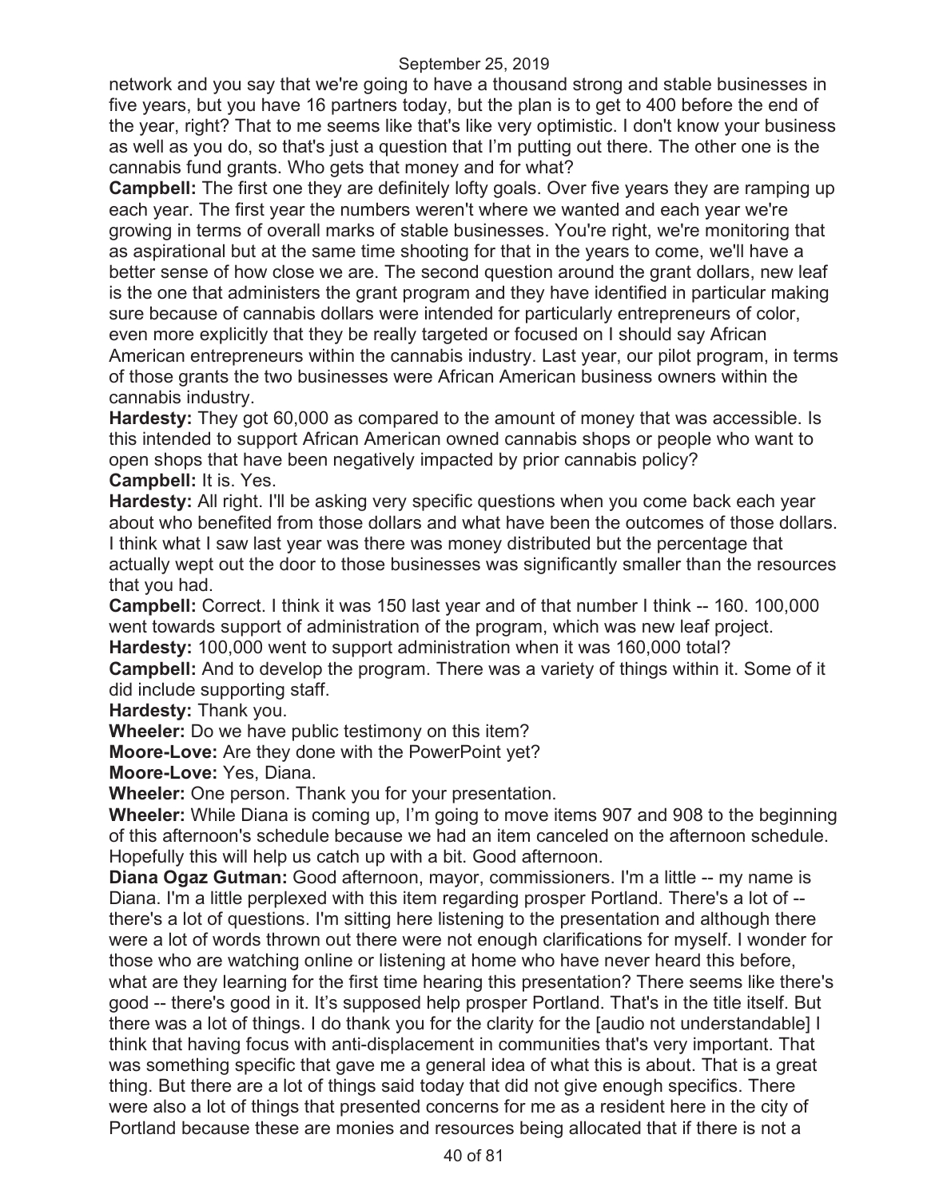network and you say that we're going to have a thousand strong and stable businesses in five years, but you have 16 partners today, but the plan is to get to 400 before the end of the year, right? That to me seems like that's like very optimistic. I don't know your business as well as you do, so that's just a question that I'm putting out there. The other one is the cannabis fund grants. Who gets that money and for what?

**Campbell:** The first one they are definitely lofty goals. Over five years they are ramping up each year. The first year the numbers weren't where we wanted and each year we're growing in terms of overall marks of stable businesses. You're right, we're monitoring that as aspirational but at the same time shooting for that in the years to come, we'll have a better sense of how close we are. The second question around the grant dollars, new leaf is the one that administers the grant program and they have identified in particular making sure because of cannabis dollars were intended for particularly entrepreneurs of color, even more explicitly that they be really targeted or focused on I should say African American entrepreneurs within the cannabis industry. Last year, our pilot program, in terms of those grants the two businesses were African American business owners within the cannabis industry.

**Hardesty:** They got 60,000 as compared to the amount of money that was accessible. Is this intended to support African American owned cannabis shops or people who want to open shops that have been negatively impacted by prior cannabis policy?

**Campbell:** It is. Yes.

**Hardesty:** All right. I'll be asking very specific questions when you come back each year about who benefited from those dollars and what have been the outcomes of those dollars. I think what I saw last year was there was money distributed but the percentage that actually wept out the door to those businesses was significantly smaller than the resources that you had.

**Campbell:** Correct. I think it was 150 last year and of that number I think -- 160. 100,000 went towards support of administration of the program, which was new leaf project.

**Hardesty:** 100,000 went to support administration when it was 160,000 total?

**Campbell:** And to develop the program. There was a variety of things within it. Some of it did include supporting staff.

**Hardesty:** Thank you.

**Wheeler:** Do we have public testimony on this item?

**Moore-Love:** Are they done with the PowerPoint yet?

**Moore-Love:** Yes, Diana.

**Wheeler:** One person. Thank you for your presentation.

**Wheeler:** While Diana is coming up, I'm going to move items 907 and 908 to the beginning of this afternoon's schedule because we had an item canceled on the afternoon schedule. Hopefully this will help us catch up with a bit. Good afternoon.

**Diana Ogaz Gutman:** Good afternoon, mayor, commissioners. I'm a little -- my name is Diana. I'm a little perplexed with this item regarding prosper Portland. There's a lot of -- there's a lot of questions. I'm sitting here listening to the presentation and although there were a lot of words thrown out there were not enough clarifications for myself. I wonder for those who are watching online or listening at home who have never heard this before, what are they learning for the first time hearing this presentation? There seems like there's good -- there's good in it. It's supposed help prosper Portland. That's in the title itself. But there was a lot of things. I do thank you for the clarity for the [audio not understandable] I think that having focus with anti-displacement in communities that's very important. That was something specific that gave me a general idea of what this is about. That is a great thing. But there are a lot of things said today that did not give enough specifics. There were also a lot of things that presented concerns for me as a resident here in the city of Portland because these are monies and resources being allocated that if there is not a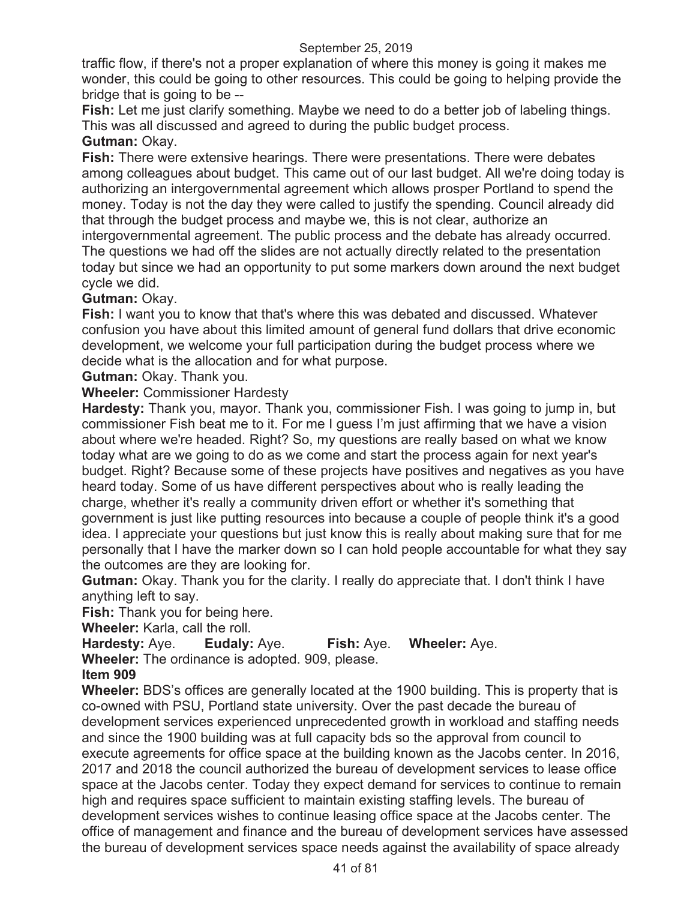traffic flow, if there's not a proper explanation of where this money is going it makes me wonder, this could be going to other resources. This could be going to helping provide the bridge that is going to be --

**Fish:** Let me just clarify something. Maybe we need to do a better job of labeling things. This was all discussed and agreed to during the public budget process.

**Gutman:** Okay.

**Fish:** There were extensive hearings. There were presentations. There were debates among colleagues about budget. This came out of our last budget. All we're doing today is authorizing an intergovernmental agreement which allows prosper Portland to spend the money. Today is not the day they were called to justify the spending. Council already did that through the budget process and maybe we, this is not clear, authorize an intergovernmental agreement. The public process and the debate has already occurred. The questions we had off the slides are not actually directly related to the presentation today but since we had an opportunity to put some markers down around the next budget cycle we did.

**Gutman:** Okay.

**Fish:** I want you to know that that's where this was debated and discussed. Whatever confusion you have about this limited amount of general fund dollars that drive economic development, we welcome your full participation during the budget process where we decide what is the allocation and for what purpose.

**Gutman:** Okay. Thank you.

**Wheeler:** Commissioner Hardesty

**Hardesty:** Thank you, mayor. Thank you, commissioner Fish. I was going to jump in, but commissioner Fish beat me to it. For me I guess I'm just affirming that we have a vision about where we're headed. Right? So, my questions are really based on what we know today what are we going to do as we come and start the process again for next year's budget. Right? Because some of these projects have positives and negatives as you have heard today. Some of us have different perspectives about who is really leading the charge, whether it's really a community driven effort or whether it's something that government is just like putting resources into because a couple of people think it's a good idea. I appreciate your questions but just know this is really about making sure that for me personally that I have the marker down so I can hold people accountable for what they say the outcomes are they are looking for.

**Gutman:** Okay. Thank you for the clarity. I really do appreciate that. I don't think I have anything left to say.

**Fish:** Thank you for being here.

**Wheeler:** Karla, call the roll.

**Hardesty:** Aye. **Eudaly:** Aye. **Fish:** Aye. **Wheeler:** Aye.

**Wheeler:** The ordinance is adopted. 909, please.

**Item 909**

**Wheeler:** BDS's offices are generally located at the 1900 building. This is property that is co-owned with PSU, Portland state university. Over the past decade the bureau of development services experienced unprecedented growth in workload and staffing needs and since the 1900 building was at full capacity bds so the approval from council to execute agreements for office space at the building known as the Jacobs center. In 2016, 2017 and 2018 the council authorized the bureau of development services to lease office space at the Jacobs center. Today they expect demand for services to continue to remain high and requires space sufficient to maintain existing staffing levels. The bureau of development services wishes to continue leasing office space at the Jacobs center. The office of management and finance and the bureau of development services have assessed the bureau of development services space needs against the availability of space already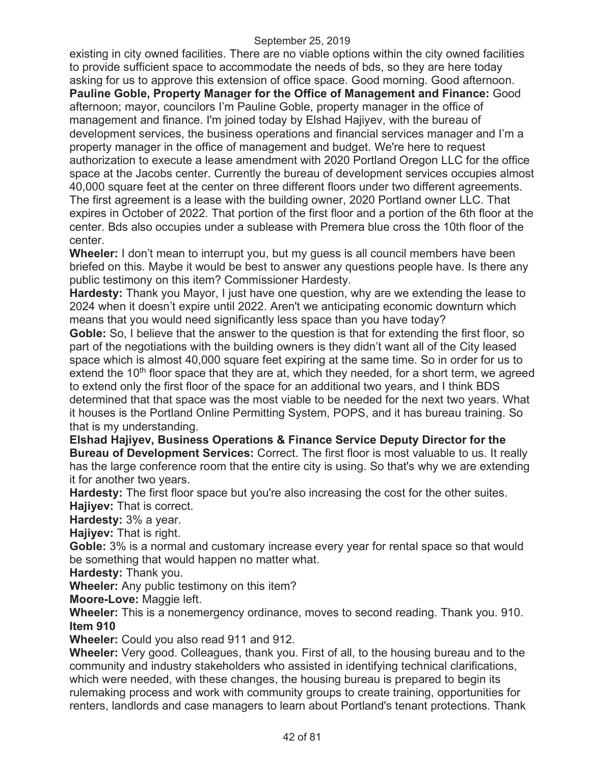existing in city owned facilities. There are no viable options within the city owned facilities to provide sufficient space to accommodate the needs of bds, so they are here today asking for us to approve this extension of office space. Good morning. Good afternoon.

**Pauline Goble, Property Manager for the Office of Management and Finance:** Good afternoon; mayor, councilors I'm Pauline Goble, property manager in the office of management and finance. I'm joined today by Elshad Hajiyev, with the bureau of development services, the business operations and financial services manager and I'm a property manager in the office of management and budget. We're here to request authorization to execute a lease amendment with 2020 Portland Oregon LLC for the office space at the Jacobs center. Currently the bureau of development services occupies almost 40,000 square feet at the center on three different floors under two different agreements. The first agreement is a lease with the building owner, 2020 Portland owner LLC. That expires in October of 2022. That portion of the first floor and a portion of the 6th floor at the center. Bds also occupies under a sublease with Premera blue cross the 10th floor of the center.

**Wheeler:** I don't mean to interrupt you, but my guess is all council members have been briefed on this. Maybe it would be best to answer any questions people have. Is there any public testimony on this item? Commissioner Hardesty.

**Hardesty:** Thank you Mayor, I just have one question, why are we extending the lease to 2024 when it doesn't expire until 2022. Aren't we anticipating economic downturn which means that you would need significantly less space than you have today?

**Goble:** So, I believe that the answer to the question is that for extending the first floor, so part of the negotiations with the building owners is they didn't want all of the City leased space which is almost 40,000 square feet expiring at the same time. So in order for us to extend the 10th floor space that they are at, which they needed, for a short term, we agreed to extend only the first floor of the space for an additional two years, and I think BDS determined that that space was the most viable to be needed for the next two years. What it houses is the Portland Online Permitting System, POPS, and it has bureau training. So that is my understanding.

**Elshad Hajiyev, Business Operations & Finance Service Deputy Director for the Bureau of Development Services:** Correct. The first floor is most valuable to us. It really has the large conference room that the entire city is using. So that's why we are extending it for another two years.

**Hardesty:** The first floor space but you're also increasing the cost for the other suites.

**Hajiyev:** That is correct.

**Hardesty:** 3% a year.

**Hajiyev:** That is right.

**Goble:** 3% is a normal and customary increase every year for rental space so that would be something that would happen no matter what.

**Hardesty:** Thank you.

**Wheeler:** Any public testimony on this item?

**Moore-Love:** Maggie left.

**Wheeler:** This is a nonemergency ordinance, moves to second reading. Thank you. 910.

**Item 910**

**Wheeler:** Could you also read 911 and 912.

**Wheeler:** Very good. Colleagues, thank you. First of all, to the housing bureau and to the community and industry stakeholders who assisted in identifying technical clarifications, which were needed, with these changes, the housing bureau is prepared to begin its rulemaking process and work with community groups to create training, opportunities for renters, landlords and case managers to learn about Portland's tenant protections. Thank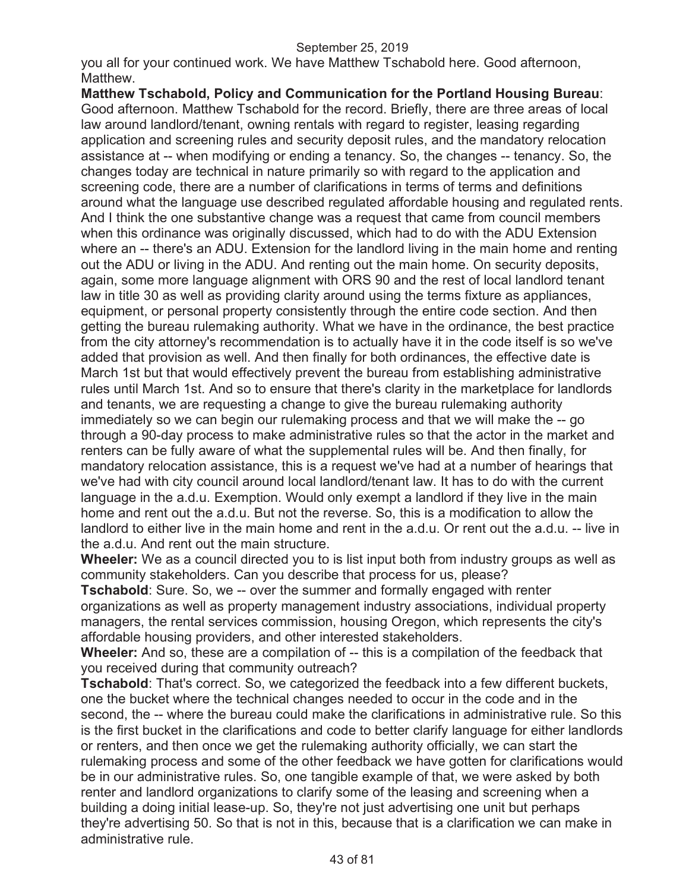you all for your continued work. We have Matthew Tschabold here. Good afternoon, Matthew.

**Matthew Tschabold, Policy and Communication for the Portland Housing Bureau**: Good afternoon. Matthew Tschabold for the record. Briefly, there are three areas of local law around landlord/tenant, owning rentals with regard to register, leasing regarding application and screening rules and security deposit rules, and the mandatory relocation assistance at -- when modifying or ending a tenancy. So, the changes -- tenancy. So, the changes today are technical in nature primarily so with regard to the application and screening code, there are a number of clarifications in terms of terms and definitions around what the language use described regulated affordable housing and regulated rents. And I think the one substantive change was a request that came from council members when this ordinance was originally discussed, which had to do with the ADU Extension where an -- there's an ADU. Extension for the landlord living in the main home and renting out the ADU or living in the ADU. And renting out the main home. On security deposits, again, some more language alignment with ORS 90 and the rest of local landlord tenant law in title 30 as well as providing clarity around using the terms fixture as appliances, equipment, or personal property consistently through the entire code section. And then getting the bureau rulemaking authority. What we have in the ordinance, the best practice from the city attorney's recommendation is to actually have it in the code itself is so we've added that provision as well. And then finally for both ordinances, the effective date is March 1st but that would effectively prevent the bureau from establishing administrative rules until March 1st. And so to ensure that there's clarity in the marketplace for landlords and tenants, we are requesting a change to give the bureau rulemaking authority immediately so we can begin our rulemaking process and that we will make the -- go through a 90-day process to make administrative rules so that the actor in the market and renters can be fully aware of what the supplemental rules will be. And then finally, for mandatory relocation assistance, this is a request we've had at a number of hearings that we've had with city council around local landlord/tenant law. It has to do with the current language in the a.d.u. Exemption. Would only exempt a landlord if they live in the main home and rent out the a.d.u. But not the reverse. So, this is a modification to allow the landlord to either live in the main home and rent in the a.d.u. Or rent out the a.d.u. -- live in the a.d.u. And rent out the main structure.

**Wheeler:** We as a council directed you to is list input both from industry groups as well as community stakeholders. Can you describe that process for us, please?

**Tschabold**: Sure. So, we -- over the summer and formally engaged with renter organizations as well as property management industry associations, individual property managers, the rental services commission, housing Oregon, which represents the city's affordable housing providers, and other interested stakeholders.

**Wheeler:** And so, these are a compilation of -- this is a compilation of the feedback that you received during that community outreach?

**Tschabold**: That's correct. So, we categorized the feedback into a few different buckets, one the bucket where the technical changes needed to occur in the code and in the second, the -- where the bureau could make the clarifications in administrative rule. So this is the first bucket in the clarifications and code to better clarify language for either landlords or renters, and then once we get the rulemaking authority officially, we can start the rulemaking process and some of the other feedback we have gotten for clarifications would be in our administrative rules. So, one tangible example of that, we were asked by both renter and landlord organizations to clarify some of the leasing and screening when a building a doing initial lease-up. So, they're not just advertising one unit but perhaps they're advertising 50. So that is not in this, because that is a clarification we can make in administrative rule.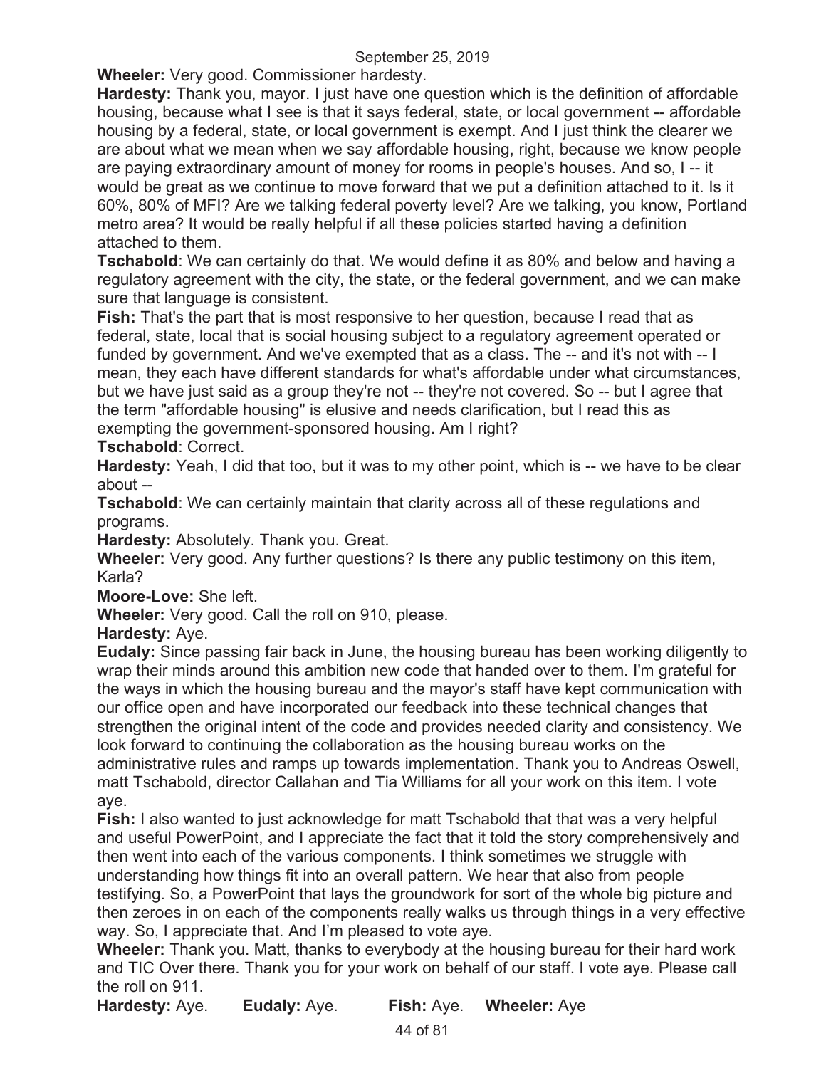**Wheeler:** Very good. Commissioner hardesty.

**Hardesty:** Thank you, mayor. I just have one question which is the definition of affordable housing, because what I see is that it says federal, state, or local government -- affordable housing by a federal, state, or local government is exempt. And I just think the clearer we are about what we mean when we say affordable housing, right, because we know people are paying extraordinary amount of money for rooms in people's houses. And so, I -- it would be great as we continue to move forward that we put a definition attached to it. Is it 60%, 80% of MFI? Are we talking federal poverty level? Are we talking, you know, Portland metro area? It would be really helpful if all these policies started having a definition attached to them.

**Tschabold**: We can certainly do that. We would define it as 80% and below and having a regulatory agreement with the city, the state, or the federal government, and we can make sure that language is consistent.

**Fish:** That's the part that is most responsive to her question, because I read that as federal, state, local that is social housing subject to a regulatory agreement operated or funded by government. And we've exempted that as a class. The -- and it's not with -- I mean, they each have different standards for what's affordable under what circumstances, but we have just said as a group they're not -- they're not covered. So -- but I agree that the term "affordable housing" is elusive and needs clarification, but I read this as exempting the government-sponsored housing. Am I right?

**Tschabold**: Correct.

**Hardesty:** Yeah, I did that too, but it was to my other point, which is -- we have to be clear about --

**Tschabold**: We can certainly maintain that clarity across all of these regulations and programs.

**Hardesty:** Absolutely. Thank you. Great.

**Wheeler:** Very good. Any further questions? Is there any public testimony on this item, Karla?

**Moore-Love:** She left.

**Wheeler:** Very good. Call the roll on 910, please.

**Hardesty:** Aye.

**Eudaly:** Since passing fair back in June, the housing bureau has been working diligently to wrap their minds around this ambition new code that handed over to them. I'm grateful for the ways in which the housing bureau and the mayor's staff have kept communication with our office open and have incorporated our feedback into these technical changes that strengthen the original intent of the code and provides needed clarity and consistency. We look forward to continuing the collaboration as the housing bureau works on the administrative rules and ramps up towards implementation. Thank you to Andreas Oswell, matt Tschabold, director Callahan and Tia Williams for all your work on this item. I vote aye.

**Fish:** I also wanted to just acknowledge for matt Tschabold that that was a very helpful and useful PowerPoint, and I appreciate the fact that it told the story comprehensively and then went into each of the various components. I think sometimes we struggle with understanding how things fit into an overall pattern. We hear that also from people testifying. So, a PowerPoint that lays the groundwork for sort of the whole big picture and then zeroes in on each of the components really walks us through things in a very effective way. So, I appreciate that. And I'm pleased to vote aye.

**Wheeler:** Thank you. Matt, thanks to everybody at the housing bureau for their hard work and TIC Over there. Thank you for your work on behalf of our staff. I vote aye. Please call the roll on 911.

**Hardesty:** Aye. **Eudaly:** Aye. **Fish:** Aye. **Wheeler:** Aye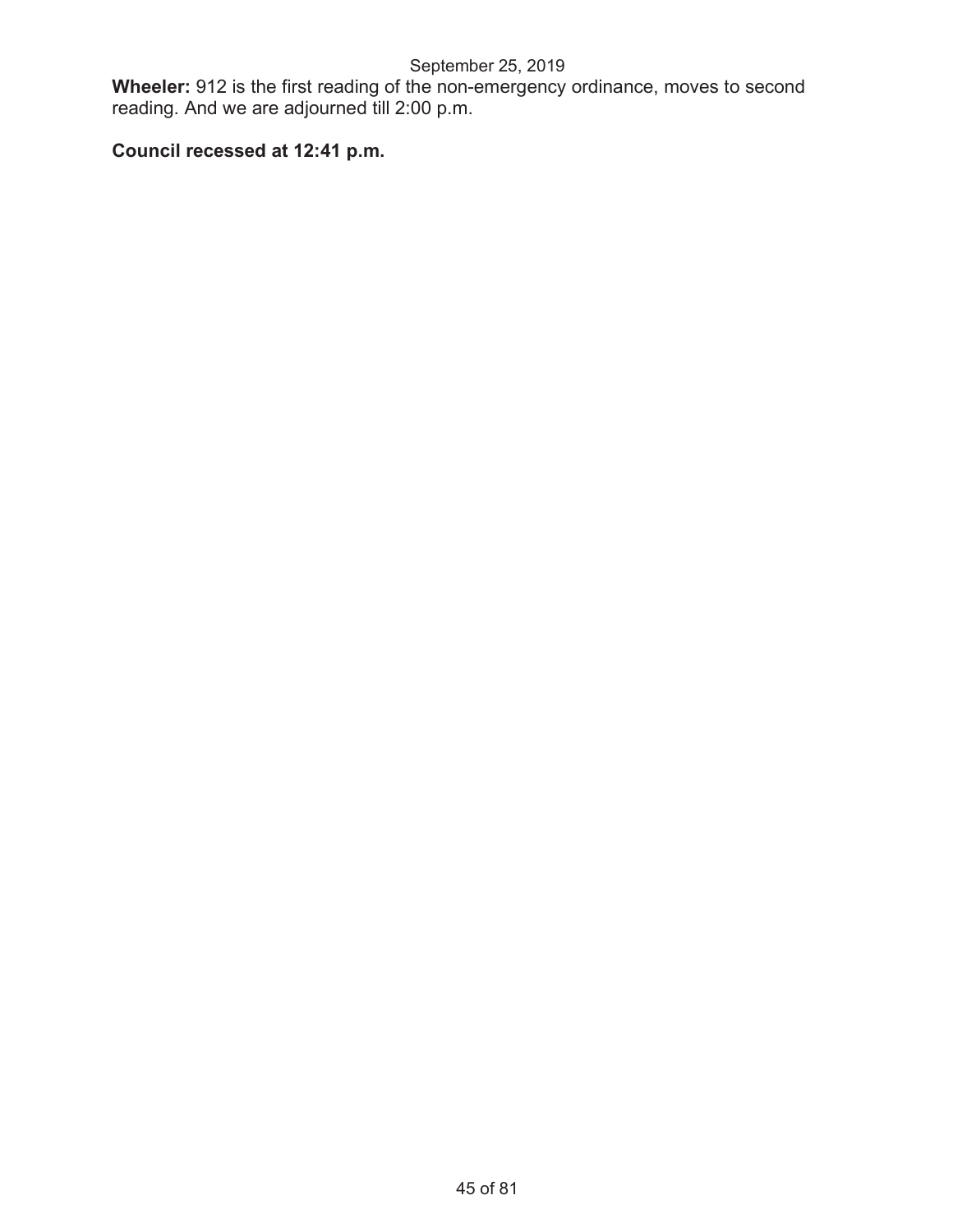**Wheeler:** 912 is the first reading of the non-emergency ordinance, moves to second reading. And we are adjourned till 2:00 p.m.

**Council recessed at 12:41 p.m.**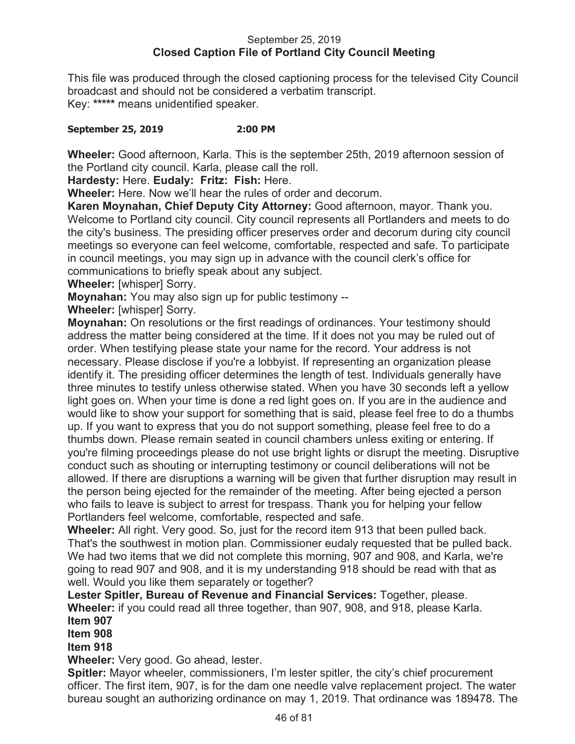September 25, 2019
**Closed Caption File of Portland City Council Meeting**

This file was produced through the closed captioning process for the televised City Council broadcast and should not be considered a verbatim transcript.
Key: ***** means unidentified speaker.

**September 25, 2019 2:00 PM**

**Wheeler:** Good afternoon, Karla. This is the september 25th, 2019 afternoon session of the Portland city council. Karla, please call the roll.
**Hardesty:** Here. **Eudaly: Fritz: Fish:** Here.
**Wheeler:** Here. Now we'll hear the rules of order and decorum.
**Karen Moynahan, Chief Deputy City Attorney:** Good afternoon, mayor. Thank you. Welcome to Portland city council. City council represents all Portlanders and meets to do the city's business. The presiding officer preserves order and decorum during city council meetings so everyone can feel welcome, comfortable, respected and safe. To participate in council meetings, you may sign up in advance with the council clerk's office for communications to briefly speak about any subject.
**Wheeler:** [whisper] Sorry.
**Moynahan:** You may also sign up for public testimony --
**Wheeler:** [whisper] Sorry.
**Moynahan:** On resolutions or the first readings of ordinances. Your testimony should address the matter being considered at the time. If it does not you may be ruled out of order. When testifying please state your name for the record. Your address is not necessary. Please disclose if you're a lobbyist. If representing an organization please identify it. The presiding officer determines the length of test. Individuals generally have three minutes to testify unless otherwise stated. When you have 30 seconds left a yellow light goes on. When your time is done a red light goes on. If you are in the audience and would like to show your support for something that is said, please feel free to do a thumbs up. If you want to express that you do not support something, please feel free to do a thumbs down. Please remain seated in council chambers unless exiting or entering. If you're filming proceedings please do not use bright lights or disrupt the meeting. Disruptive conduct such as shouting or interrupting testimony or council deliberations will not be allowed. If there are disruptions a warning will be given that further disruption may result in the person being ejected for the remainder of the meeting. After being ejected a person who fails to leave is subject to arrest for trespass. Thank you for helping your fellow Portlanders feel welcome, comfortable, respected and safe.
**Wheeler:** All right. Very good. So, just for the record item 913 that been pulled back. That's the southwest in motion plan. Commissioner eudaly requested that be pulled back. We had two items that we did not complete this morning, 907 and 908, and Karla, we're going to read 907 and 908, and it is my understanding 918 should be read with that as well. Would you like them separately or together?
**Lester Spitler, Bureau of Revenue and Financial Services:** Together, please.
**Wheeler:** if you could read all three together, than 907, 908, and 918, please Karla.
**Item 907**
**Item 908**
**Item 918**
**Wheeler:** Very good. Go ahead, lester.
**Spitler:** Mayor wheeler, commissioners, I'm lester spitler, the city's chief procurement officer. The first item, 907, is for the dam one needle valve replacement project. The water bureau sought an authorizing ordinance on may 1, 2019. That ordinance was 189478. The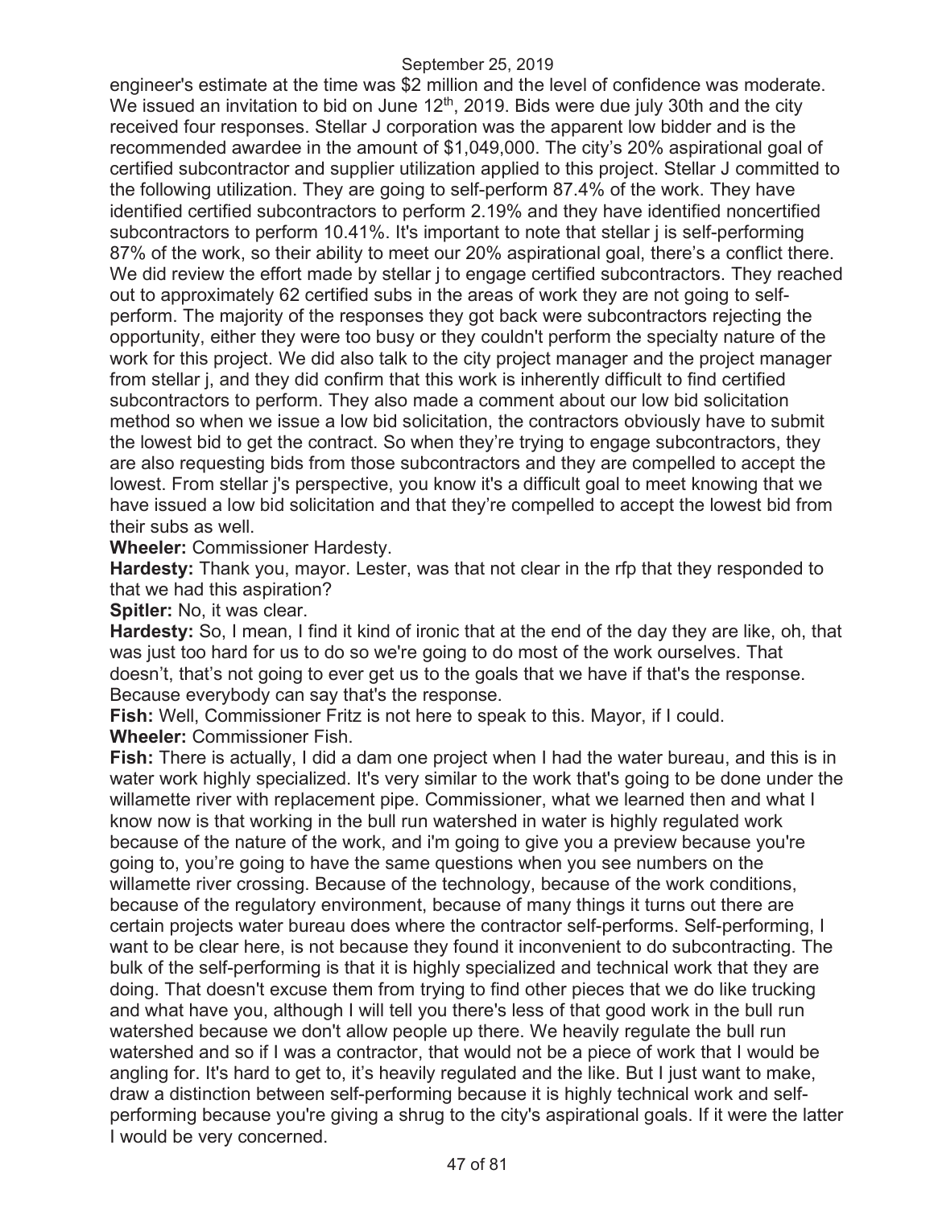engineer's estimate at the time was $2 million and the level of confidence was moderate. We issued an invitation to bid on June 12th, 2019. Bids were due july 30th and the city received four responses. Stellar J corporation was the apparent low bidder and is the recommended awardee in the amount of $1,049,000. The city's 20% aspirational goal of certified subcontractor and supplier utilization applied to this project. Stellar J committed to the following utilization. They are going to self-perform 87.4% of the work. They have identified certified subcontractors to perform 2.19% and they have identified noncertified subcontractors to perform 10.41%. It's important to note that stellar j is self-performing 87% of the work, so their ability to meet our 20% aspirational goal, there's a conflict there. We did review the effort made by stellar j to engage certified subcontractors. They reached out to approximately 62 certified subs in the areas of work they are not going to self-perform. The majority of the responses they got back were subcontractors rejecting the opportunity, either they were too busy or they couldn't perform the specialty nature of the work for this project. We did also talk to the city project manager and the project manager from stellar j, and they did confirm that this work is inherently difficult to find certified subcontractors to perform. They also made a comment about our low bid solicitation method so when we issue a low bid solicitation, the contractors obviously have to submit the lowest bid to get the contract. So when they're trying to engage subcontractors, they are also requesting bids from those subcontractors and they are compelled to accept the lowest. From stellar j's perspective, you know it's a difficult goal to meet knowing that we have issued a low bid solicitation and that they're compelled to accept the lowest bid from their subs as well.

**Wheeler:** Commissioner Hardesty.

**Hardesty:** Thank you, mayor. Lester, was that not clear in the rfp that they responded to that we had this aspiration?

**Spitler:** No, it was clear.

**Hardesty:** So, I mean, I find it kind of ironic that at the end of the day they are like, oh, that was just too hard for us to do so we're going to do most of the work ourselves. That doesn't, that's not going to ever get us to the goals that we have if that's the response. Because everybody can say that's the response.

**Fish:** Well, Commissioner Fritz is not here to speak to this. Mayor, if I could.

**Wheeler:** Commissioner Fish.

**Fish:** There is actually, I did a dam one project when I had the water bureau, and this is in water work highly specialized. It's very similar to the work that's going to be done under the willamette river with replacement pipe. Commissioner, what we learned then and what I know now is that working in the bull run watershed in water is highly regulated work because of the nature of the work, and i'm going to give you a preview because you're going to, you're going to have the same questions when you see numbers on the willamette river crossing. Because of the technology, because of the work conditions, because of the regulatory environment, because of many things it turns out there are certain projects water bureau does where the contractor self-performs. Self-performing, I want to be clear here, is not because they found it inconvenient to do subcontracting. The bulk of the self-performing is that it is highly specialized and technical work that they are doing. That doesn't excuse them from trying to find other pieces that we do like trucking and what have you, although I will tell you there's less of that good work in the bull run watershed because we don't allow people up there. We heavily regulate the bull run watershed and so if I was a contractor, that would not be a piece of work that I would be angling for. It's hard to get to, it's heavily regulated and the like. But I just want to make, draw a distinction between self-performing because it is highly technical work and self-performing because you're giving a shrug to the city's aspirational goals. If it were the latter I would be very concerned.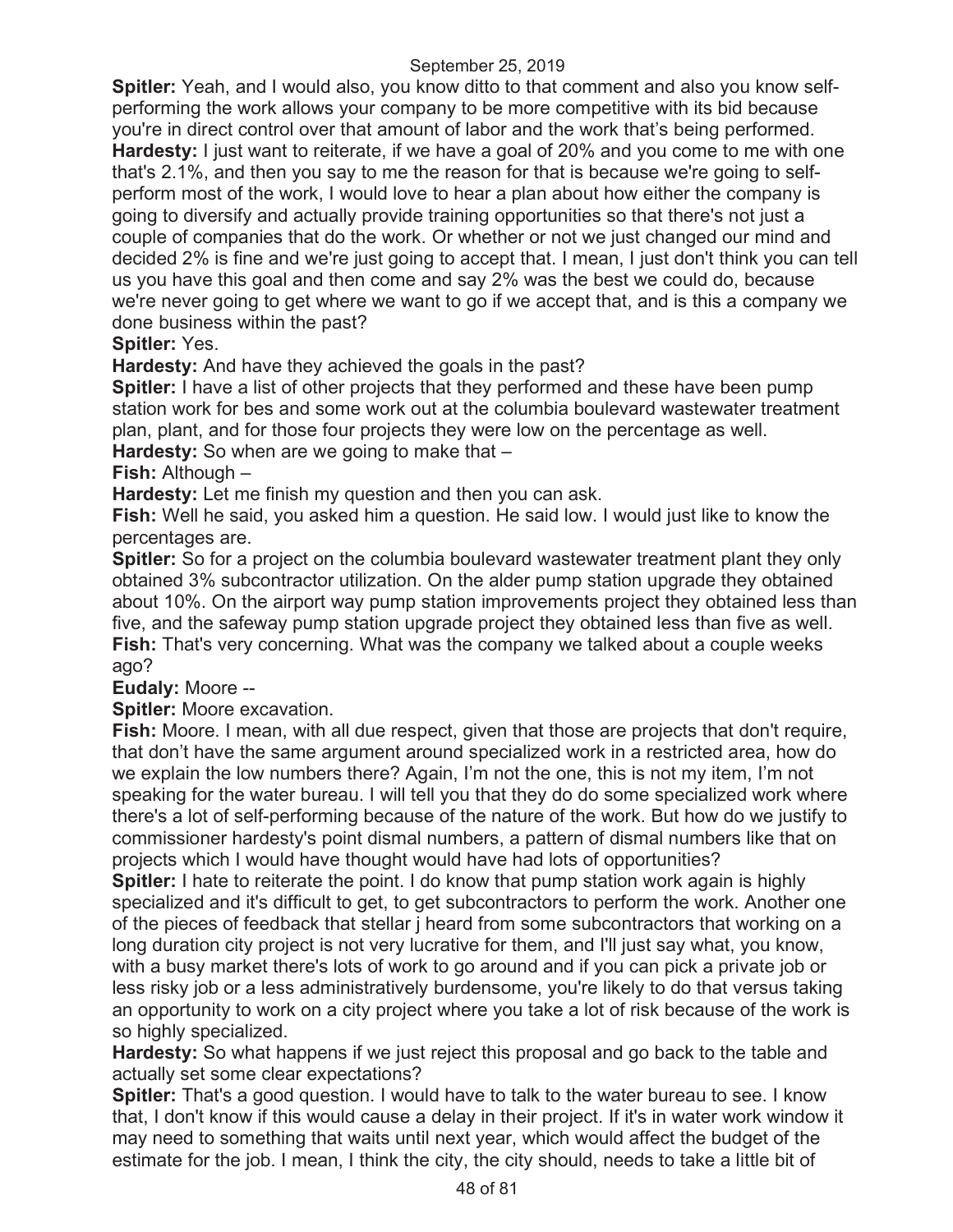**Spitler:** Yeah, and I would also, you know ditto to that comment and also you know self-performing the work allows your company to be more competitive with its bid because you're in direct control over that amount of labor and the work that's being performed.
**Hardesty:** I just want to reiterate, if we have a goal of 20% and you come to me with one that's 2.1%, and then you say to me the reason for that is because we're going to self-perform most of the work, I would love to hear a plan about how either the company is going to diversify and actually provide training opportunities so that there's not just a couple of companies that do the work. Or whether or not we just changed our mind and decided 2% is fine and we're just going to accept that. I mean, I just don't think you can tell us you have this goal and then come and say 2% was the best we could do, because we're never going to get where we want to go if we accept that, and is this a company we done business within the past?
**Spitler:** Yes.
**Hardesty:** And have they achieved the goals in the past?
**Spitler:** I have a list of other projects that they performed and these have been pump station work for bes and some work out at the columbia boulevard wastewater treatment plan, plant, and for those four projects they were low on the percentage as well.
**Hardesty:** So when are we going to make that –
**Fish:** Although –
**Hardesty:** Let me finish my question and then you can ask.
**Fish:** Well he said, you asked him a question. He said low. I would just like to know the percentages are.
**Spitler:** So for a project on the columbia boulevard wastewater treatment plant they only obtained 3% subcontractor utilization. On the alder pump station upgrade they obtained about 10%. On the airport way pump station improvements project they obtained less than five, and the safeway pump station upgrade project they obtained less than five as well.
**Fish:** That's very concerning. What was the company we talked about a couple weeks ago?
**Eudaly:** Moore --
**Spitler:** Moore excavation.
**Fish:** Moore. I mean, with all due respect, given that those are projects that don't require, that don't have the same argument around specialized work in a restricted area, how do we explain the low numbers there? Again, I'm not the one, this is not my item, I'm not speaking for the water bureau. I will tell you that they do do some specialized work where there's a lot of self-performing because of the nature of the work. But how do we justify to commissioner hardesty's point dismal numbers, a pattern of dismal numbers like that on projects which I would have thought would have had lots of opportunities?
**Spitler:** I hate to reiterate the point. I do know that pump station work again is highly specialized and it's difficult to get, to get subcontractors to perform the work. Another one of the pieces of feedback that stellar j heard from some subcontractors that working on a long duration city project is not very lucrative for them, and I'll just say what, you know, with a busy market there's lots of work to go around and if you can pick a private job or less risky job or a less administratively burdensome, you're likely to do that versus taking an opportunity to work on a city project where you take a lot of risk because of the work is so highly specialized.
**Hardesty:** So what happens if we just reject this proposal and go back to the table and actually set some clear expectations?
**Spitler:** That's a good question. I would have to talk to the water bureau to see. I know that, I don't know if this would cause a delay in their project. If it's in water work window it may need to something that waits until next year, which would affect the budget of the estimate for the job. I mean, I think the city, the city should, needs to take a little bit of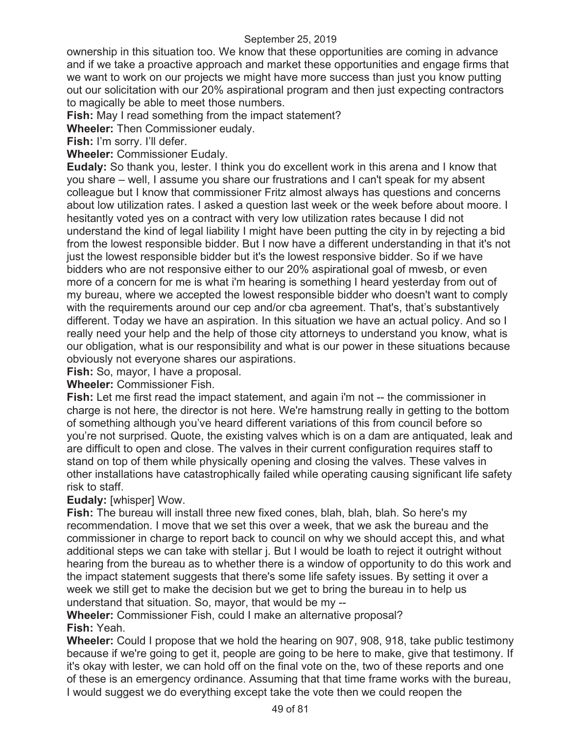ownership in this situation too. We know that these opportunities are coming in advance and if we take a proactive approach and market these opportunities and engage firms that we want to work on our projects we might have more success than just you know putting out our solicitation with our 20% aspirational program and then just expecting contractors to magically be able to meet those numbers.

**Fish:** May I read something from the impact statement?

**Wheeler:** Then Commissioner eudaly.

**Fish:** I'm sorry. I'll defer.

**Wheeler:** Commissioner Eudaly.

**Eudaly:** So thank you, lester. I think you do excellent work in this arena and I know that you share – well, I assume you share our frustrations and I can't speak for my absent colleague but I know that commissioner Fritz almost always has questions and concerns about low utilization rates. I asked a question last week or the week before about moore. I hesitantly voted yes on a contract with very low utilization rates because I did not understand the kind of legal liability I might have been putting the city in by rejecting a bid from the lowest responsible bidder. But I now have a different understanding in that it's not just the lowest responsible bidder but it's the lowest responsive bidder. So if we have bidders who are not responsive either to our 20% aspirational goal of mwesb, or even more of a concern for me is what i'm hearing is something I heard yesterday from out of my bureau, where we accepted the lowest responsible bidder who doesn't want to comply with the requirements around our cep and/or cba agreement. That's, that's substantively different. Today we have an aspiration. In this situation we have an actual policy. And so I really need your help and the help of those city attorneys to understand you know, what is our obligation, what is our responsibility and what is our power in these situations because obviously not everyone shares our aspirations.

**Fish:** So, mayor, I have a proposal.

**Wheeler:** Commissioner Fish.

**Fish:** Let me first read the impact statement, and again i'm not -- the commissioner in charge is not here, the director is not here. We're hamstrung really in getting to the bottom of something although you've heard different variations of this from council before so you're not surprised. Quote, the existing valves which is on a dam are antiquated, leak and are difficult to open and close. The valves in their current configuration requires staff to stand on top of them while physically opening and closing the valves. These valves in other installations have catastrophically failed while operating causing significant life safety risk to staff.

**Eudaly:** [whisper] Wow.

**Fish:** The bureau will install three new fixed cones, blah, blah, blah. So here's my recommendation. I move that we set this over a week, that we ask the bureau and the commissioner in charge to report back to council on why we should accept this, and what additional steps we can take with stellar j. But I would be loath to reject it outright without hearing from the bureau as to whether there is a window of opportunity to do this work and the impact statement suggests that there's some life safety issues. By setting it over a week we still get to make the decision but we get to bring the bureau in to help us understand that situation. So, mayor, that would be my --

**Wheeler:** Commissioner Fish, could I make an alternative proposal?

**Fish:** Yeah.

**Wheeler:** Could I propose that we hold the hearing on 907, 908, 918, take public testimony because if we're going to get it, people are going to be here to make, give that testimony. If it's okay with lester, we can hold off on the final vote on the, two of these reports and one of these is an emergency ordinance. Assuming that that time frame works with the bureau, I would suggest we do everything except take the vote then we could reopen the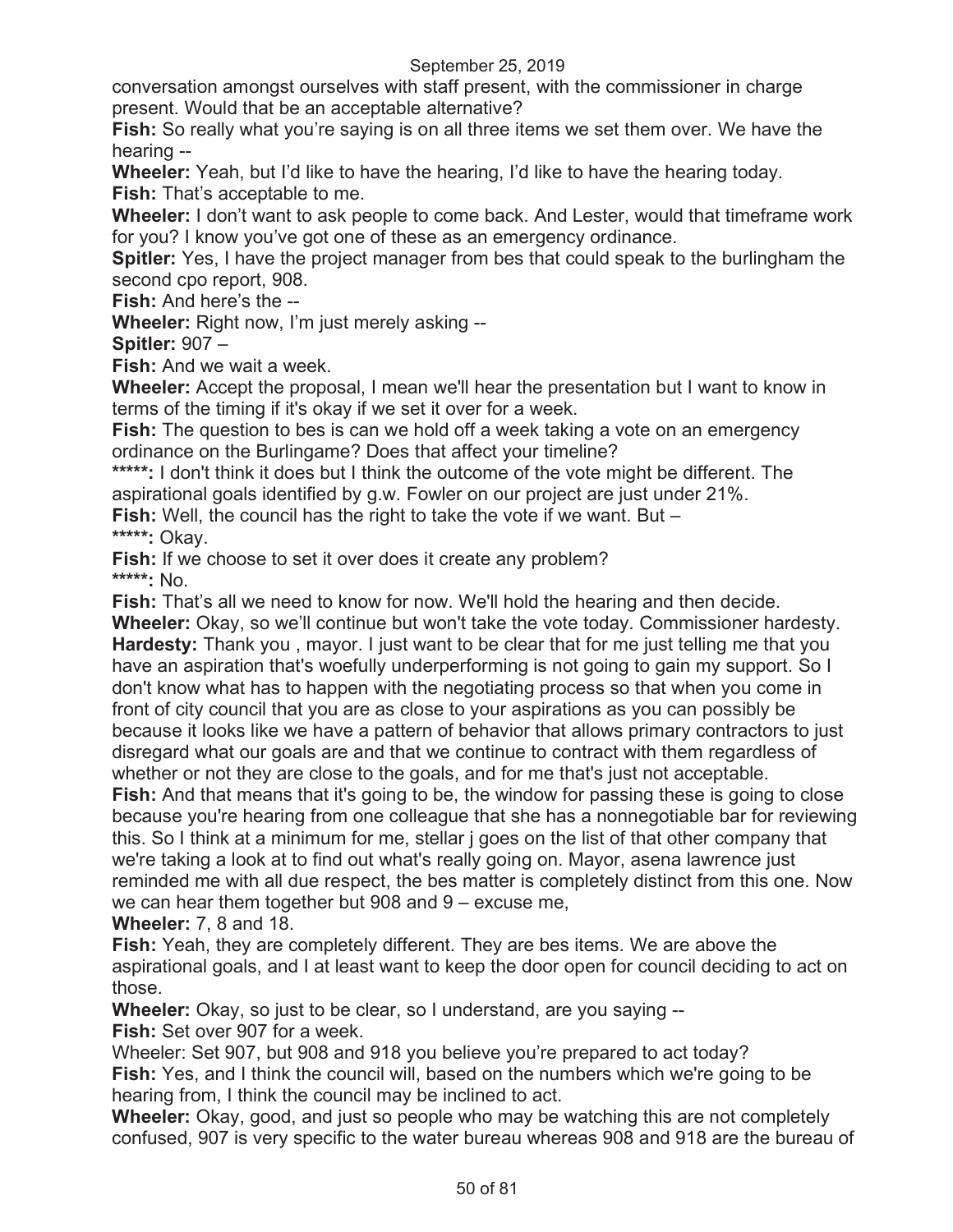conversation amongst ourselves with staff present, with the commissioner in charge present. Would that be an acceptable alternative?

**Fish:** So really what you're saying is on all three items we set them over. We have the hearing --

**Wheeler:** Yeah, but I'd like to have the hearing, I'd like to have the hearing today.

**Fish:** That's acceptable to me.

**Wheeler:** I don't want to ask people to come back. And Lester, would that timeframe work for you? I know you've got one of these as an emergency ordinance.

**Spitler:** Yes, I have the project manager from bes that could speak to the burlingham the second cpo report, 908.

**Fish:** And here's the --

**Wheeler:** Right now, I'm just merely asking --

**Spitler:** 907 –

**Fish:** And we wait a week.

**Wheeler:** Accept the proposal, I mean we'll hear the presentation but I want to know in terms of the timing if it's okay if we set it over for a week.

**Fish:** The question to bes is can we hold off a week taking a vote on an emergency ordinance on the Burlingame? Does that affect your timeline?

*****: I don't think it does but I think the outcome of the vote might be different. The aspirational goals identified by g.w. Fowler on our project are just under 21%.

**Fish:** Well, the council has the right to take the vote if we want. But –

*****: Okay.

**Fish:** If we choose to set it over does it create any problem?

*****: No.

**Fish:** That's all we need to know for now. We'll hold the hearing and then decide.

**Wheeler:** Okay, so we'll continue but won't take the vote today. Commissioner hardesty.

**Hardesty:** Thank you , mayor. I just want to be clear that for me just telling me that you have an aspiration that's woefully underperforming is not going to gain my support. So I don't know what has to happen with the negotiating process so that when you come in front of city council that you are as close to your aspirations as you can possibly be because it looks like we have a pattern of behavior that allows primary contractors to just disregard what our goals are and that we continue to contract with them regardless of whether or not they are close to the goals, and for me that's just not acceptable.

**Fish:** And that means that it's going to be, the window for passing these is going to close because you're hearing from one colleague that she has a nonnegotiable bar for reviewing this. So I think at a minimum for me, stellar j goes on the list of that other company that we're taking a look at to find out what's really going on. Mayor, asena lawrence just reminded me with all due respect, the bes matter is completely distinct from this one. Now we can hear them together but 908 and 9 – excuse me,

**Wheeler:** 7, 8 and 18.

**Fish:** Yeah, they are completely different. They are bes items. We are above the aspirational goals, and I at least want to keep the door open for council deciding to act on those.

**Wheeler:** Okay, so just to be clear, so I understand, are you saying --

**Fish:** Set over 907 for a week.

Wheeler: Set 907, but 908 and 918 you believe you're prepared to act today?

**Fish:** Yes, and I think the council will, based on the numbers which we're going to be hearing from, I think the council may be inclined to act.

**Wheeler:** Okay, good, and just so people who may be watching this are not completely confused, 907 is very specific to the water bureau whereas 908 and 918 are the bureau of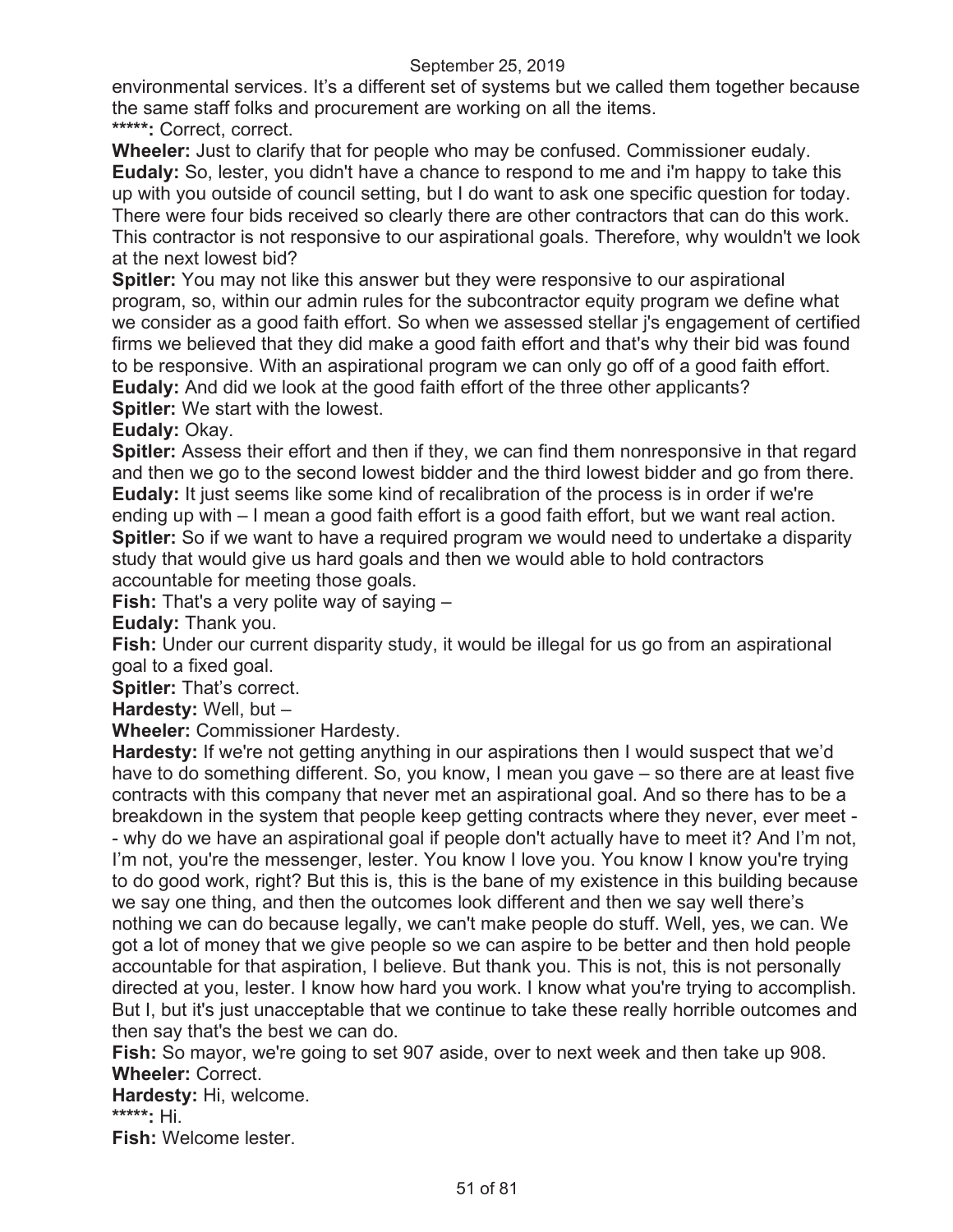environmental services. It's a different set of systems but we called them together because the same staff folks and procurement are working on all the items.

**\*\*\*\*\*:** Correct, correct.

**Wheeler:** Just to clarify that for people who may be confused. Commissioner eudaly.

**Eudaly:** So, lester, you didn't have a chance to respond to me and i'm happy to take this up with you outside of council setting, but I do want to ask one specific question for today. There were four bids received so clearly there are other contractors that can do this work. This contractor is not responsive to our aspirational goals. Therefore, why wouldn't we look at the next lowest bid?

**Spitler:** You may not like this answer but they were responsive to our aspirational program, so, within our admin rules for the subcontractor equity program we define what we consider as a good faith effort. So when we assessed stellar j's engagement of certified firms we believed that they did make a good faith effort and that's why their bid was found to be responsive. With an aspirational program we can only go off of a good faith effort.

**Eudaly:** And did we look at the good faith effort of the three other applicants?

**Spitler:** We start with the lowest.

**Eudaly:** Okay.

**Spitler:** Assess their effort and then if they, we can find them nonresponsive in that regard and then we go to the second lowest bidder and the third lowest bidder and go from there.

**Eudaly:** It just seems like some kind of recalibration of the process is in order if we're ending up with – I mean a good faith effort is a good faith effort, but we want real action.

**Spitler:** So if we want to have a required program we would need to undertake a disparity study that would give us hard goals and then we would able to hold contractors accountable for meeting those goals.

**Fish:** That's a very polite way of saying –

**Eudaly:** Thank you.

**Fish:** Under our current disparity study, it would be illegal for us go from an aspirational goal to a fixed goal.

**Spitler:** That's correct.

**Hardesty:** Well, but –

**Wheeler:** Commissioner Hardesty.

**Hardesty:** If we're not getting anything in our aspirations then I would suspect that we'd have to do something different. So, you know, I mean you gave – so there are at least five contracts with this company that never met an aspirational goal. And so there has to be a breakdown in the system that people keep getting contracts where they never, ever meet -- why do we have an aspirational goal if people don't actually have to meet it? And I'm not, I'm not, you're the messenger, lester. You know I love you. You know I know you're trying to do good work, right? But this is, this is the bane of my existence in this building because we say one thing, and then the outcomes look different and then we say well there's nothing we can do because legally, we can't make people do stuff. Well, yes, we can. We got a lot of money that we give people so we can aspire to be better and then hold people accountable for that aspiration, I believe. But thank you. This is not, this is not personally directed at you, lester. I know how hard you work. I know what you're trying to accomplish. But I, but it's just unacceptable that we continue to take these really horrible outcomes and then say that's the best we can do.

**Fish:** So mayor, we're going to set 907 aside, over to next week and then take up 908.

**Wheeler:** Correct.

**Hardesty:** Hi, welcome.

**\*\*\*\*\*:** Hi.

**Fish:** Welcome lester.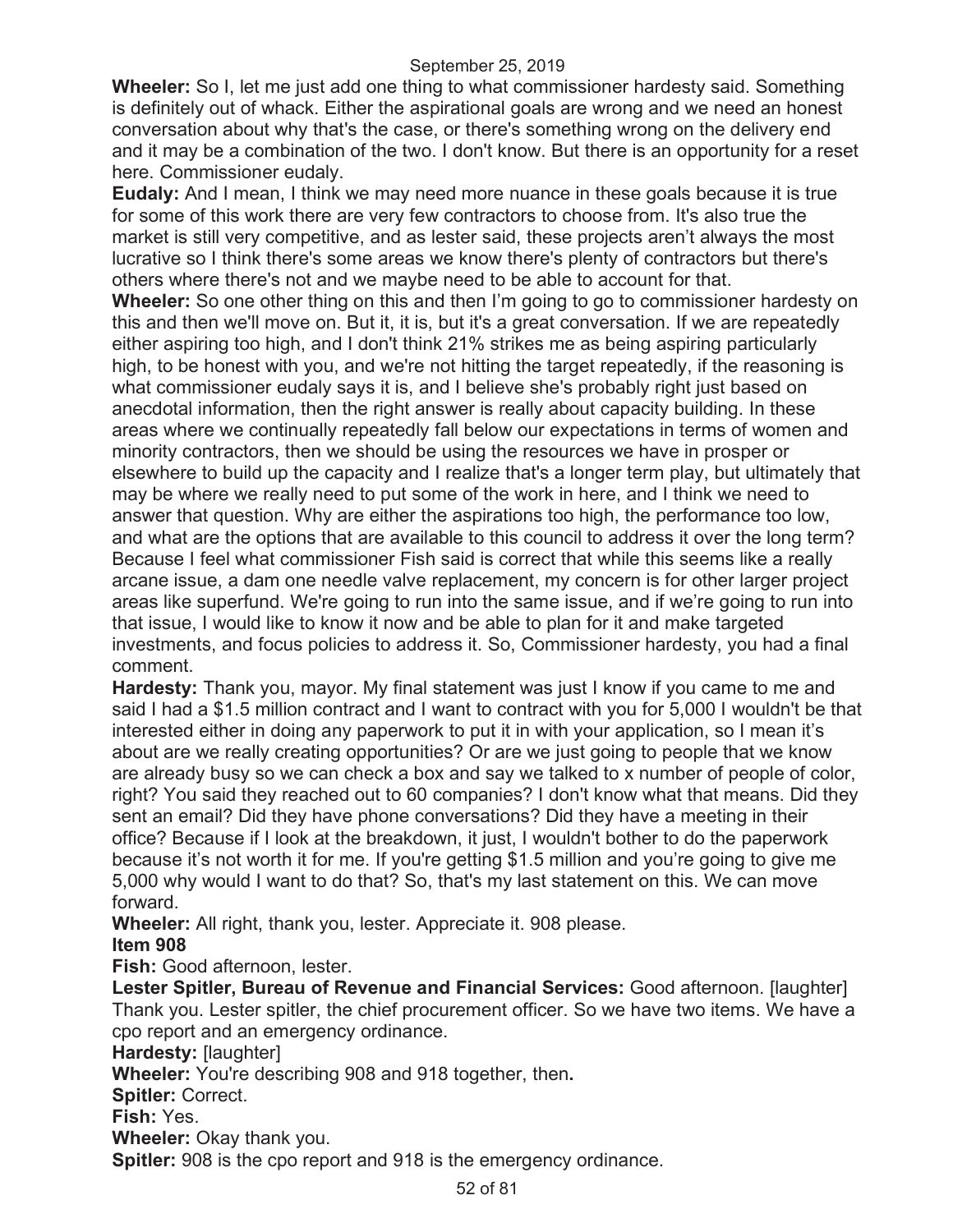**Wheeler:** So I, let me just add one thing to what commissioner hardesty said. Something is definitely out of whack. Either the aspirational goals are wrong and we need an honest conversation about why that's the case, or there's something wrong on the delivery end and it may be a combination of the two. I don't know. But there is an opportunity for a reset here. Commissioner eudaly.

**Eudaly:** And I mean, I think we may need more nuance in these goals because it is true for some of this work there are very few contractors to choose from. It's also true the market is still very competitive, and as lester said, these projects aren't always the most lucrative so I think there's some areas we know there's plenty of contractors but there's others where there's not and we maybe need to be able to account for that.

**Wheeler:** So one other thing on this and then I'm going to go to commissioner hardesty on this and then we'll move on. But it, it is, but it's a great conversation. If we are repeatedly either aspiring too high, and I don't think 21% strikes me as being aspiring particularly high, to be honest with you, and we're not hitting the target repeatedly, if the reasoning is what commissioner eudaly says it is, and I believe she's probably right just based on anecdotal information, then the right answer is really about capacity building. In these areas where we continually repeatedly fall below our expectations in terms of women and minority contractors, then we should be using the resources we have in prosper or elsewhere to build up the capacity and I realize that's a longer term play, but ultimately that may be where we really need to put some of the work in here, and I think we need to answer that question. Why are either the aspirations too high, the performance too low, and what are the options that are available to this council to address it over the long term? Because I feel what commissioner Fish said is correct that while this seems like a really arcane issue, a dam one needle valve replacement, my concern is for other larger project areas like superfund. We're going to run into the same issue, and if we're going to run into that issue, I would like to know it now and be able to plan for it and make targeted investments, and focus policies to address it. So, Commissioner hardesty, you had a final comment.

**Hardesty:** Thank you, mayor. My final statement was just I know if you came to me and said I had a $1.5 million contract and I want to contract with you for 5,000 I wouldn't be that interested either in doing any paperwork to put it in with your application, so I mean it's about are we really creating opportunities? Or are we just going to people that we know are already busy so we can check a box and say we talked to x number of people of color, right? You said they reached out to 60 companies? I don't know what that means. Did they sent an email? Did they have phone conversations? Did they have a meeting in their office? Because if I look at the breakdown, it just, I wouldn't bother to do the paperwork because it's not worth it for me. If you're getting $1.5 million and you're going to give me 5,000 why would I want to do that? So, that's my last statement on this. We can move forward.

**Wheeler:** All right, thank you, lester. Appreciate it. 908 please.

**Item 908**

**Fish:** Good afternoon, lester.

**Lester Spitler, Bureau of Revenue and Financial Services:** Good afternoon. [laughter] Thank you. Lester spitler, the chief procurement officer. So we have two items. We have a cpo report and an emergency ordinance.

**Hardesty:** [laughter]

**Wheeler:** You're describing 908 and 918 together, then**.**

**Spitler:** Correct.

**Fish:** Yes.

**Wheeler:** Okay thank you.

**Spitler:** 908 is the cpo report and 918 is the emergency ordinance.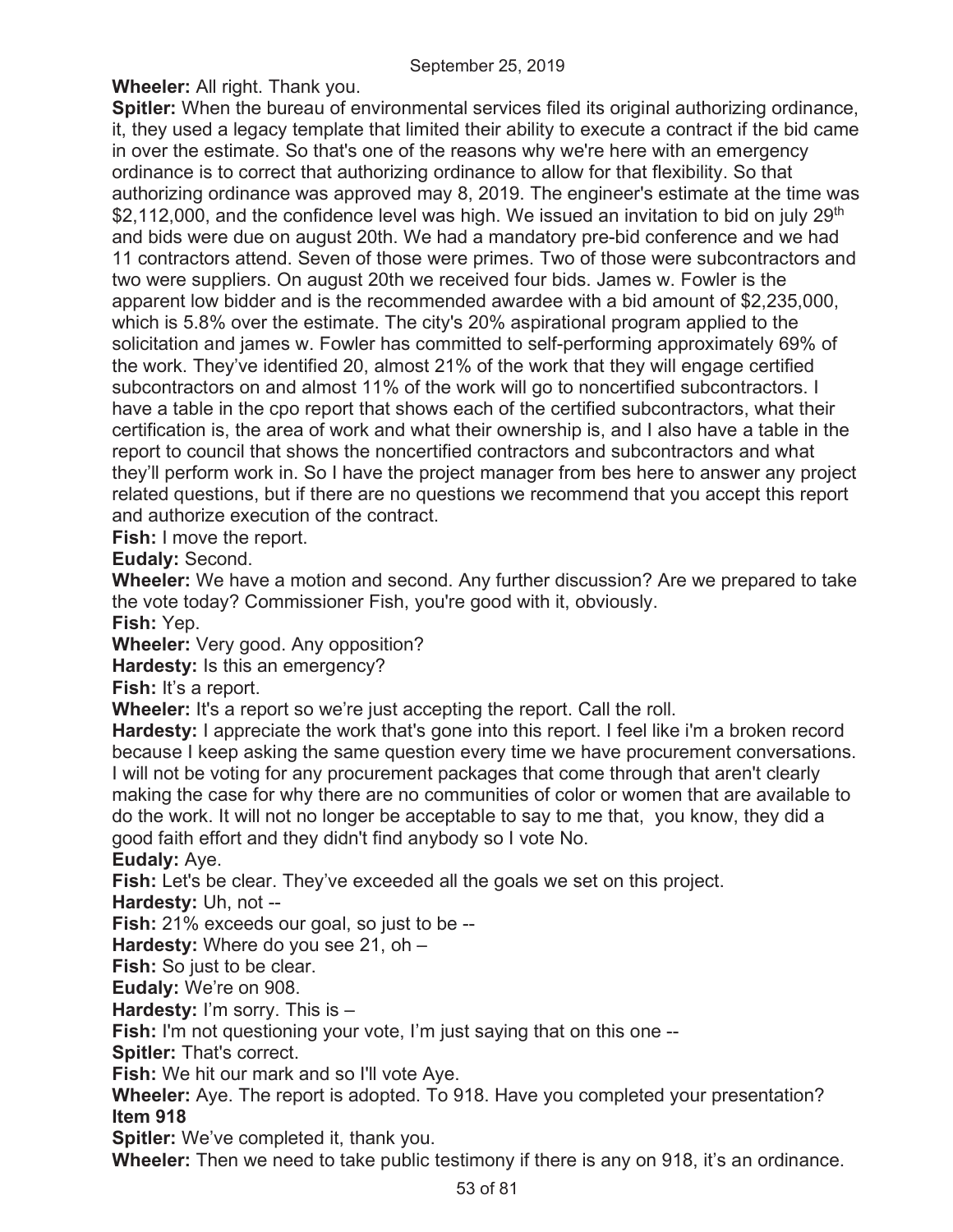**Wheeler:** All right. Thank you.

**Spitler:** When the bureau of environmental services filed its original authorizing ordinance, it, they used a legacy template that limited their ability to execute a contract if the bid came in over the estimate. So that's one of the reasons why we're here with an emergency ordinance is to correct that authorizing ordinance to allow for that flexibility. So that authorizing ordinance was approved may 8, 2019. The engineer's estimate at the time was $2,112,000, and the confidence level was high. We issued an invitation to bid on july 29th and bids were due on august 20th. We had a mandatory pre-bid conference and we had 11 contractors attend. Seven of those were primes. Two of those were subcontractors and two were suppliers. On august 20th we received four bids. James w. Fowler is the apparent low bidder and is the recommended awardee with a bid amount of $2,235,000, which is 5.8% over the estimate. The city's 20% aspirational program applied to the solicitation and james w. Fowler has committed to self-performing approximately 69% of the work. They've identified 20, almost 21% of the work that they will engage certified subcontractors on and almost 11% of the work will go to noncertified subcontractors. I have a table in the cpo report that shows each of the certified subcontractors, what their certification is, the area of work and what their ownership is, and I also have a table in the report to council that shows the noncertified contractors and subcontractors and what they'll perform work in. So I have the project manager from bes here to answer any project related questions, but if there are no questions we recommend that you accept this report and authorize execution of the contract.

**Fish:** I move the report.

**Eudaly:** Second.

**Wheeler:** We have a motion and second. Any further discussion? Are we prepared to take the vote today? Commissioner Fish, you're good with it, obviously.

**Fish:** Yep.

**Wheeler:** Very good. Any opposition?

**Hardesty:** Is this an emergency?

**Fish:** It's a report.

**Wheeler:** It's a report so we're just accepting the report. Call the roll.

**Hardesty:** I appreciate the work that's gone into this report. I feel like i'm a broken record because I keep asking the same question every time we have procurement conversations. I will not be voting for any procurement packages that come through that aren't clearly making the case for why there are no communities of color or women that are available to do the work. It will not no longer be acceptable to say to me that, you know, they did a good faith effort and they didn't find anybody so I vote No.

**Eudaly:** Aye.

**Fish:** Let's be clear. They've exceeded all the goals we set on this project.

**Hardesty:** Uh, not --

**Fish:** 21% exceeds our goal, so just to be --

**Hardesty:** Where do you see 21, oh –

**Fish:** So just to be clear.

**Eudaly:** We're on 908.

**Hardesty:** I'm sorry. This is –

**Fish:** I'm not questioning your vote, I'm just saying that on this one --

**Spitler:** That's correct.

**Fish:** We hit our mark and so I'll vote Aye.

**Wheeler:** Aye. The report is adopted. To 918. Have you completed your presentation?

**Item 918**

**Spitler:** We've completed it, thank you.

**Wheeler:** Then we need to take public testimony if there is any on 918, it's an ordinance.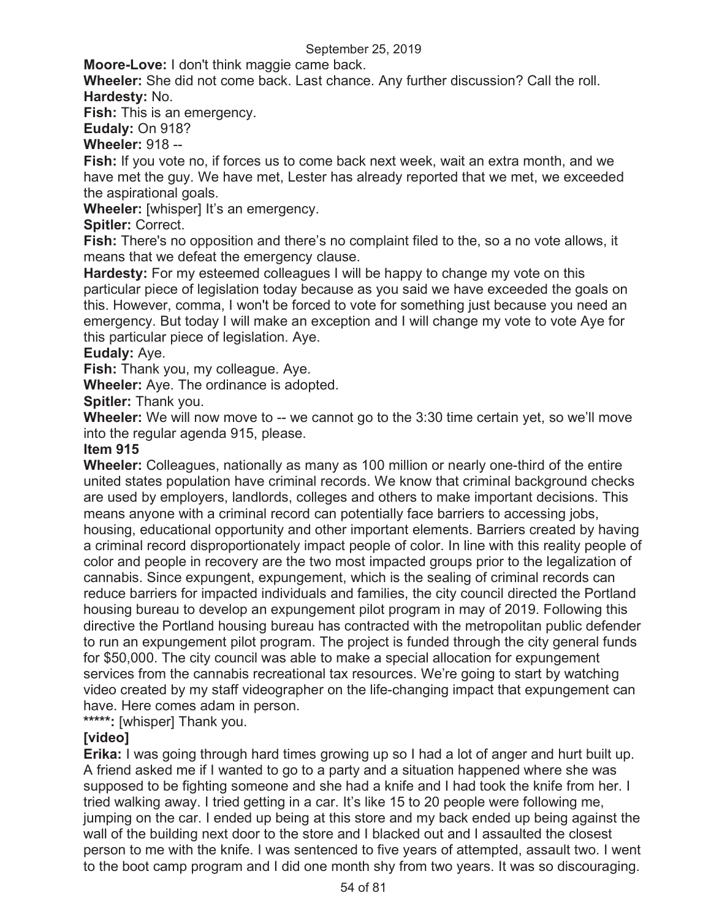**Moore-Love:** I don't think maggie came back.

**Wheeler:** She did not come back. Last chance. Any further discussion? Call the roll.

**Hardesty:** No.

**Fish:** This is an emergency.

**Eudaly:** On 918?

**Wheeler:** 918 --

**Fish:** If you vote no, if forces us to come back next week, wait an extra month, and we have met the guy. We have met, Lester has already reported that we met, we exceeded the aspirational goals.

**Wheeler:** [whisper] It's an emergency.

**Spitler:** Correct.

**Fish:** There's no opposition and there's no complaint filed to the, so a no vote allows, it means that we defeat the emergency clause.

**Hardesty:** For my esteemed colleagues I will be happy to change my vote on this particular piece of legislation today because as you said we have exceeded the goals on this. However, comma, I won't be forced to vote for something just because you need an emergency. But today I will make an exception and I will change my vote to vote Aye for this particular piece of legislation. Aye.

**Eudaly:** Aye.

**Fish:** Thank you, my colleague. Aye.

**Wheeler:** Aye. The ordinance is adopted.

**Spitler:** Thank you.

**Wheeler:** We will now move to -- we cannot go to the 3:30 time certain yet, so we'll move into the regular agenda 915, please.

**Item 915**

**Wheeler:** Colleagues, nationally as many as 100 million or nearly one-third of the entire united states population have criminal records. We know that criminal background checks are used by employers, landlords, colleges and others to make important decisions. This means anyone with a criminal record can potentially face barriers to accessing jobs, housing, educational opportunity and other important elements. Barriers created by having a criminal record disproportionately impact people of color. In line with this reality people of color and people in recovery are the two most impacted groups prior to the legalization of cannabis. Since expungent, expungement, which is the sealing of criminal records can reduce barriers for impacted individuals and families, the city council directed the Portland housing bureau to develop an expungement pilot program in may of 2019. Following this directive the Portland housing bureau has contracted with the metropolitan public defender to run an expungement pilot program. The project is funded through the city general funds for $50,000. The city council was able to make a special allocation for expungement services from the cannabis recreational tax resources. We're going to start by watching video created by my staff videographer on the life-changing impact that expungement can have. Here comes adam in person.

**\*\*\*\*\*:** [whisper] Thank you.

**[video]**

**Erika:** I was going through hard times growing up so I had a lot of anger and hurt built up. A friend asked me if I wanted to go to a party and a situation happened where she was supposed to be fighting someone and she had a knife and I had took the knife from her. I tried walking away. I tried getting in a car. It's like 15 to 20 people were following me, jumping on the car. I ended up being at this store and my back ended up being against the wall of the building next door to the store and I blacked out and I assaulted the closest person to me with the knife. I was sentenced to five years of attempted, assault two. I went to the boot camp program and I did one month shy from two years. It was so discouraging.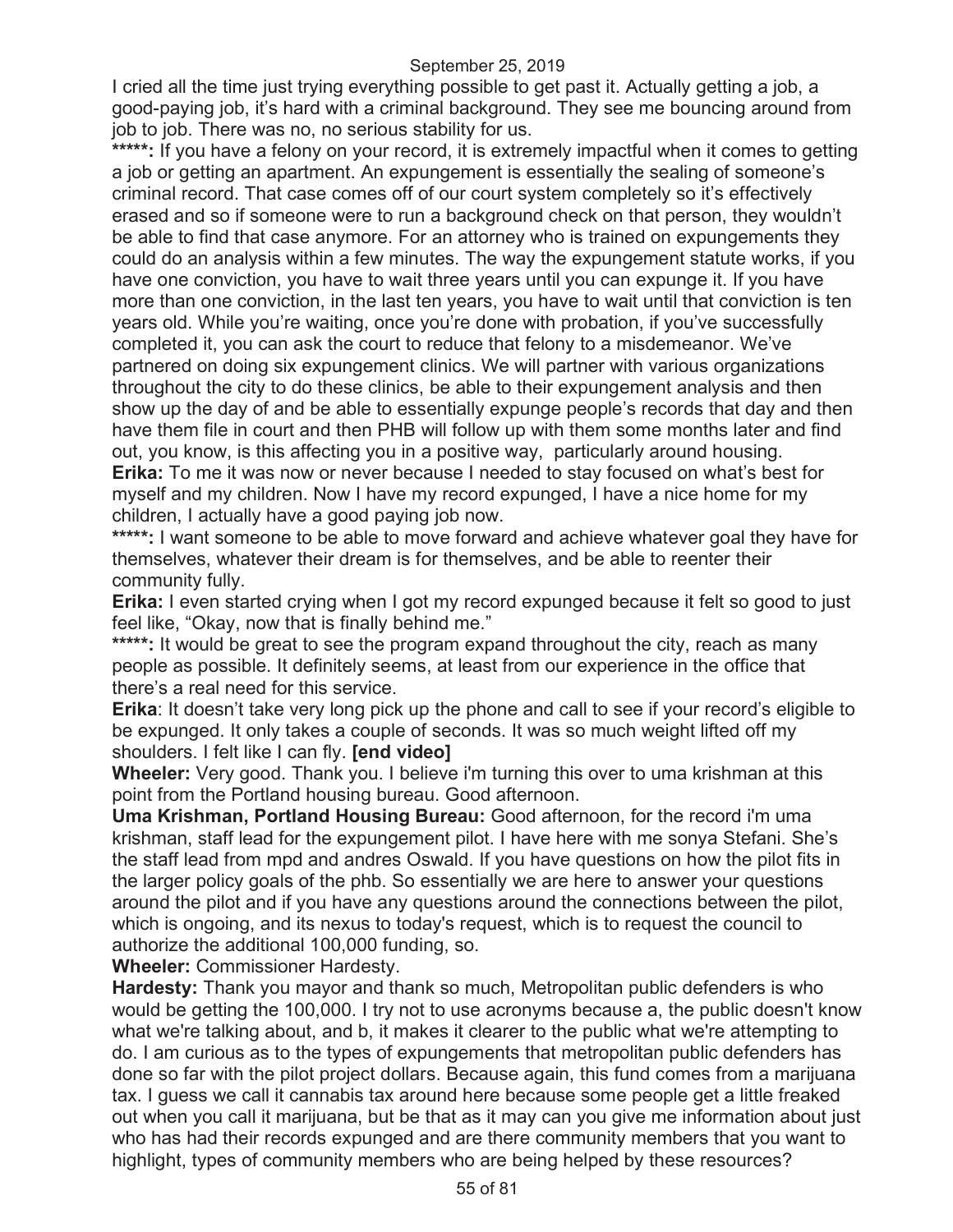I cried all the time just trying everything possible to get past it. Actually getting a job, a good-paying job, it's hard with a criminal background. They see me bouncing around from job to job. There was no, no serious stability for us.

**\*\*\*\*\*:** If you have a felony on your record, it is extremely impactful when it comes to getting a job or getting an apartment. An expungement is essentially the sealing of someone's criminal record. That case comes off of our court system completely so it's effectively erased and so if someone were to run a background check on that person, they wouldn't be able to find that case anymore. For an attorney who is trained on expungements they could do an analysis within a few minutes. The way the expungement statute works, if you have one conviction, you have to wait three years until you can expunge it. If you have more than one conviction, in the last ten years, you have to wait until that conviction is ten years old. While you're waiting, once you're done with probation, if you've successfully completed it, you can ask the court to reduce that felony to a misdemeanor. We've partnered on doing six expungement clinics. We will partner with various organizations throughout the city to do these clinics, be able to their expungement analysis and then show up the day of and be able to essentially expunge people's records that day and then have them file in court and then PHB will follow up with them some months later and find out, you know, is this affecting you in a positive way, particularly around housing.

**Erika:** To me it was now or never because I needed to stay focused on what's best for myself and my children. Now I have my record expunged, I have a nice home for my children, I actually have a good paying job now.

**\*\*\*\*\*:** I want someone to be able to move forward and achieve whatever goal they have for themselves, whatever their dream is for themselves, and be able to reenter their community fully.

**Erika:** I even started crying when I got my record expunged because it felt so good to just feel like, "Okay, now that is finally behind me."

**\*\*\*\*\*:** It would be great to see the program expand throughout the city, reach as many people as possible. It definitely seems, at least from our experience in the office that there's a real need for this service.

**Erika**: It doesn't take very long pick up the phone and call to see if your record's eligible to be expunged. It only takes a couple of seconds. It was so much weight lifted off my shoulders. I felt like I can fly. **[end video]**

**Wheeler:** Very good. Thank you. I believe i'm turning this over to uma krishman at this point from the Portland housing bureau. Good afternoon.

**Uma Krishman, Portland Housing Bureau:** Good afternoon, for the record i'm uma krishman, staff lead for the expungement pilot. I have here with me sonya Stefani. She's the staff lead from mpd and andres Oswald. If you have questions on how the pilot fits in the larger policy goals of the phb. So essentially we are here to answer your questions around the pilot and if you have any questions around the connections between the pilot, which is ongoing, and its nexus to today's request, which is to request the council to authorize the additional 100,000 funding, so.

**Wheeler:** Commissioner Hardesty.

**Hardesty:** Thank you mayor and thank so much, Metropolitan public defenders is who would be getting the 100,000. I try not to use acronyms because a, the public doesn't know what we're talking about, and b, it makes it clearer to the public what we're attempting to do. I am curious as to the types of expungements that metropolitan public defenders has done so far with the pilot project dollars. Because again, this fund comes from a marijuana tax. I guess we call it cannabis tax around here because some people get a little freaked out when you call it marijuana, but be that as it may can you give me information about just who has had their records expunged and are there community members that you want to highlight, types of community members who are being helped by these resources?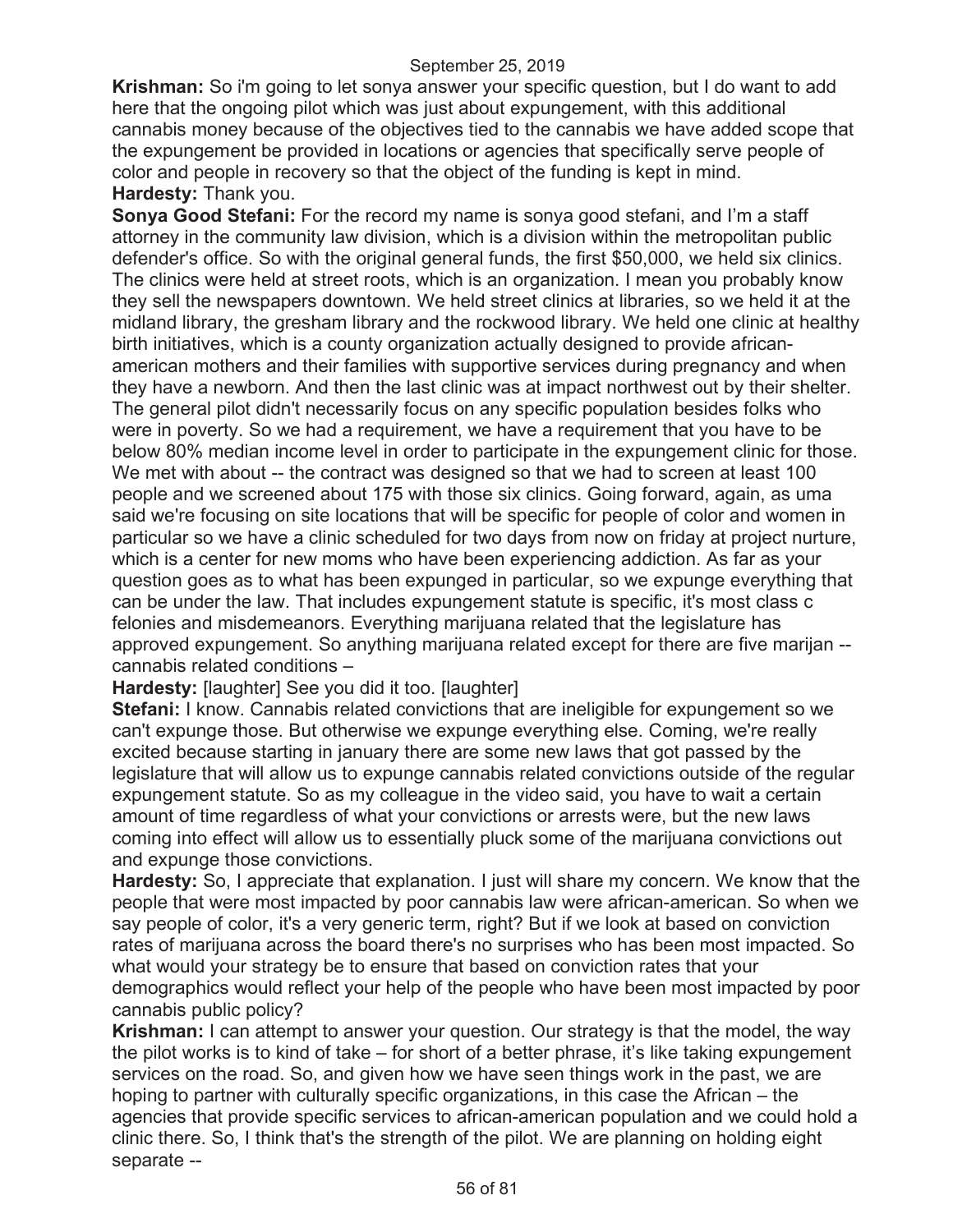**Krishman:** So i'm going to let sonya answer your specific question, but I do want to add here that the ongoing pilot which was just about expungement, with this additional cannabis money because of the objectives tied to the cannabis we have added scope that the expungement be provided in locations or agencies that specifically serve people of color and people in recovery so that the object of the funding is kept in mind.

**Hardesty:** Thank you.

**Sonya Good Stefani:** For the record my name is sonya good stefani, and I'm a staff attorney in the community law division, which is a division within the metropolitan public defender's office. So with the original general funds, the first $50,000, we held six clinics. The clinics were held at street roots, which is an organization. I mean you probably know they sell the newspapers downtown. We held street clinics at libraries, so we held it at the midland library, the gresham library and the rockwood library. We held one clinic at healthy birth initiatives, which is a county organization actually designed to provide african-american mothers and their families with supportive services during pregnancy and when they have a newborn. And then the last clinic was at impact northwest out by their shelter. The general pilot didn't necessarily focus on any specific population besides folks who were in poverty. So we had a requirement, we have a requirement that you have to be below 80% median income level in order to participate in the expungement clinic for those. We met with about -- the contract was designed so that we had to screen at least 100 people and we screened about 175 with those six clinics. Going forward, again, as uma said we're focusing on site locations that will be specific for people of color and women in particular so we have a clinic scheduled for two days from now on friday at project nurture, which is a center for new moms who have been experiencing addiction. As far as your question goes as to what has been expunged in particular, so we expunge everything that can be under the law. That includes expungement statute is specific, it's most class c felonies and misdemeanors. Everything marijuana related that the legislature has approved expungement. So anything marijuana related except for there are five marijan -- cannabis related conditions –

**Hardesty:** [laughter] See you did it too. [laughter]

**Stefani:** I know. Cannabis related convictions that are ineligible for expungement so we can't expunge those. But otherwise we expunge everything else. Coming, we're really excited because starting in january there are some new laws that got passed by the legislature that will allow us to expunge cannabis related convictions outside of the regular expungement statute. So as my colleague in the video said, you have to wait a certain amount of time regardless of what your convictions or arrests were, but the new laws coming into effect will allow us to essentially pluck some of the marijuana convictions out and expunge those convictions.

**Hardesty:** So, I appreciate that explanation. I just will share my concern. We know that the people that were most impacted by poor cannabis law were african-american. So when we say people of color, it's a very generic term, right? But if we look at based on conviction rates of marijuana across the board there's no surprises who has been most impacted. So what would your strategy be to ensure that based on conviction rates that your demographics would reflect your help of the people who have been most impacted by poor cannabis public policy?

**Krishman:** I can attempt to answer your question. Our strategy is that the model, the way the pilot works is to kind of take – for short of a better phrase, it's like taking expungement services on the road. So, and given how we have seen things work in the past, we are hoping to partner with culturally specific organizations, in this case the African – the agencies that provide specific services to african-american population and we could hold a clinic there. So, I think that's the strength of the pilot. We are planning on holding eight separate --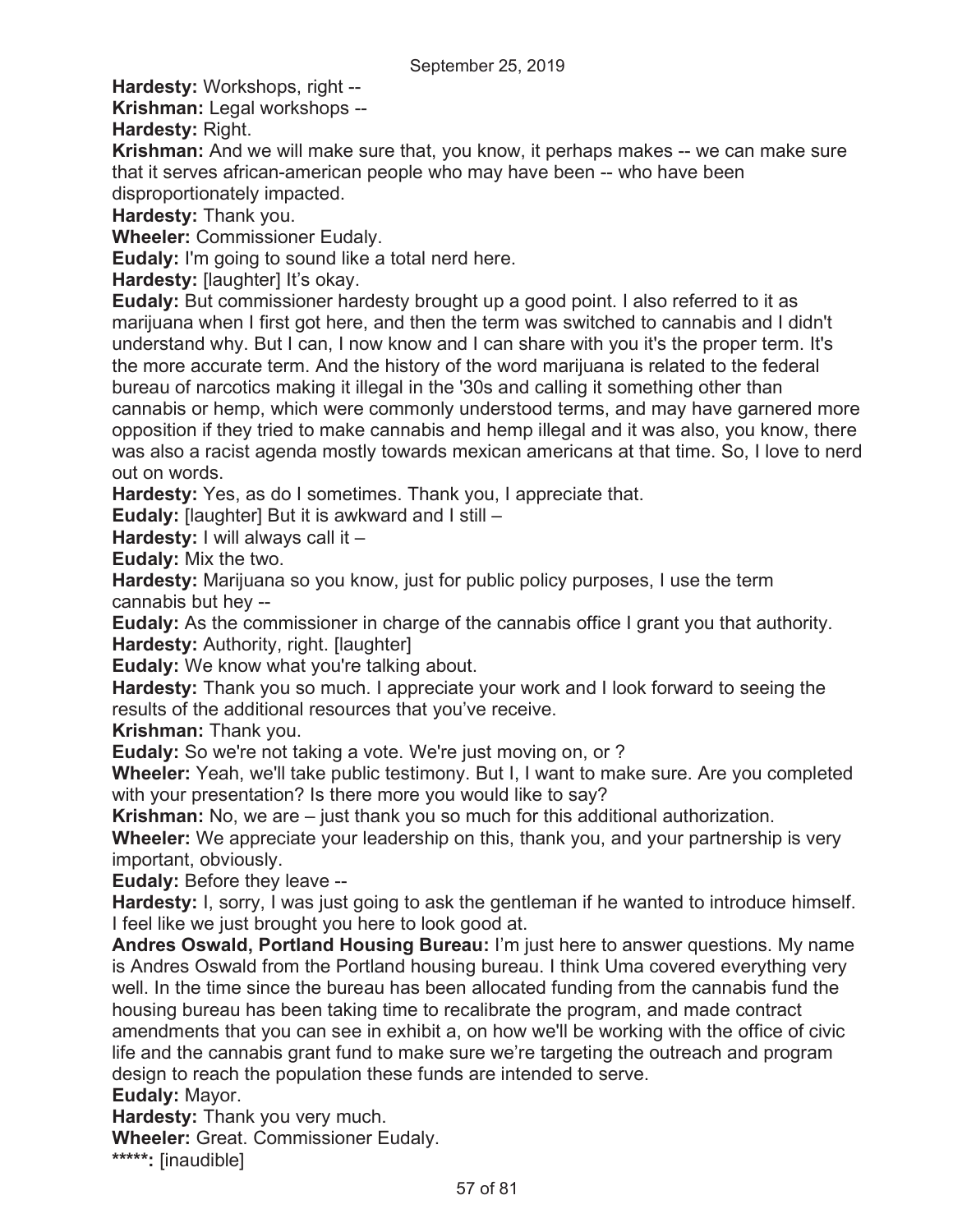**Hardesty:** Workshops, right --

**Krishman:** Legal workshops --

**Hardesty:** Right.

**Krishman:** And we will make sure that, you know, it perhaps makes -- we can make sure that it serves african-american people who may have been -- who have been disproportionately impacted.

**Hardesty:** Thank you.

**Wheeler:** Commissioner Eudaly.

**Eudaly:** I'm going to sound like a total nerd here.

**Hardesty:** [laughter] It's okay.

**Eudaly:** But commissioner hardesty brought up a good point. I also referred to it as marijuana when I first got here, and then the term was switched to cannabis and I didn't understand why. But I can, I now know and I can share with you it's the proper term. It's the more accurate term. And the history of the word marijuana is related to the federal bureau of narcotics making it illegal in the '30s and calling it something other than cannabis or hemp, which were commonly understood terms, and may have garnered more opposition if they tried to make cannabis and hemp illegal and it was also, you know, there was also a racist agenda mostly towards mexican americans at that time. So, I love to nerd out on words.

**Hardesty:** Yes, as do I sometimes. Thank you, I appreciate that.

**Eudaly:** [laughter] But it is awkward and I still –

**Hardesty:** I will always call it –

**Eudaly:** Mix the two.

**Hardesty:** Marijuana so you know, just for public policy purposes, I use the term cannabis but hey --

**Eudaly:** As the commissioner in charge of the cannabis office I grant you that authority.

**Hardesty:** Authority, right. [laughter]

**Eudaly:** We know what you're talking about.

**Hardesty:** Thank you so much. I appreciate your work and I look forward to seeing the results of the additional resources that you've receive.

**Krishman:** Thank you.

**Eudaly:** So we're not taking a vote. We're just moving on, or ?

**Wheeler:** Yeah, we'll take public testimony. But I, I want to make sure. Are you completed with your presentation? Is there more you would like to say?

**Krishman:** No, we are – just thank you so much for this additional authorization.

**Wheeler:** We appreciate your leadership on this, thank you, and your partnership is very important, obviously.

**Eudaly:** Before they leave --

**Hardesty:** I, sorry, I was just going to ask the gentleman if he wanted to introduce himself. I feel like we just brought you here to look good at.

**Andres Oswald, Portland Housing Bureau:** I'm just here to answer questions. My name is Andres Oswald from the Portland housing bureau. I think Uma covered everything very well. In the time since the bureau has been allocated funding from the cannabis fund the housing bureau has been taking time to recalibrate the program, and made contract amendments that you can see in exhibit a, on how we'll be working with the office of civic life and the cannabis grant fund to make sure we're targeting the outreach and program design to reach the population these funds are intended to serve.

**Eudaly:** Mayor.

**Hardesty:** Thank you very much.

**Wheeler:** Great. Commissioner Eudaly.

**\*\*\*\*\*:** [inaudible]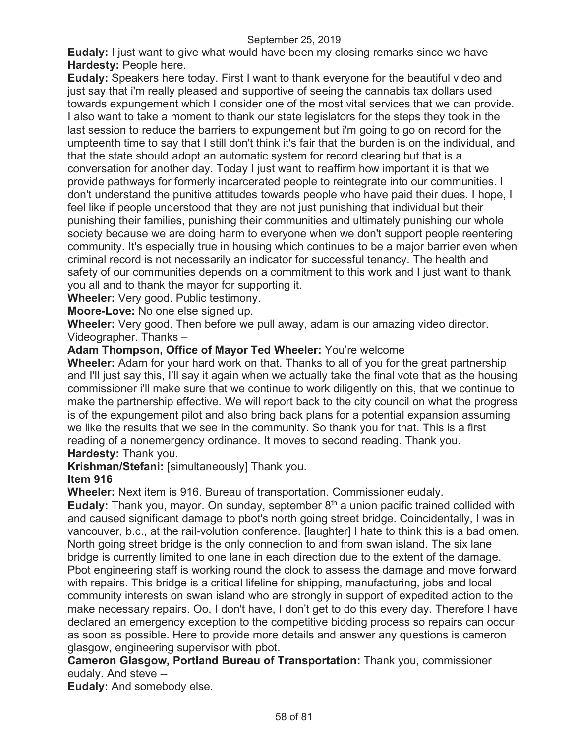**Eudaly:** I just want to give what would have been my closing remarks since we have –
**Hardesty:** People here.

**Eudaly:** Speakers here today. First I want to thank everyone for the beautiful video and just say that i'm really pleased and supportive of seeing the cannabis tax dollars used towards expungement which I consider one of the most vital services that we can provide. I also want to take a moment to thank our state legislators for the steps they took in the last session to reduce the barriers to expungement but i'm going to go on record for the umpteenth time to say that I still don't think it's fair that the burden is on the individual, and that the state should adopt an automatic system for record clearing but that is a conversation for another day. Today I just want to reaffirm how important it is that we provide pathways for formerly incarcerated people to reintegrate into our communities. I don't understand the punitive attitudes towards people who have paid their dues. I hope, I feel like if people understood that they are not just punishing that individual but their punishing their families, punishing their communities and ultimately punishing our whole society because we are doing harm to everyone when we don't support people reentering community. It's especially true in housing which continues to be a major barrier even when criminal record is not necessarily an indicator for successful tenancy. The health and safety of our communities depends on a commitment to this work and I just want to thank you all and to thank the mayor for supporting it.

**Wheeler:** Very good. Public testimony.

**Moore-Love:** No one else signed up.

**Wheeler:** Very good. Then before we pull away, adam is our amazing video director. Videographer. Thanks –

**Adam Thompson, Office of Mayor Ted Wheeler:** You're welcome

**Wheeler:** Adam for your hard work on that. Thanks to all of you for the great partnership and I'll just say this, I'll say it again when we actually take the final vote that as the housing commissioner i'll make sure that we continue to work diligently on this, that we continue to make the partnership effective. We will report back to the city council on what the progress is of the expungement pilot and also bring back plans for a potential expansion assuming we like the results that we see in the community. So thank you for that. This is a first reading of a nonemergency ordinance. It moves to second reading. Thank you.

**Hardesty:** Thank you.

**Krishman/Stefani:** [simultaneously] Thank you.

**Item 916**

**Wheeler:** Next item is 916. Bureau of transportation. Commissioner eudaly.

**Eudaly:** Thank you, mayor. On sunday, september 8th a union pacific trained collided with and caused significant damage to pbot's north going street bridge. Coincidentally, I was in vancouver, b.c., at the rail-volution conference. [laughter] I hate to think this is a bad omen. North going street bridge is the only connection to and from swan island. The six lane bridge is currently limited to one lane in each direction due to the extent of the damage. Pbot engineering staff is working round the clock to assess the damage and move forward with repairs. This bridge is a critical lifeline for shipping, manufacturing, jobs and local community interests on swan island who are strongly in support of expedited action to the make necessary repairs. Oo, I don't have, I don't get to do this every day. Therefore I have declared an emergency exception to the competitive bidding process so repairs can occur as soon as possible. Here to provide more details and answer any questions is cameron glasgow, engineering supervisor with pbot.

**Cameron Glasgow, Portland Bureau of Transportation:** Thank you, commissioner eudaly. And steve --

**Eudaly:** And somebody else.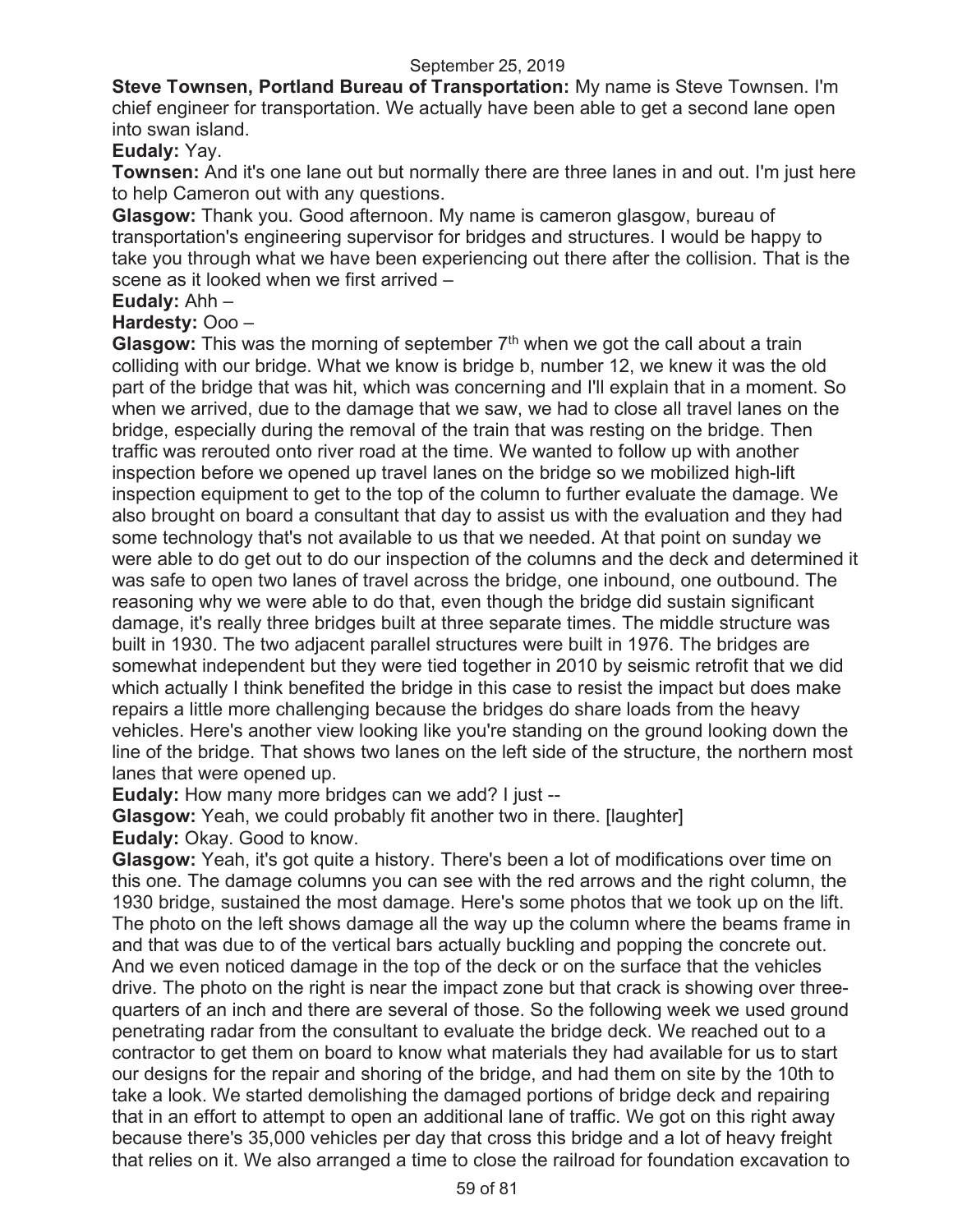**Steve Townsen, Portland Bureau of Transportation:** My name is Steve Townsen. I'm chief engineer for transportation. We actually have been able to get a second lane open into swan island.

**Eudaly:** Yay.

**Townsen:** And it's one lane out but normally there are three lanes in and out. I'm just here to help Cameron out with any questions.

**Glasgow:** Thank you. Good afternoon. My name is cameron glasgow, bureau of transportation's engineering supervisor for bridges and structures. I would be happy to take you through what we have been experiencing out there after the collision. That is the scene as it looked when we first arrived –

**Eudaly:** Ahh –

**Hardesty:** Ooo –

**Glasgow:** This was the morning of september 7th when we got the call about a train colliding with our bridge. What we know is bridge b, number 12, we knew it was the old part of the bridge that was hit, which was concerning and I'll explain that in a moment. So when we arrived, due to the damage that we saw, we had to close all travel lanes on the bridge, especially during the removal of the train that was resting on the bridge. Then traffic was rerouted onto river road at the time. We wanted to follow up with another inspection before we opened up travel lanes on the bridge so we mobilized high-lift inspection equipment to get to the top of the column to further evaluate the damage. We also brought on board a consultant that day to assist us with the evaluation and they had some technology that's not available to us that we needed. At that point on sunday we were able to do get out to do our inspection of the columns and the deck and determined it was safe to open two lanes of travel across the bridge, one inbound, one outbound. The reasoning why we were able to do that, even though the bridge did sustain significant damage, it's really three bridges built at three separate times. The middle structure was built in 1930. The two adjacent parallel structures were built in 1976. The bridges are somewhat independent but they were tied together in 2010 by seismic retrofit that we did which actually I think benefited the bridge in this case to resist the impact but does make repairs a little more challenging because the bridges do share loads from the heavy vehicles. Here's another view looking like you're standing on the ground looking down the line of the bridge. That shows two lanes on the left side of the structure, the northern most lanes that were opened up.

**Eudaly:** How many more bridges can we add? I just --

**Glasgow:** Yeah, we could probably fit another two in there. [laughter]

**Eudaly:** Okay. Good to know.

**Glasgow:** Yeah, it's got quite a history. There's been a lot of modifications over time on this one. The damage columns you can see with the red arrows and the right column, the 1930 bridge, sustained the most damage. Here's some photos that we took up on the lift. The photo on the left shows damage all the way up the column where the beams frame in and that was due to of the vertical bars actually buckling and popping the concrete out. And we even noticed damage in the top of the deck or on the surface that the vehicles drive. The photo on the right is near the impact zone but that crack is showing over three-quarters of an inch and there are several of those. So the following week we used ground penetrating radar from the consultant to evaluate the bridge deck. We reached out to a contractor to get them on board to know what materials they had available for us to start our designs for the repair and shoring of the bridge, and had them on site by the 10th to take a look. We started demolishing the damaged portions of bridge deck and repairing that in an effort to attempt to open an additional lane of traffic. We got on this right away because there's 35,000 vehicles per day that cross this bridge and a lot of heavy freight that relies on it. We also arranged a time to close the railroad for foundation excavation to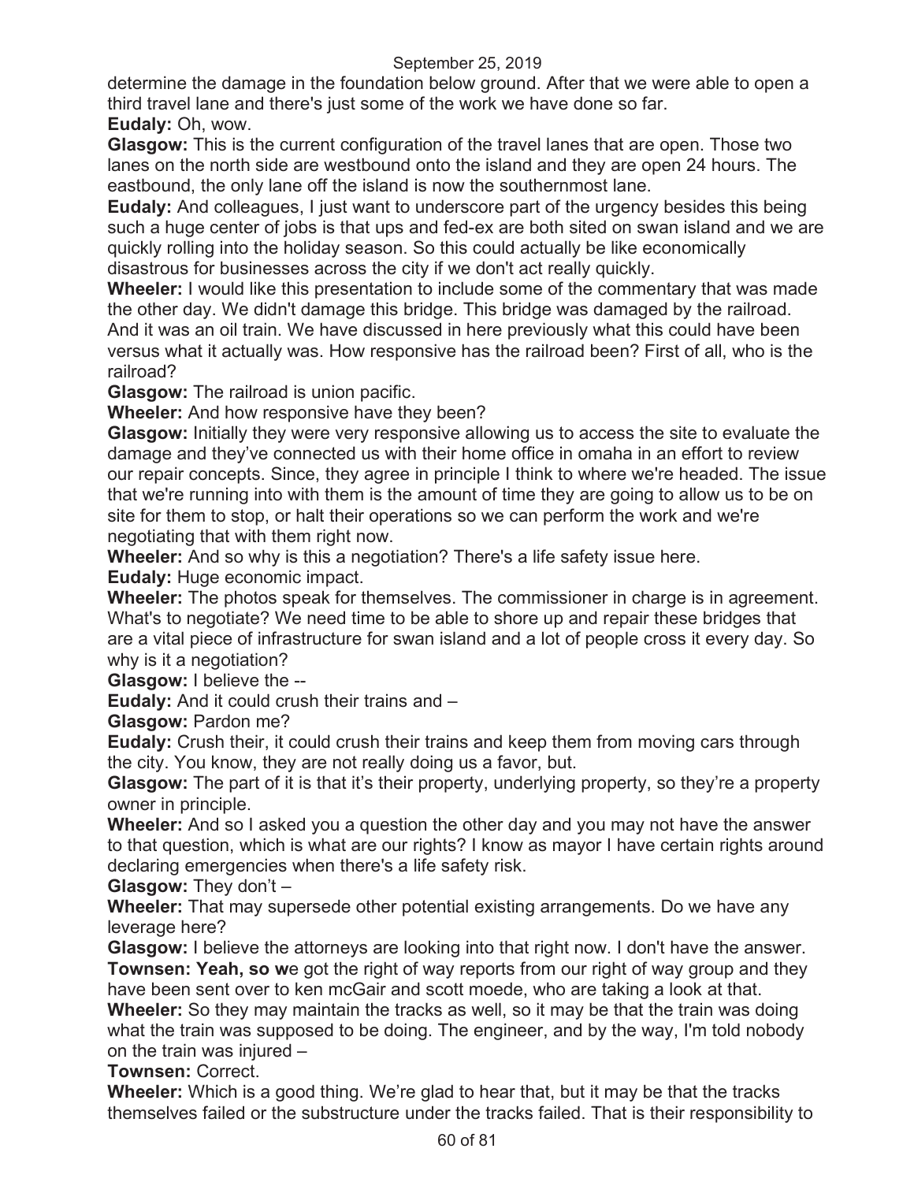determine the damage in the foundation below ground. After that we were able to open a third travel lane and there's just some of the work we have done so far.

**Eudaly:** Oh, wow.

**Glasgow:** This is the current configuration of the travel lanes that are open. Those two lanes on the north side are westbound onto the island and they are open 24 hours. The eastbound, the only lane off the island is now the southernmost lane.

**Eudaly:** And colleagues, I just want to underscore part of the urgency besides this being such a huge center of jobs is that ups and fed-ex are both sited on swan island and we are quickly rolling into the holiday season. So this could actually be like economically disastrous for businesses across the city if we don't act really quickly.

**Wheeler:** I would like this presentation to include some of the commentary that was made the other day. We didn't damage this bridge. This bridge was damaged by the railroad. And it was an oil train. We have discussed in here previously what this could have been versus what it actually was. How responsive has the railroad been? First of all, who is the railroad?

**Glasgow:** The railroad is union pacific.

**Wheeler:** And how responsive have they been?

**Glasgow:** Initially they were very responsive allowing us to access the site to evaluate the damage and they've connected us with their home office in omaha in an effort to review our repair concepts. Since, they agree in principle I think to where we're headed. The issue that we're running into with them is the amount of time they are going to allow us to be on site for them to stop, or halt their operations so we can perform the work and we're negotiating that with them right now.

**Wheeler:** And so why is this a negotiation? There's a life safety issue here.

**Eudaly:** Huge economic impact.

**Wheeler:** The photos speak for themselves. The commissioner in charge is in agreement. What's to negotiate? We need time to be able to shore up and repair these bridges that are a vital piece of infrastructure for swan island and a lot of people cross it every day. So why is it a negotiation?

**Glasgow:** I believe the --

**Eudaly:** And it could crush their trains and –

**Glasgow:** Pardon me?

**Eudaly:** Crush their, it could crush their trains and keep them from moving cars through the city. You know, they are not really doing us a favor, but.

**Glasgow:** The part of it is that it's their property, underlying property, so they're a property owner in principle.

**Wheeler:** And so I asked you a question the other day and you may not have the answer to that question, which is what are our rights? I know as mayor I have certain rights around declaring emergencies when there's a life safety risk.

**Glasgow:** They don't –

**Wheeler:** That may supersede other potential existing arrangements. Do we have any leverage here?

**Glasgow:** I believe the attorneys are looking into that right now. I don't have the answer.

**Townsen: Yeah, so w**e got the right of way reports from our right of way group and they have been sent over to ken mcGair and scott moede, who are taking a look at that.

**Wheeler:** So they may maintain the tracks as well, so it may be that the train was doing what the train was supposed to be doing. The engineer, and by the way, I'm told nobody on the train was injured –

**Townsen:** Correct.

**Wheeler:** Which is a good thing. We're glad to hear that, but it may be that the tracks themselves failed or the substructure under the tracks failed. That is their responsibility to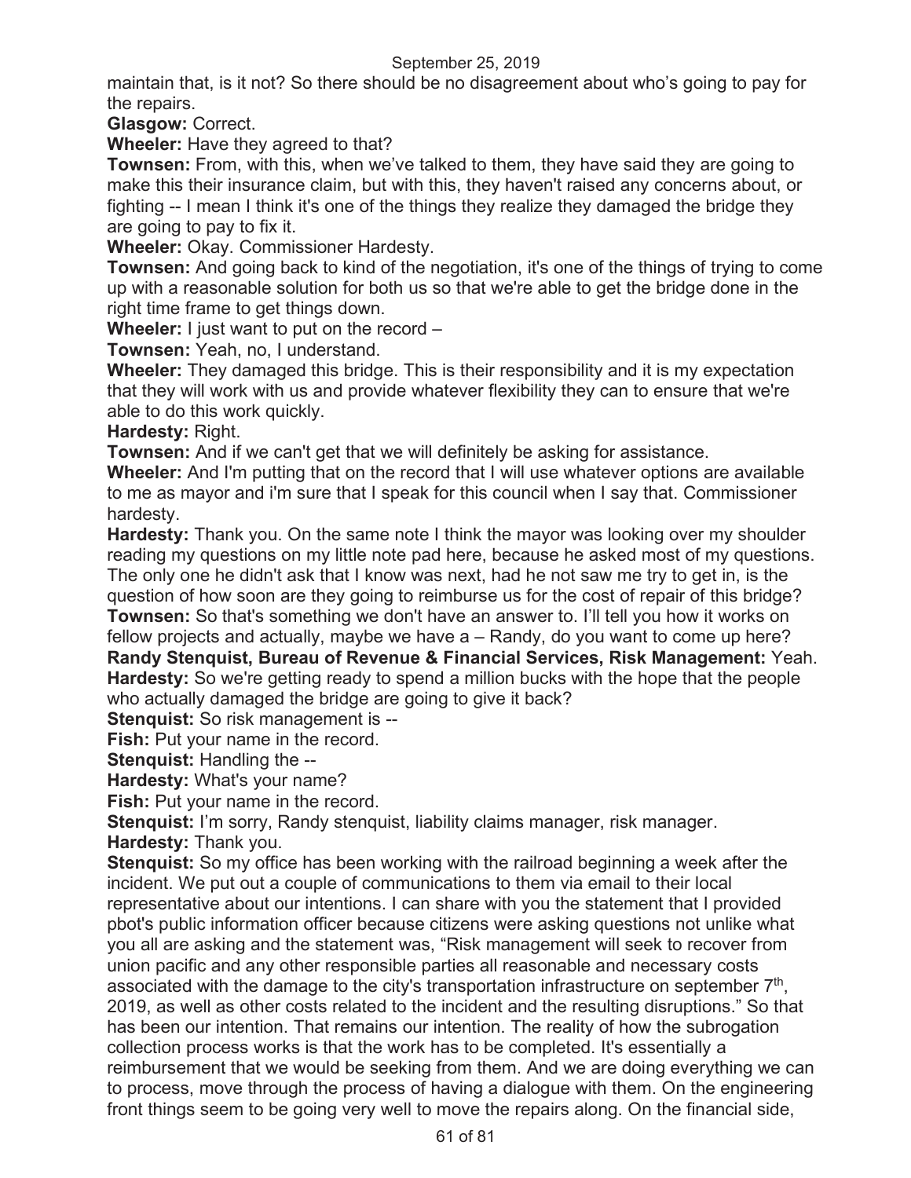maintain that, is it not? So there should be no disagreement about who's going to pay for the repairs.

**Glasgow:** Correct.

**Wheeler:** Have they agreed to that?

**Townsen:** From, with this, when we've talked to them, they have said they are going to make this their insurance claim, but with this, they haven't raised any concerns about, or fighting -- I mean I think it's one of the things they realize they damaged the bridge they are going to pay to fix it.

**Wheeler:** Okay. Commissioner Hardesty.

**Townsen:** And going back to kind of the negotiation, it's one of the things of trying to come up with a reasonable solution for both us so that we're able to get the bridge done in the right time frame to get things down.

**Wheeler:** I just want to put on the record –

**Townsen:** Yeah, no, I understand.

**Wheeler:** They damaged this bridge. This is their responsibility and it is my expectation that they will work with us and provide whatever flexibility they can to ensure that we're able to do this work quickly.

**Hardesty:** Right.

**Townsen:** And if we can't get that we will definitely be asking for assistance.

**Wheeler:** And I'm putting that on the record that I will use whatever options are available to me as mayor and i'm sure that I speak for this council when I say that. Commissioner hardesty.

**Hardesty:** Thank you. On the same note I think the mayor was looking over my shoulder reading my questions on my little note pad here, because he asked most of my questions. The only one he didn't ask that I know was next, had he not saw me try to get in, is the question of how soon are they going to reimburse us for the cost of repair of this bridge?

**Townsen:** So that's something we don't have an answer to. I'll tell you how it works on fellow projects and actually, maybe we have a – Randy, do you want to come up here?

**Randy Stenquist, Bureau of Revenue & Financial Services, Risk Management:** Yeah.

**Hardesty:** So we're getting ready to spend a million bucks with the hope that the people who actually damaged the bridge are going to give it back?

**Stenquist:** So risk management is --

**Fish:** Put your name in the record.

**Stenquist:** Handling the --

**Hardesty:** What's your name?

**Fish:** Put your name in the record.

**Stenquist:** I'm sorry, Randy stenquist, liability claims manager, risk manager.

**Hardesty:** Thank you.

**Stenquist:** So my office has been working with the railroad beginning a week after the incident. We put out a couple of communications to them via email to their local representative about our intentions. I can share with you the statement that I provided pbot's public information officer because citizens were asking questions not unlike what you all are asking and the statement was, "Risk management will seek to recover from union pacific and any other responsible parties all reasonable and necessary costs associated with the damage to the city's transportation infrastructure on september 7th, 2019, as well as other costs related to the incident and the resulting disruptions." So that has been our intention. That remains our intention. The reality of how the subrogation collection process works is that the work has to be completed. It's essentially a reimbursement that we would be seeking from them. And we are doing everything we can to process, move through the process of having a dialogue with them. On the engineering front things seem to be going very well to move the repairs along. On the financial side,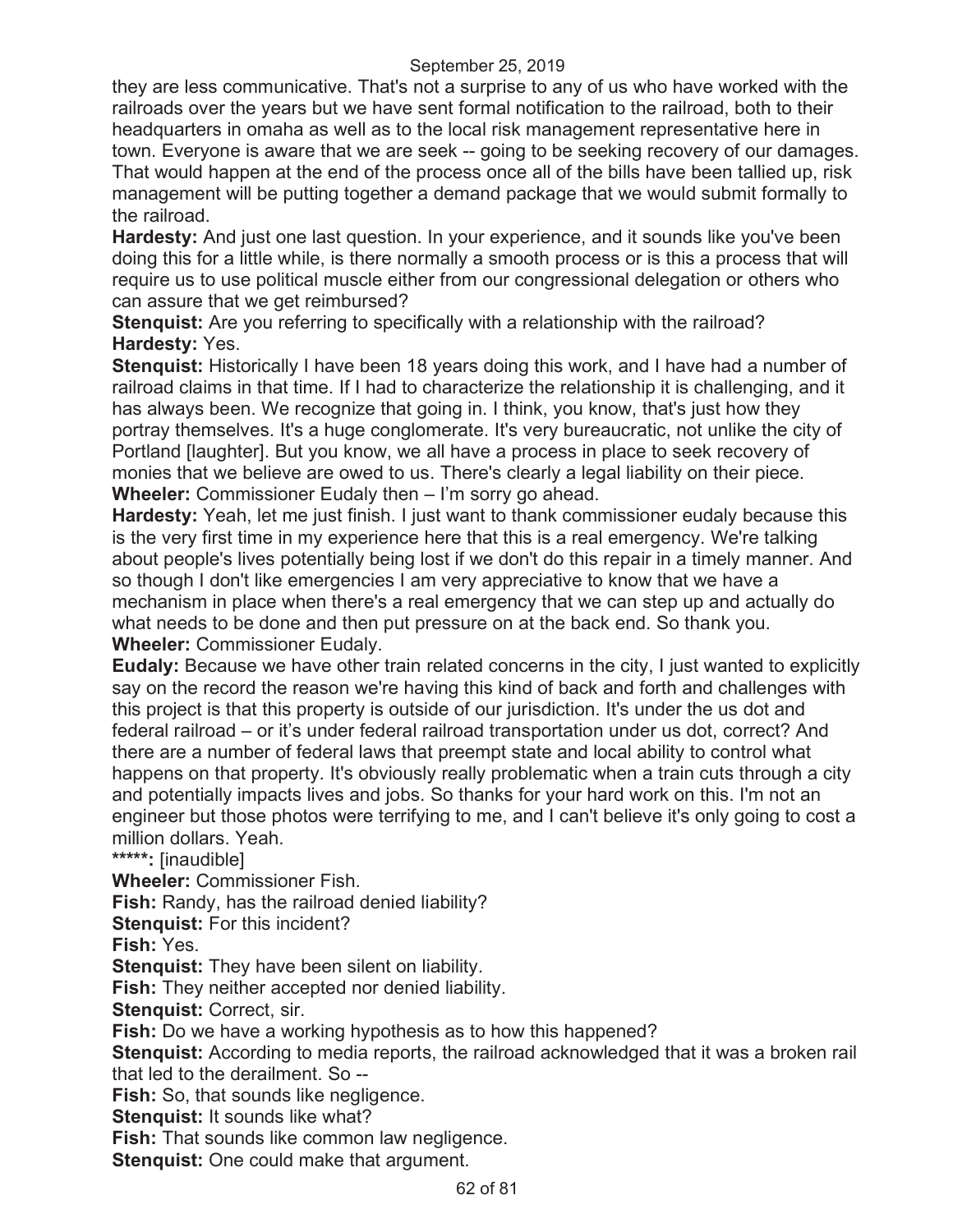they are less communicative. That's not a surprise to any of us who have worked with the railroads over the years but we have sent formal notification to the railroad, both to their headquarters in omaha as well as to the local risk management representative here in town. Everyone is aware that we are seek -- going to be seeking recovery of our damages. That would happen at the end of the process once all of the bills have been tallied up, risk management will be putting together a demand package that we would submit formally to the railroad.

**Hardesty:** And just one last question. In your experience, and it sounds like you've been doing this for a little while, is there normally a smooth process or is this a process that will require us to use political muscle either from our congressional delegation or others who can assure that we get reimbursed?

**Stenquist:** Are you referring to specifically with a relationship with the railroad?

**Hardesty:** Yes.

**Stenquist:** Historically I have been 18 years doing this work, and I have had a number of railroad claims in that time. If I had to characterize the relationship it is challenging, and it has always been. We recognize that going in. I think, you know, that's just how they portray themselves. It's a huge conglomerate. It's very bureaucratic, not unlike the city of Portland [laughter]. But you know, we all have a process in place to seek recovery of monies that we believe are owed to us. There's clearly a legal liability on their piece.

**Wheeler:** Commissioner Eudaly then – I'm sorry go ahead.

**Hardesty:** Yeah, let me just finish. I just want to thank commissioner eudaly because this is the very first time in my experience here that this is a real emergency. We're talking about people's lives potentially being lost if we don't do this repair in a timely manner. And so though I don't like emergencies I am very appreciative to know that we have a mechanism in place when there's a real emergency that we can step up and actually do what needs to be done and then put pressure on at the back end. So thank you.

**Wheeler:** Commissioner Eudaly.

**Eudaly:** Because we have other train related concerns in the city, I just wanted to explicitly say on the record the reason we're having this kind of back and forth and challenges with this project is that this property is outside of our jurisdiction. It's under the us dot and federal railroad – or it's under federal railroad transportation under us dot, correct? And there are a number of federal laws that preempt state and local ability to control what happens on that property. It's obviously really problematic when a train cuts through a city and potentially impacts lives and jobs. So thanks for your hard work on this. I'm not an engineer but those photos were terrifying to me, and I can't believe it's only going to cost a million dollars. Yeah.

*****: [inaudible]

**Wheeler:** Commissioner Fish.

**Fish:** Randy, has the railroad denied liability?

**Stenquist:** For this incident?

**Fish:** Yes.

**Stenquist:** They have been silent on liability.

**Fish:** They neither accepted nor denied liability.

**Stenquist:** Correct, sir.

**Fish:** Do we have a working hypothesis as to how this happened?

**Stenquist:** According to media reports, the railroad acknowledged that it was a broken rail that led to the derailment. So --

**Fish:** So, that sounds like negligence.

**Stenquist:** It sounds like what?

**Fish:** That sounds like common law negligence.

**Stenquist:** One could make that argument.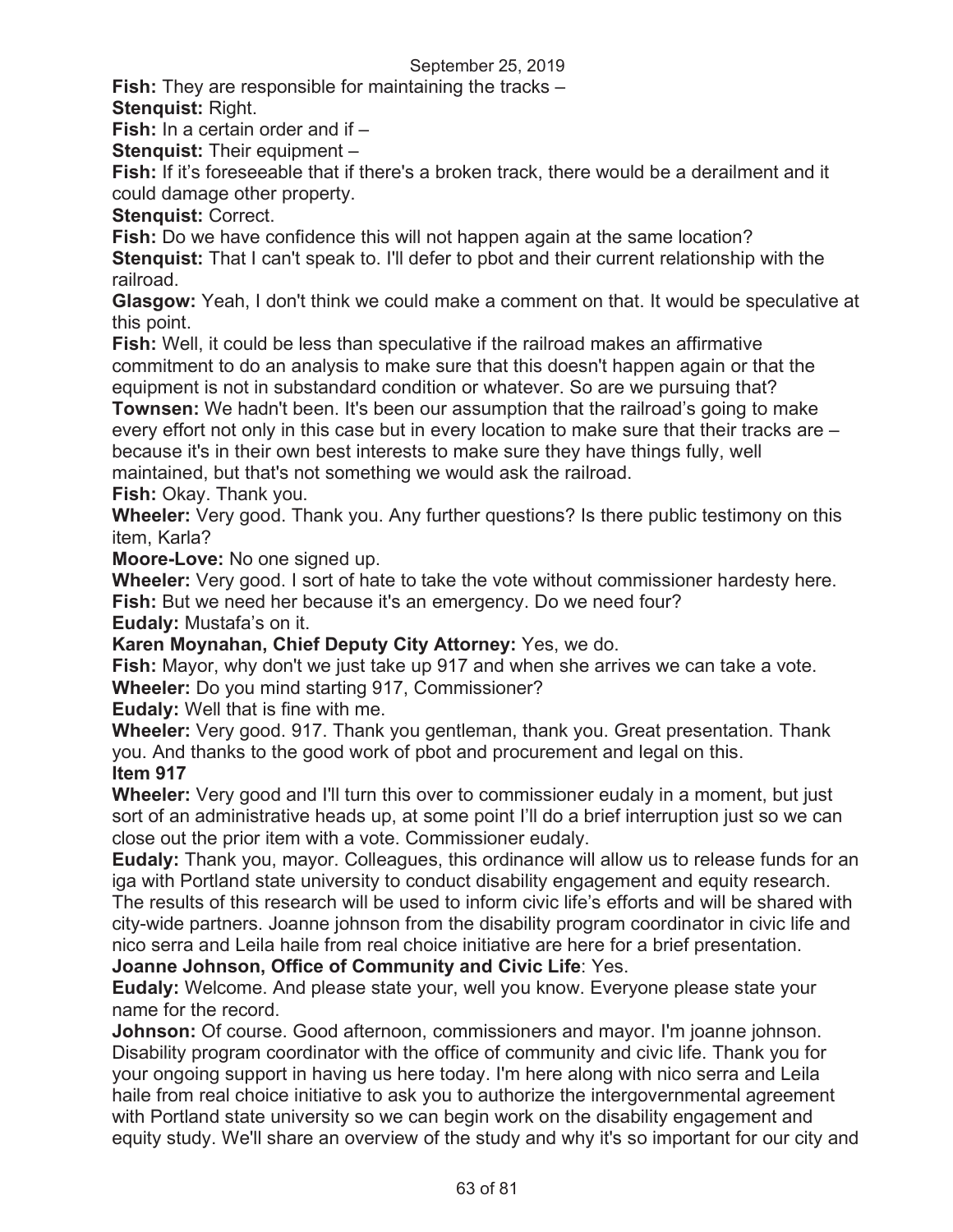**Fish:** They are responsible for maintaining the tracks –

**Stenquist:** Right.

**Fish:** In a certain order and if –

**Stenquist:** Their equipment –

**Fish:** If it's foreseeable that if there's a broken track, there would be a derailment and it could damage other property.

**Stenquist:** Correct.

**Fish:** Do we have confidence this will not happen again at the same location?

**Stenquist:** That I can't speak to. I'll defer to pbot and their current relationship with the railroad.

**Glasgow:** Yeah, I don't think we could make a comment on that. It would be speculative at this point.

**Fish:** Well, it could be less than speculative if the railroad makes an affirmative commitment to do an analysis to make sure that this doesn't happen again or that the equipment is not in substandard condition or whatever. So are we pursuing that?

**Townsen:** We hadn't been. It's been our assumption that the railroad's going to make every effort not only in this case but in every location to make sure that their tracks are – because it's in their own best interests to make sure they have things fully, well maintained, but that's not something we would ask the railroad.

**Fish:** Okay. Thank you.

**Wheeler:** Very good. Thank you. Any further questions? Is there public testimony on this item, Karla?

**Moore-Love:** No one signed up.

**Wheeler:** Very good. I sort of hate to take the vote without commissioner hardesty here.

**Fish:** But we need her because it's an emergency. Do we need four?

**Eudaly:** Mustafa's on it.

**Karen Moynahan, Chief Deputy City Attorney:** Yes, we do.

**Fish:** Mayor, why don't we just take up 917 and when she arrives we can take a vote.

**Wheeler:** Do you mind starting 917, Commissioner?

**Eudaly:** Well that is fine with me.

**Wheeler:** Very good. 917. Thank you gentleman, thank you. Great presentation. Thank you. And thanks to the good work of pbot and procurement and legal on this.

**Item 917**

**Wheeler:** Very good and I'll turn this over to commissioner eudaly in a moment, but just sort of an administrative heads up, at some point I'll do a brief interruption just so we can close out the prior item with a vote. Commissioner eudaly.

**Eudaly:** Thank you, mayor. Colleagues, this ordinance will allow us to release funds for an iga with Portland state university to conduct disability engagement and equity research. The results of this research will be used to inform civic life's efforts and will be shared with city-wide partners. Joanne johnson from the disability program coordinator in civic life and nico serra and Leila haile from real choice initiative are here for a brief presentation.

**Joanne Johnson, Office of Community and Civic Life**: Yes.

**Eudaly:** Welcome. And please state your, well you know. Everyone please state your name for the record.

**Johnson:** Of course. Good afternoon, commissioners and mayor. I'm joanne johnson. Disability program coordinator with the office of community and civic life. Thank you for your ongoing support in having us here today. I'm here along with nico serra and Leila haile from real choice initiative to ask you to authorize the intergovernmental agreement with Portland state university so we can begin work on the disability engagement and equity study. We'll share an overview of the study and why it's so important for our city and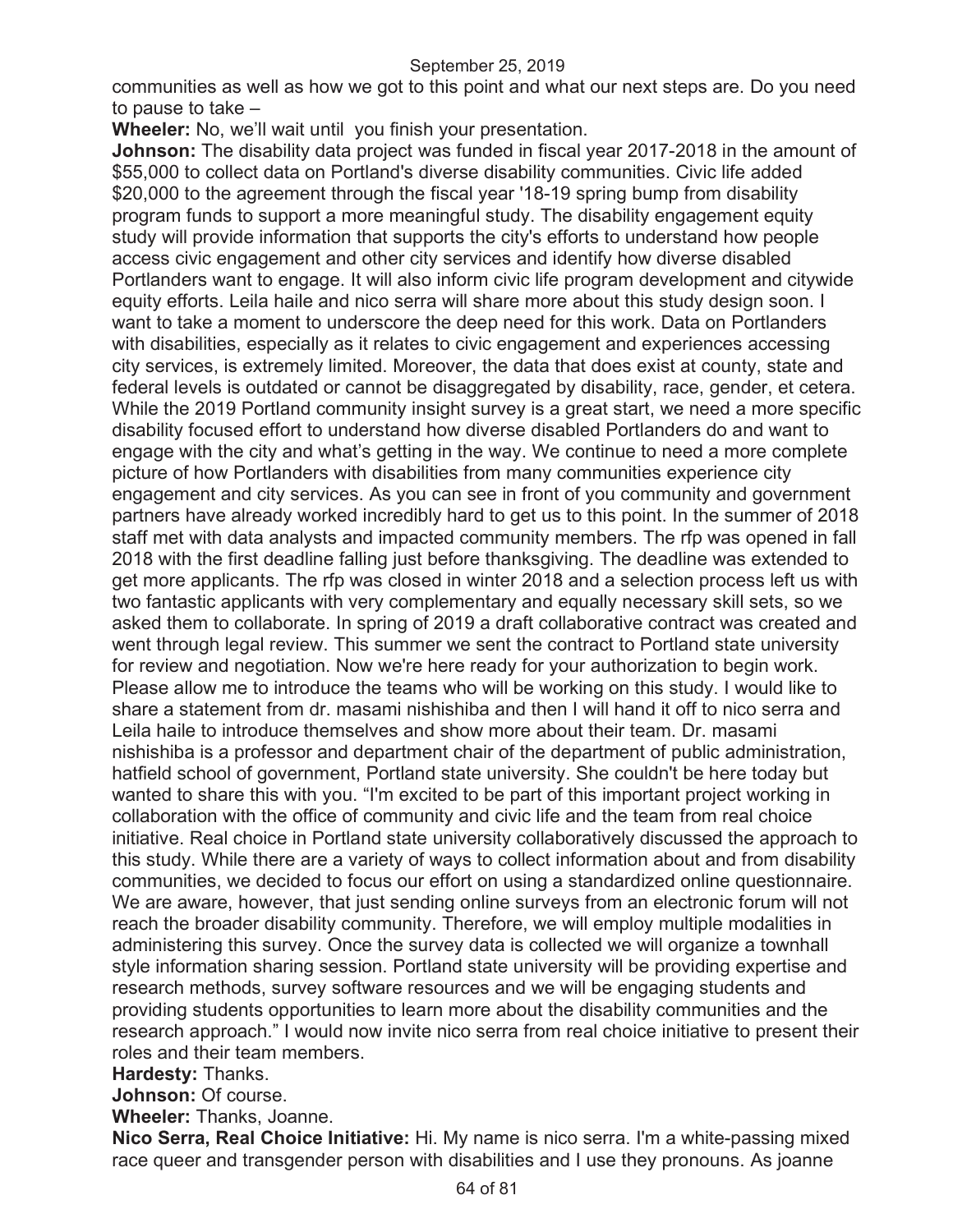communities as well as how we got to this point and what our next steps are. Do you need to pause to take –

**Wheeler:** No, we'll wait until you finish your presentation.

**Johnson:** The disability data project was funded in fiscal year 2017-2018 in the amount of $55,000 to collect data on Portland's diverse disability communities. Civic life added $20,000 to the agreement through the fiscal year '18-19 spring bump from disability program funds to support a more meaningful study. The disability engagement equity study will provide information that supports the city's efforts to understand how people access civic engagement and other city services and identify how diverse disabled Portlanders want to engage. It will also inform civic life program development and citywide equity efforts. Leila haile and nico serra will share more about this study design soon. I want to take a moment to underscore the deep need for this work. Data on Portlanders with disabilities, especially as it relates to civic engagement and experiences accessing city services, is extremely limited. Moreover, the data that does exist at county, state and federal levels is outdated or cannot be disaggregated by disability, race, gender, et cetera. While the 2019 Portland community insight survey is a great start, we need a more specific disability focused effort to understand how diverse disabled Portlanders do and want to engage with the city and what's getting in the way. We continue to need a more complete picture of how Portlanders with disabilities from many communities experience city engagement and city services. As you can see in front of you community and government partners have already worked incredibly hard to get us to this point. In the summer of 2018 staff met with data analysts and impacted community members. The rfp was opened in fall 2018 with the first deadline falling just before thanksgiving. The deadline was extended to get more applicants. The rfp was closed in winter 2018 and a selection process left us with two fantastic applicants with very complementary and equally necessary skill sets, so we asked them to collaborate. In spring of 2019 a draft collaborative contract was created and went through legal review. This summer we sent the contract to Portland state university for review and negotiation. Now we're here ready for your authorization to begin work. Please allow me to introduce the teams who will be working on this study. I would like to share a statement from dr. masami nishishiba and then I will hand it off to nico serra and Leila haile to introduce themselves and show more about their team. Dr. masami nishishiba is a professor and department chair of the department of public administration, hatfield school of government, Portland state university. She couldn't be here today but wanted to share this with you. "I'm excited to be part of this important project working in collaboration with the office of community and civic life and the team from real choice initiative. Real choice in Portland state university collaboratively discussed the approach to this study. While there are a variety of ways to collect information about and from disability communities, we decided to focus our effort on using a standardized online questionnaire. We are aware, however, that just sending online surveys from an electronic forum will not reach the broader disability community. Therefore, we will employ multiple modalities in administering this survey. Once the survey data is collected we will organize a townhall style information sharing session. Portland state university will be providing expertise and research methods, survey software resources and we will be engaging students and providing students opportunities to learn more about the disability communities and the research approach." I would now invite nico serra from real choice initiative to present their roles and their team members.

**Hardesty:** Thanks.

**Johnson:** Of course.

**Wheeler:** Thanks, Joanne.

**Nico Serra, Real Choice Initiative:** Hi. My name is nico serra. I'm a white-passing mixed race queer and transgender person with disabilities and I use they pronouns. As joanne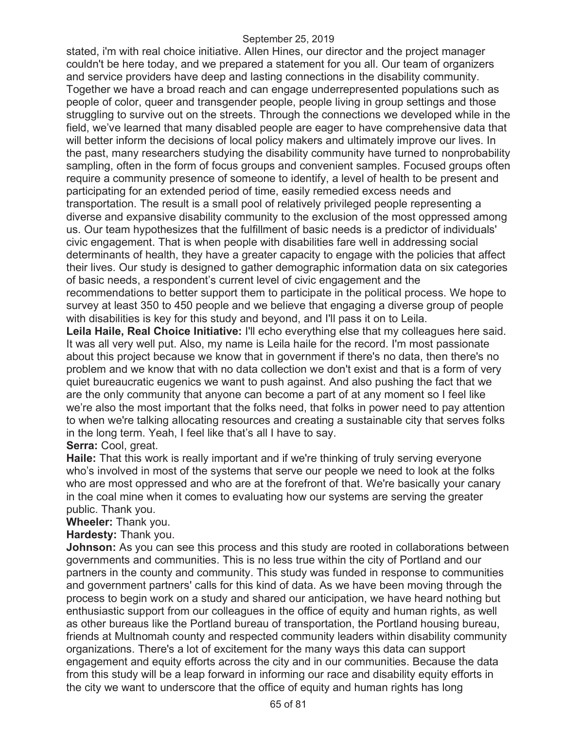stated, i'm with real choice initiative. Allen Hines, our director and the project manager couldn't be here today, and we prepared a statement for you all. Our team of organizers and service providers have deep and lasting connections in the disability community. Together we have a broad reach and can engage underrepresented populations such as people of color, queer and transgender people, people living in group settings and those struggling to survive out on the streets. Through the connections we developed while in the field, we've learned that many disabled people are eager to have comprehensive data that will better inform the decisions of local policy makers and ultimately improve our lives. In the past, many researchers studying the disability community have turned to nonprobability sampling, often in the form of focus groups and convenient samples. Focused groups often require a community presence of someone to identify, a level of health to be present and participating for an extended period of time, easily remedied excess needs and transportation. The result is a small pool of relatively privileged people representing a diverse and expansive disability community to the exclusion of the most oppressed among us. Our team hypothesizes that the fulfillment of basic needs is a predictor of individuals' civic engagement. That is when people with disabilities fare well in addressing social determinants of health, they have a greater capacity to engage with the policies that affect their lives. Our study is designed to gather demographic information data on six categories of basic needs, a respondent's current level of civic engagement and the recommendations to better support them to participate in the political process. We hope to survey at least 350 to 450 people and we believe that engaging a diverse group of people with disabilities is key for this study and beyond, and I'll pass it on to Leila.

**Leila Haile, Real Choice Initiative:** I'll echo everything else that my colleagues here said. It was all very well put. Also, my name is Leila haile for the record. I'm most passionate about this project because we know that in government if there's no data, then there's no problem and we know that with no data collection we don't exist and that is a form of very quiet bureaucratic eugenics we want to push against. And also pushing the fact that we are the only community that anyone can become a part of at any moment so I feel like we're also the most important that the folks need, that folks in power need to pay attention to when we're talking allocating resources and creating a sustainable city that serves folks in the long term. Yeah, I feel like that's all I have to say.

**Serra:** Cool, great.

**Haile:** That this work is really important and if we're thinking of truly serving everyone who's involved in most of the systems that serve our people we need to look at the folks who are most oppressed and who are at the forefront of that. We're basically your canary in the coal mine when it comes to evaluating how our systems are serving the greater public. Thank you.

**Wheeler:** Thank you.

**Hardesty:** Thank you.

**Johnson:** As you can see this process and this study are rooted in collaborations between governments and communities. This is no less true within the city of Portland and our partners in the county and community. This study was funded in response to communities and government partners' calls for this kind of data. As we have been moving through the process to begin work on a study and shared our anticipation, we have heard nothing but enthusiastic support from our colleagues in the office of equity and human rights, as well as other bureaus like the Portland bureau of transportation, the Portland housing bureau, friends at Multnomah county and respected community leaders within disability community organizations. There's a lot of excitement for the many ways this data can support engagement and equity efforts across the city and in our communities. Because the data from this study will be a leap forward in informing our race and disability equity efforts in the city we want to underscore that the office of equity and human rights has long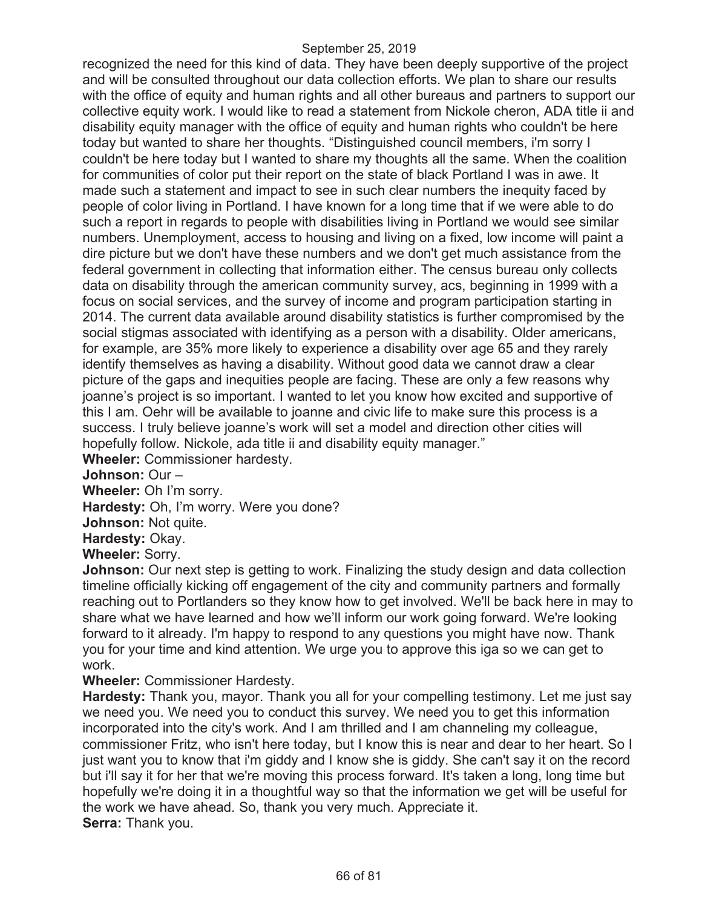recognized the need for this kind of data. They have been deeply supportive of the project and will be consulted throughout our data collection efforts. We plan to share our results with the office of equity and human rights and all other bureaus and partners to support our collective equity work. I would like to read a statement from Nickole cheron, ADA title ii and disability equity manager with the office of equity and human rights who couldn't be here today but wanted to share her thoughts. "Distinguished council members, i'm sorry I couldn't be here today but I wanted to share my thoughts all the same. When the coalition for communities of color put their report on the state of black Portland I was in awe. It made such a statement and impact to see in such clear numbers the inequity faced by people of color living in Portland. I have known for a long time that if we were able to do such a report in regards to people with disabilities living in Portland we would see similar numbers. Unemployment, access to housing and living on a fixed, low income will paint a dire picture but we don't have these numbers and we don't get much assistance from the federal government in collecting that information either. The census bureau only collects data on disability through the american community survey, acs, beginning in 1999 with a focus on social services, and the survey of income and program participation starting in 2014. The current data available around disability statistics is further compromised by the social stigmas associated with identifying as a person with a disability. Older americans, for example, are 35% more likely to experience a disability over age 65 and they rarely identify themselves as having a disability. Without good data we cannot draw a clear picture of the gaps and inequities people are facing. These are only a few reasons why joanne's project is so important. I wanted to let you know how excited and supportive of this I am. Oehr will be available to joanne and civic life to make sure this process is a success. I truly believe joanne's work will set a model and direction other cities will hopefully follow. Nickole, ada title ii and disability equity manager."

**Wheeler:** Commissioner hardesty.

**Johnson:** Our –

**Wheeler:** Oh I'm sorry.

**Hardesty:** Oh, I'm worry. Were you done?

**Johnson:** Not quite.

**Hardesty:** Okay.

**Wheeler:** Sorry.

**Johnson:** Our next step is getting to work. Finalizing the study design and data collection timeline officially kicking off engagement of the city and community partners and formally reaching out to Portlanders so they know how to get involved. We'll be back here in may to share what we have learned and how we'll inform our work going forward. We're looking forward to it already. I'm happy to respond to any questions you might have now. Thank you for your time and kind attention. We urge you to approve this iga so we can get to work.

**Wheeler:** Commissioner Hardesty.

**Hardesty:** Thank you, mayor. Thank you all for your compelling testimony. Let me just say we need you. We need you to conduct this survey. We need you to get this information incorporated into the city's work. And I am thrilled and I am channeling my colleague, commissioner Fritz, who isn't here today, but I know this is near and dear to her heart. So I just want you to know that i'm giddy and I know she is giddy. She can't say it on the record but i'll say it for her that we're moving this process forward. It's taken a long, long time but hopefully we're doing it in a thoughtful way so that the information we get will be useful for the work we have ahead. So, thank you very much. Appreciate it.

**Serra:** Thank you.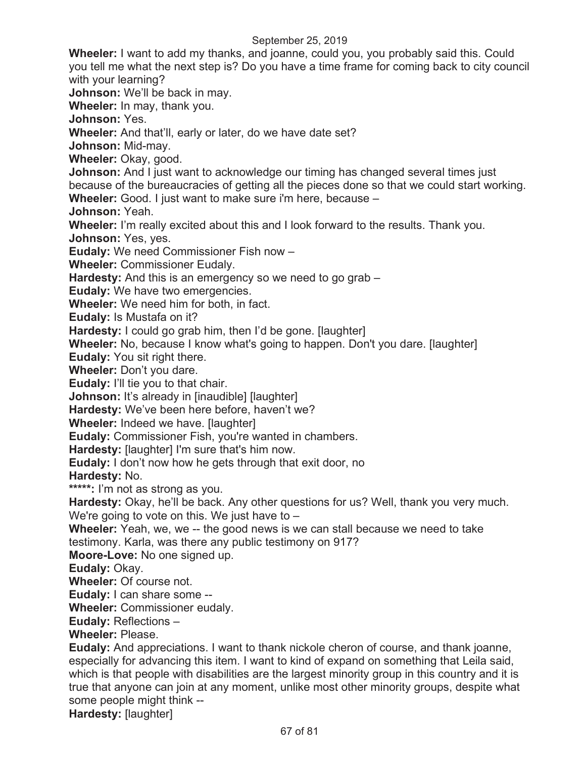**Wheeler:** I want to add my thanks, and joanne, could you, you probably said this. Could you tell me what the next step is? Do you have a time frame for coming back to city council with your learning?

**Johnson:** We'll be back in may.

**Wheeler:** In may, thank you.

**Johnson:** Yes.

**Wheeler:** And that'll, early or later, do we have date set?

**Johnson:** Mid-may.

**Wheeler:** Okay, good.

**Johnson:** And I just want to acknowledge our timing has changed several times just because of the bureaucracies of getting all the pieces done so that we could start working.

**Wheeler:** Good. I just want to make sure i'm here, because –

**Johnson:** Yeah.

**Wheeler:** I'm really excited about this and I look forward to the results. Thank you.

**Johnson:** Yes, yes.

**Eudaly:** We need Commissioner Fish now –

**Wheeler:** Commissioner Eudaly.

**Hardesty:** And this is an emergency so we need to go grab –

**Eudaly:** We have two emergencies.

**Wheeler:** We need him for both, in fact.

**Eudaly:** Is Mustafa on it?

**Hardesty:** I could go grab him, then I'd be gone. [laughter]

**Wheeler:** No, because I know what's going to happen. Don't you dare. [laughter]

**Eudaly:** You sit right there.

**Wheeler:** Don't you dare.

**Eudaly:** I'll tie you to that chair.

**Johnson:** It's already in [inaudible] [laughter]

**Hardesty:** We've been here before, haven't we?

**Wheeler:** Indeed we have. [laughter]

**Eudaly:** Commissioner Fish, you're wanted in chambers.

**Hardesty:** [laughter] I'm sure that's him now.

**Eudaly:** I don't now how he gets through that exit door, no

**Hardesty:** No.

**\*\*\*\*\*:** I'm not as strong as you.

**Hardesty:** Okay, he'll be back. Any other questions for us? Well, thank you very much. We're going to vote on this. We just have to –

**Wheeler:** Yeah, we, we -- the good news is we can stall because we need to take testimony. Karla, was there any public testimony on 917?

**Moore-Love:** No one signed up.

**Eudaly:** Okay.

**Wheeler:** Of course not.

**Eudaly:** I can share some --

**Wheeler:** Commissioner eudaly.

**Eudaly:** Reflections –

**Wheeler:** Please.

**Eudaly:** And appreciations. I want to thank nickole cheron of course, and thank joanne, especially for advancing this item. I want to kind of expand on something that Leila said, which is that people with disabilities are the largest minority group in this country and it is true that anyone can join at any moment, unlike most other minority groups, despite what some people might think --

**Hardesty:** [laughter]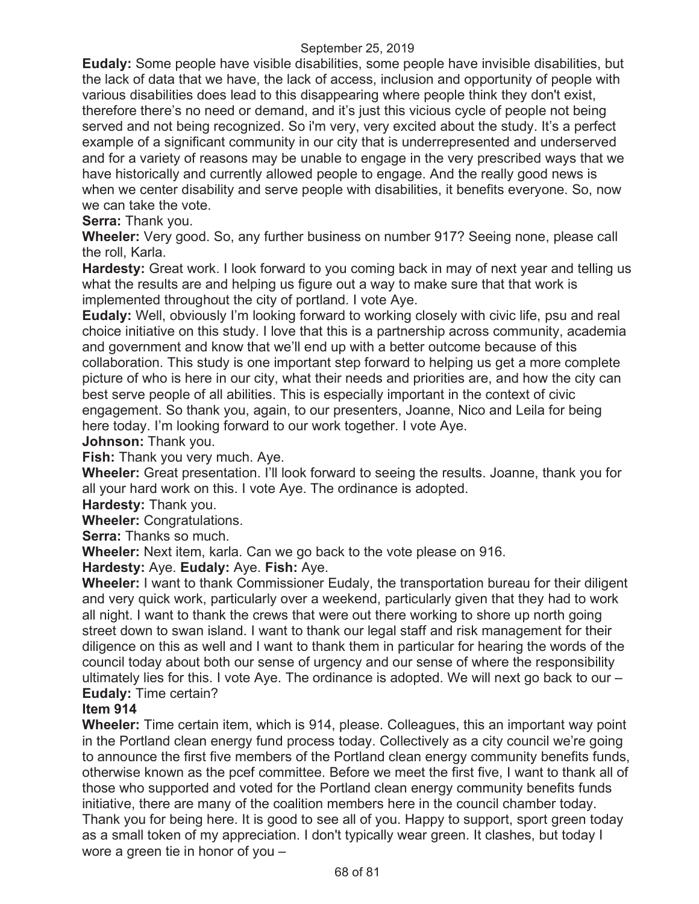**Eudaly:** Some people have visible disabilities, some people have invisible disabilities, but the lack of data that we have, the lack of access, inclusion and opportunity of people with various disabilities does lead to this disappearing where people think they don't exist, therefore there's no need or demand, and it's just this vicious cycle of people not being served and not being recognized. So i'm very, very excited about the study. It's a perfect example of a significant community in our city that is underrepresented and underserved and for a variety of reasons may be unable to engage in the very prescribed ways that we have historically and currently allowed people to engage. And the really good news is when we center disability and serve people with disabilities, it benefits everyone. So, now we can take the vote.

**Serra:** Thank you.

**Wheeler:** Very good. So, any further business on number 917? Seeing none, please call the roll, Karla.

**Hardesty:** Great work. I look forward to you coming back in may of next year and telling us what the results are and helping us figure out a way to make sure that that work is implemented throughout the city of portland. I vote Aye.

**Eudaly:** Well, obviously I'm looking forward to working closely with civic life, psu and real choice initiative on this study. I love that this is a partnership across community, academia and government and know that we'll end up with a better outcome because of this collaboration. This study is one important step forward to helping us get a more complete picture of who is here in our city, what their needs and priorities are, and how the city can best serve people of all abilities. This is especially important in the context of civic engagement. So thank you, again, to our presenters, Joanne, Nico and Leila for being here today. I'm looking forward to our work together. I vote Aye.

**Johnson:** Thank you.

**Fish:** Thank you very much. Aye.

**Wheeler:** Great presentation. I'll look forward to seeing the results. Joanne, thank you for all your hard work on this. I vote Aye. The ordinance is adopted.

**Hardesty:** Thank you.

**Wheeler:** Congratulations.

**Serra:** Thanks so much.

**Wheeler:** Next item, karla. Can we go back to the vote please on 916.

**Hardesty:** Aye. **Eudaly:** Aye. **Fish:** Aye.

**Wheeler:** I want to thank Commissioner Eudaly, the transportation bureau for their diligent and very quick work, particularly over a weekend, particularly given that they had to work all night. I want to thank the crews that were out there working to shore up north going street down to swan island. I want to thank our legal staff and risk management for their diligence on this as well and I want to thank them in particular for hearing the words of the council today about both our sense of urgency and our sense of where the responsibility ultimately lies for this. I vote Aye. The ordinance is adopted. We will next go back to our –

**Eudaly:** Time certain?

**Item 914**

**Wheeler:** Time certain item, which is 914, please. Colleagues, this an important way point in the Portland clean energy fund process today. Collectively as a city council we're going to announce the first five members of the Portland clean energy community benefits funds, otherwise known as the pcef committee. Before we meet the first five, I want to thank all of those who supported and voted for the Portland clean energy community benefits funds initiative, there are many of the coalition members here in the council chamber today. Thank you for being here. It is good to see all of you. Happy to support, sport green today as a small token of my appreciation. I don't typically wear green. It clashes, but today I wore a green tie in honor of you –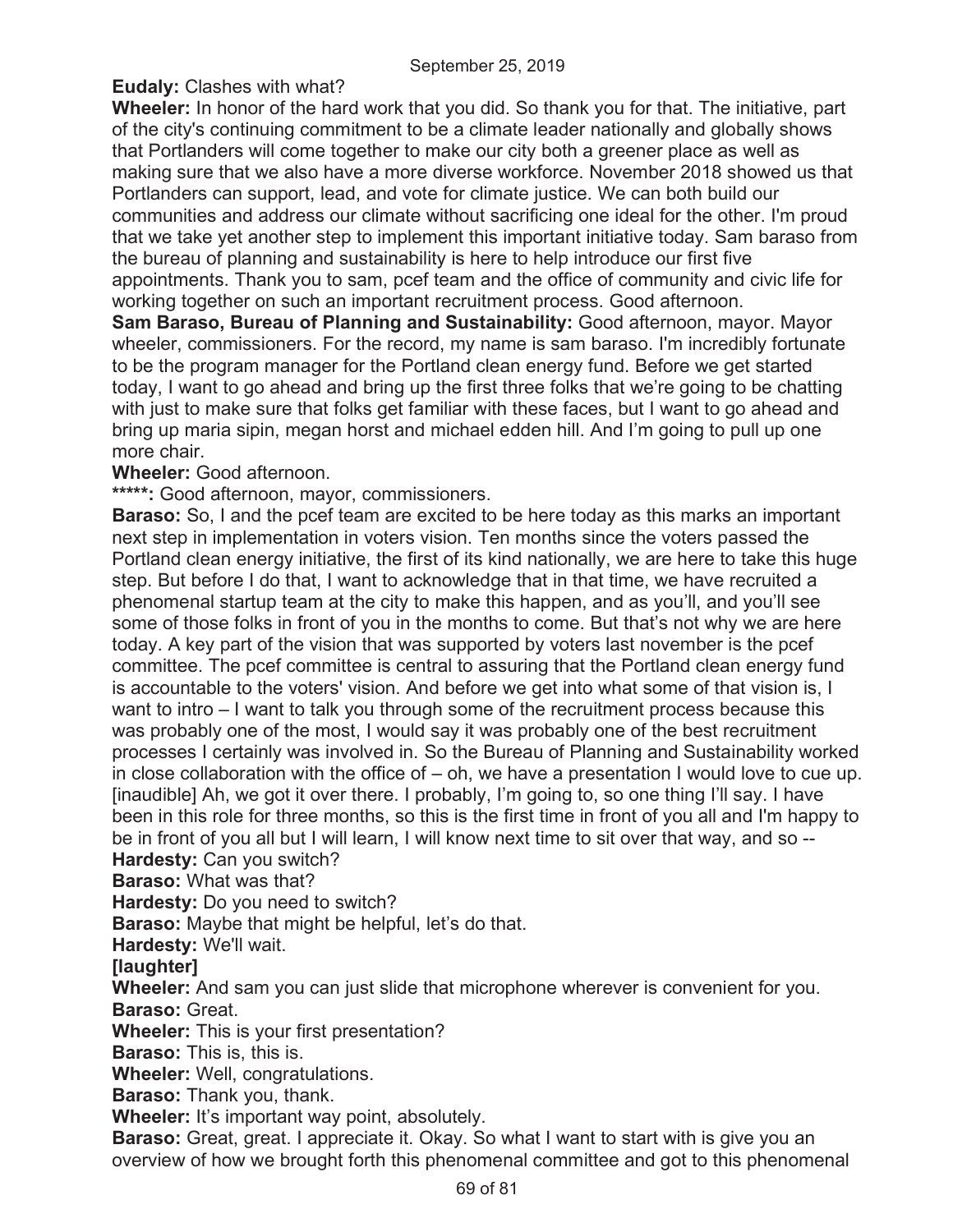**Eudaly:** Clashes with what?

**Wheeler:** In honor of the hard work that you did. So thank you for that. The initiative, part of the city's continuing commitment to be a climate leader nationally and globally shows that Portlanders will come together to make our city both a greener place as well as making sure that we also have a more diverse workforce. November 2018 showed us that Portlanders can support, lead, and vote for climate justice. We can both build our communities and address our climate without sacrificing one ideal for the other. I'm proud that we take yet another step to implement this important initiative today. Sam baraso from the bureau of planning and sustainability is here to help introduce our first five appointments. Thank you to sam, pcef team and the office of community and civic life for working together on such an important recruitment process. Good afternoon.

**Sam Baraso, Bureau of Planning and Sustainability:** Good afternoon, mayor. Mayor wheeler, commissioners. For the record, my name is sam baraso. I'm incredibly fortunate to be the program manager for the Portland clean energy fund. Before we get started today, I want to go ahead and bring up the first three folks that we're going to be chatting with just to make sure that folks get familiar with these faces, but I want to go ahead and bring up maria sipin, megan horst and michael edden hill. And I'm going to pull up one more chair.

**Wheeler:** Good afternoon.

**\*\*\*\*\*:** Good afternoon, mayor, commissioners.

**Baraso:** So, I and the pcef team are excited to be here today as this marks an important next step in implementation in voters vision. Ten months since the voters passed the Portland clean energy initiative, the first of its kind nationally, we are here to take this huge step. But before I do that, I want to acknowledge that in that time, we have recruited a phenomenal startup team at the city to make this happen, and as you'll, and you'll see some of those folks in front of you in the months to come. But that's not why we are here today. A key part of the vision that was supported by voters last november is the pcef committee. The pcef committee is central to assuring that the Portland clean energy fund is accountable to the voters' vision. And before we get into what some of that vision is, I want to intro – I want to talk you through some of the recruitment process because this was probably one of the most, I would say it was probably one of the best recruitment processes I certainly was involved in. So the Bureau of Planning and Sustainability worked in close collaboration with the office of – oh, we have a presentation I would love to cue up. [inaudible] Ah, we got it over there. I probably, I'm going to, so one thing I'll say. I have been in this role for three months, so this is the first time in front of you all and I'm happy to be in front of you all but I will learn, I will know next time to sit over that way, and so --

**Hardesty:** Can you switch?

**Baraso:** What was that?

**Hardesty:** Do you need to switch?

**Baraso:** Maybe that might be helpful, let's do that.

**Hardesty:** We'll wait.

**[laughter]**

**Wheeler:** And sam you can just slide that microphone wherever is convenient for you.

**Baraso:** Great.

**Wheeler:** This is your first presentation?

**Baraso:** This is, this is.

**Wheeler:** Well, congratulations.

**Baraso:** Thank you, thank.

**Wheeler:** It's important way point, absolutely.

**Baraso:** Great, great. I appreciate it. Okay. So what I want to start with is give you an overview of how we brought forth this phenomenal committee and got to this phenomenal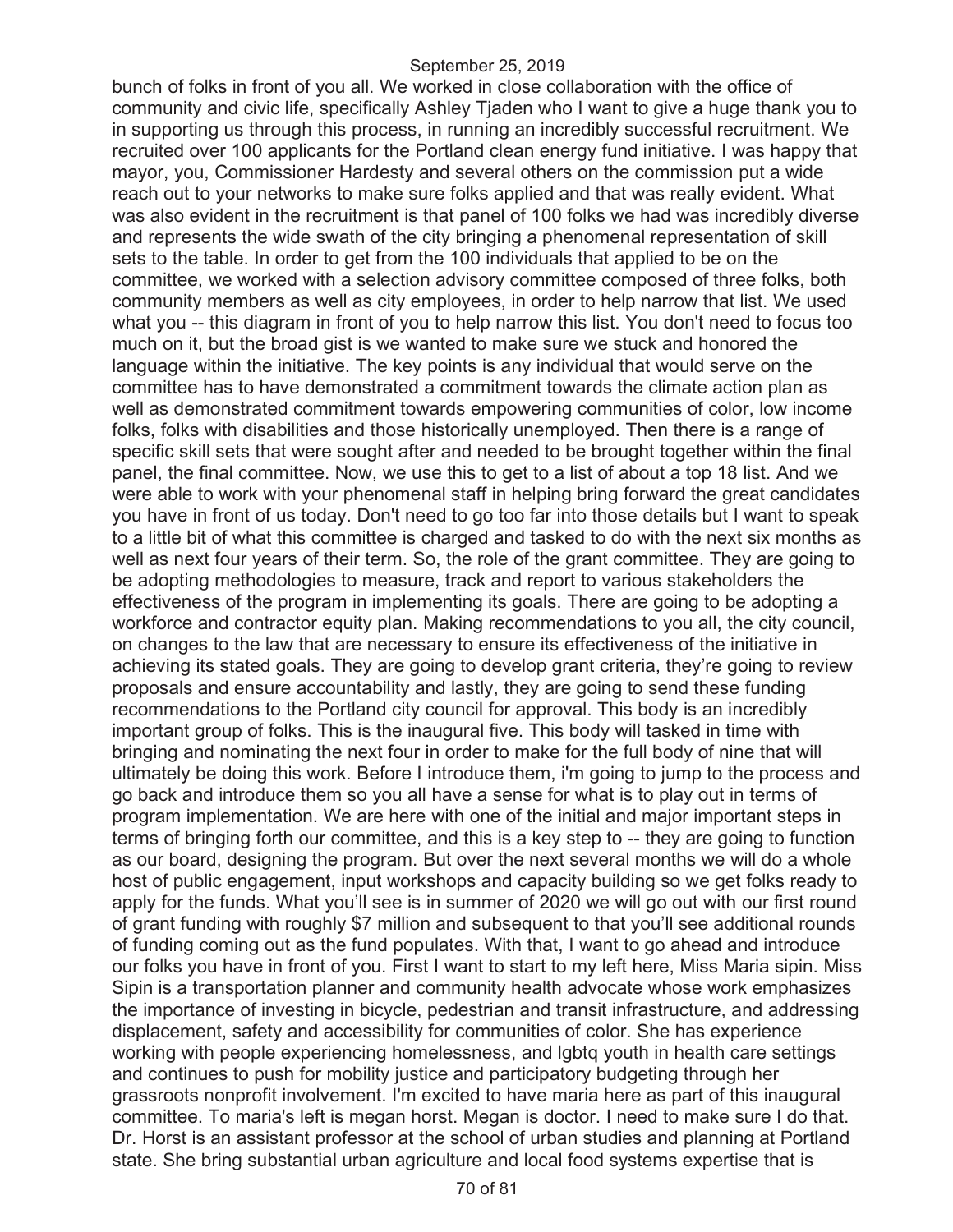bunch of folks in front of you all. We worked in close collaboration with the office of community and civic life, specifically Ashley Tjaden who I want to give a huge thank you to in supporting us through this process, in running an incredibly successful recruitment. We recruited over 100 applicants for the Portland clean energy fund initiative. I was happy that mayor, you, Commissioner Hardesty and several others on the commission put a wide reach out to your networks to make sure folks applied and that was really evident. What was also evident in the recruitment is that panel of 100 folks we had was incredibly diverse and represents the wide swath of the city bringing a phenomenal representation of skill sets to the table. In order to get from the 100 individuals that applied to be on the committee, we worked with a selection advisory committee composed of three folks, both community members as well as city employees, in order to help narrow that list. We used what you -- this diagram in front of you to help narrow this list. You don't need to focus too much on it, but the broad gist is we wanted to make sure we stuck and honored the language within the initiative. The key points is any individual that would serve on the committee has to have demonstrated a commitment towards the climate action plan as well as demonstrated commitment towards empowering communities of color, low income folks, folks with disabilities and those historically unemployed. Then there is a range of specific skill sets that were sought after and needed to be brought together within the final panel, the final committee. Now, we use this to get to a list of about a top 18 list. And we were able to work with your phenomenal staff in helping bring forward the great candidates you have in front of us today. Don't need to go too far into those details but I want to speak to a little bit of what this committee is charged and tasked to do with the next six months as well as next four years of their term. So, the role of the grant committee. They are going to be adopting methodologies to measure, track and report to various stakeholders the effectiveness of the program in implementing its goals. There are going to be adopting a workforce and contractor equity plan. Making recommendations to you all, the city council, on changes to the law that are necessary to ensure its effectiveness of the initiative in achieving its stated goals. They are going to develop grant criteria, they're going to review proposals and ensure accountability and lastly, they are going to send these funding recommendations to the Portland city council for approval. This body is an incredibly important group of folks. This is the inaugural five. This body will tasked in time with bringing and nominating the next four in order to make for the full body of nine that will ultimately be doing this work. Before I introduce them, i'm going to jump to the process and go back and introduce them so you all have a sense for what is to play out in terms of program implementation. We are here with one of the initial and major important steps in terms of bringing forth our committee, and this is a key step to -- they are going to function as our board, designing the program. But over the next several months we will do a whole host of public engagement, input workshops and capacity building so we get folks ready to apply for the funds. What you'll see is in summer of 2020 we will go out with our first round of grant funding with roughly $7 million and subsequent to that you'll see additional rounds of funding coming out as the fund populates. With that, I want to go ahead and introduce our folks you have in front of you. First I want to start to my left here, Miss Maria sipin. Miss Sipin is a transportation planner and community health advocate whose work emphasizes the importance of investing in bicycle, pedestrian and transit infrastructure, and addressing displacement, safety and accessibility for communities of color. She has experience working with people experiencing homelessness, and lgbtq youth in health care settings and continues to push for mobility justice and participatory budgeting through her grassroots nonprofit involvement. I'm excited to have maria here as part of this inaugural committee. To maria's left is megan horst. Megan is doctor. I need to make sure I do that. Dr. Horst is an assistant professor at the school of urban studies and planning at Portland state. She bring substantial urban agriculture and local food systems expertise that is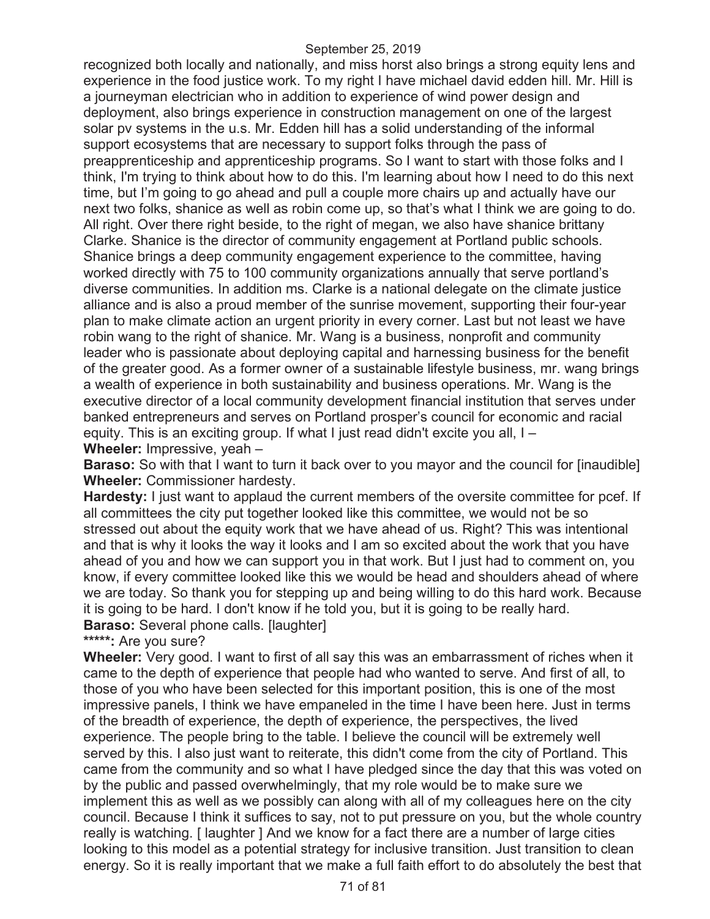recognized both locally and nationally, and miss horst also brings a strong equity lens and experience in the food justice work. To my right I have michael david edden hill. Mr. Hill is a journeyman electrician who in addition to experience of wind power design and deployment, also brings experience in construction management on one of the largest solar pv systems in the u.s. Mr. Edden hill has a solid understanding of the informal support ecosystems that are necessary to support folks through the pass of preapprenticeship and apprenticeship programs. So I want to start with those folks and I think, I'm trying to think about how to do this. I'm learning about how I need to do this next time, but I'm going to go ahead and pull a couple more chairs up and actually have our next two folks, shanice as well as robin come up, so that's what I think we are going to do. All right. Over there right beside, to the right of megan, we also have shanice brittany Clarke. Shanice is the director of community engagement at Portland public schools. Shanice brings a deep community engagement experience to the committee, having worked directly with 75 to 100 community organizations annually that serve portland's diverse communities. In addition ms. Clarke is a national delegate on the climate justice alliance and is also a proud member of the sunrise movement, supporting their four-year plan to make climate action an urgent priority in every corner. Last but not least we have robin wang to the right of shanice. Mr. Wang is a business, nonprofit and community leader who is passionate about deploying capital and harnessing business for the benefit of the greater good. As a former owner of a sustainable lifestyle business, mr. wang brings a wealth of experience in both sustainability and business operations. Mr. Wang is the executive director of a local community development financial institution that serves under banked entrepreneurs and serves on Portland prosper's council for economic and racial equity. This is an exciting group. If what I just read didn't excite you all, I –

**Wheeler:** Impressive, yeah –

**Baraso:** So with that I want to turn it back over to you mayor and the council for [inaudible]

**Wheeler:** Commissioner hardesty.

**Hardesty:** I just want to applaud the current members of the oversite committee for pcef. If all committees the city put together looked like this committee, we would not be so stressed out about the equity work that we have ahead of us. Right? This was intentional and that is why it looks the way it looks and I am so excited about the work that you have ahead of you and how we can support you in that work. But I just had to comment on, you know, if every committee looked like this we would be head and shoulders ahead of where we are today. So thank you for stepping up and being willing to do this hard work. Because it is going to be hard. I don't know if he told you, but it is going to be really hard.

**Baraso:** Several phone calls. [laughter]

**\*\*\*\*\*:** Are you sure?

**Wheeler:** Very good. I want to first of all say this was an embarrassment of riches when it came to the depth of experience that people had who wanted to serve. And first of all, to those of you who have been selected for this important position, this is one of the most impressive panels, I think we have empaneled in the time I have been here. Just in terms of the breadth of experience, the depth of experience, the perspectives, the lived experience. The people bring to the table. I believe the council will be extremely well served by this. I also just want to reiterate, this didn't come from the city of Portland. This came from the community and so what I have pledged since the day that this was voted on by the public and passed overwhelmingly, that my role would be to make sure we implement this as well as we possibly can along with all of my colleagues here on the city council. Because I think it suffices to say, not to put pressure on you, but the whole country really is watching. [ laughter ] And we know for a fact there are a number of large cities looking to this model as a potential strategy for inclusive transition. Just transition to clean energy. So it is really important that we make a full faith effort to do absolutely the best that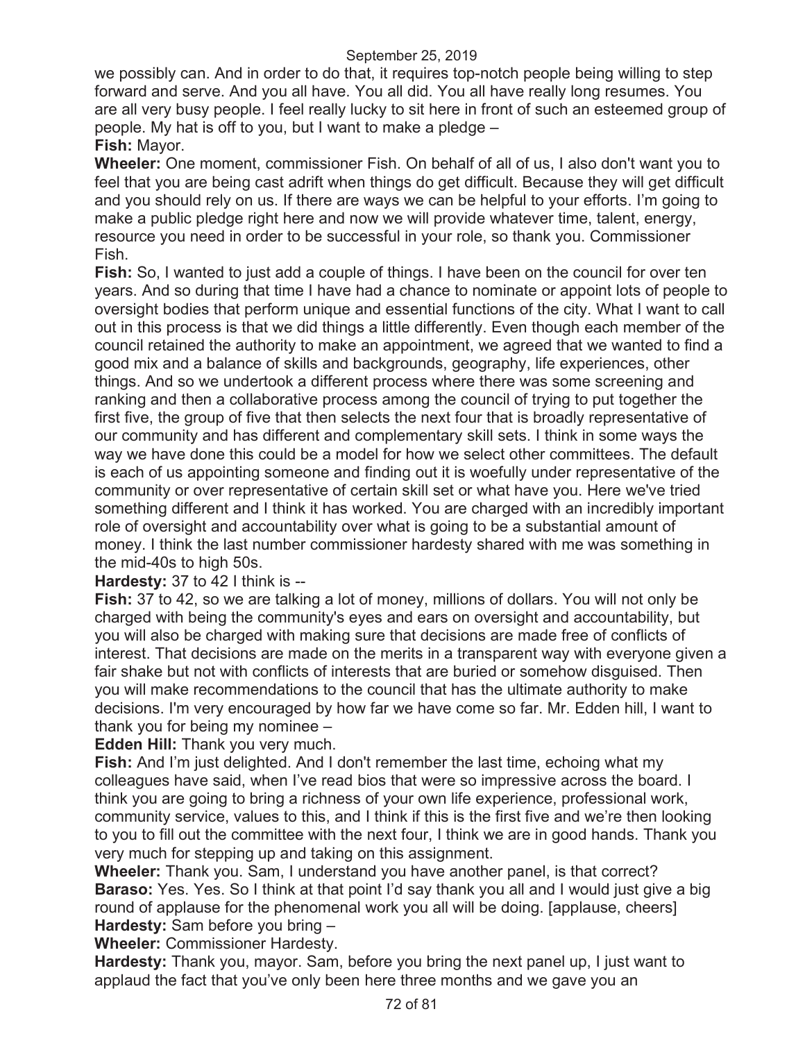we possibly can. And in order to do that, it requires top-notch people being willing to step forward and serve. And you all have. You all did. You all have really long resumes. You are all very busy people. I feel really lucky to sit here in front of such an esteemed group of people. My hat is off to you, but I want to make a pledge –

**Fish:** Mayor.

**Wheeler:** One moment, commissioner Fish. On behalf of all of us, I also don't want you to feel that you are being cast adrift when things do get difficult. Because they will get difficult and you should rely on us. If there are ways we can be helpful to your efforts. I'm going to make a public pledge right here and now we will provide whatever time, talent, energy, resource you need in order to be successful in your role, so thank you. Commissioner Fish.

**Fish:** So, I wanted to just add a couple of things. I have been on the council for over ten years. And so during that time I have had a chance to nominate or appoint lots of people to oversight bodies that perform unique and essential functions of the city. What I want to call out in this process is that we did things a little differently. Even though each member of the council retained the authority to make an appointment, we agreed that we wanted to find a good mix and a balance of skills and backgrounds, geography, life experiences, other things. And so we undertook a different process where there was some screening and ranking and then a collaborative process among the council of trying to put together the first five, the group of five that then selects the next four that is broadly representative of our community and has different and complementary skill sets. I think in some ways the way we have done this could be a model for how we select other committees. The default is each of us appointing someone and finding out it is woefully under representative of the community or over representative of certain skill set or what have you. Here we've tried something different and I think it has worked. You are charged with an incredibly important role of oversight and accountability over what is going to be a substantial amount of money. I think the last number commissioner hardesty shared with me was something in the mid-40s to high 50s.

**Hardesty:** 37 to 42 I think is --

**Fish:** 37 to 42, so we are talking a lot of money, millions of dollars. You will not only be charged with being the community's eyes and ears on oversight and accountability, but you will also be charged with making sure that decisions are made free of conflicts of interest. That decisions are made on the merits in a transparent way with everyone given a fair shake but not with conflicts of interests that are buried or somehow disguised. Then you will make recommendations to the council that has the ultimate authority to make decisions. I'm very encouraged by how far we have come so far. Mr. Edden hill, I want to thank you for being my nominee –

**Edden Hill:** Thank you very much.

**Fish:** And I'm just delighted. And I don't remember the last time, echoing what my colleagues have said, when I've read bios that were so impressive across the board. I think you are going to bring a richness of your own life experience, professional work, community service, values to this, and I think if this is the first five and we're then looking to you to fill out the committee with the next four, I think we are in good hands. Thank you very much for stepping up and taking on this assignment.

**Wheeler:** Thank you. Sam, I understand you have another panel, is that correct?

**Baraso:** Yes. Yes. So I think at that point I'd say thank you all and I would just give a big round of applause for the phenomenal work you all will be doing. [applause, cheers]

**Hardesty:** Sam before you bring –

**Wheeler:** Commissioner Hardesty.

**Hardesty:** Thank you, mayor. Sam, before you bring the next panel up, I just want to applaud the fact that you've only been here three months and we gave you an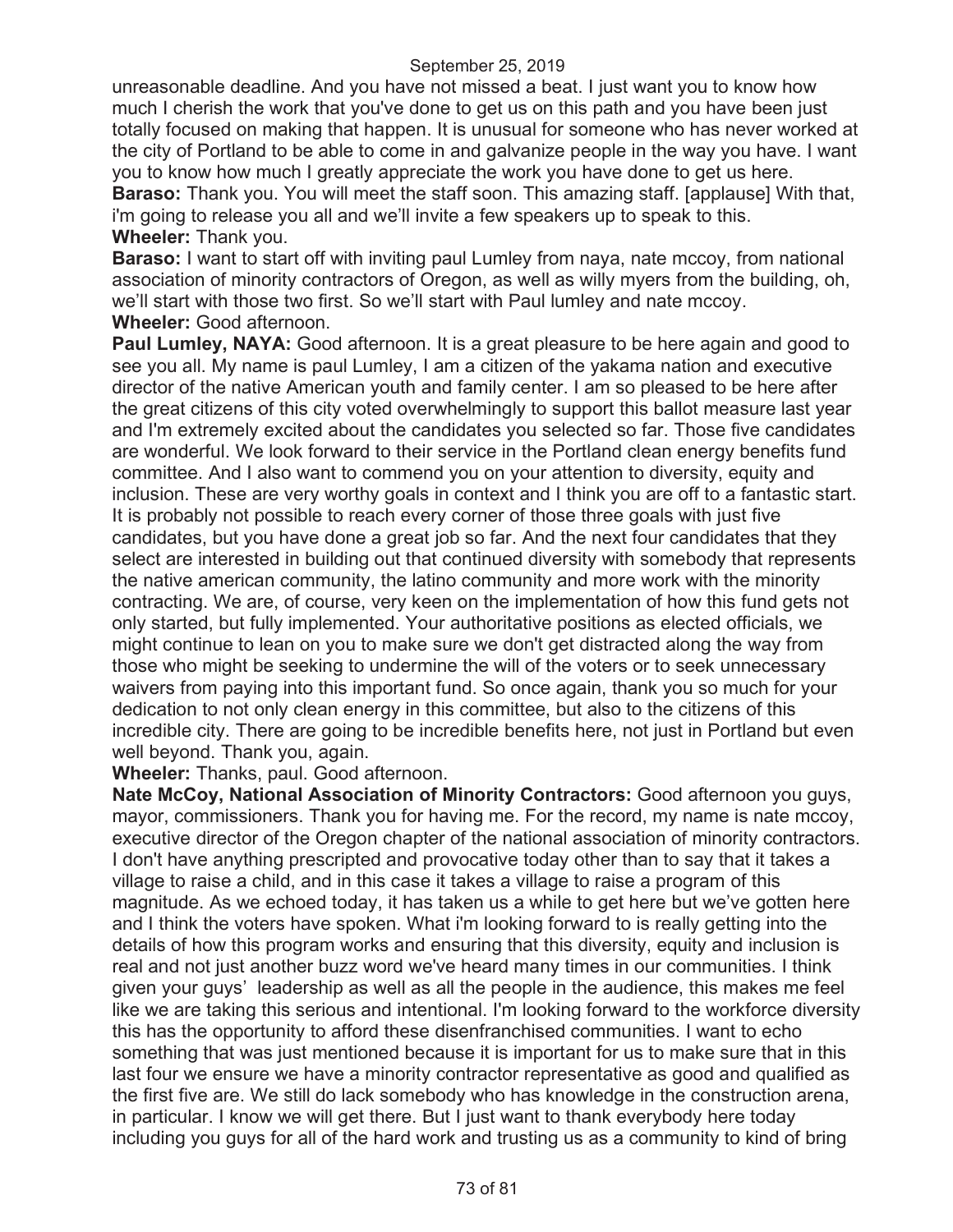unreasonable deadline. And you have not missed a beat. I just want you to know how much I cherish the work that you've done to get us on this path and you have been just totally focused on making that happen. It is unusual for someone who has never worked at the city of Portland to be able to come in and galvanize people in the way you have. I want you to know how much I greatly appreciate the work you have done to get us here.

**Baraso:** Thank you. You will meet the staff soon. This amazing staff. [applause] With that, i'm going to release you all and we'll invite a few speakers up to speak to this.

**Wheeler:** Thank you.

**Baraso:** I want to start off with inviting paul Lumley from naya, nate mccoy, from national association of minority contractors of Oregon, as well as willy myers from the building, oh, we'll start with those two first. So we'll start with Paul lumley and nate mccoy.

**Wheeler:** Good afternoon.

**Paul Lumley, NAYA:** Good afternoon. It is a great pleasure to be here again and good to see you all. My name is paul Lumley, I am a citizen of the yakama nation and executive director of the native American youth and family center. I am so pleased to be here after the great citizens of this city voted overwhelmingly to support this ballot measure last year and I'm extremely excited about the candidates you selected so far. Those five candidates are wonderful. We look forward to their service in the Portland clean energy benefits fund committee. And I also want to commend you on your attention to diversity, equity and inclusion. These are very worthy goals in context and I think you are off to a fantastic start. It is probably not possible to reach every corner of those three goals with just five candidates, but you have done a great job so far. And the next four candidates that they select are interested in building out that continued diversity with somebody that represents the native american community, the latino community and more work with the minority contracting. We are, of course, very keen on the implementation of how this fund gets not only started, but fully implemented. Your authoritative positions as elected officials, we might continue to lean on you to make sure we don't get distracted along the way from those who might be seeking to undermine the will of the voters or to seek unnecessary waivers from paying into this important fund. So once again, thank you so much for your dedication to not only clean energy in this committee, but also to the citizens of this incredible city. There are going to be incredible benefits here, not just in Portland but even well beyond. Thank you, again.

**Wheeler:** Thanks, paul. Good afternoon.

**Nate McCoy, National Association of Minority Contractors:** Good afternoon you guys, mayor, commissioners. Thank you for having me. For the record, my name is nate mccoy, executive director of the Oregon chapter of the national association of minority contractors. I don't have anything prescripted and provocative today other than to say that it takes a village to raise a child, and in this case it takes a village to raise a program of this magnitude. As we echoed today, it has taken us a while to get here but we've gotten here and I think the voters have spoken. What i'm looking forward to is really getting into the details of how this program works and ensuring that this diversity, equity and inclusion is real and not just another buzz word we've heard many times in our communities. I think given your guys' leadership as well as all the people in the audience, this makes me feel like we are taking this serious and intentional. I'm looking forward to the workforce diversity this has the opportunity to afford these disenfranchised communities. I want to echo something that was just mentioned because it is important for us to make sure that in this last four we ensure we have a minority contractor representative as good and qualified as the first five are. We still do lack somebody who has knowledge in the construction arena, in particular. I know we will get there. But I just want to thank everybody here today including you guys for all of the hard work and trusting us as a community to kind of bring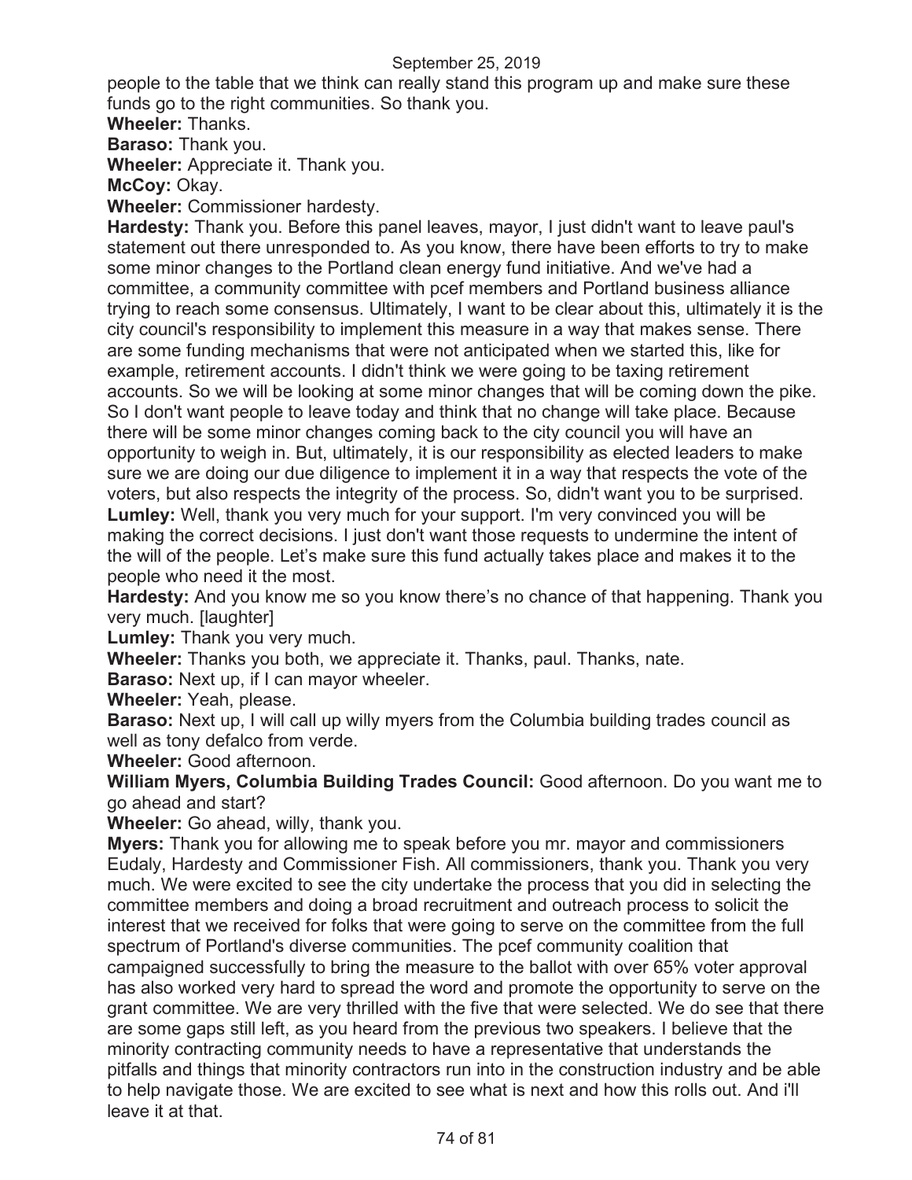people to the table that we think can really stand this program up and make sure these funds go to the right communities. So thank you.

**Wheeler:** Thanks.

**Baraso:** Thank you.

**Wheeler:** Appreciate it. Thank you.

**McCoy:** Okay.

**Wheeler:** Commissioner hardesty.

**Hardesty:** Thank you. Before this panel leaves, mayor, I just didn't want to leave paul's statement out there unresponded to. As you know, there have been efforts to try to make some minor changes to the Portland clean energy fund initiative. And we've had a committee, a community committee with pcef members and Portland business alliance trying to reach some consensus. Ultimately, I want to be clear about this, ultimately it is the city council's responsibility to implement this measure in a way that makes sense. There are some funding mechanisms that were not anticipated when we started this, like for example, retirement accounts. I didn't think we were going to be taxing retirement accounts. So we will be looking at some minor changes that will be coming down the pike. So I don't want people to leave today and think that no change will take place. Because there will be some minor changes coming back to the city council you will have an opportunity to weigh in. But, ultimately, it is our responsibility as elected leaders to make sure we are doing our due diligence to implement it in a way that respects the vote of the voters, but also respects the integrity of the process. So, didn't want you to be surprised.

**Lumley:** Well, thank you very much for your support. I'm very convinced you will be making the correct decisions. I just don't want those requests to undermine the intent of the will of the people. Let's make sure this fund actually takes place and makes it to the people who need it the most.

**Hardesty:** And you know me so you know there's no chance of that happening. Thank you very much. [laughter]

**Lumley:** Thank you very much.

**Wheeler:** Thanks you both, we appreciate it. Thanks, paul. Thanks, nate.

**Baraso:** Next up, if I can mayor wheeler.

**Wheeler:** Yeah, please.

**Baraso:** Next up, I will call up willy myers from the Columbia building trades council as well as tony defalco from verde.

**Wheeler:** Good afternoon.

**William Myers, Columbia Building Trades Council:** Good afternoon. Do you want me to go ahead and start?

**Wheeler:** Go ahead, willy, thank you.

**Myers:** Thank you for allowing me to speak before you mr. mayor and commissioners Eudaly, Hardesty and Commissioner Fish. All commissioners, thank you. Thank you very much. We were excited to see the city undertake the process that you did in selecting the committee members and doing a broad recruitment and outreach process to solicit the interest that we received for folks that were going to serve on the committee from the full spectrum of Portland's diverse communities. The pcef community coalition that campaigned successfully to bring the measure to the ballot with over 65% voter approval has also worked very hard to spread the word and promote the opportunity to serve on the grant committee. We are very thrilled with the five that were selected. We do see that there are some gaps still left, as you heard from the previous two speakers. I believe that the minority contracting community needs to have a representative that understands the pitfalls and things that minority contractors run into in the construction industry and be able to help navigate those. We are excited to see what is next and how this rolls out. And i'll leave it at that.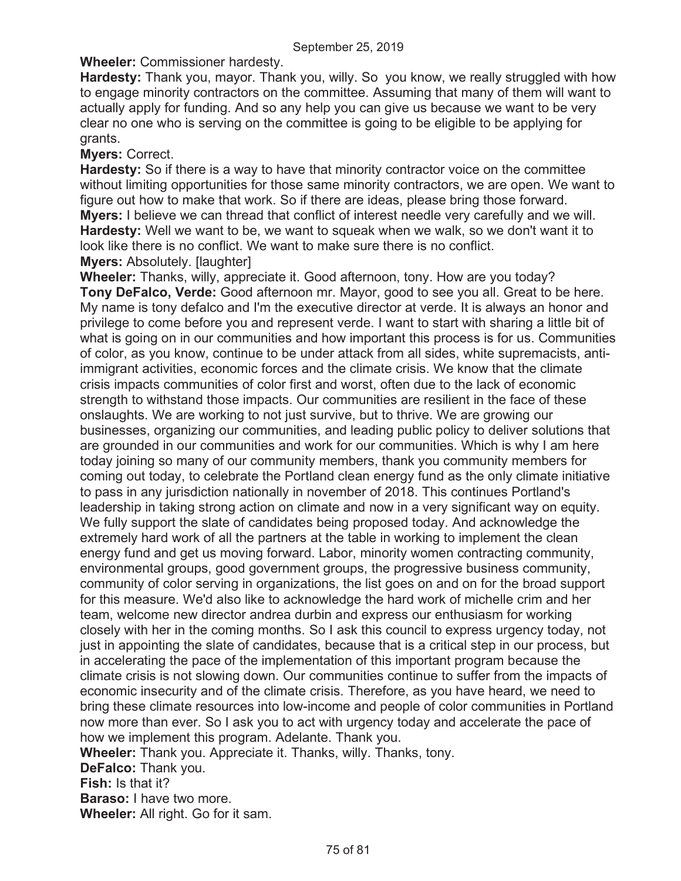**Wheeler:** Commissioner hardesty.

**Hardesty:** Thank you, mayor. Thank you, willy. So you know, we really struggled with how to engage minority contractors on the committee. Assuming that many of them will want to actually apply for funding. And so any help you can give us because we want to be very clear no one who is serving on the committee is going to be eligible to be applying for grants.

**Myers:** Correct.

**Hardesty:** So if there is a way to have that minority contractor voice on the committee without limiting opportunities for those same minority contractors, we are open. We want to figure out how to make that work. So if there are ideas, please bring those forward.

**Myers:** I believe we can thread that conflict of interest needle very carefully and we will.

**Hardesty:** Well we want to be, we want to squeak when we walk, so we don't want it to look like there is no conflict. We want to make sure there is no conflict.

**Myers:** Absolutely. [laughter]

**Wheeler:** Thanks, willy, appreciate it. Good afternoon, tony. How are you today?

**Tony DeFalco, Verde:** Good afternoon mr. Mayor, good to see you all. Great to be here. My name is tony defalco and I'm the executive director at verde. It is always an honor and privilege to come before you and represent verde. I want to start with sharing a little bit of what is going on in our communities and how important this process is for us. Communities of color, as you know, continue to be under attack from all sides, white supremacists, anti-immigrant activities, economic forces and the climate crisis. We know that the climate crisis impacts communities of color first and worst, often due to the lack of economic strength to withstand those impacts. Our communities are resilient in the face of these onslaughts. We are working to not just survive, but to thrive. We are growing our businesses, organizing our communities, and leading public policy to deliver solutions that are grounded in our communities and work for our communities. Which is why I am here today joining so many of our community members, thank you community members for coming out today, to celebrate the Portland clean energy fund as the only climate initiative to pass in any jurisdiction nationally in november of 2018. This continues Portland's leadership in taking strong action on climate and now in a very significant way on equity. We fully support the slate of candidates being proposed today. And acknowledge the extremely hard work of all the partners at the table in working to implement the clean energy fund and get us moving forward. Labor, minority women contracting community, environmental groups, good government groups, the progressive business community, community of color serving in organizations, the list goes on and on for the broad support for this measure. We'd also like to acknowledge the hard work of michelle crim and her team, welcome new director andrea durbin and express our enthusiasm for working closely with her in the coming months. So I ask this council to express urgency today, not just in appointing the slate of candidates, because that is a critical step in our process, but in accelerating the pace of the implementation of this important program because the climate crisis is not slowing down. Our communities continue to suffer from the impacts of economic insecurity and of the climate crisis. Therefore, as you have heard, we need to bring these climate resources into low-income and people of color communities in Portland now more than ever. So I ask you to act with urgency today and accelerate the pace of how we implement this program. Adelante. Thank you.

**Wheeler:** Thank you. Appreciate it. Thanks, willy. Thanks, tony.

**DeFalco:** Thank you.

**Fish:** Is that it?

**Baraso:** I have two more.

**Wheeler:** All right. Go for it sam.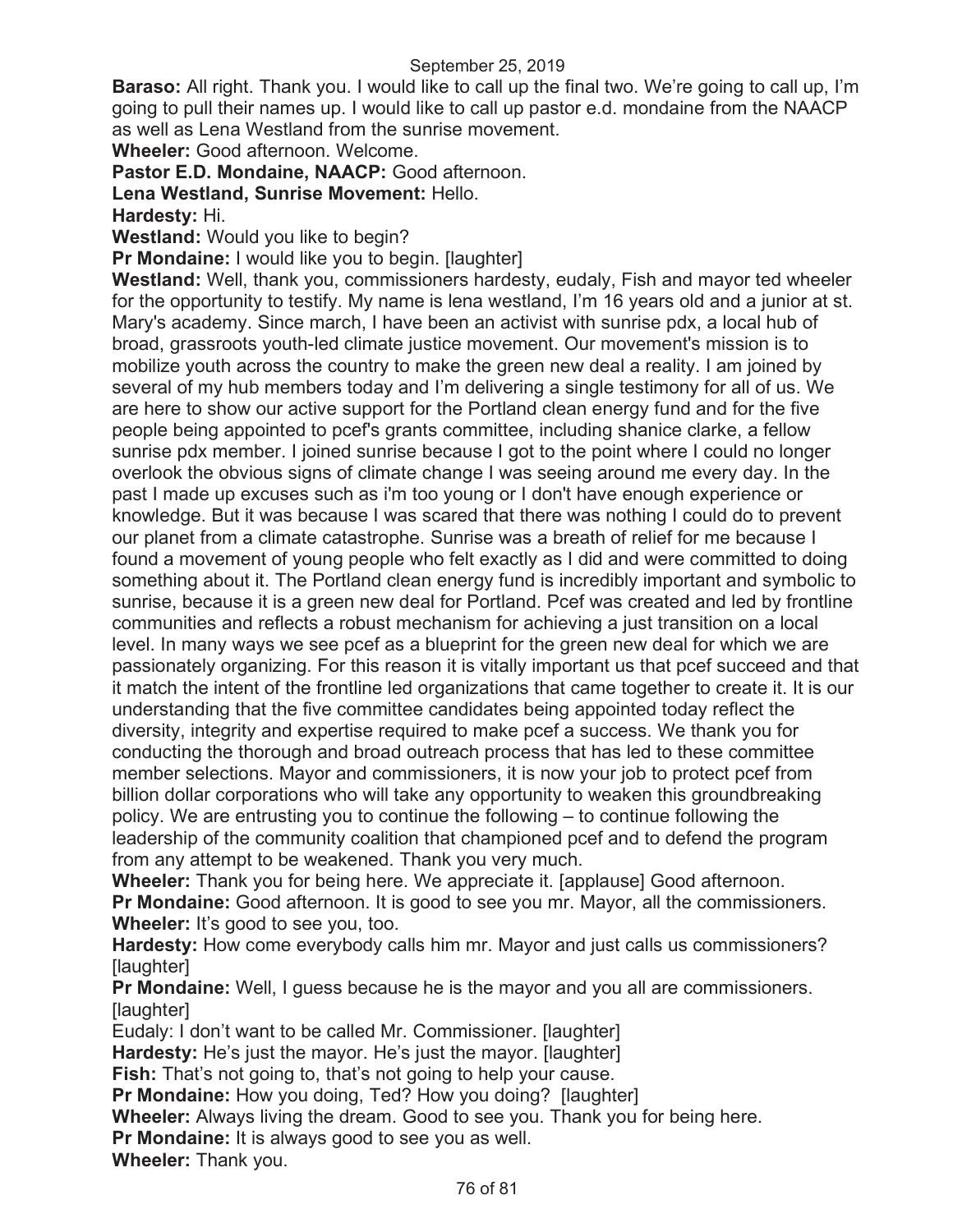**Baraso:** All right. Thank you. I would like to call up the final two. We're going to call up, I'm going to pull their names up. I would like to call up pastor e.d. mondaine from the NAACP as well as Lena Westland from the sunrise movement.

**Wheeler:** Good afternoon. Welcome.

**Pastor E.D. Mondaine, NAACP:** Good afternoon.

**Lena Westland, Sunrise Movement:** Hello.

**Hardesty:** Hi.

**Westland:** Would you like to begin?

**Pr Mondaine:** I would like you to begin. [laughter]

**Westland:** Well, thank you, commissioners hardesty, eudaly, Fish and mayor ted wheeler for the opportunity to testify. My name is lena westland, I'm 16 years old and a junior at st. Mary's academy. Since march, I have been an activist with sunrise pdx, a local hub of broad, grassroots youth-led climate justice movement. Our movement's mission is to mobilize youth across the country to make the green new deal a reality. I am joined by several of my hub members today and I'm delivering a single testimony for all of us. We are here to show our active support for the Portland clean energy fund and for the five people being appointed to pcef's grants committee, including shanice clarke, a fellow sunrise pdx member. I joined sunrise because I got to the point where I could no longer overlook the obvious signs of climate change I was seeing around me every day. In the past I made up excuses such as i'm too young or I don't have enough experience or knowledge. But it was because I was scared that there was nothing I could do to prevent our planet from a climate catastrophe. Sunrise was a breath of relief for me because I found a movement of young people who felt exactly as I did and were committed to doing something about it. The Portland clean energy fund is incredibly important and symbolic to sunrise, because it is a green new deal for Portland. Pcef was created and led by frontline communities and reflects a robust mechanism for achieving a just transition on a local level. In many ways we see pcef as a blueprint for the green new deal for which we are passionately organizing. For this reason it is vitally important us that pcef succeed and that it match the intent of the frontline led organizations that came together to create it. It is our understanding that the five committee candidates being appointed today reflect the diversity, integrity and expertise required to make pcef a success. We thank you for conducting the thorough and broad outreach process that has led to these committee member selections. Mayor and commissioners, it is now your job to protect pcef from billion dollar corporations who will take any opportunity to weaken this groundbreaking policy. We are entrusting you to continue the following – to continue following the leadership of the community coalition that championed pcef and to defend the program from any attempt to be weakened. Thank you very much.

**Wheeler:** Thank you for being here. We appreciate it. [applause] Good afternoon.

**Pr Mondaine:** Good afternoon. It is good to see you mr. Mayor, all the commissioners.

**Wheeler:** It's good to see you, too.

**Hardesty:** How come everybody calls him mr. Mayor and just calls us commissioners? [laughter]

**Pr Mondaine:** Well, I guess because he is the mayor and you all are commissioners. [laughter]

Eudaly: I don't want to be called Mr. Commissioner. [laughter]

**Hardesty:** He's just the mayor. He's just the mayor. [laughter]

**Fish:** That's not going to, that's not going to help your cause.

**Pr Mondaine:** How you doing, Ted? How you doing? [laughter]

**Wheeler:** Always living the dream. Good to see you. Thank you for being here.

**Pr Mondaine:** It is always good to see you as well.

**Wheeler:** Thank you.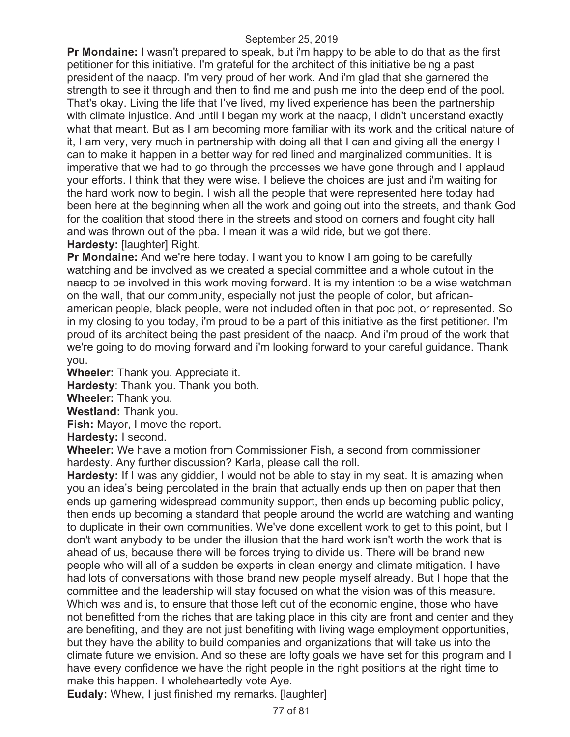**Pr Mondaine:** I wasn't prepared to speak, but i'm happy to be able to do that as the first petitioner for this initiative. I'm grateful for the architect of this initiative being a past president of the naacp. I'm very proud of her work. And i'm glad that she garnered the strength to see it through and then to find me and push me into the deep end of the pool. That's okay. Living the life that I've lived, my lived experience has been the partnership with climate injustice. And until I began my work at the naacp, I didn't understand exactly what that meant. But as I am becoming more familiar with its work and the critical nature of it, I am very, very much in partnership with doing all that I can and giving all the energy I can to make it happen in a better way for red lined and marginalized communities. It is imperative that we had to go through the processes we have gone through and I applaud your efforts. I think that they were wise. I believe the choices are just and i'm waiting for the hard work now to begin. I wish all the people that were represented here today had been here at the beginning when all the work and going out into the streets, and thank God for the coalition that stood there in the streets and stood on corners and fought city hall and was thrown out of the pba. I mean it was a wild ride, but we got there.

**Hardesty:** [laughter] Right.

**Pr Mondaine:** And we're here today. I want you to know I am going to be carefully watching and be involved as we created a special committee and a whole cutout in the naacp to be involved in this work moving forward. It is my intention to be a wise watchman on the wall, that our community, especially not just the people of color, but african-american people, black people, were not included often in that poc pot, or represented. So in my closing to you today, i'm proud to be a part of this initiative as the first petitioner. I'm proud of its architect being the past president of the naacp. And i'm proud of the work that we're going to do moving forward and i'm looking forward to your careful guidance. Thank you.

**Wheeler:** Thank you. Appreciate it.

**Hardesty**: Thank you. Thank you both.

**Wheeler:** Thank you.

**Westland:** Thank you.

**Fish:** Mayor, I move the report.

**Hardesty:** I second.

**Wheeler:** We have a motion from Commissioner Fish, a second from commissioner hardesty. Any further discussion? Karla, please call the roll.

**Hardesty:** If I was any giddier, I would not be able to stay in my seat. It is amazing when you an idea's being percolated in the brain that actually ends up then on paper that then ends up garnering widespread community support, then ends up becoming public policy, then ends up becoming a standard that people around the world are watching and wanting to duplicate in their own communities. We've done excellent work to get to this point, but I don't want anybody to be under the illusion that the hard work isn't worth the work that is ahead of us, because there will be forces trying to divide us. There will be brand new people who will all of a sudden be experts in clean energy and climate mitigation. I have had lots of conversations with those brand new people myself already. But I hope that the committee and the leadership will stay focused on what the vision was of this measure. Which was and is, to ensure that those left out of the economic engine, those who have not benefitted from the riches that are taking place in this city are front and center and they are benefiting, and they are not just benefiting with living wage employment opportunities, but they have the ability to build companies and organizations that will take us into the climate future we envision. And so these are lofty goals we have set for this program and I have every confidence we have the right people in the right positions at the right time to make this happen. I wholeheartedly vote Aye.

**Eudaly:** Whew, I just finished my remarks. [laughter]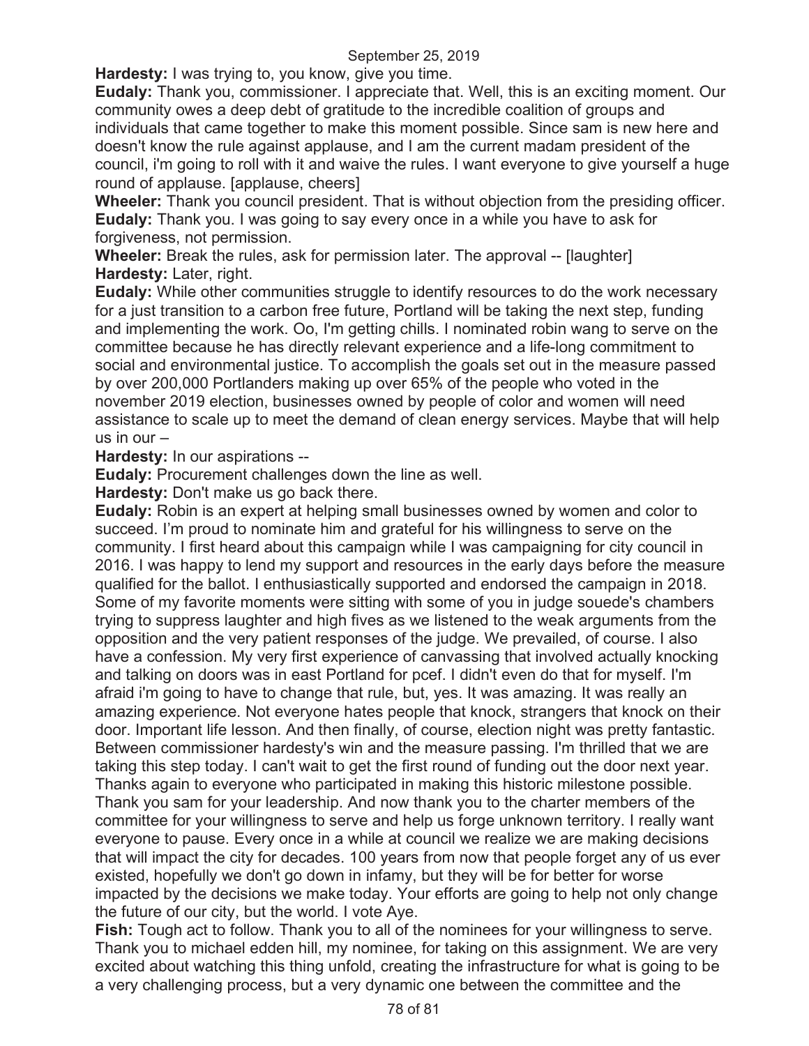**Hardesty:** I was trying to, you know, give you time.

**Eudaly:** Thank you, commissioner. I appreciate that. Well, this is an exciting moment. Our community owes a deep debt of gratitude to the incredible coalition of groups and individuals that came together to make this moment possible. Since sam is new here and doesn't know the rule against applause, and I am the current madam president of the council, i'm going to roll with it and waive the rules. I want everyone to give yourself a huge round of applause. [applause, cheers]

**Wheeler:** Thank you council president. That is without objection from the presiding officer.

**Eudaly:** Thank you. I was going to say every once in a while you have to ask for forgiveness, not permission.

**Wheeler:** Break the rules, ask for permission later. The approval -- [laughter]

**Hardesty:** Later, right.

**Eudaly:** While other communities struggle to identify resources to do the work necessary for a just transition to a carbon free future, Portland will be taking the next step, funding and implementing the work. Oo, I'm getting chills. I nominated robin wang to serve on the committee because he has directly relevant experience and a life-long commitment to social and environmental justice. To accomplish the goals set out in the measure passed by over 200,000 Portlanders making up over 65% of the people who voted in the november 2019 election, businesses owned by people of color and women will need assistance to scale up to meet the demand of clean energy services. Maybe that will help us in our –

**Hardesty:** In our aspirations --

**Eudaly:** Procurement challenges down the line as well.

**Hardesty:** Don't make us go back there.

**Eudaly:** Robin is an expert at helping small businesses owned by women and color to succeed. I'm proud to nominate him and grateful for his willingness to serve on the community. I first heard about this campaign while I was campaigning for city council in 2016. I was happy to lend my support and resources in the early days before the measure qualified for the ballot. I enthusiastically supported and endorsed the campaign in 2018. Some of my favorite moments were sitting with some of you in judge souede's chambers trying to suppress laughter and high fives as we listened to the weak arguments from the opposition and the very patient responses of the judge. We prevailed, of course. I also have a confession. My very first experience of canvassing that involved actually knocking and talking on doors was in east Portland for pcef. I didn't even do that for myself. I'm afraid i'm going to have to change that rule, but, yes. It was amazing. It was really an amazing experience. Not everyone hates people that knock, strangers that knock on their door. Important life lesson. And then finally, of course, election night was pretty fantastic. Between commissioner hardesty's win and the measure passing. I'm thrilled that we are taking this step today. I can't wait to get the first round of funding out the door next year. Thanks again to everyone who participated in making this historic milestone possible. Thank you sam for your leadership. And now thank you to the charter members of the committee for your willingness to serve and help us forge unknown territory. I really want everyone to pause. Every once in a while at council we realize we are making decisions that will impact the city for decades. 100 years from now that people forget any of us ever existed, hopefully we don't go down in infamy, but they will be for better for worse impacted by the decisions we make today. Your efforts are going to help not only change the future of our city, but the world. I vote Aye.

**Fish:** Tough act to follow. Thank you to all of the nominees for your willingness to serve. Thank you to michael edden hill, my nominee, for taking on this assignment. We are very excited about watching this thing unfold, creating the infrastructure for what is going to be a very challenging process, but a very dynamic one between the committee and the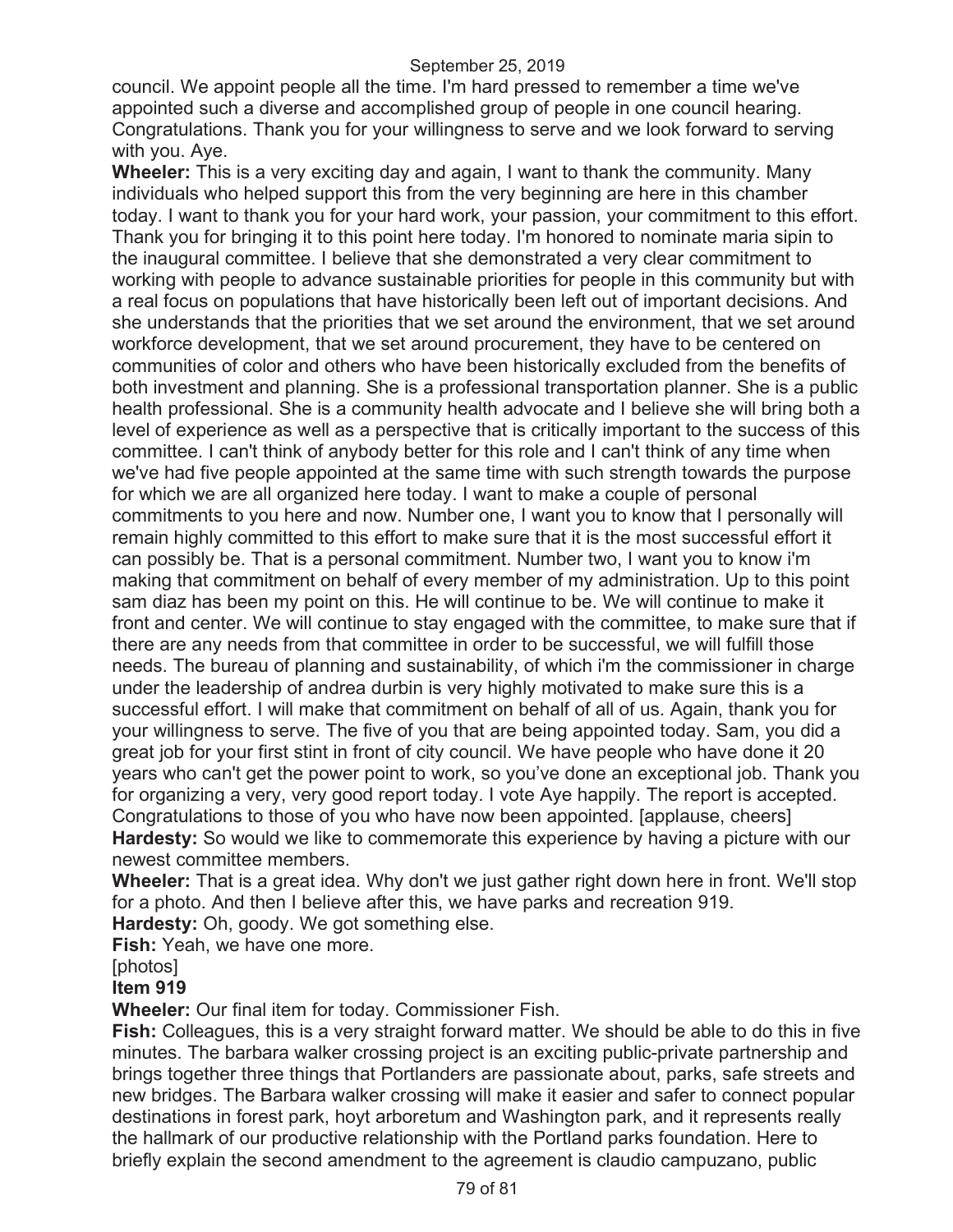council. We appoint people all the time. I'm hard pressed to remember a time we've appointed such a diverse and accomplished group of people in one council hearing. Congratulations. Thank you for your willingness to serve and we look forward to serving with you. Aye.

**Wheeler:** This is a very exciting day and again, I want to thank the community. Many individuals who helped support this from the very beginning are here in this chamber today. I want to thank you for your hard work, your passion, your commitment to this effort. Thank you for bringing it to this point here today. I'm honored to nominate maria sipin to the inaugural committee. I believe that she demonstrated a very clear commitment to working with people to advance sustainable priorities for people in this community but with a real focus on populations that have historically been left out of important decisions. And she understands that the priorities that we set around the environment, that we set around workforce development, that we set around procurement, they have to be centered on communities of color and others who have been historically excluded from the benefits of both investment and planning. She is a professional transportation planner. She is a public health professional. She is a community health advocate and I believe she will bring both a level of experience as well as a perspective that is critically important to the success of this committee. I can't think of anybody better for this role and I can't think of any time when we've had five people appointed at the same time with such strength towards the purpose for which we are all organized here today. I want to make a couple of personal commitments to you here and now. Number one, I want you to know that I personally will remain highly committed to this effort to make sure that it is the most successful effort it can possibly be. That is a personal commitment. Number two, I want you to know i'm making that commitment on behalf of every member of my administration. Up to this point sam diaz has been my point on this. He will continue to be. We will continue to make it front and center. We will continue to stay engaged with the committee, to make sure that if there are any needs from that committee in order to be successful, we will fulfill those needs. The bureau of planning and sustainability, of which i'm the commissioner in charge under the leadership of andrea durbin is very highly motivated to make sure this is a successful effort. I will make that commitment on behalf of all of us. Again, thank you for your willingness to serve. The five of you that are being appointed today. Sam, you did a great job for your first stint in front of city council. We have people who have done it 20 years who can't get the power point to work, so you've done an exceptional job. Thank you for organizing a very, very good report today. I vote Aye happily. The report is accepted. Congratulations to those of you who have now been appointed. [applause, cheers]

**Hardesty:** So would we like to commemorate this experience by having a picture with our newest committee members.

**Wheeler:** That is a great idea. Why don't we just gather right down here in front. We'll stop for a photo. And then I believe after this, we have parks and recreation 919.

**Hardesty:** Oh, goody. We got something else.

**Fish:** Yeah, we have one more.

[photos]

**Item 919**

**Wheeler:** Our final item for today. Commissioner Fish.

**Fish:** Colleagues, this is a very straight forward matter. We should be able to do this in five minutes. The barbara walker crossing project is an exciting public-private partnership and brings together three things that Portlanders are passionate about, parks, safe streets and new bridges. The Barbara walker crossing will make it easier and safer to connect popular destinations in forest park, hoyt arboretum and Washington park, and it represents really the hallmark of our productive relationship with the Portland parks foundation. Here to briefly explain the second amendment to the agreement is claudio campuzano, public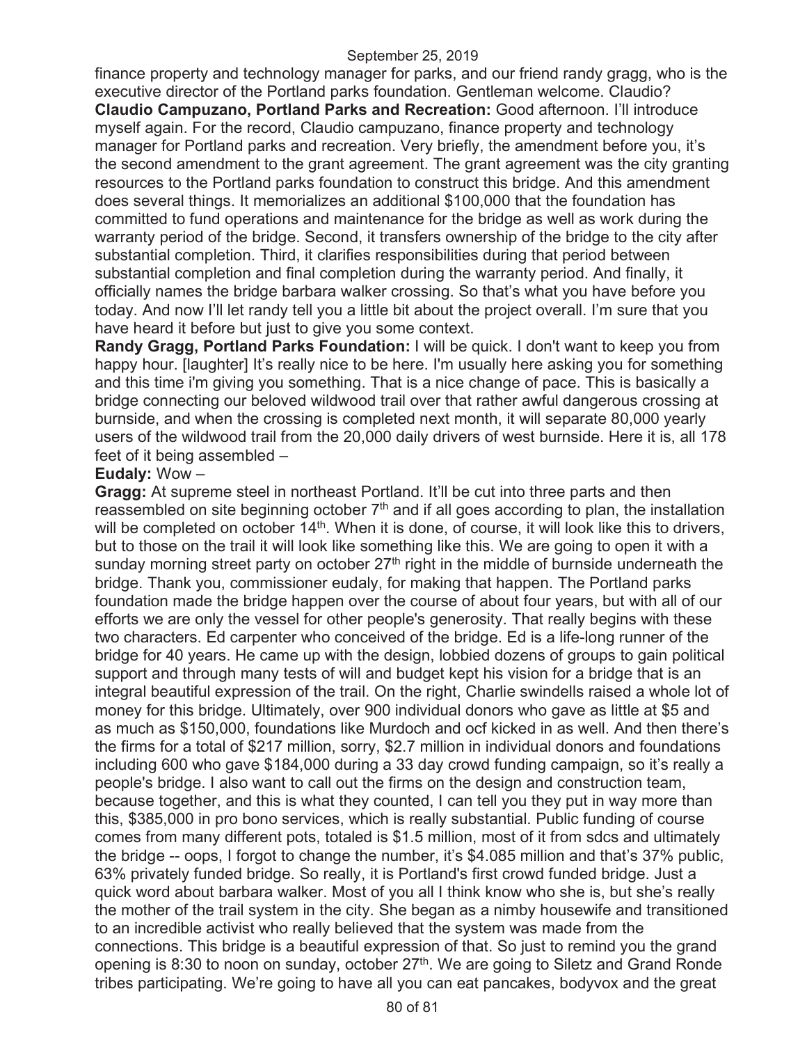finance property and technology manager for parks, and our friend randy gragg, who is the executive director of the Portland parks foundation. Gentleman welcome. Claudio?

**Claudio Campuzano, Portland Parks and Recreation:** Good afternoon. I'll introduce myself again. For the record, Claudio campuzano, finance property and technology manager for Portland parks and recreation. Very briefly, the amendment before you, it's the second amendment to the grant agreement. The grant agreement was the city granting resources to the Portland parks foundation to construct this bridge. And this amendment does several things. It memorializes an additional $100,000 that the foundation has committed to fund operations and maintenance for the bridge as well as work during the warranty period of the bridge. Second, it transfers ownership of the bridge to the city after substantial completion. Third, it clarifies responsibilities during that period between substantial completion and final completion during the warranty period. And finally, it officially names the bridge barbara walker crossing. So that's what you have before you today. And now I'll let randy tell you a little bit about the project overall. I'm sure that you have heard it before but just to give you some context.

**Randy Gragg, Portland Parks Foundation:** I will be quick. I don't want to keep you from happy hour. [laughter] It's really nice to be here. I'm usually here asking you for something and this time i'm giving you something. That is a nice change of pace. This is basically a bridge connecting our beloved wildwood trail over that rather awful dangerous crossing at burnside, and when the crossing is completed next month, it will separate 80,000 yearly users of the wildwood trail from the 20,000 daily drivers of west burnside. Here it is, all 178 feet of it being assembled –

**Eudaly:** Wow –

**Gragg:** At supreme steel in northeast Portland. It'll be cut into three parts and then reassembled on site beginning october 7th and if all goes according to plan, the installation will be completed on october 14th. When it is done, of course, it will look like this to drivers, but to those on the trail it will look like something like this. We are going to open it with a sunday morning street party on october 27th right in the middle of burnside underneath the bridge. Thank you, commissioner eudaly, for making that happen. The Portland parks foundation made the bridge happen over the course of about four years, but with all of our efforts we are only the vessel for other people's generosity. That really begins with these two characters. Ed carpenter who conceived of the bridge. Ed is a life-long runner of the bridge for 40 years. He came up with the design, lobbied dozens of groups to gain political support and through many tests of will and budget kept his vision for a bridge that is an integral beautiful expression of the trail. On the right, Charlie swindells raised a whole lot of money for this bridge. Ultimately, over 900 individual donors who gave as little at $5 and as much as $150,000, foundations like Murdoch and ocf kicked in as well. And then there's the firms for a total of $217 million, sorry, $2.7 million in individual donors and foundations including 600 who gave $184,000 during a 33 day crowd funding campaign, so it's really a people's bridge. I also want to call out the firms on the design and construction team, because together, and this is what they counted, I can tell you they put in way more than this, $385,000 in pro bono services, which is really substantial. Public funding of course comes from many different pots, totaled is $1.5 million, most of it from sdcs and ultimately the bridge -- oops, I forgot to change the number, it's $4.085 million and that's 37% public, 63% privately funded bridge. So really, it is Portland's first crowd funded bridge. Just a quick word about barbara walker. Most of you all I think know who she is, but she's really the mother of the trail system in the city. She began as a nimby housewife and transitioned to an incredible activist who really believed that the system was made from the connections. This bridge is a beautiful expression of that. So just to remind you the grand opening is 8:30 to noon on sunday, october 27th. We are going to Siletz and Grand Ronde tribes participating. We're going to have all you can eat pancakes, bodyvox and the great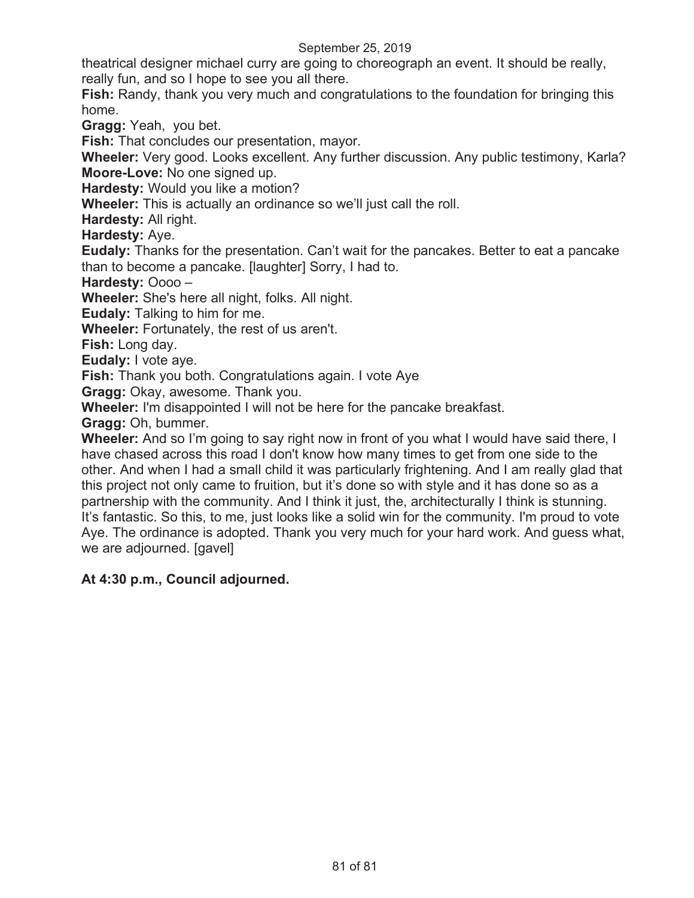theatrical designer michael curry are going to choreograph an event. It should be really, really fun, and so I hope to see you all there.

**Fish:** Randy, thank you very much and congratulations to the foundation for bringing this home.

**Gragg:** Yeah, you bet.

**Fish:** That concludes our presentation, mayor.

**Wheeler:** Very good. Looks excellent. Any further discussion. Any public testimony, Karla?

**Moore-Love:** No one signed up.

**Hardesty:** Would you like a motion?

**Wheeler:** This is actually an ordinance so we'll just call the roll.

**Hardesty:** All right.

**Hardesty:** Aye.

**Eudaly:** Thanks for the presentation. Can't wait for the pancakes. Better to eat a pancake than to become a pancake. [laughter] Sorry, I had to.

**Hardesty:** Oooo –

**Wheeler:** She's here all night, folks. All night.

**Eudaly:** Talking to him for me.

**Wheeler:** Fortunately, the rest of us aren't.

**Fish:** Long day.

**Eudaly:** I vote aye.

**Fish:** Thank you both. Congratulations again. I vote Aye

**Gragg:** Okay, awesome. Thank you.

**Wheeler:** I'm disappointed I will not be here for the pancake breakfast.

**Gragg:** Oh, bummer.

**Wheeler:** And so I'm going to say right now in front of you what I would have said there, I have chased across this road I don't know how many times to get from one side to the other. And when I had a small child it was particularly frightening. And I am really glad that this project not only came to fruition, but it's done so with style and it has done so as a partnership with the community. And I think it just, the, architecturally I think is stunning. It's fantastic. So this, to me, just looks like a solid win for the community. I'm proud to vote Aye. The ordinance is adopted. Thank you very much for your hard work. And guess what, we are adjourned. [gavel]

**At 4:30 p.m., Council adjourned.**